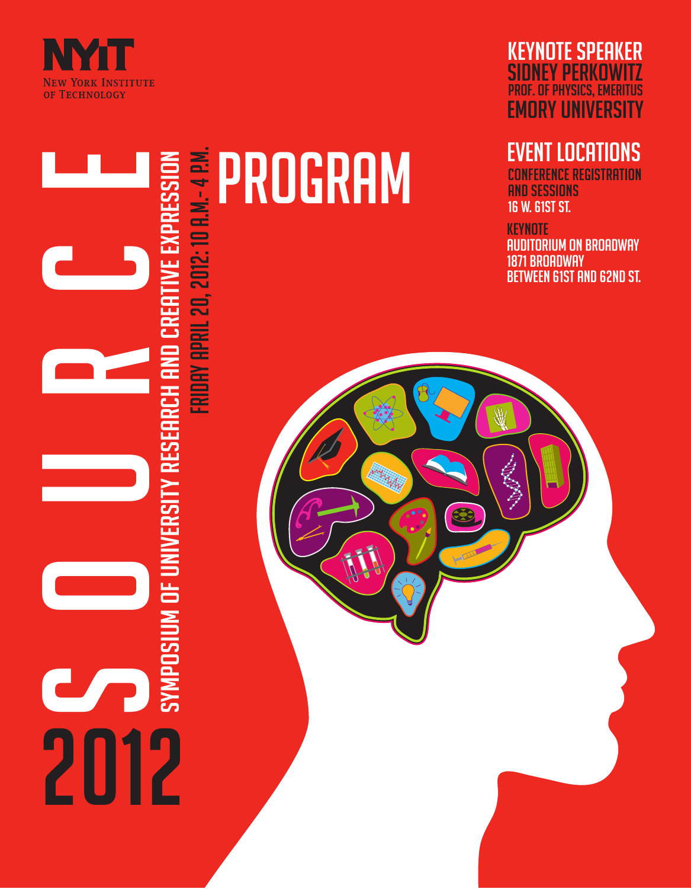NYIT
New York Institute of Technology

# SOURCE 2012

## Symposium of University Research and Creative Expression

Friday April 20, 2012: 10 a.m.– 4 p.m.

# Program

## Keynote Speaker

**Sidney Perkowitz**
Prof. of Physics, Emeritus
**Emory University**

## Event Locations

**Conference Registration and Sessions**
16 W. 61st St.

**Keynote**
Auditorium on Broadway
1871 Broadway
Between 61st and 62nd St.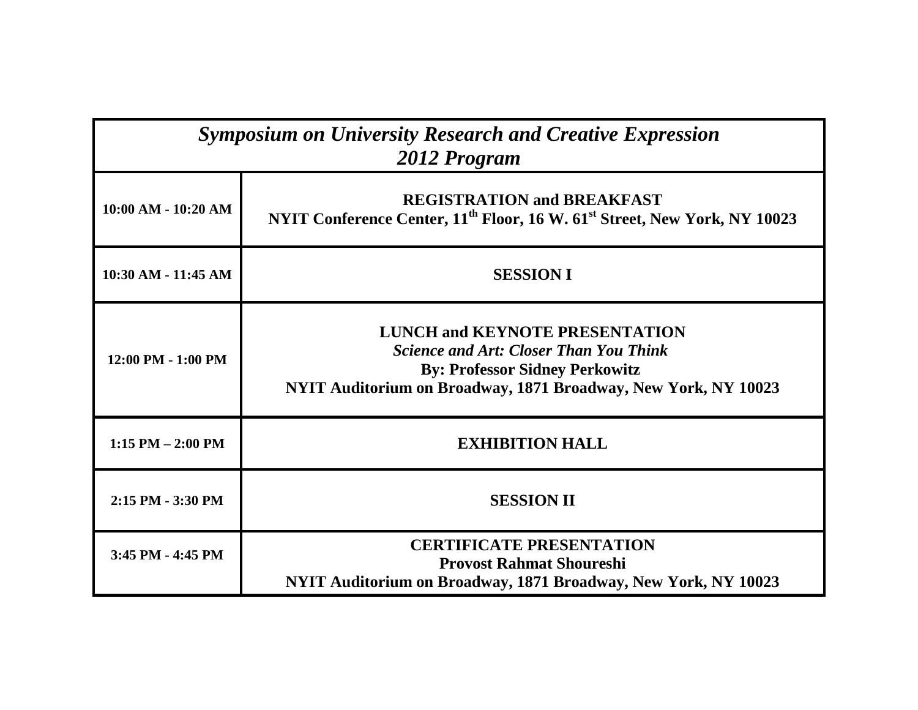| *Symposium on University Research and Creative Expression 2012 Program* | |
|---|---|
| **10:00 AM - 10:20 AM** | **REGISTRATION and BREAKFAST** **NYIT Conference Center, 11th Floor, 16 W. 61st Street, New York, NY 10023** |
| **10:30 AM - 11:45 AM** | **SESSION I** |
| **12:00 PM - 1:00 PM** | **LUNCH and KEYNOTE PRESENTATION** ***Science and Art: Closer Than You Think*** **By: Professor Sidney Perkowitz** **NYIT Auditorium on Broadway, 1871 Broadway, New York, NY 10023** |
| **1:15 PM – 2:00 PM** | **EXHIBITION HALL** |
| **2:15 PM - 3:30 PM** | **SESSION II** |
| **3:45 PM - 4:45 PM** | **CERTIFICATE PRESENTATION** **Provost Rahmat Shoureshi** **NYIT Auditorium on Broadway, 1871 Broadway, New York, NY 10023** |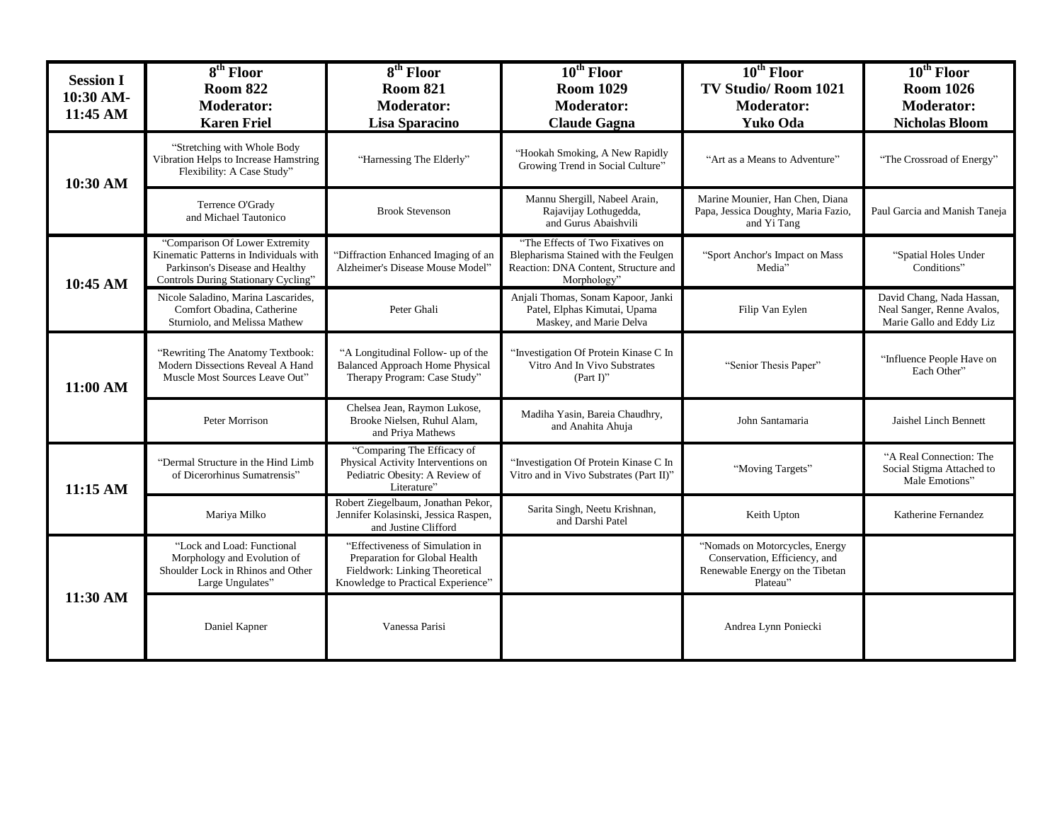| Session I 10:30 AM-11:45 AM | 8th Floor Room 822 Moderator: Karen Friel | 8th Floor Room 821 Moderator: Lisa Sparacino | 10th Floor Room 1029 Moderator: Claude Gagna | 10th Floor TV Studio/ Room 1021 Moderator: Yuko Oda | 10th Floor Room 1026 Moderator: Nicholas Bloom |
|---|---|---|---|---|---|
| 10:30 AM | "Stretching with Whole Body Vibration Helps to Increase Hamstring Flexibility: A Case Study" | "Harnessing The Elderly" | "Hookah Smoking, A New Rapidly Growing Trend in Social Culture" | "Art as a Means to Adventure" | "The Crossroad of Energy" |
| | Terrence O'Grady and Michael Tautonico | Brook Stevenson | Mannu Shergill, Nabeel Arain, Rajavijay Lothugedda, and Gurus Abaishvili | Marine Mounier, Han Chen, Diana Papa, Jessica Doughty, Maria Fazio, and Yi Tang | Paul Garcia and Manish Taneja |
| 10:45 AM | "Comparison Of Lower Extremity Kinematic Patterns in Individuals with Parkinson's Disease and Healthy Controls During Stationary Cycling" | "Diffraction Enhanced Imaging of an Alzheimer's Disease Mouse Model" | "The Effects of Two Fixatives on Blepharisma Stained with the Feulgen Reaction: DNA Content, Structure and Morphology" | "Sport Anchor's Impact on Mass Media" | "Spatial Holes Under Conditions" |
| | Nicole Saladino, Marina Lascarides, Comfort Obadina, Catherine Sturniolo, and Melissa Mathew | Peter Ghali | Anjali Thomas, Sonam Kapoor, Janki Patel, Elphas Kimutai, Upama Maskey, and Marie Delva | Filip Van Eylen | David Chang, Nada Hassan, Neal Sanger, Renne Avalos, Marie Gallo and Eddy Liz |
| 11:00 AM | "Rewriting The Anatomy Textbook: Modern Dissections Reveal A Hand Muscle Most Sources Leave Out" | "A Longitudinal Follow- up of the Balanced Approach Home Physical Therapy Program: Case Study" | "Investigation Of Protein Kinase C In Vitro And In Vivo Substrates (Part I)" | "Senior Thesis Paper" | "Influence People Have on Each Other" |
| | Peter Morrison | Chelsea Jean, Raymon Lukose, Brooke Nielsen, Ruhul Alam, and Priya Mathews | Madiha Yasin, Bareia Chaudhry, and Anahita Ahuja | John Santamaria | Jaishel Linch Bennett |
| 11:15 AM | "Dermal Structure in the Hind Limb of Dicerorhinus Sumatrensis" | "Comparing The Efficacy of Physical Activity Interventions on Pediatric Obesity: A Review of Literature" | "Investigation Of Protein Kinase C In Vitro and in Vivo Substrates (Part II)" | "Moving Targets" | "A Real Connection: The Social Stigma Attached to Male Emotions" |
| | Mariya Milko | Robert Ziegelbaum, Jonathan Pekor, Jennifer Kolasinski, Jessica Raspen, and Justine Clifford | Sarita Singh, Neetu Krishnan, and Darshi Patel | Keith Upton | Katherine Fernandez |
| 11:30 AM | "Lock and Load: Functional Morphology and Evolution of Shoulder Lock in Rhinos and Other Large Ungulates" | "Effectiveness of Simulation in Preparation for Global Health Fieldwork: Linking Theoretical Knowledge to Practical Experience" | | "Nomads on Motorcycles, Energy Conservation, Efficiency, and Renewable Energy on the Tibetan Plateau" | |
| | Daniel Kapner | Vanessa Parisi | | Andrea Lynn Poniecki | |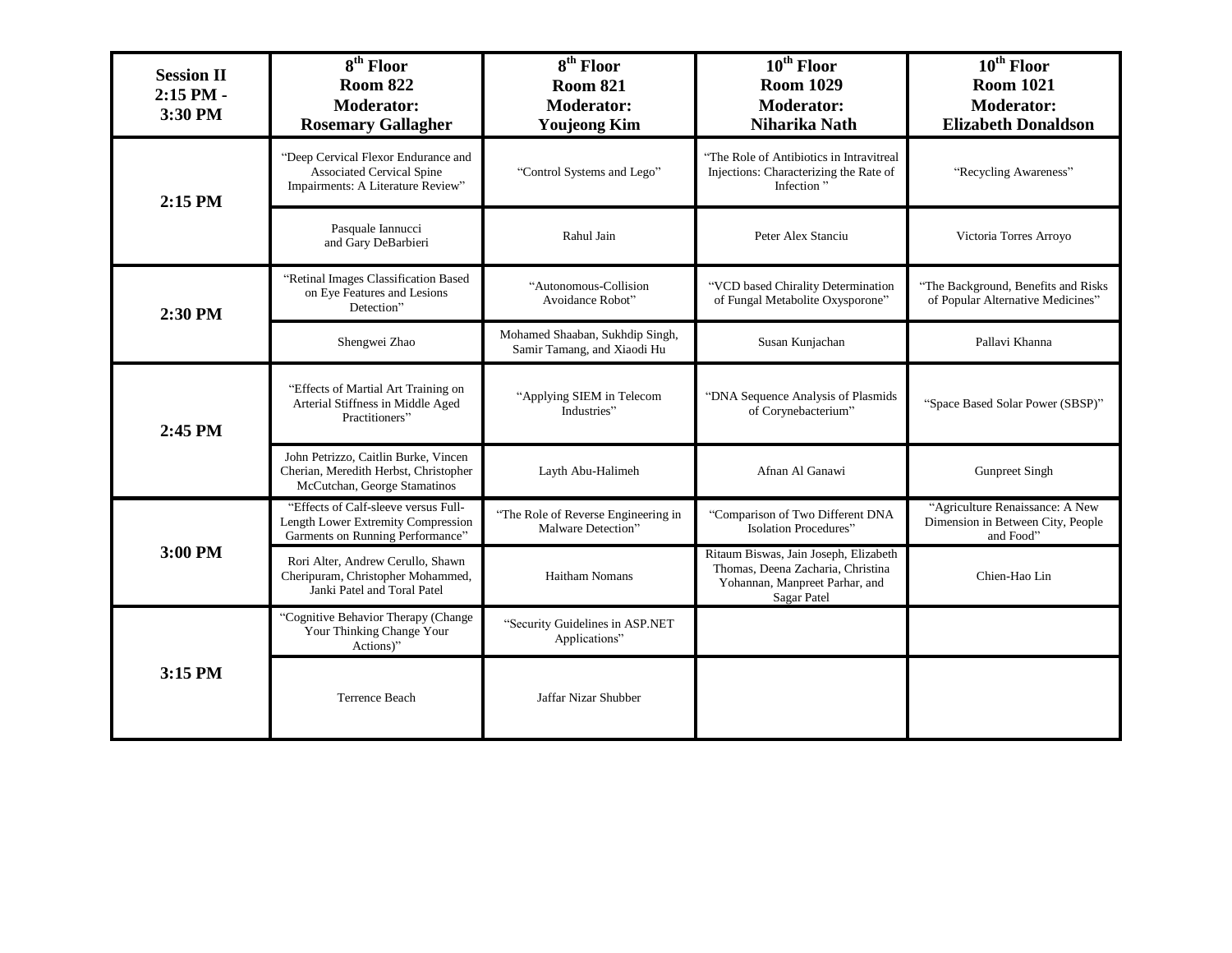| Session II 2:15 PM - 3:30 PM | 8th Floor Room 822 Moderator: Rosemary Gallagher | 8th Floor Room 821 Moderator: Youjeong Kim | 10th Floor Room 1029 Moderator: Niharika Nath | 10th Floor Room 1021 Moderator: Elizabeth Donaldson |
|---|---|---|---|---|
| 2:15 PM | "Deep Cervical Flexor Endurance and Associated Cervical Spine Impairments: A Literature Review" | "Control Systems and Lego" | "The Role of Antibiotics in Intravitreal Injections: Characterizing the Rate of Infection " | "Recycling Awareness" |
| | Pasquale Iannucci and Gary DeBarbieri | Rahul Jain | Peter Alex Stanciu | Victoria Torres Arroyo |
| 2:30 PM | "Retinal Images Classification Based on Eye Features and Lesions Detection" | "Autonomous-Collision Avoidance Robot" | "VCD based Chirality Determination of Fungal Metabolite Oxysporone" | "The Background, Benefits and Risks of Popular Alternative Medicines" |
| | Shengwei Zhao | Mohamed Shaaban, Sukhdip Singh, Samir Tamang, and Xiaodi Hu | Susan Kunjachan | Pallavi Khanna |
| 2:45 PM | "Effects of Martial Art Training on Arterial Stiffness in Middle Aged Practitioners" | "Applying SIEM in Telecom Industries" | "DNA Sequence Analysis of Plasmids of Corynebacterium" | "Space Based Solar Power (SBSP)" |
| | John Petrizzo, Caitlin Burke, Vincen Cherian, Meredith Herbst, Christopher McCutchan, George Stamatinos | Layth Abu-Halimeh | Afnan Al Ganawi | Gunpreet Singh |
| 3:00 PM | "Effects of Calf-sleeve versus Full-Length Lower Extremity Compression Garments on Running Performance" | "The Role of Reverse Engineering in Malware Detection" | "Comparison of Two Different DNA Isolation Procedures" | "Agriculture Renaissance: A New Dimension in Between City, People and Food" |
| | Rori Alter, Andrew Cerullo, Shawn Cheripuram, Christopher Mohammed, Janki Patel and Toral Patel | Haitham Nomans | Ritaum Biswas, Jain Joseph, Elizabeth Thomas, Deena Zacharia, Christina Yohannan, Manpreet Parhar, and Sagar Patel | Chien-Hao Lin |
| 3:15 PM | "Cognitive Behavior Therapy (Change Your Thinking Change Your Actions)" | "Security Guidelines in ASP.NET Applications" | | |
| | Terrence Beach | Jaffar Nizar Shubber | | |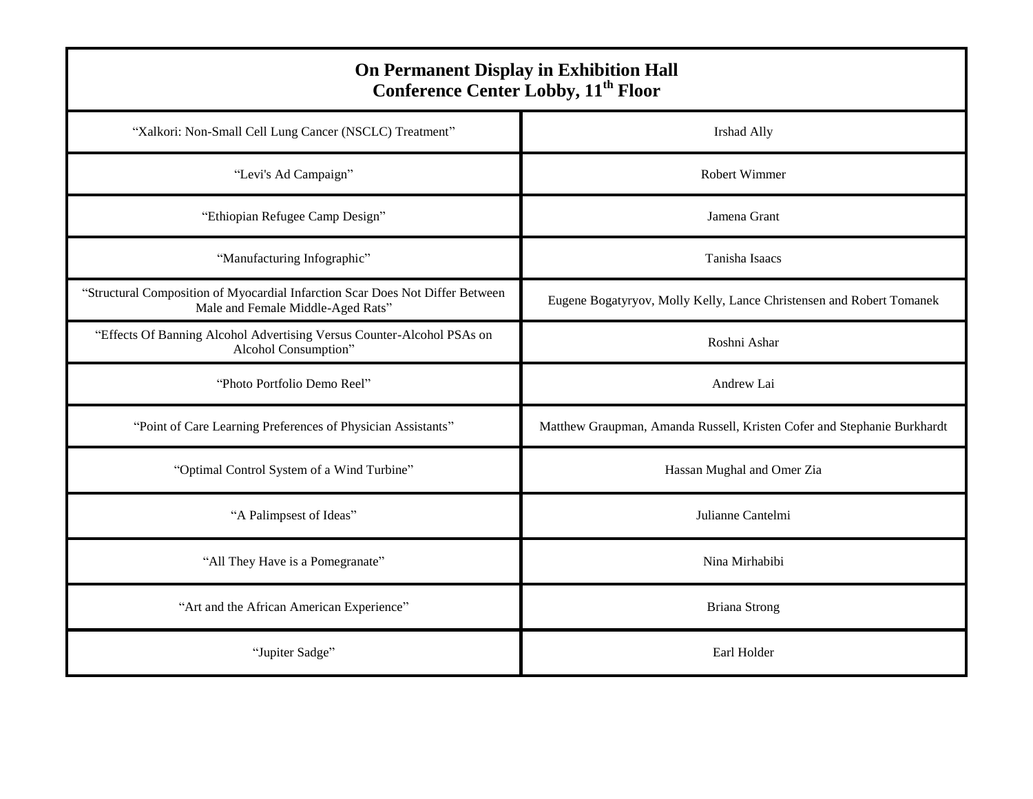## On Permanent Display in Exhibition Hall
## Conference Center Lobby, 11th Floor

| | |
|---|---|
| "Xalkori: Non-Small Cell Lung Cancer (NSCLC) Treatment" | Irshad Ally |
| "Levi's Ad Campaign" | Robert Wimmer |
| "Ethiopian Refugee Camp Design" | Jamena Grant |
| "Manufacturing Infographic" | Tanisha Isaacs |
| "Structural Composition of Myocardial Infarction Scar Does Not Differ Between Male and Female Middle-Aged Rats" | Eugene Bogatyryov, Molly Kelly, Lance Christensen and Robert Tomanek |
| "Effects Of Banning Alcohol Advertising Versus Counter-Alcohol PSAs on Alcohol Consumption" | Roshni Ashar |
| "Photo Portfolio Demo Reel" | Andrew Lai |
| "Point of Care Learning Preferences of Physician Assistants" | Matthew Graupman, Amanda Russell, Kristen Cofer and Stephanie Burkhardt |
| "Optimal Control System of a Wind Turbine" | Hassan Mughal and Omer Zia |
| "A Palimpsest of Ideas" | Julianne Cantelmi |
| "All They Have is a Pomegranate" | Nina Mirhabibi |
| "Art and the African American Experience" | Briana Strong |
| "Jupiter Sadge" | Earl Holder |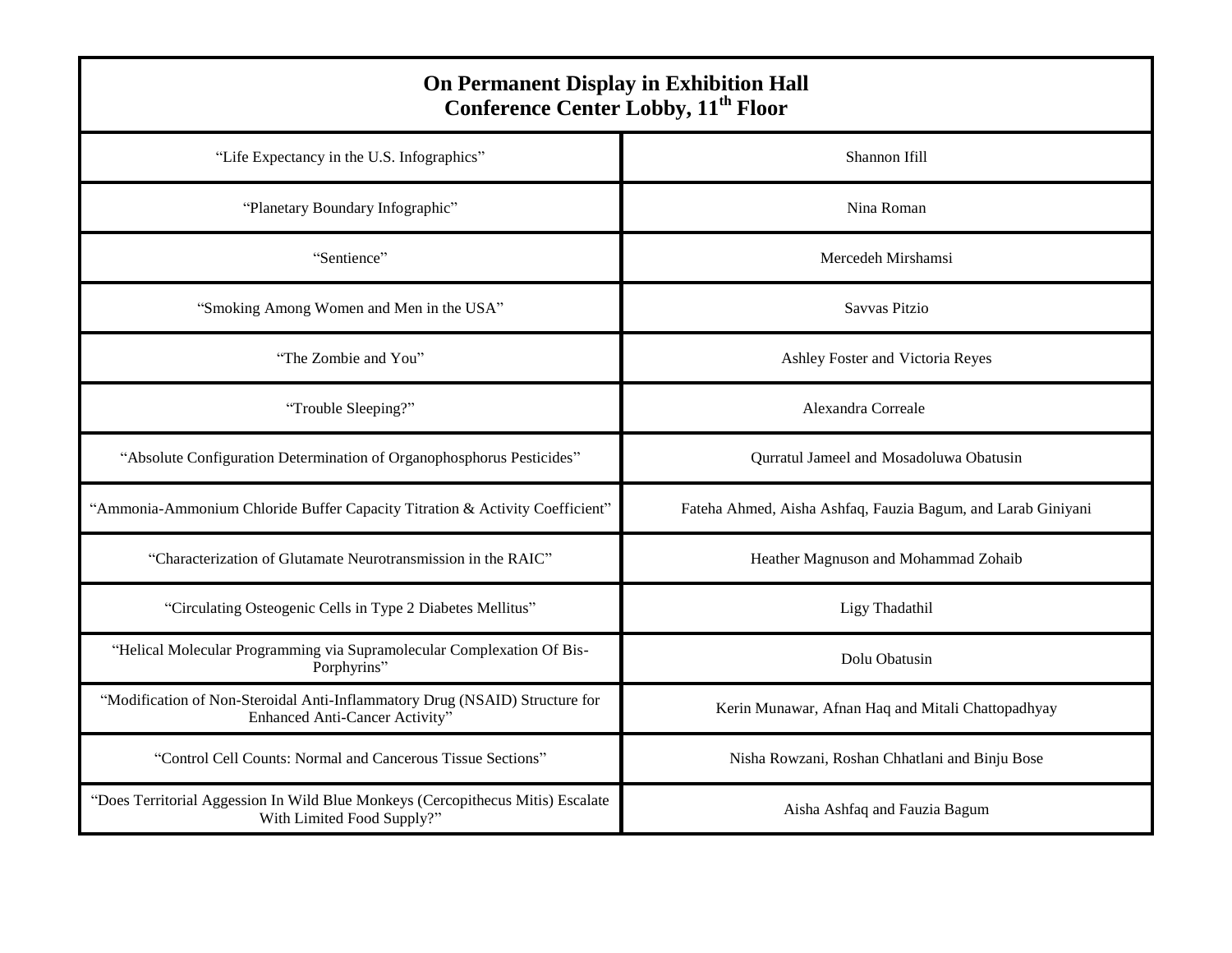| On Permanent Display in Exhibition Hall<br>Conference Center Lobby, 11th Floor | |
|---|---|
| "Life Expectancy in the U.S. Infographics" | Shannon Ifill |
| "Planetary Boundary Infographic" | Nina Roman |
| "Sentience" | Mercedeh Mirshamsi |
| "Smoking Among Women and Men in the USA" | Savvas Pitzio |
| "The Zombie and You" | Ashley Foster and Victoria Reyes |
| "Trouble Sleeping?" | Alexandra Correale |
| "Absolute Configuration Determination of Organophosphorus Pesticides" | Qurratul Jameel and Mosadoluwa Obatusin |
| "Ammonia-Ammonium Chloride Buffer Capacity Titration & Activity Coefficient" | Fateha Ahmed, Aisha Ashfaq, Fauzia Bagum, and Larab Giniyani |
| "Characterization of Glutamate Neurotransmission in the RAIC" | Heather Magnuson and Mohammad Zohaib |
| "Circulating Osteogenic Cells in Type 2 Diabetes Mellitus" | Ligy Thadathil |
| "Helical Molecular Programming via Supramolecular Complexation Of Bis-Porphyrins" | Dolu Obatusin |
| "Modification of Non-Steroidal Anti-Inflammatory Drug (NSAID) Structure for Enhanced Anti-Cancer Activity" | Kerin Munawar, Afnan Haq and Mitali Chattopadhyay |
| "Control Cell Counts: Normal and Cancerous Tissue Sections" | Nisha Rowzani, Roshan Chhatlani and Binju Bose |
| "Does Territorial Aggession In Wild Blue Monkeys (Cercopithecus Mitis) Escalate With Limited Food Supply?" | Aisha Ashfaq and Fauzia Bagum |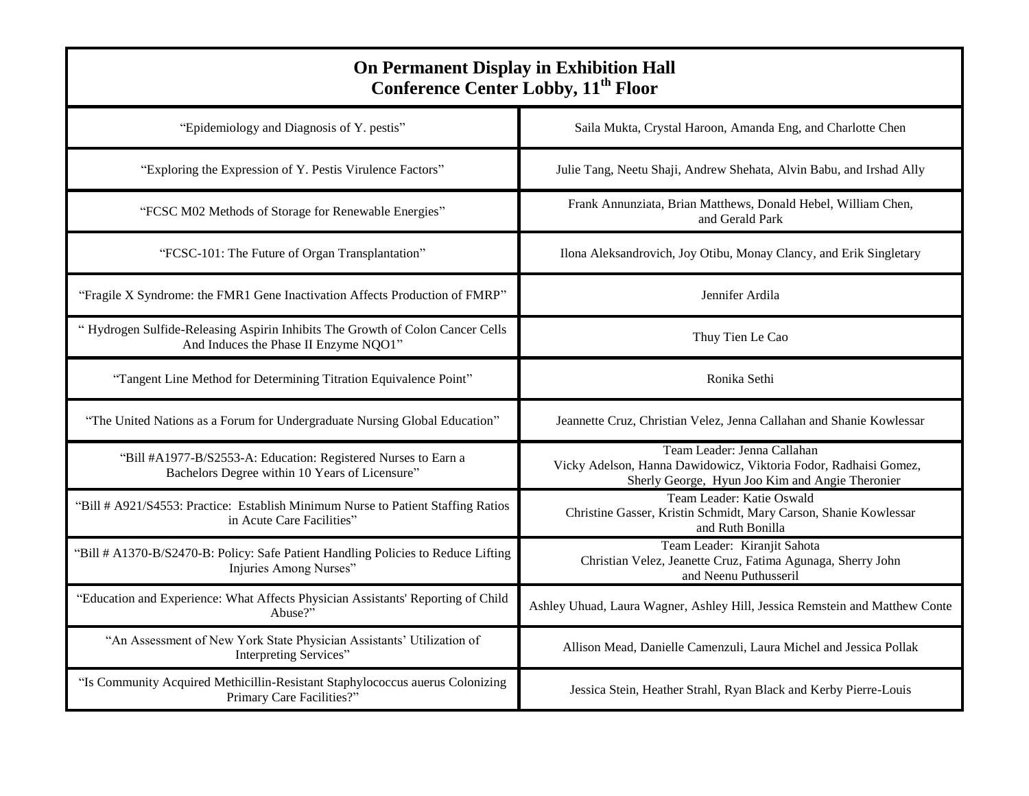## On Permanent Display in Exhibition Hall
## Conference Center Lobby, 11th Floor

| | |
|---|---|
| "Epidemiology and Diagnosis of Y. pestis" | Saila Mukta, Crystal Haroon, Amanda Eng, and Charlotte Chen |
| "Exploring the Expression of Y. Pestis Virulence Factors" | Julie Tang, Neetu Shaji, Andrew Shehata, Alvin Babu, and Irshad Ally |
| "FCSC M02 Methods of Storage for Renewable Energies" | Frank Annunziata, Brian Matthews, Donald Hebel, William Chen, and Gerald Park |
| "FCSC-101: The Future of Organ Transplantation" | Ilona Aleksandrovich, Joy Otibu, Monay Clancy, and Erik Singletary |
| "Fragile X Syndrome: the FMR1 Gene Inactivation Affects Production of FMRP" | Jennifer Ardila |
| " Hydrogen Sulfide-Releasing Aspirin Inhibits The Growth of Colon Cancer Cells And Induces the Phase II Enzyme NQO1" | Thuy Tien Le Cao |
| "Tangent Line Method for Determining Titration Equivalence Point" | Ronika Sethi |
| "The United Nations as a Forum for Undergraduate Nursing Global Education" | Jeannette Cruz, Christian Velez, Jenna Callahan and Shanie Kowlessar |
| "Bill #A1977-B/S2553-A: Education: Registered Nurses to Earn a Bachelors Degree within 10 Years of Licensure" | Team Leader: Jenna Callahan<br>Vicky Adelson, Hanna Dawidowicz, Viktoria Fodor, Radhaisi Gomez, Sherly George, Hyun Joo Kim and Angie Theronier |
| "Bill # A921/S4553: Practice: Establish Minimum Nurse to Patient Staffing Ratios in Acute Care Facilities" | Team Leader: Katie Oswald<br>Christine Gasser, Kristin Schmidt, Mary Carson, Shanie Kowlessar and Ruth Bonilla |
| "Bill # A1370-B/S2470-B: Policy: Safe Patient Handling Policies to Reduce Lifting Injuries Among Nurses" | Team Leader: Kiranjit Sahota<br>Christian Velez, Jeanette Cruz, Fatima Agunaga, Sherry John and Neenu Puthusseril |
| "Education and Experience: What Affects Physician Assistants' Reporting of Child Abuse?" | Ashley Uhuad, Laura Wagner, Ashley Hill, Jessica Remstein and Matthew Conte |
| "An Assessment of New York State Physician Assistants' Utilization of Interpreting Services" | Allison Mead, Danielle Camenzuli, Laura Michel and Jessica Pollak |
| "Is Community Acquired Methicillin-Resistant Staphylococcus auerus Colonizing Primary Care Facilities?" | Jessica Stein, Heather Strahl, Ryan Black and Kerby Pierre-Louis |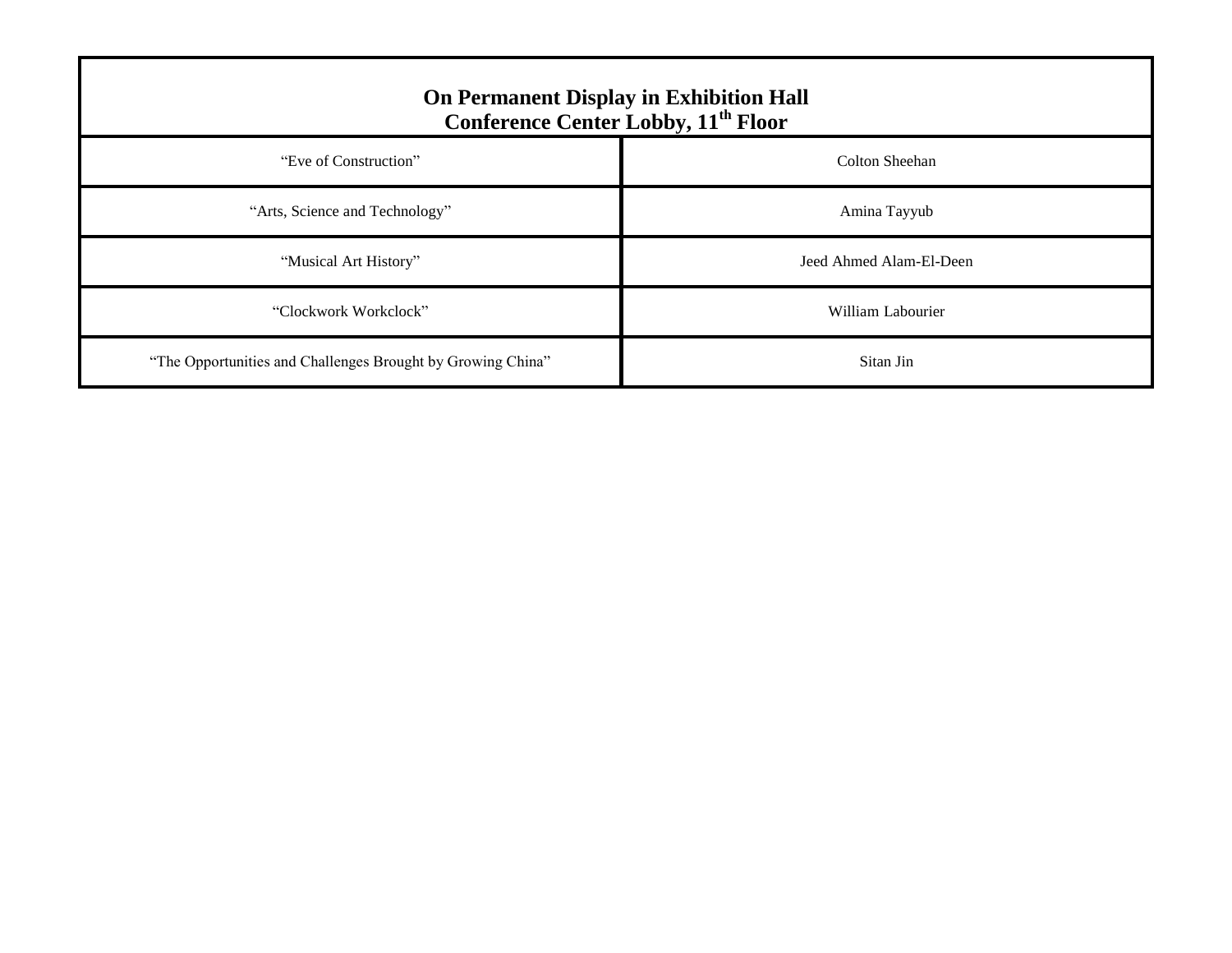| **On Permanent Display in Exhibition Hall<br>Conference Center Lobby, 11th Floor** | |
|---|---|
| "Eve of Construction" | Colton Sheehan |
| "Arts, Science and Technology" | Amina Tayyub |
| "Musical Art History" | Jeed Ahmed Alam-El-Deen |
| "Clockwork Workclock" | William Labourier |
| "The Opportunities and Challenges Brought by Growing China" | Sitan Jin |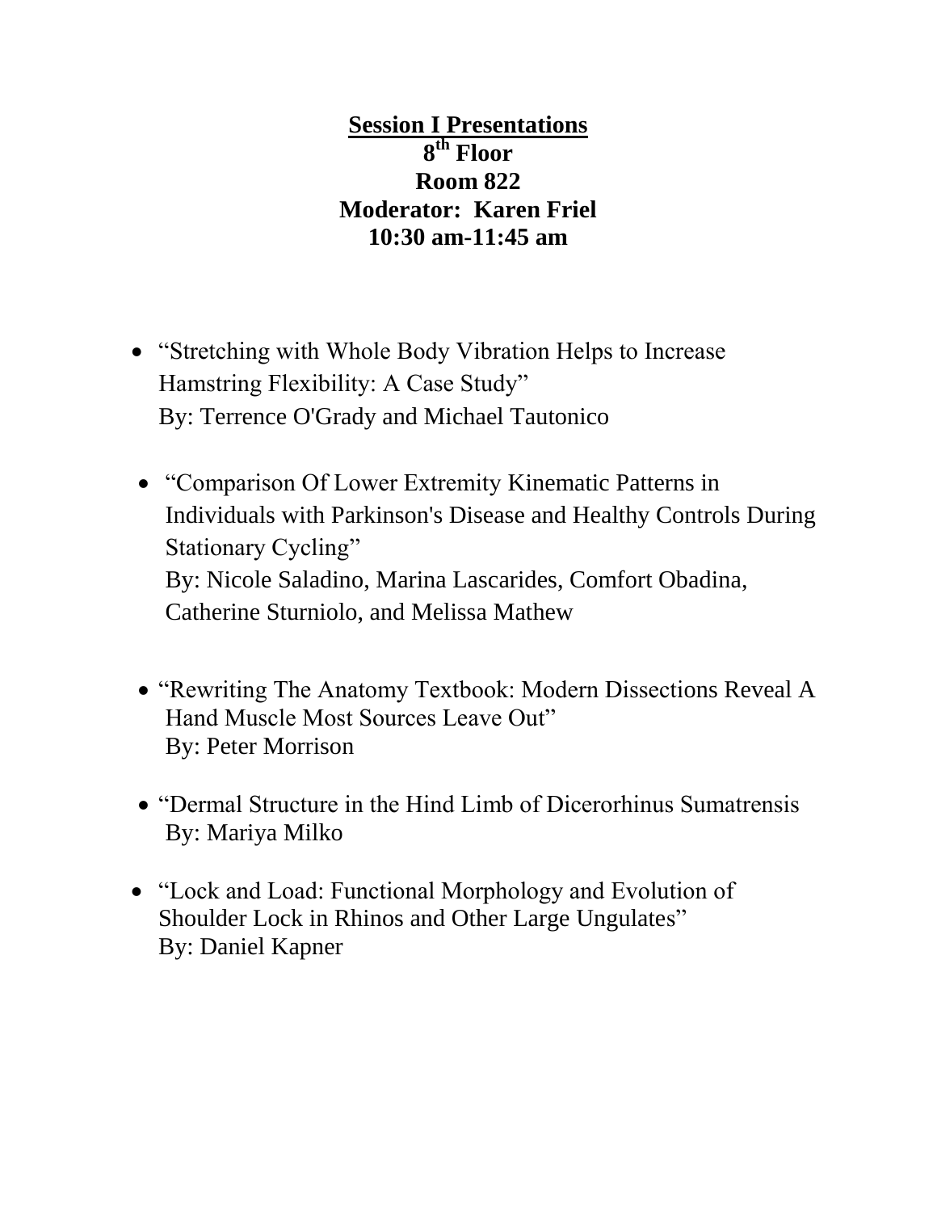## Session I Presentations

**8th Floor**
**Room 822**
**Moderator: Karen Friel**
**10:30 am-11:45 am**

- "Stretching with Whole Body Vibration Helps to Increase Hamstring Flexibility: A Case Study"
  By: Terrence O'Grady and Michael Tautonico

- "Comparison Of Lower Extremity Kinematic Patterns in Individuals with Parkinson's Disease and Healthy Controls During Stationary Cycling"
  By: Nicole Saladino, Marina Lascarides, Comfort Obadina, Catherine Sturniolo, and Melissa Mathew

- "Rewriting The Anatomy Textbook: Modern Dissections Reveal A Hand Muscle Most Sources Leave Out"
  By: Peter Morrison

- "Dermal Structure in the Hind Limb of Dicerorhinus Sumatrensis
  By: Mariya Milko

- "Lock and Load: Functional Morphology and Evolution of Shoulder Lock in Rhinos and Other Large Ungulates"
  By: Daniel Kapner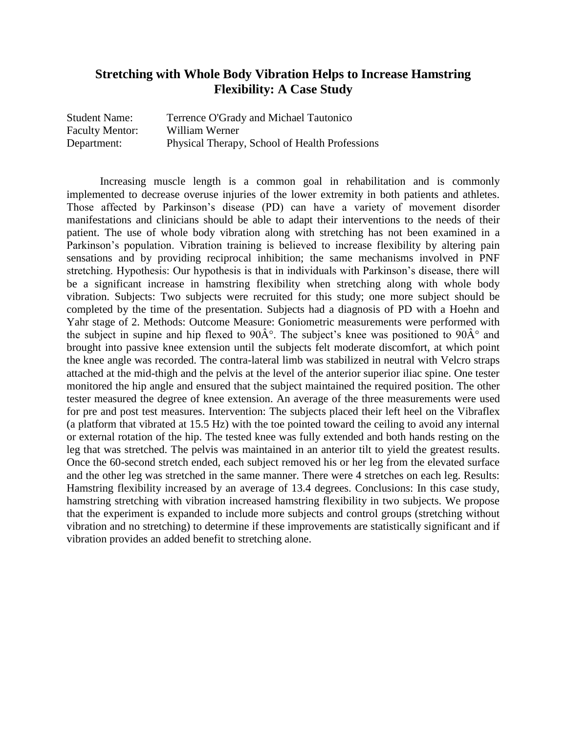# Stretching with Whole Body Vibration Helps to Increase Hamstring Flexibility: A Case Study

| | |
|---|---|
| Student Name: | Terrence O'Grady and Michael Tautonico |
| Faculty Mentor: | William Werner |
| Department: | Physical Therapy, School of Health Professions |

Increasing muscle length is a common goal in rehabilitation and is commonly implemented to decrease overuse injuries of the lower extremity in both patients and athletes. Those affected by Parkinson's disease (PD) can have a variety of movement disorder manifestations and clinicians should be able to adapt their interventions to the needs of their patient. The use of whole body vibration along with stretching has not been examined in a Parkinson's population. Vibration training is believed to increase flexibility by altering pain sensations and by providing reciprocal inhibition; the same mechanisms involved in PNF stretching. Hypothesis: Our hypothesis is that in individuals with Parkinson's disease, there will be a significant increase in hamstring flexibility when stretching along with whole body vibration. Subjects: Two subjects were recruited for this study; one more subject should be completed by the time of the presentation. Subjects had a diagnosis of PD with a Hoehn and Yahr stage of 2. Methods: Outcome Measure: Goniometric measurements were performed with the subject in supine and hip flexed to 90Â°. The subject's knee was positioned to 90Â° and brought into passive knee extension until the subjects felt moderate discomfort, at which point the knee angle was recorded. The contra-lateral limb was stabilized in neutral with Velcro straps attached at the mid-thigh and the pelvis at the level of the anterior superior iliac spine. One tester monitored the hip angle and ensured that the subject maintained the required position. The other tester measured the degree of knee extension. An average of the three measurements were used for pre and post test measures. Intervention: The subjects placed their left heel on the Vibraflex (a platform that vibrated at 15.5 Hz) with the toe pointed toward the ceiling to avoid any internal or external rotation of the hip. The tested knee was fully extended and both hands resting on the leg that was stretched. The pelvis was maintained in an anterior tilt to yield the greatest results. Once the 60-second stretch ended, each subject removed his or her leg from the elevated surface and the other leg was stretched in the same manner. There were 4 stretches on each leg. Results: Hamstring flexibility increased by an average of 13.4 degrees. Conclusions: In this case study, hamstring stretching with vibration increased hamstring flexibility in two subjects. We propose that the experiment is expanded to include more subjects and control groups (stretching without vibration and no stretching) to determine if these improvements are statistically significant and if vibration provides an added benefit to stretching alone.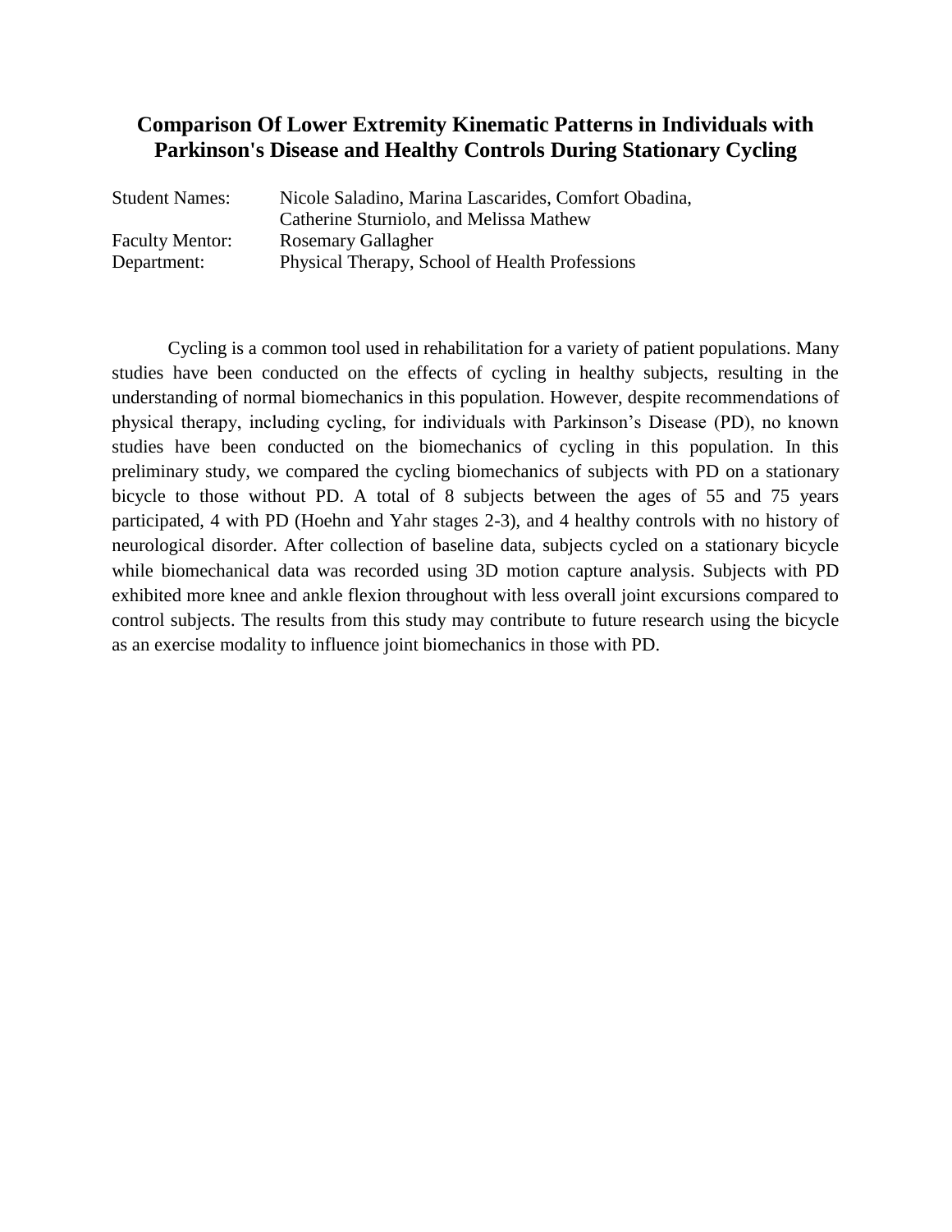# Comparison Of Lower Extremity Kinematic Patterns in Individuals with Parkinson's Disease and Healthy Controls During Stationary Cycling

| | |
|---|---|
| Student Names: | Nicole Saladino, Marina Lascarides, Comfort Obadina, Catherine Sturniolo, and Melissa Mathew |
| Faculty Mentor: | Rosemary Gallagher |
| Department: | Physical Therapy, School of Health Professions |

Cycling is a common tool used in rehabilitation for a variety of patient populations. Many studies have been conducted on the effects of cycling in healthy subjects, resulting in the understanding of normal biomechanics in this population. However, despite recommendations of physical therapy, including cycling, for individuals with Parkinson's Disease (PD), no known studies have been conducted on the biomechanics of cycling in this population. In this preliminary study, we compared the cycling biomechanics of subjects with PD on a stationary bicycle to those without PD. A total of 8 subjects between the ages of 55 and 75 years participated, 4 with PD (Hoehn and Yahr stages 2-3), and 4 healthy controls with no history of neurological disorder. After collection of baseline data, subjects cycled on a stationary bicycle while biomechanical data was recorded using 3D motion capture analysis. Subjects with PD exhibited more knee and ankle flexion throughout with less overall joint excursions compared to control subjects. The results from this study may contribute to future research using the bicycle as an exercise modality to influence joint biomechanics in those with PD.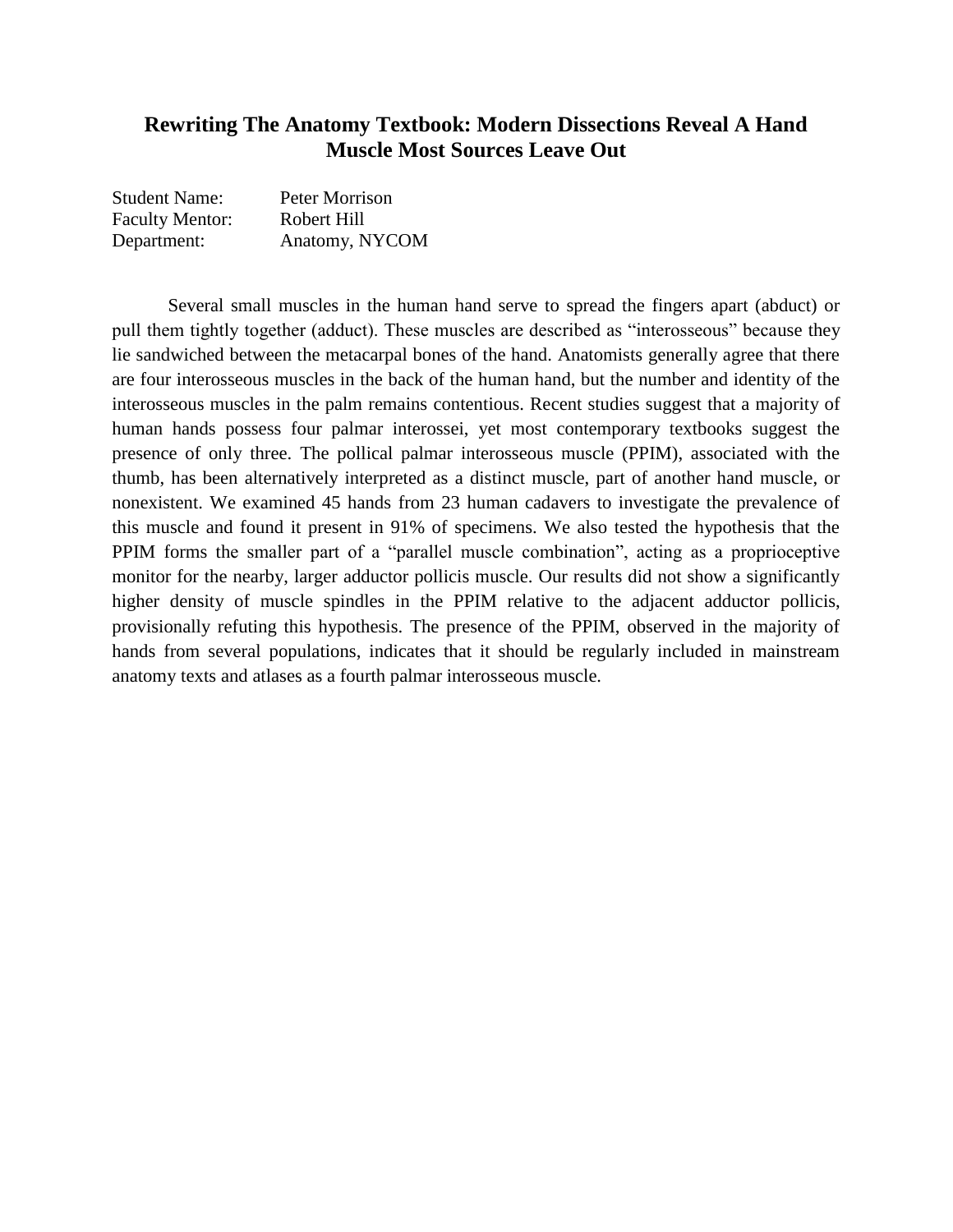## Rewriting The Anatomy Textbook: Modern Dissections Reveal A Hand Muscle Most Sources Leave Out

Student Name: Peter Morrison
Faculty Mentor: Robert Hill
Department: Anatomy, NYCOM

Several small muscles in the human hand serve to spread the fingers apart (abduct) or pull them tightly together (adduct). These muscles are described as "interosseous" because they lie sandwiched between the metacarpal bones of the hand. Anatomists generally agree that there are four interosseous muscles in the back of the human hand, but the number and identity of the interosseous muscles in the palm remains contentious. Recent studies suggest that a majority of human hands possess four palmar interossei, yet most contemporary textbooks suggest the presence of only three. The pollical palmar interosseous muscle (PPIM), associated with the thumb, has been alternatively interpreted as a distinct muscle, part of another hand muscle, or nonexistent. We examined 45 hands from 23 human cadavers to investigate the prevalence of this muscle and found it present in 91% of specimens. We also tested the hypothesis that the PPIM forms the smaller part of a "parallel muscle combination", acting as a proprioceptive monitor for the nearby, larger adductor pollicis muscle. Our results did not show a significantly higher density of muscle spindles in the PPIM relative to the adjacent adductor pollicis, provisionally refuting this hypothesis. The presence of the PPIM, observed in the majority of hands from several populations, indicates that it should be regularly included in mainstream anatomy texts and atlases as a fourth palmar interosseous muscle.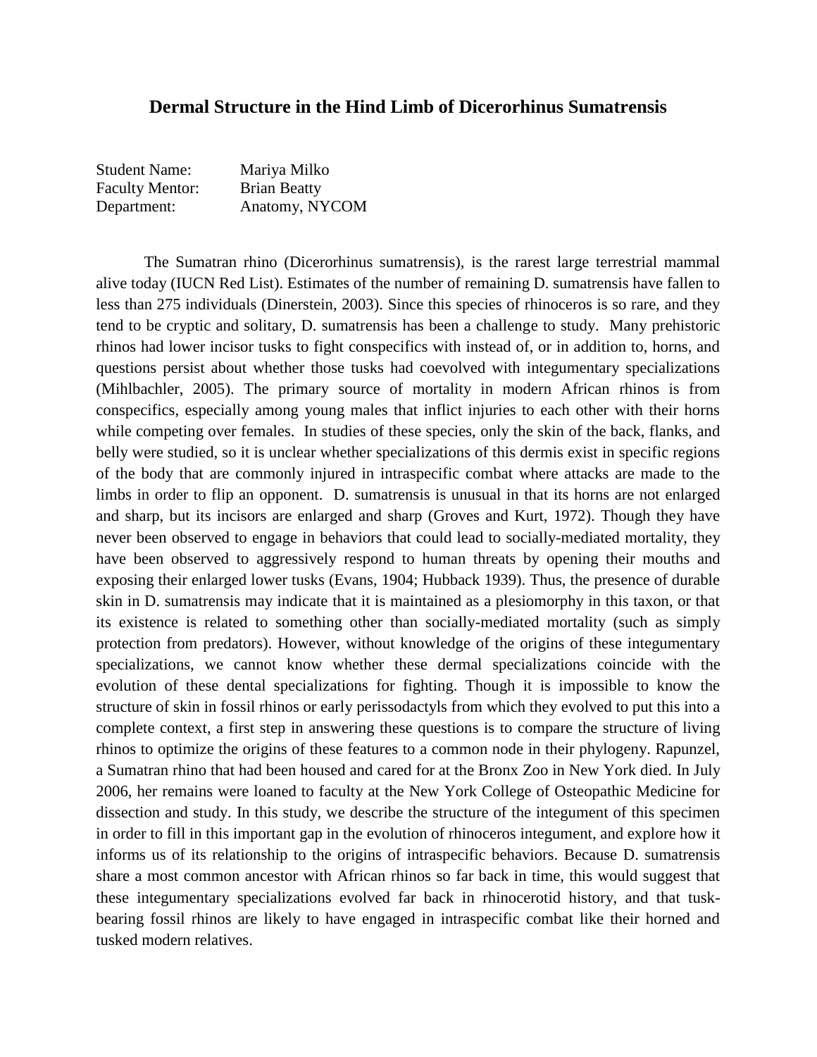# Dermal Structure in the Hind Limb of Dicerorhinus Sumatrensis

Student Name: Mariya Milko
Faculty Mentor: Brian Beatty
Department: Anatomy, NYCOM

The Sumatran rhino (Dicerorhinus sumatrensis), is the rarest large terrestrial mammal alive today (IUCN Red List). Estimates of the number of remaining D. sumatrensis have fallen to less than 275 individuals (Dinerstein, 2003). Since this species of rhinoceros is so rare, and they tend to be cryptic and solitary, D. sumatrensis has been a challenge to study. Many prehistoric rhinos had lower incisor tusks to fight conspecifics with instead of, or in addition to, horns, and questions persist about whether those tusks had coevolved with integumentary specializations (Mihlbachler, 2005). The primary source of mortality in modern African rhinos is from conspecifics, especially among young males that inflict injuries to each other with their horns while competing over females. In studies of these species, only the skin of the back, flanks, and belly were studied, so it is unclear whether specializations of this dermis exist in specific regions of the body that are commonly injured in intraspecific combat where attacks are made to the limbs in order to flip an opponent. D. sumatrensis is unusual in that its horns are not enlarged and sharp, but its incisors are enlarged and sharp (Groves and Kurt, 1972). Though they have never been observed to engage in behaviors that could lead to socially-mediated mortality, they have been observed to aggressively respond to human threats by opening their mouths and exposing their enlarged lower tusks (Evans, 1904; Hubback 1939). Thus, the presence of durable skin in D. sumatrensis may indicate that it is maintained as a plesiomorphy in this taxon, or that its existence is related to something other than socially-mediated mortality (such as simply protection from predators). However, without knowledge of the origins of these integumentary specializations, we cannot know whether these dermal specializations coincide with the evolution of these dental specializations for fighting. Though it is impossible to know the structure of skin in fossil rhinos or early perissodactyls from which they evolved to put this into a complete context, a first step in answering these questions is to compare the structure of living rhinos to optimize the origins of these features to a common node in their phylogeny. Rapunzel, a Sumatran rhino that had been housed and cared for at the Bronx Zoo in New York died. In July 2006, her remains were loaned to faculty at the New York College of Osteopathic Medicine for dissection and study. In this study, we describe the structure of the integument of this specimen in order to fill in this important gap in the evolution of rhinoceros integument, and explore how it informs us of its relationship to the origins of intraspecific behaviors. Because D. sumatrensis share a most common ancestor with African rhinos so far back in time, this would suggest that these integumentary specializations evolved far back in rhinocerotid history, and that tusk-bearing fossil rhinos are likely to have engaged in intraspecific combat like their horned and tusked modern relatives.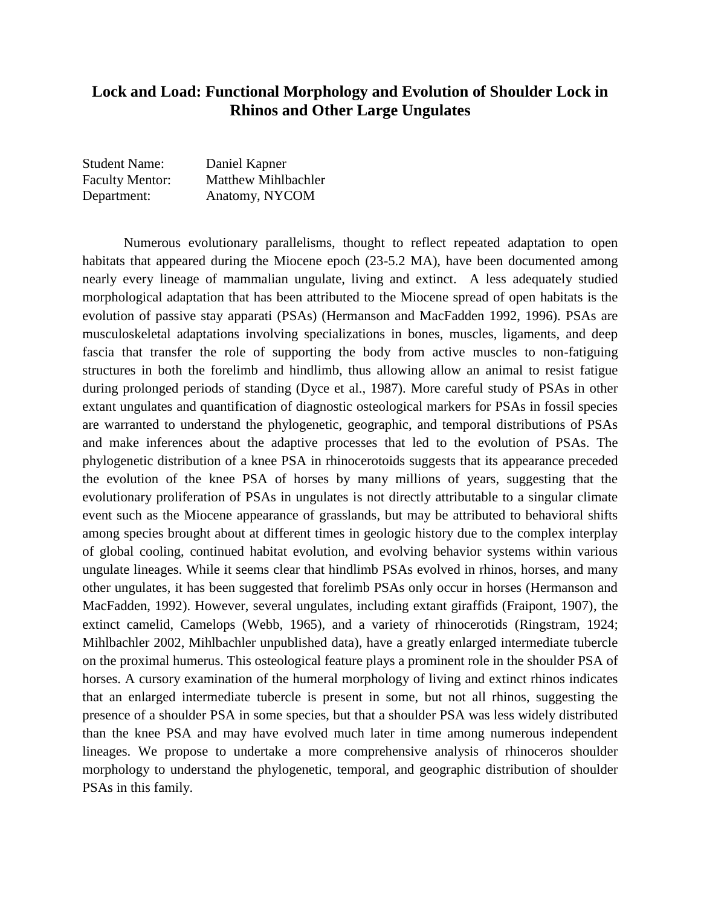# Lock and Load: Functional Morphology and Evolution of Shoulder Lock in Rhinos and Other Large Ungulates

| | |
|---|---|
| Student Name: | Daniel Kapner |
| Faculty Mentor: | Matthew Mihlbachler |
| Department: | Anatomy, NYCOM |

Numerous evolutionary parallelisms, thought to reflect repeated adaptation to open habitats that appeared during the Miocene epoch (23-5.2 MA), have been documented among nearly every lineage of mammalian ungulate, living and extinct. A less adequately studied morphological adaptation that has been attributed to the Miocene spread of open habitats is the evolution of passive stay apparati (PSAs) (Hermanson and MacFadden 1992, 1996). PSAs are musculoskeletal adaptations involving specializations in bones, muscles, ligaments, and deep fascia that transfer the role of supporting the body from active muscles to non-fatiguing structures in both the forelimb and hindlimb, thus allowing allow an animal to resist fatigue during prolonged periods of standing (Dyce et al., 1987). More careful study of PSAs in other extant ungulates and quantification of diagnostic osteological markers for PSAs in fossil species are warranted to understand the phylogenetic, geographic, and temporal distributions of PSAs and make inferences about the adaptive processes that led to the evolution of PSAs. The phylogenetic distribution of a knee PSA in rhinocerotoids suggests that its appearance preceded the evolution of the knee PSA of horses by many millions of years, suggesting that the evolutionary proliferation of PSAs in ungulates is not directly attributable to a singular climate event such as the Miocene appearance of grasslands, but may be attributed to behavioral shifts among species brought about at different times in geologic history due to the complex interplay of global cooling, continued habitat evolution, and evolving behavior systems within various ungulate lineages. While it seems clear that hindlimb PSAs evolved in rhinos, horses, and many other ungulates, it has been suggested that forelimb PSAs only occur in horses (Hermanson and MacFadden, 1992). However, several ungulates, including extant giraffids (Fraipont, 1907), the extinct camelid, Camelops (Webb, 1965), and a variety of rhinocerotids (Ringstram, 1924; Mihlbachler 2002, Mihlbachler unpublished data), have a greatly enlarged intermediate tubercle on the proximal humerus. This osteological feature plays a prominent role in the shoulder PSA of horses. A cursory examination of the humeral morphology of living and extinct rhinos indicates that an enlarged intermediate tubercle is present in some, but not all rhinos, suggesting the presence of a shoulder PSA in some species, but that a shoulder PSA was less widely distributed than the knee PSA and may have evolved much later in time among numerous independent lineages. We propose to undertake a more comprehensive analysis of rhinoceros shoulder morphology to understand the phylogenetic, temporal, and geographic distribution of shoulder PSAs in this family.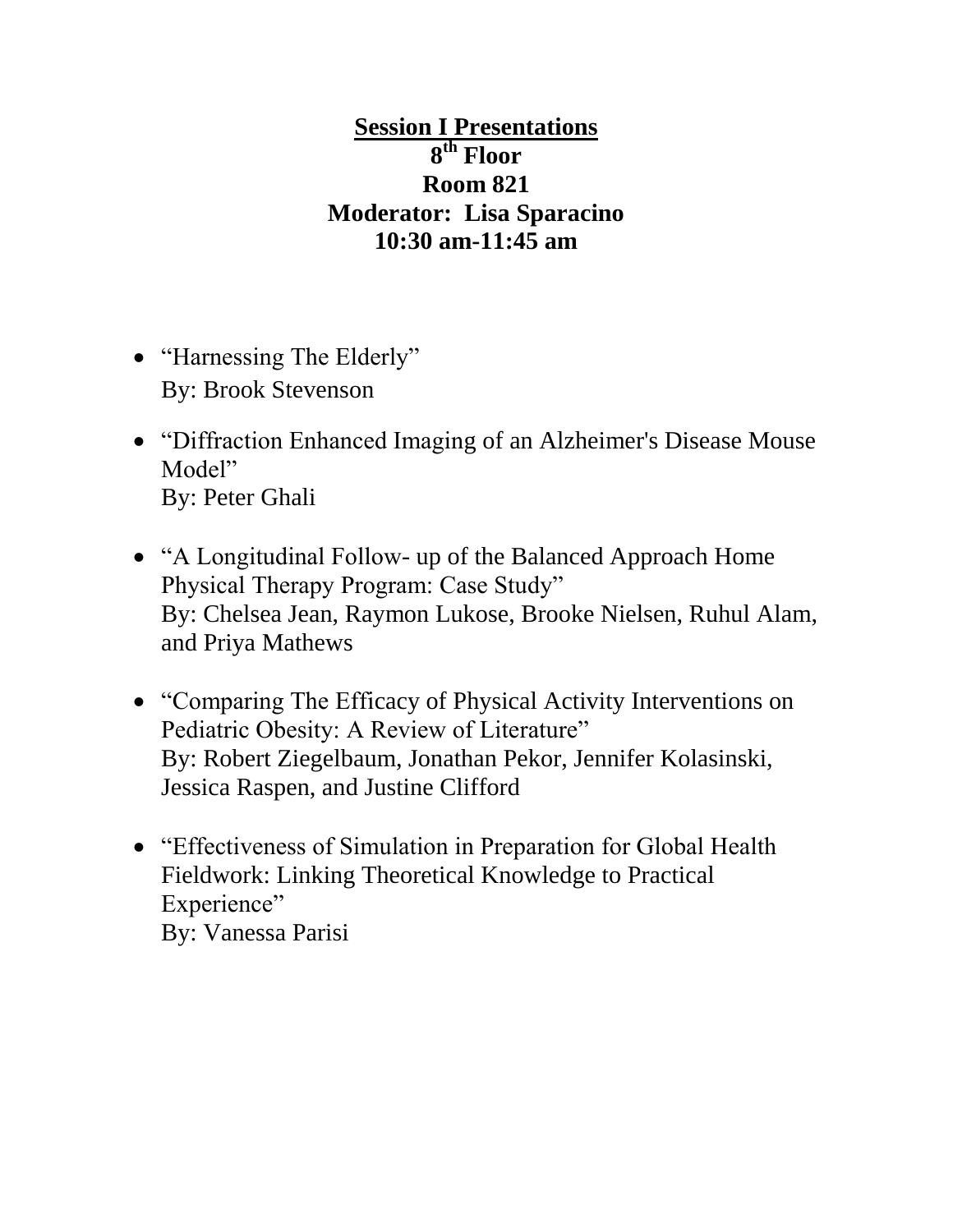## Session I Presentations

**8th Floor**
**Room 821**
**Moderator: Lisa Sparacino**
**10:30 am-11:45 am**

- "Harnessing The Elderly"
  By: Brook Stevenson

- "Diffraction Enhanced Imaging of an Alzheimer's Disease Mouse Model"
  By: Peter Ghali

- "A Longitudinal Follow- up of the Balanced Approach Home Physical Therapy Program: Case Study"
  By: Chelsea Jean, Raymon Lukose, Brooke Nielsen, Ruhul Alam, and Priya Mathews

- "Comparing The Efficacy of Physical Activity Interventions on Pediatric Obesity: A Review of Literature"
  By: Robert Ziegelbaum, Jonathan Pekor, Jennifer Kolasinski, Jessica Raspen, and Justine Clifford

- "Effectiveness of Simulation in Preparation for Global Health Fieldwork: Linking Theoretical Knowledge to Practical Experience"
  By: Vanessa Parisi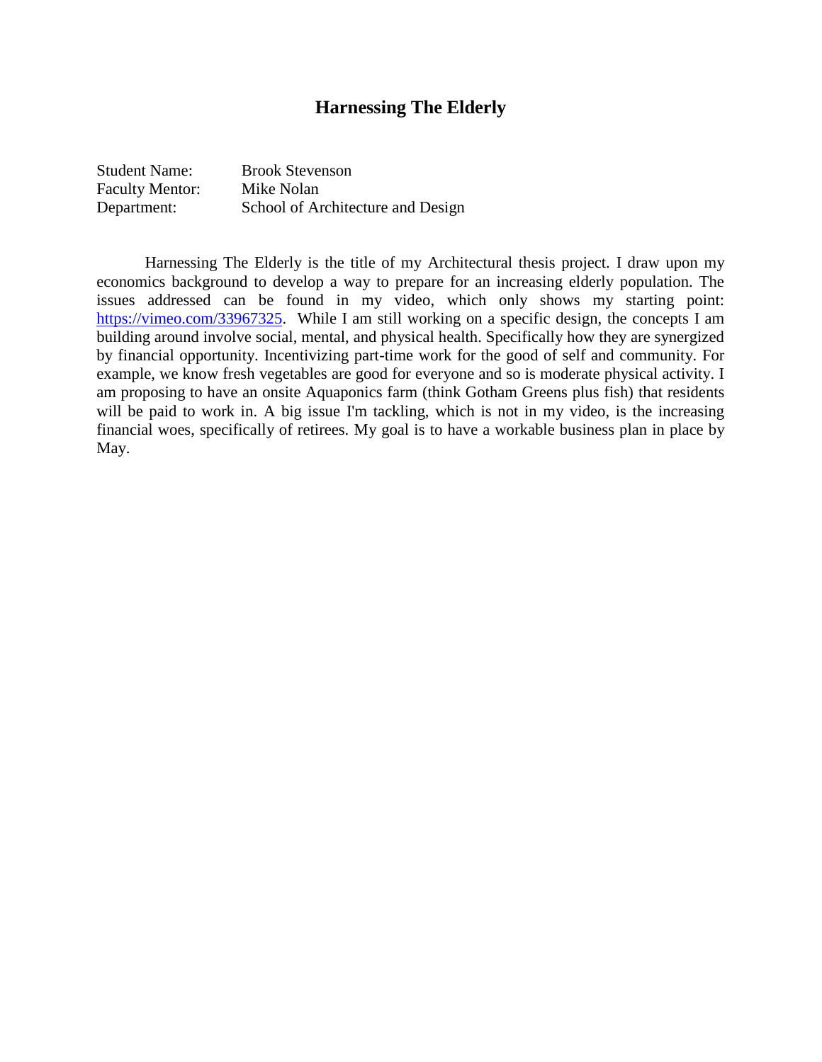# Harnessing The Elderly

| | |
|---|---|
| Student Name: | Brook Stevenson |
| Faculty Mentor: | Mike Nolan |
| Department: | School of Architecture and Design |

Harnessing The Elderly is the title of my Architectural thesis project. I draw upon my economics background to develop a way to prepare for an increasing elderly population. The issues addressed can be found in my video, which only shows my starting point: https://vimeo.com/33967325. While I am still working on a specific design, the concepts I am building around involve social, mental, and physical health. Specifically how they are synergized by financial opportunity. Incentivizing part-time work for the good of self and community. For example, we know fresh vegetables are good for everyone and so is moderate physical activity. I am proposing to have an onsite Aquaponics farm (think Gotham Greens plus fish) that residents will be paid to work in. A big issue I'm tackling, which is not in my video, is the increasing financial woes, specifically of retirees. My goal is to have a workable business plan in place by May.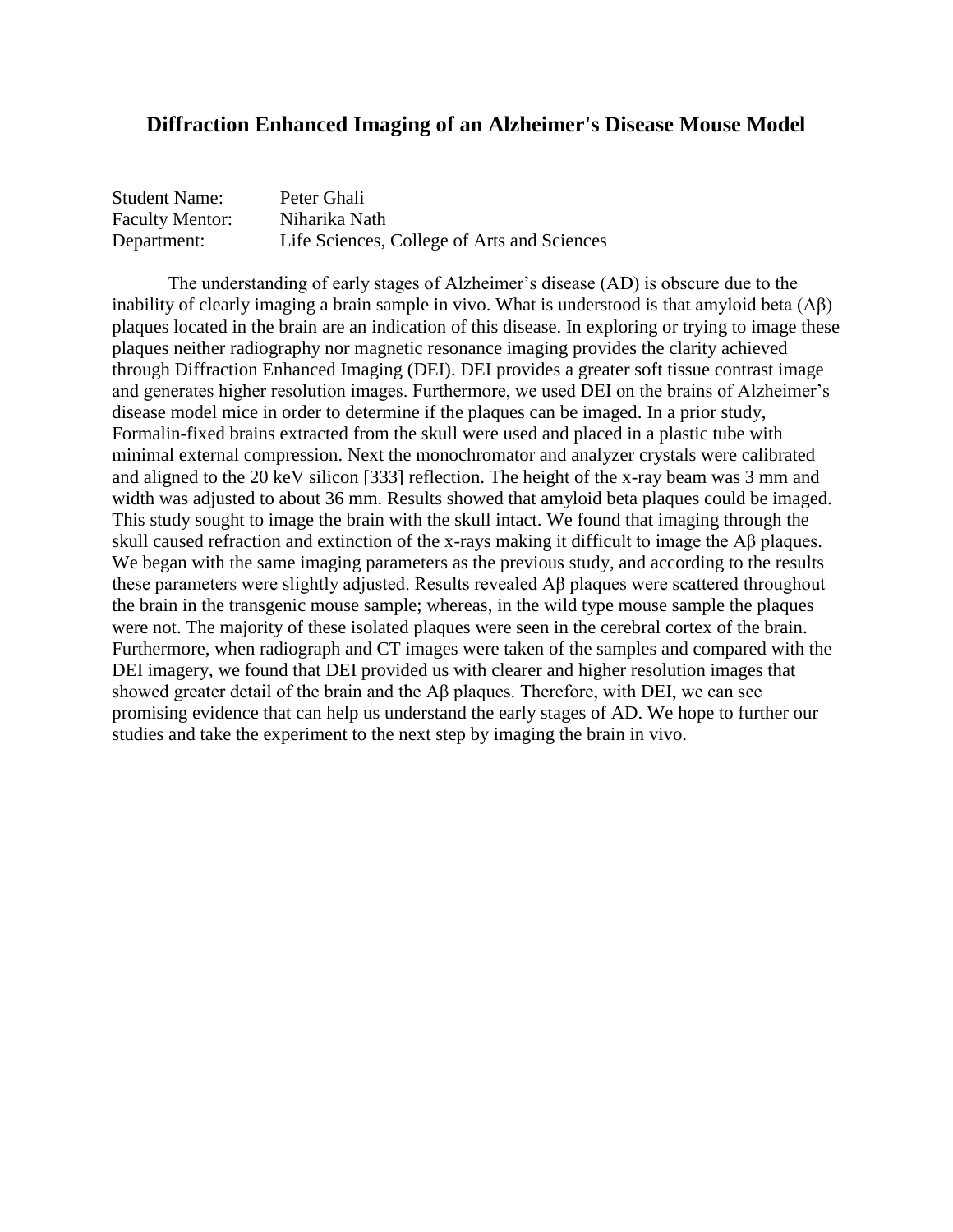# Diffraction Enhanced Imaging of an Alzheimer's Disease Mouse Model

Student Name: Peter Ghali
Faculty Mentor: Niharika Nath
Department: Life Sciences, College of Arts and Sciences

The understanding of early stages of Alzheimer's disease (AD) is obscure due to the inability of clearly imaging a brain sample in vivo. What is understood is that amyloid beta (Aβ) plaques located in the brain are an indication of this disease. In exploring or trying to image these plaques neither radiography nor magnetic resonance imaging provides the clarity achieved through Diffraction Enhanced Imaging (DEI). DEI provides a greater soft tissue contrast image and generates higher resolution images. Furthermore, we used DEI on the brains of Alzheimer's disease model mice in order to determine if the plaques can be imaged. In a prior study, Formalin-fixed brains extracted from the skull were used and placed in a plastic tube with minimal external compression. Next the monochromator and analyzer crystals were calibrated and aligned to the 20 keV silicon [333] reflection. The height of the x-ray beam was 3 mm and width was adjusted to about 36 mm. Results showed that amyloid beta plaques could be imaged. This study sought to image the brain with the skull intact. We found that imaging through the skull caused refraction and extinction of the x-rays making it difficult to image the Aβ plaques. We began with the same imaging parameters as the previous study, and according to the results these parameters were slightly adjusted. Results revealed Aβ plaques were scattered throughout the brain in the transgenic mouse sample; whereas, in the wild type mouse sample the plaques were not. The majority of these isolated plaques were seen in the cerebral cortex of the brain. Furthermore, when radiograph and CT images were taken of the samples and compared with the DEI imagery, we found that DEI provided us with clearer and higher resolution images that showed greater detail of the brain and the Aβ plaques. Therefore, with DEI, we can see promising evidence that can help us understand the early stages of AD. We hope to further our studies and take the experiment to the next step by imaging the brain in vivo.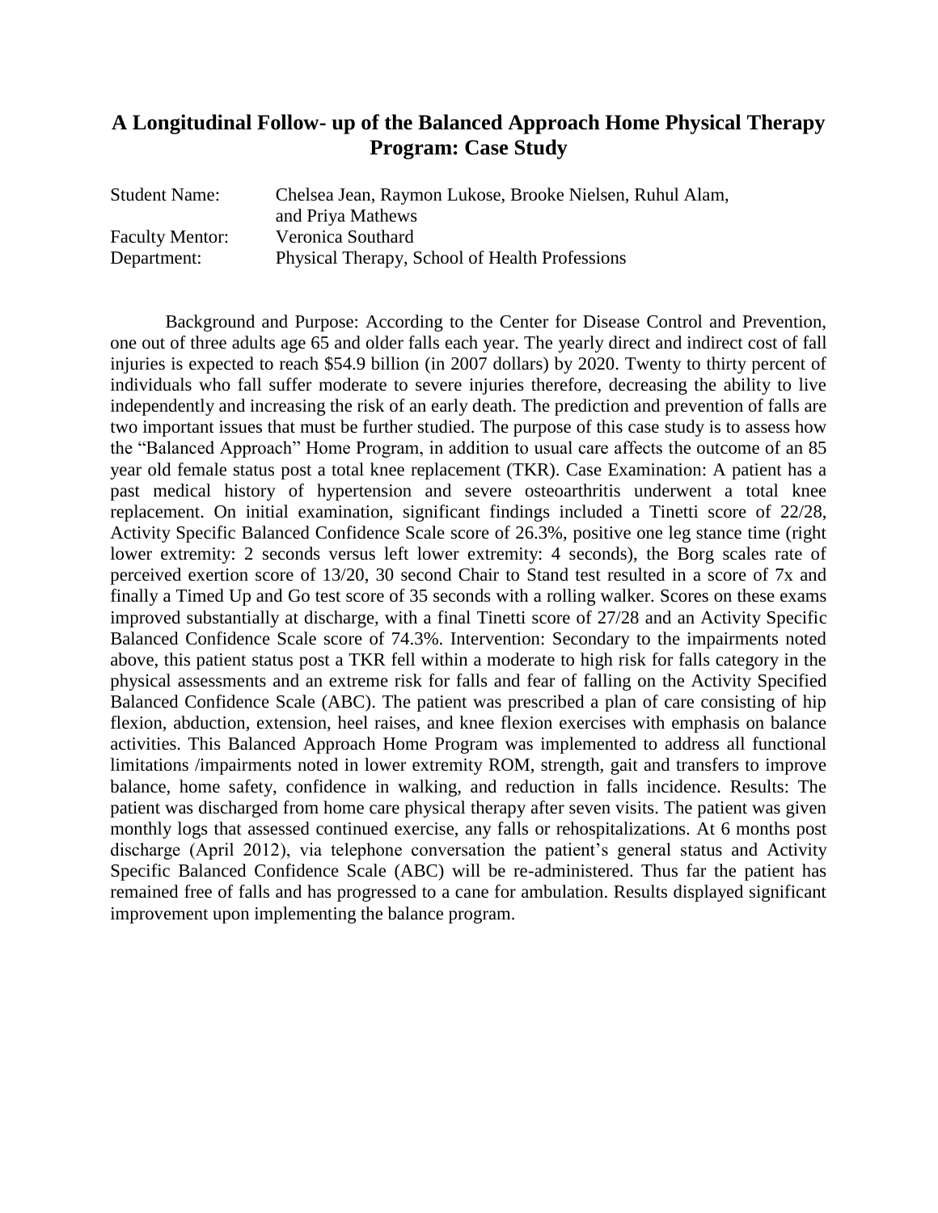## A Longitudinal Follow- up of the Balanced Approach Home Physical Therapy Program: Case Study

| | |
|---|---|
| Student Name: | Chelsea Jean, Raymon Lukose, Brooke Nielsen, Ruhul Alam, and Priya Mathews |
| Faculty Mentor: | Veronica Southard |
| Department: | Physical Therapy, School of Health Professions |

Background and Purpose: According to the Center for Disease Control and Prevention, one out of three adults age 65 and older falls each year. The yearly direct and indirect cost of fall injuries is expected to reach $54.9 billion (in 2007 dollars) by 2020. Twenty to thirty percent of individuals who fall suffer moderate to severe injuries therefore, decreasing the ability to live independently and increasing the risk of an early death. The prediction and prevention of falls are two important issues that must be further studied. The purpose of this case study is to assess how the "Balanced Approach" Home Program, in addition to usual care affects the outcome of an 85 year old female status post a total knee replacement (TKR). Case Examination: A patient has a past medical history of hypertension and severe osteoarthritis underwent a total knee replacement. On initial examination, significant findings included a Tinetti score of 22/28, Activity Specific Balanced Confidence Scale score of 26.3%, positive one leg stance time (right lower extremity: 2 seconds versus left lower extremity: 4 seconds), the Borg scales rate of perceived exertion score of 13/20, 30 second Chair to Stand test resulted in a score of 7x and finally a Timed Up and Go test score of 35 seconds with a rolling walker. Scores on these exams improved substantially at discharge, with a final Tinetti score of 27/28 and an Activity Specific Balanced Confidence Scale score of 74.3%. Intervention: Secondary to the impairments noted above, this patient status post a TKR fell within a moderate to high risk for falls category in the physical assessments and an extreme risk for falls and fear of falling on the Activity Specified Balanced Confidence Scale (ABC). The patient was prescribed a plan of care consisting of hip flexion, abduction, extension, heel raises, and knee flexion exercises with emphasis on balance activities. This Balanced Approach Home Program was implemented to address all functional limitations /impairments noted in lower extremity ROM, strength, gait and transfers to improve balance, home safety, confidence in walking, and reduction in falls incidence. Results: The patient was discharged from home care physical therapy after seven visits. The patient was given monthly logs that assessed continued exercise, any falls or rehospitalizations. At 6 months post discharge (April 2012), via telephone conversation the patient's general status and Activity Specific Balanced Confidence Scale (ABC) will be re-administered. Thus far the patient has remained free of falls and has progressed to a cane for ambulation. Results displayed significant improvement upon implementing the balance program.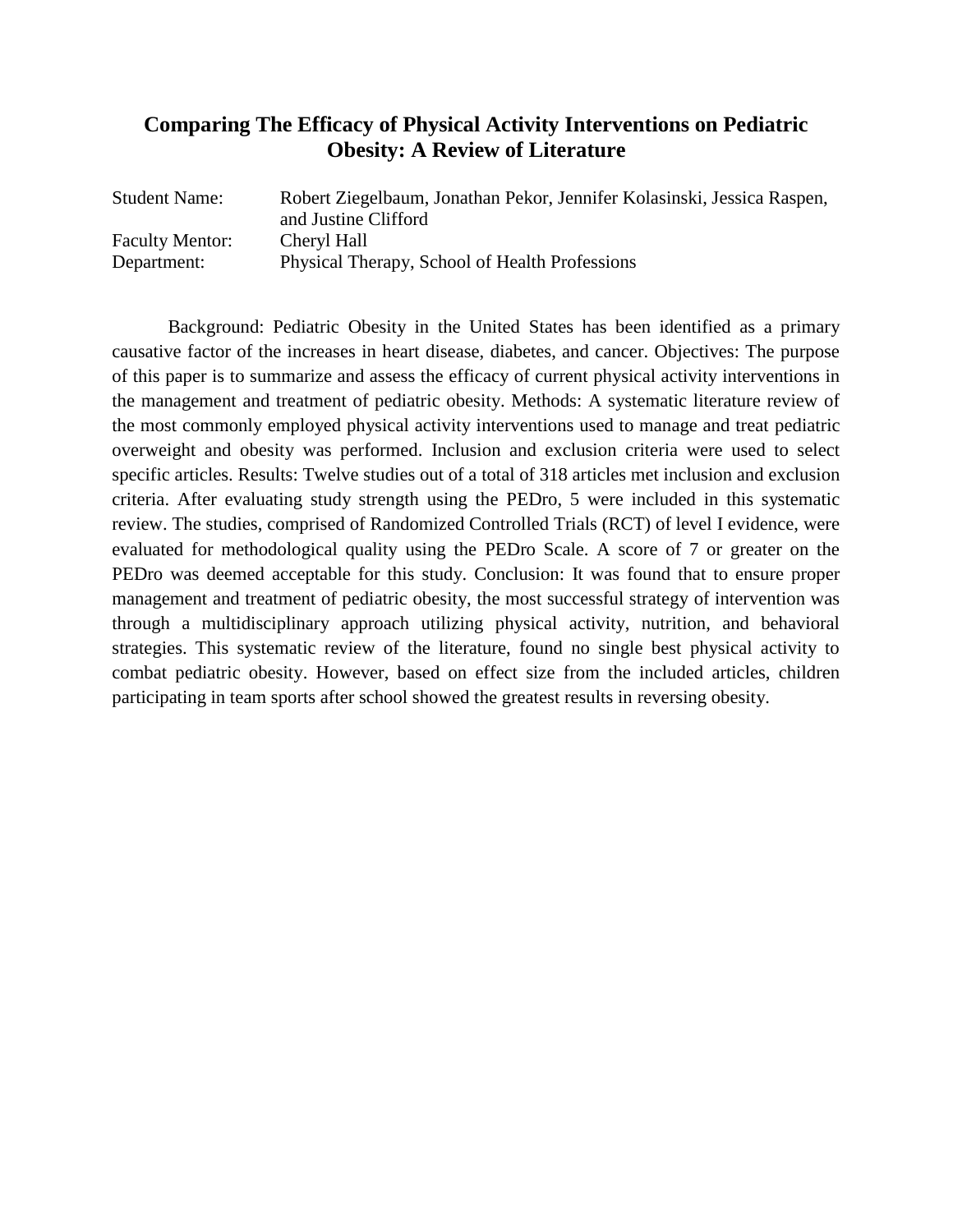## Comparing The Efficacy of Physical Activity Interventions on Pediatric Obesity: A Review of Literature

| | |
|---|---|
| Student Name: | Robert Ziegelbaum, Jonathan Pekor, Jennifer Kolasinski, Jessica Raspen, and Justine Clifford |
| Faculty Mentor: | Cheryl Hall |
| Department: | Physical Therapy, School of Health Professions |

Background: Pediatric Obesity in the United States has been identified as a primary causative factor of the increases in heart disease, diabetes, and cancer. Objectives: The purpose of this paper is to summarize and assess the efficacy of current physical activity interventions in the management and treatment of pediatric obesity. Methods: A systematic literature review of the most commonly employed physical activity interventions used to manage and treat pediatric overweight and obesity was performed. Inclusion and exclusion criteria were used to select specific articles. Results: Twelve studies out of a total of 318 articles met inclusion and exclusion criteria. After evaluating study strength using the PEDro, 5 were included in this systematic review. The studies, comprised of Randomized Controlled Trials (RCT) of level I evidence, were evaluated for methodological quality using the PEDro Scale. A score of 7 or greater on the PEDro was deemed acceptable for this study. Conclusion: It was found that to ensure proper management and treatment of pediatric obesity, the most successful strategy of intervention was through a multidisciplinary approach utilizing physical activity, nutrition, and behavioral strategies. This systematic review of the literature, found no single best physical activity to combat pediatric obesity. However, based on effect size from the included articles, children participating in team sports after school showed the greatest results in reversing obesity.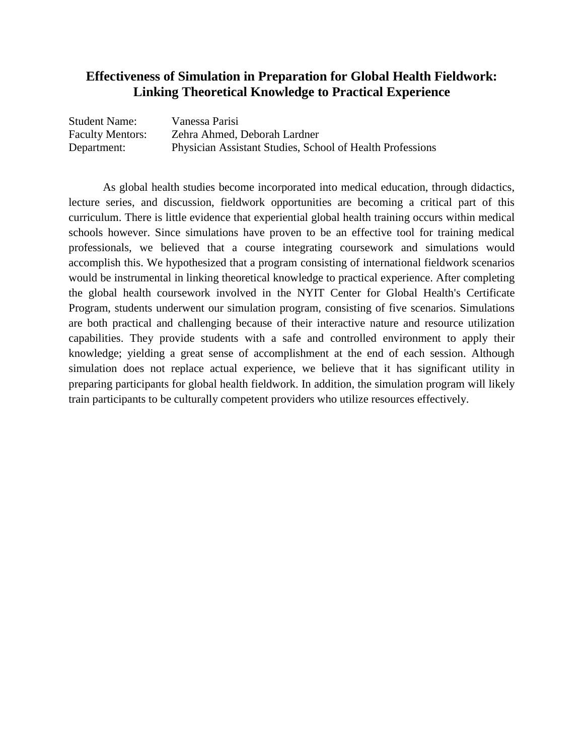# Effectiveness of Simulation in Preparation for Global Health Fieldwork: Linking Theoretical Knowledge to Practical Experience

| | |
|---|---|
| Student Name: | Vanessa Parisi |
| Faculty Mentors: | Zehra Ahmed, Deborah Lardner |
| Department: | Physician Assistant Studies, School of Health Professions |

As global health studies become incorporated into medical education, through didactics, lecture series, and discussion, fieldwork opportunities are becoming a critical part of this curriculum. There is little evidence that experiential global health training occurs within medical schools however. Since simulations have proven to be an effective tool for training medical professionals, we believed that a course integrating coursework and simulations would accomplish this. We hypothesized that a program consisting of international fieldwork scenarios would be instrumental in linking theoretical knowledge to practical experience. After completing the global health coursework involved in the NYIT Center for Global Health's Certificate Program, students underwent our simulation program, consisting of five scenarios. Simulations are both practical and challenging because of their interactive nature and resource utilization capabilities. They provide students with a safe and controlled environment to apply their knowledge; yielding a great sense of accomplishment at the end of each session. Although simulation does not replace actual experience, we believe that it has significant utility in preparing participants for global health fieldwork. In addition, the simulation program will likely train participants to be culturally competent providers who utilize resources effectively.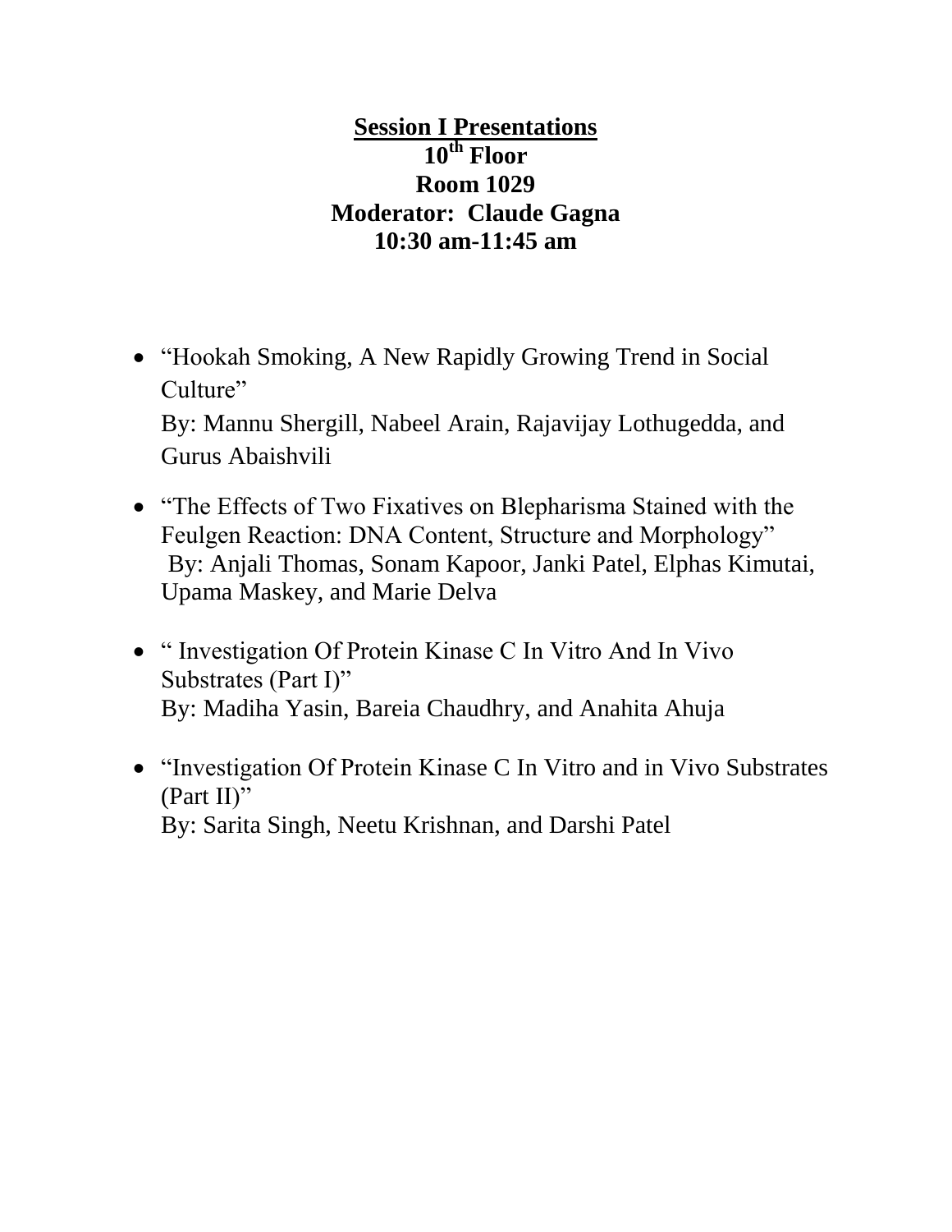## Session I Presentations

**10th Floor**

**Room 1029**

**Moderator: Claude Gagna**

**10:30 am-11:45 am**

- “Hookah Smoking, A New Rapidly Growing Trend in Social Culture”
  By: Mannu Shergill, Nabeel Arain, Rajavijay Lothugedda, and Gurus Abaishvili

- “The Effects of Two Fixatives on Blepharisma Stained with the Feulgen Reaction: DNA Content, Structure and Morphology”
  By: Anjali Thomas, Sonam Kapoor, Janki Patel, Elphas Kimutai, Upama Maskey, and Marie Delva

- “ Investigation Of Protein Kinase C In Vitro And In Vivo Substrates (Part I)”
  By: Madiha Yasin, Bareia Chaudhry, and Anahita Ahuja

- “Investigation Of Protein Kinase C In Vitro and in Vivo Substrates (Part II)”
  By: Sarita Singh, Neetu Krishnan, and Darshi Patel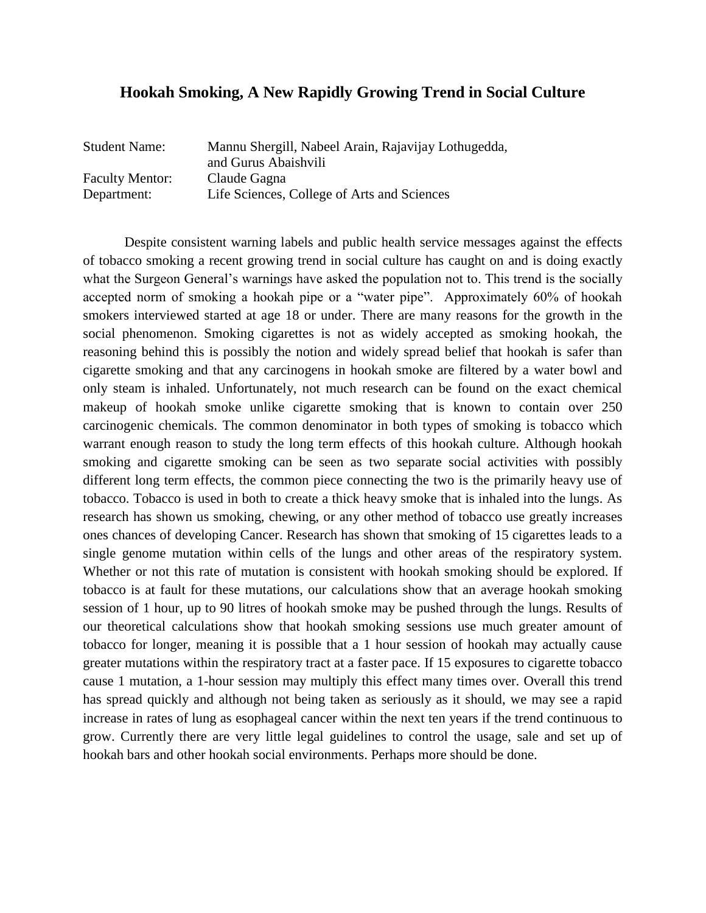# Hookah Smoking, A New Rapidly Growing Trend in Social Culture

| | |
|---|---|
| Student Name: | Mannu Shergill, Nabeel Arain, Rajavijay Lothugedda, and Gurus Abaishvili |
| Faculty Mentor: | Claude Gagna |
| Department: | Life Sciences, College of Arts and Sciences |

Despite consistent warning labels and public health service messages against the effects of tobacco smoking a recent growing trend in social culture has caught on and is doing exactly what the Surgeon General's warnings have asked the population not to. This trend is the socially accepted norm of smoking a hookah pipe or a "water pipe". Approximately 60% of hookah smokers interviewed started at age 18 or under. There are many reasons for the growth in the social phenomenon. Smoking cigarettes is not as widely accepted as smoking hookah, the reasoning behind this is possibly the notion and widely spread belief that hookah is safer than cigarette smoking and that any carcinogens in hookah smoke are filtered by a water bowl and only steam is inhaled. Unfortunately, not much research can be found on the exact chemical makeup of hookah smoke unlike cigarette smoking that is known to contain over 250 carcinogenic chemicals. The common denominator in both types of smoking is tobacco which warrant enough reason to study the long term effects of this hookah culture. Although hookah smoking and cigarette smoking can be seen as two separate social activities with possibly different long term effects, the common piece connecting the two is the primarily heavy use of tobacco. Tobacco is used in both to create a thick heavy smoke that is inhaled into the lungs. As research has shown us smoking, chewing, or any other method of tobacco use greatly increases ones chances of developing Cancer. Research has shown that smoking of 15 cigarettes leads to a single genome mutation within cells of the lungs and other areas of the respiratory system. Whether or not this rate of mutation is consistent with hookah smoking should be explored. If tobacco is at fault for these mutations, our calculations show that an average hookah smoking session of 1 hour, up to 90 litres of hookah smoke may be pushed through the lungs. Results of our theoretical calculations show that hookah smoking sessions use much greater amount of tobacco for longer, meaning it is possible that a 1 hour session of hookah may actually cause greater mutations within the respiratory tract at a faster pace. If 15 exposures to cigarette tobacco cause 1 mutation, a 1-hour session may multiply this effect many times over. Overall this trend has spread quickly and although not being taken as seriously as it should, we may see a rapid increase in rates of lung as esophageal cancer within the next ten years if the trend continuous to grow. Currently there are very little legal guidelines to control the usage, sale and set up of hookah bars and other hookah social environments. Perhaps more should be done.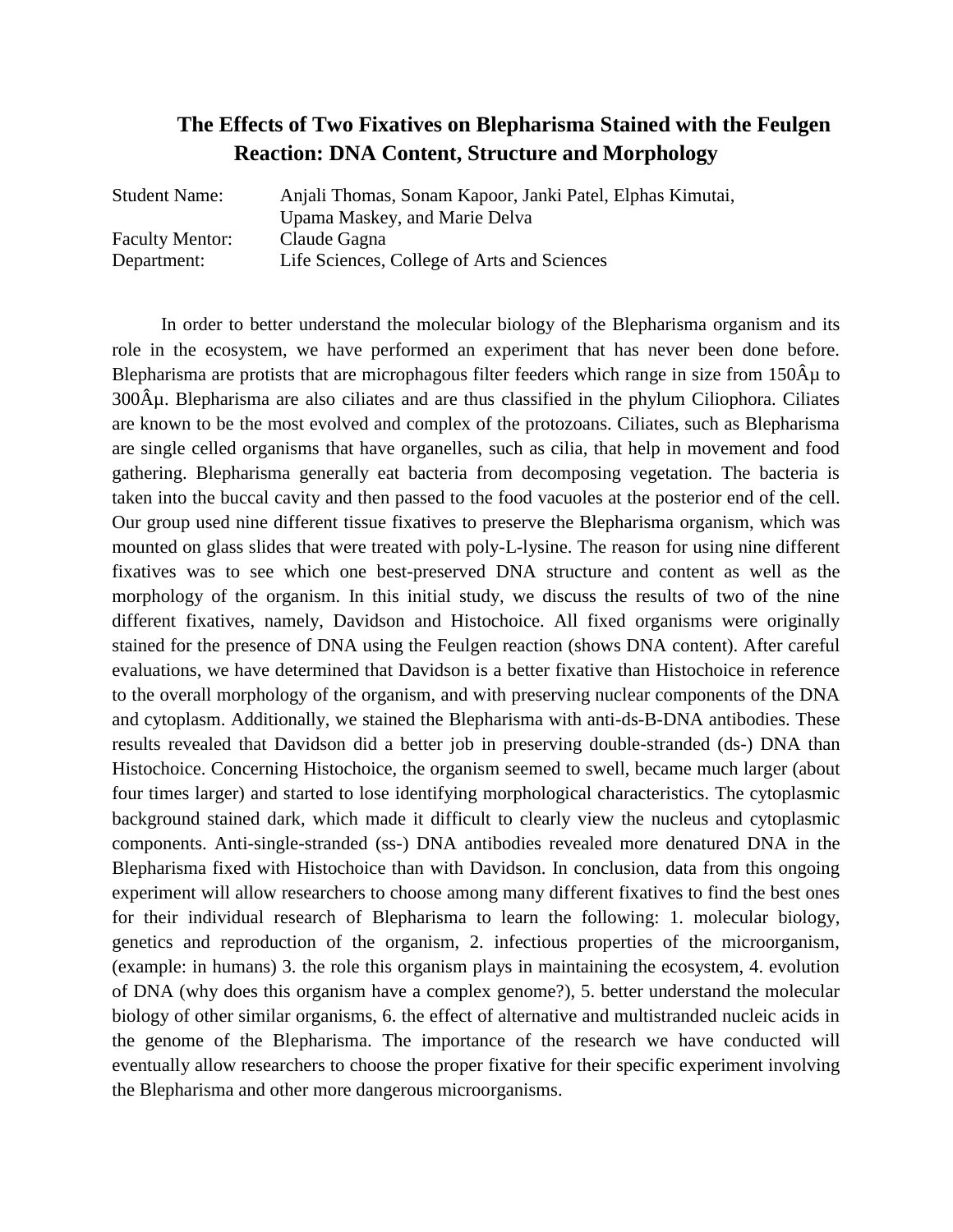# The Effects of Two Fixatives on Blepharisma Stained with the Feulgen Reaction: DNA Content, Structure and Morphology

| | |
|---|---|
| Student Name: | Anjali Thomas, Sonam Kapoor, Janki Patel, Elphas Kimutai, Upama Maskey, and Marie Delva |
| Faculty Mentor: | Claude Gagna |
| Department: | Life Sciences, College of Arts and Sciences |

In order to better understand the molecular biology of the Blepharisma organism and its role in the ecosystem, we have performed an experiment that has never been done before. Blepharisma are protists that are microphagous filter feeders which range in size from 150Âµ to 300Âµ. Blepharisma are also ciliates and are thus classified in the phylum Ciliophora. Ciliates are known to be the most evolved and complex of the protozoans. Ciliates, such as Blepharisma are single celled organisms that have organelles, such as cilia, that help in movement and food gathering. Blepharisma generally eat bacteria from decomposing vegetation. The bacteria is taken into the buccal cavity and then passed to the food vacuoles at the posterior end of the cell. Our group used nine different tissue fixatives to preserve the Blepharisma organism, which was mounted on glass slides that were treated with poly-L-lysine. The reason for using nine different fixatives was to see which one best-preserved DNA structure and content as well as the morphology of the organism. In this initial study, we discuss the results of two of the nine different fixatives, namely, Davidson and Histochoice. All fixed organisms were originally stained for the presence of DNA using the Feulgen reaction (shows DNA content). After careful evaluations, we have determined that Davidson is a better fixative than Histochoice in reference to the overall morphology of the organism, and with preserving nuclear components of the DNA and cytoplasm. Additionally, we stained the Blepharisma with anti-ds-B-DNA antibodies. These results revealed that Davidson did a better job in preserving double-stranded (ds-) DNA than Histochoice. Concerning Histochoice, the organism seemed to swell, became much larger (about four times larger) and started to lose identifying morphological characteristics. The cytoplasmic background stained dark, which made it difficult to clearly view the nucleus and cytoplasmic components. Anti-single-stranded (ss-) DNA antibodies revealed more denatured DNA in the Blepharisma fixed with Histochoice than with Davidson. In conclusion, data from this ongoing experiment will allow researchers to choose among many different fixatives to find the best ones for their individual research of Blepharisma to learn the following: 1. molecular biology, genetics and reproduction of the organism, 2. infectious properties of the microorganism, (example: in humans) 3. the role this organism plays in maintaining the ecosystem, 4. evolution of DNA (why does this organism have a complex genome?), 5. better understand the molecular biology of other similar organisms, 6. the effect of alternative and multistranded nucleic acids in the genome of the Blepharisma. The importance of the research we have conducted will eventually allow researchers to choose the proper fixative for their specific experiment involving the Blepharisma and other more dangerous microorganisms.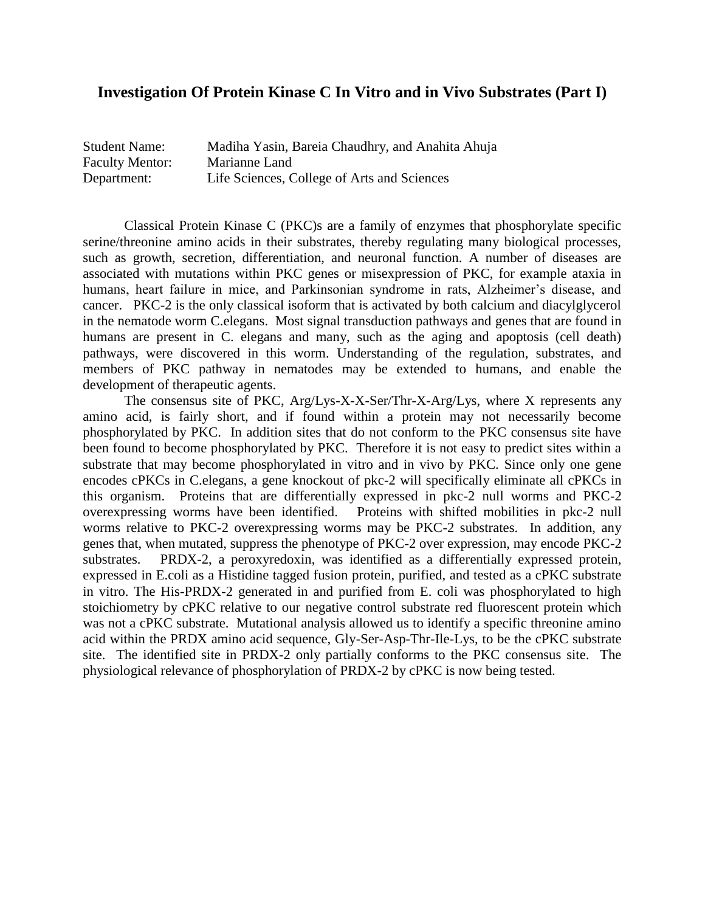# Investigation Of Protein Kinase C In Vitro and in Vivo Substrates (Part I)

Student Name: Madiha Yasin, Bareia Chaudhry, and Anahita Ahuja
Faculty Mentor: Marianne Land
Department: Life Sciences, College of Arts and Sciences

Classical Protein Kinase C (PKC)s are a family of enzymes that phosphorylate specific serine/threonine amino acids in their substrates, thereby regulating many biological processes, such as growth, secretion, differentiation, and neuronal function. A number of diseases are associated with mutations within PKC genes or misexpression of PKC, for example ataxia in humans, heart failure in mice, and Parkinsonian syndrome in rats, Alzheimer's disease, and cancer. PKC-2 is the only classical isoform that is activated by both calcium and diacylglycerol in the nematode worm C.elegans. Most signal transduction pathways and genes that are found in humans are present in C. elegans and many, such as the aging and apoptosis (cell death) pathways, were discovered in this worm. Understanding of the regulation, substrates, and members of PKC pathway in nematodes may be extended to humans, and enable the development of therapeutic agents.

The consensus site of PKC, Arg/Lys-X-X-Ser/Thr-X-Arg/Lys, where X represents any amino acid, is fairly short, and if found within a protein may not necessarily become phosphorylated by PKC. In addition sites that do not conform to the PKC consensus site have been found to become phosphorylated by PKC. Therefore it is not easy to predict sites within a substrate that may become phosphorylated in vitro and in vivo by PKC. Since only one gene encodes cPKCs in C.elegans, a gene knockout of pkc-2 will specifically eliminate all cPKCs in this organism. Proteins that are differentially expressed in pkc-2 null worms and PKC-2 overexpressing worms have been identified. Proteins with shifted mobilities in pkc-2 null worms relative to PKC-2 overexpressing worms may be PKC-2 substrates. In addition, any genes that, when mutated, suppress the phenotype of PKC-2 over expression, may encode PKC-2 substrates. PRDX-2, a peroxyredoxin, was identified as a differentially expressed protein, expressed in E.coli as a Histidine tagged fusion protein, purified, and tested as a cPKC substrate in vitro. The His-PRDX-2 generated in and purified from E. coli was phosphorylated to high stoichiometry by cPKC relative to our negative control substrate red fluorescent protein which was not a cPKC substrate. Mutational analysis allowed us to identify a specific threonine amino acid within the PRDX amino acid sequence, Gly-Ser-Asp-Thr-Ile-Lys, to be the cPKC substrate site. The identified site in PRDX-2 only partially conforms to the PKC consensus site. The physiological relevance of phosphorylation of PRDX-2 by cPKC is now being tested.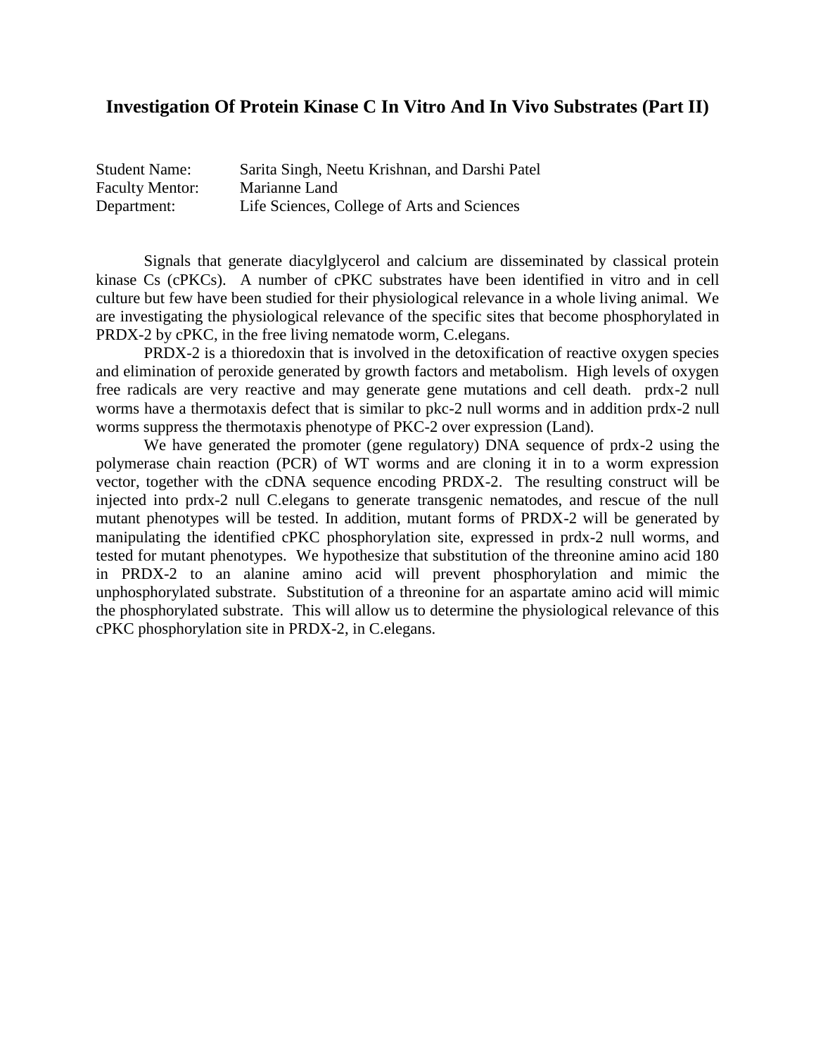# Investigation Of Protein Kinase C In Vitro And In Vivo Substrates (Part II)

| | |
|---|---|
| Student Name: | Sarita Singh, Neetu Krishnan, and Darshi Patel |
| Faculty Mentor: | Marianne Land |
| Department: | Life Sciences, College of Arts and Sciences |

Signals that generate diacylglycerol and calcium are disseminated by classical protein kinase Cs (cPKCs). A number of cPKC substrates have been identified in vitro and in cell culture but few have been studied for their physiological relevance in a whole living animal. We are investigating the physiological relevance of the specific sites that become phosphorylated in PRDX-2 by cPKC, in the free living nematode worm, C.elegans.

PRDX-2 is a thioredoxin that is involved in the detoxification of reactive oxygen species and elimination of peroxide generated by growth factors and metabolism. High levels of oxygen free radicals are very reactive and may generate gene mutations and cell death. prdx-2 null worms have a thermotaxis defect that is similar to pkc-2 null worms and in addition prdx-2 null worms suppress the thermotaxis phenotype of PKC-2 over expression (Land).

We have generated the promoter (gene regulatory) DNA sequence of prdx-2 using the polymerase chain reaction (PCR) of WT worms and are cloning it in to a worm expression vector, together with the cDNA sequence encoding PRDX-2. The resulting construct will be injected into prdx-2 null C.elegans to generate transgenic nematodes, and rescue of the null mutant phenotypes will be tested. In addition, mutant forms of PRDX-2 will be generated by manipulating the identified cPKC phosphorylation site, expressed in prdx-2 null worms, and tested for mutant phenotypes. We hypothesize that substitution of the threonine amino acid 180 in PRDX-2 to an alanine amino acid will prevent phosphorylation and mimic the unphosphorylated substrate. Substitution of a threonine for an aspartate amino acid will mimic the phosphorylated substrate. This will allow us to determine the physiological relevance of this cPKC phosphorylation site in PRDX-2, in C.elegans.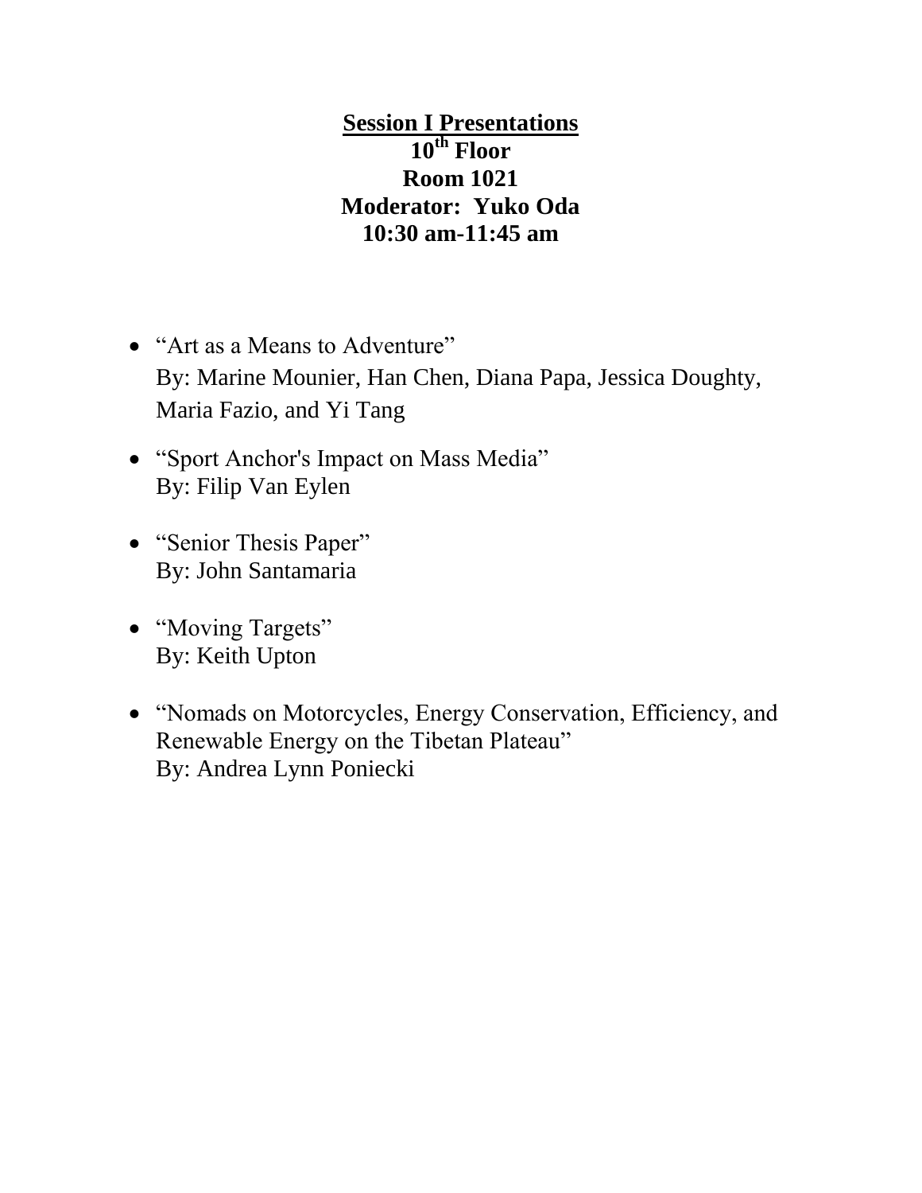## Session I Presentations

**10th Floor**
**Room 1021**
**Moderator: Yuko Oda**
**10:30 am-11:45 am**

- "Art as a Means to Adventure"
  By: Marine Mounier, Han Chen, Diana Papa, Jessica Doughty, Maria Fazio, and Yi Tang
- "Sport Anchor's Impact on Mass Media"
  By: Filip Van Eylen
- "Senior Thesis Paper"
  By: John Santamaria
- "Moving Targets"
  By: Keith Upton
- "Nomads on Motorcycles, Energy Conservation, Efficiency, and Renewable Energy on the Tibetan Plateau"
  By: Andrea Lynn Poniecki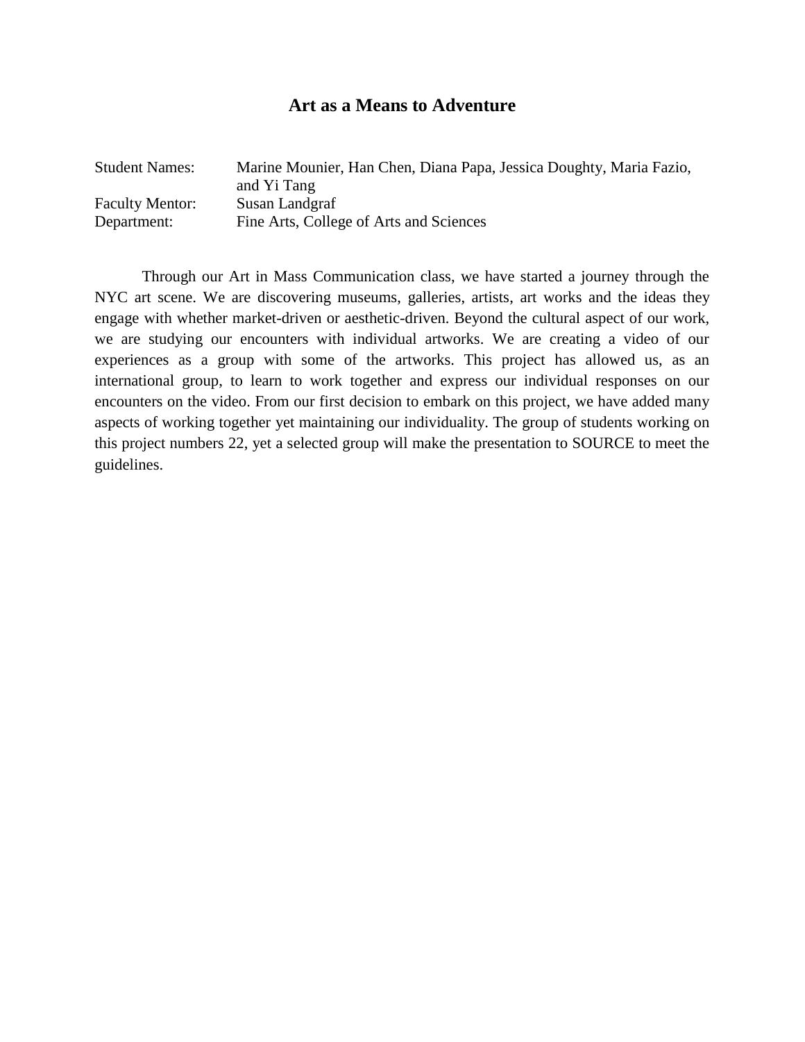# Art as a Means to Adventure

| | |
|---|---|
| Student Names: | Marine Mounier, Han Chen, Diana Papa, Jessica Doughty, Maria Fazio, and Yi Tang |
| Faculty Mentor: | Susan Landgraf |
| Department: | Fine Arts, College of Arts and Sciences |

Through our Art in Mass Communication class, we have started a journey through the NYC art scene. We are discovering museums, galleries, artists, art works and the ideas they engage with whether market-driven or aesthetic-driven. Beyond the cultural aspect of our work, we are studying our encounters with individual artworks. We are creating a video of our experiences as a group with some of the artworks. This project has allowed us, as an international group, to learn to work together and express our individual responses on our encounters on the video. From our first decision to embark on this project, we have added many aspects of working together yet maintaining our individuality. The group of students working on this project numbers 22, yet a selected group will make the presentation to SOURCE to meet the guidelines.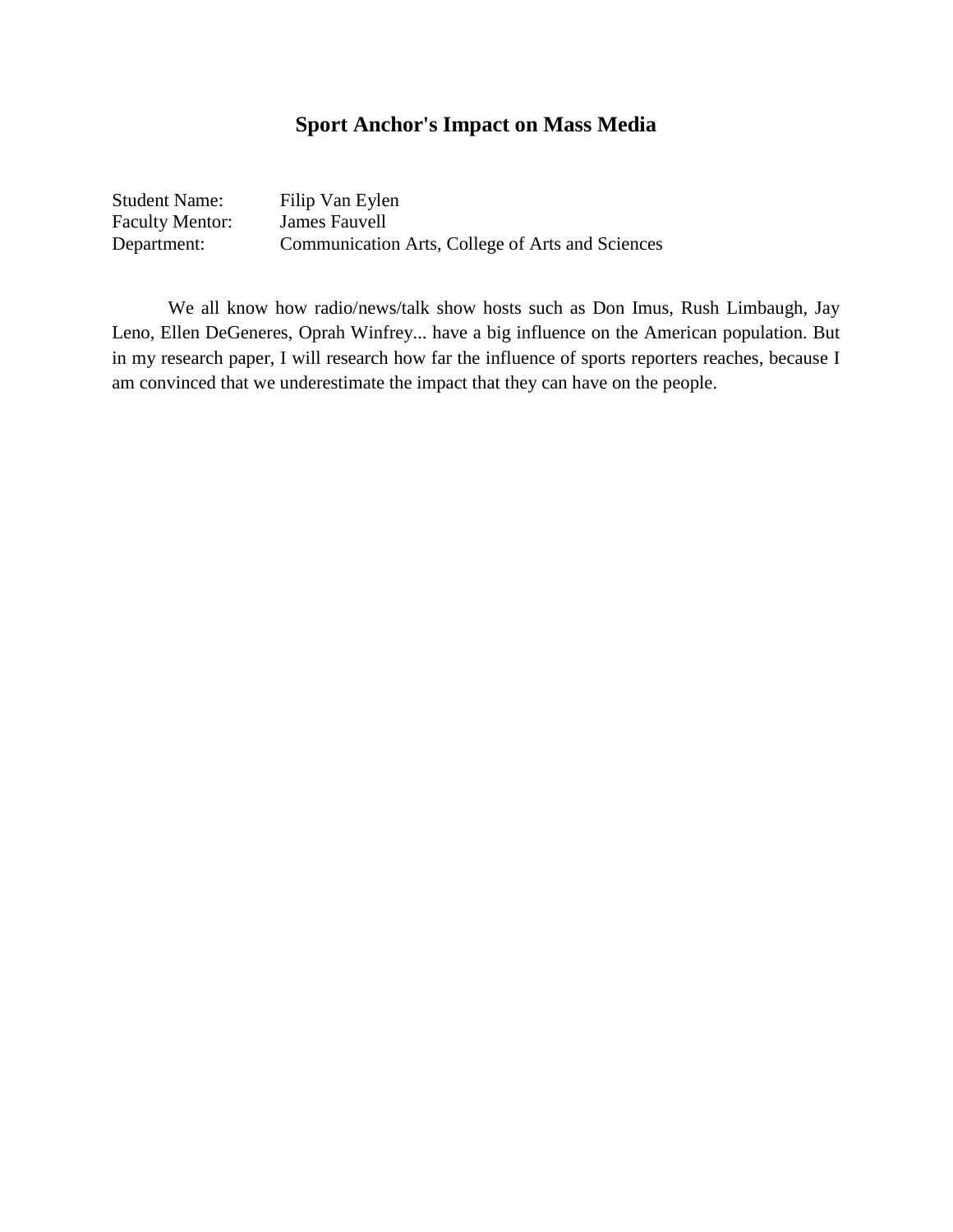# Sport Anchor's Impact on Mass Media

| | |
|---|---|
| Student Name: | Filip Van Eylen |
| Faculty Mentor: | James Fauvell |
| Department: | Communication Arts, College of Arts and Sciences |

We all know how radio/news/talk show hosts such as Don Imus, Rush Limbaugh, Jay Leno, Ellen DeGeneres, Oprah Winfrey... have a big influence on the American population. But in my research paper, I will research how far the influence of sports reporters reaches, because I am convinced that we underestimate the impact that they can have on the people.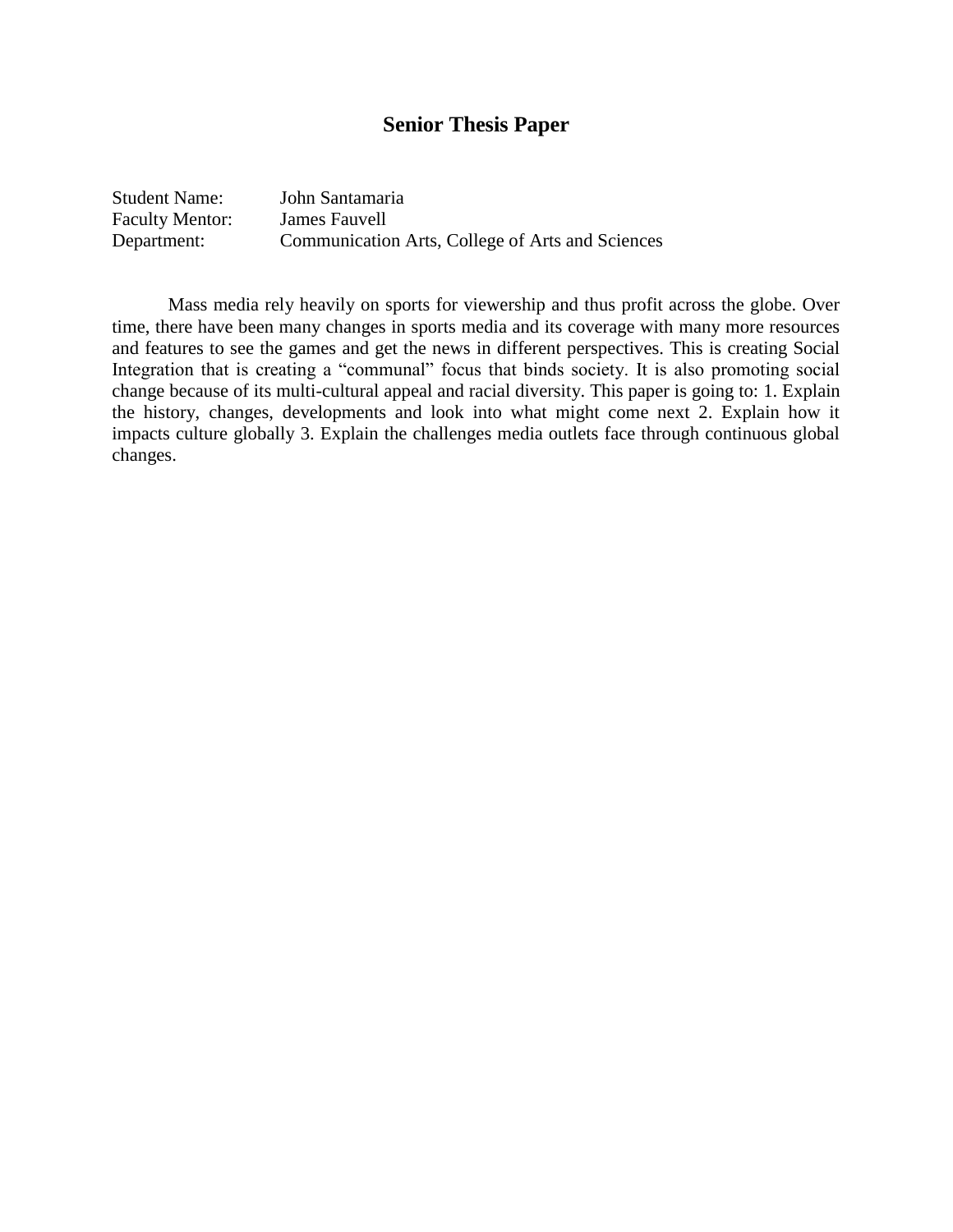# Senior Thesis Paper

Student Name: John Santamaria  
Faculty Mentor: James Fauvell  
Department: Communication Arts, College of Arts and Sciences

Mass media rely heavily on sports for viewership and thus profit across the globe. Over time, there have been many changes in sports media and its coverage with many more resources and features to see the games and get the news in different perspectives. This is creating Social Integration that is creating a "communal" focus that binds society. It is also promoting social change because of its multi-cultural appeal and racial diversity. This paper is going to: 1. Explain the history, changes, developments and look into what might come next 2. Explain how it impacts culture globally 3. Explain the challenges media outlets face through continuous global changes.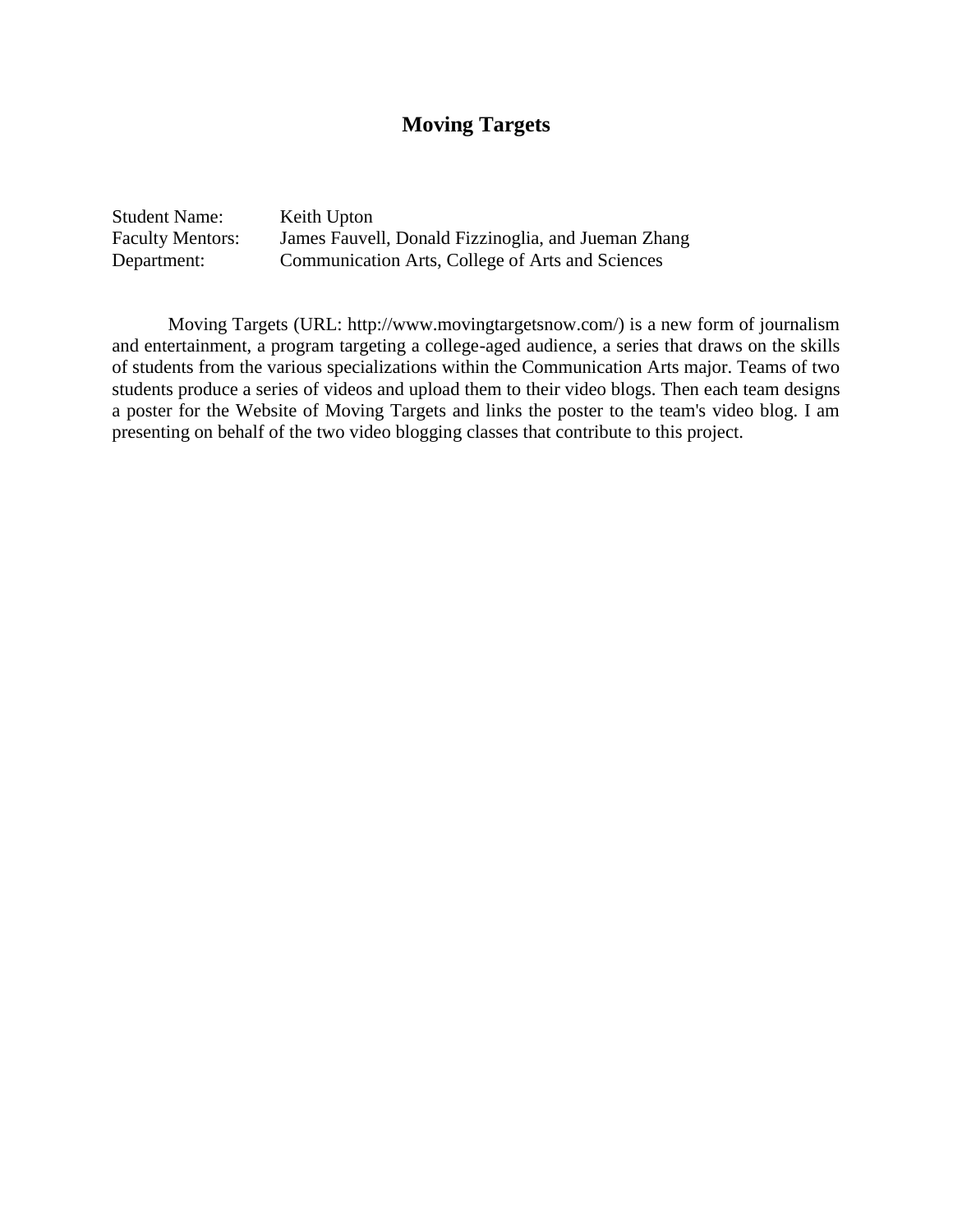# Moving Targets

Student Name: Keith Upton
Faculty Mentors: James Fauvell, Donald Fizzinoglia, and Jueman Zhang
Department: Communication Arts, College of Arts and Sciences

Moving Targets (URL: http://www.movingtargetsnow.com/) is a new form of journalism and entertainment, a program targeting a college-aged audience, a series that draws on the skills of students from the various specializations within the Communication Arts major. Teams of two students produce a series of videos and upload them to their video blogs. Then each team designs a poster for the Website of Moving Targets and links the poster to the team's video blog. I am presenting on behalf of the two video blogging classes that contribute to this project.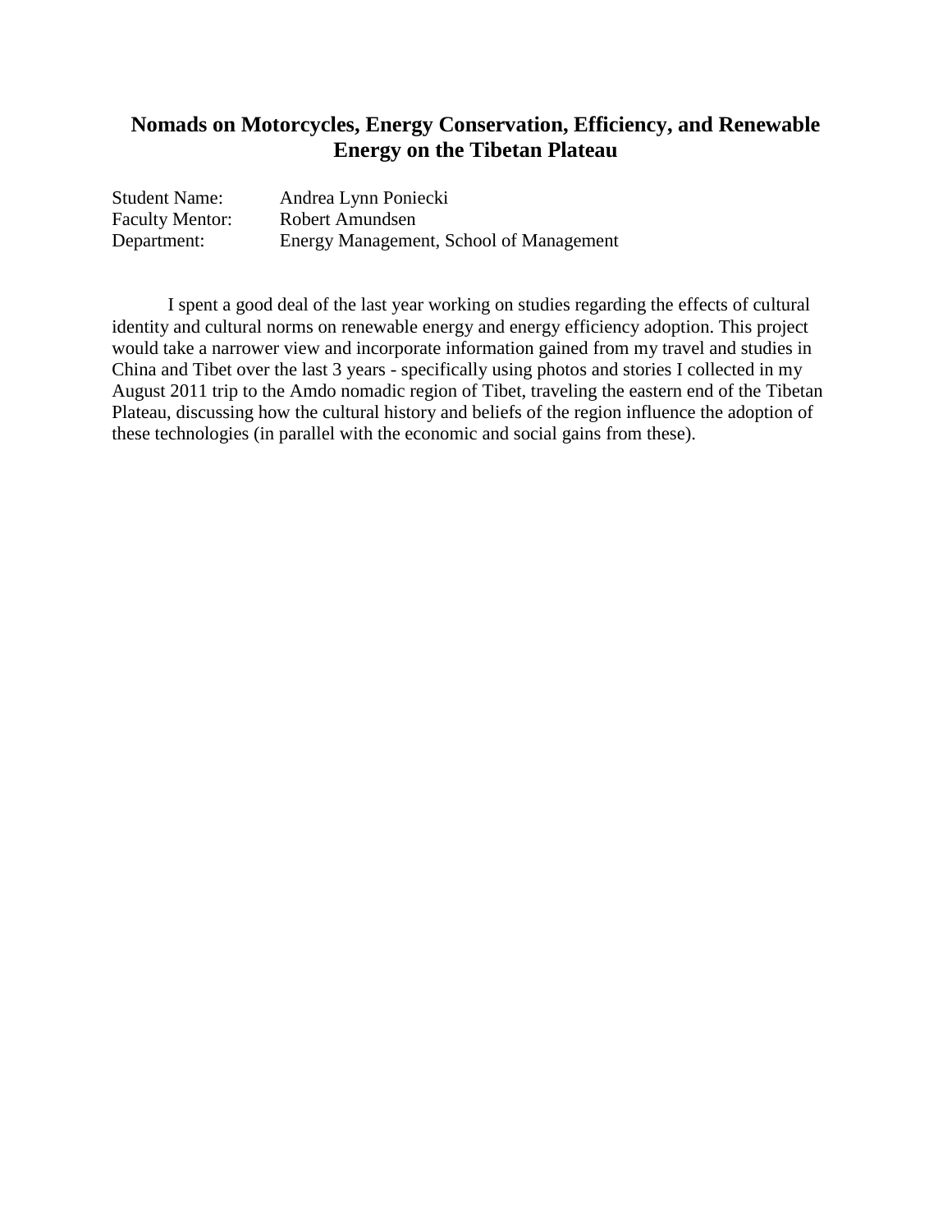## Nomads on Motorcycles, Energy Conservation, Efficiency, and Renewable Energy on the Tibetan Plateau

Student Name: Andrea Lynn Poniecki
Faculty Mentor: Robert Amundsen
Department: Energy Management, School of Management

I spent a good deal of the last year working on studies regarding the effects of cultural identity and cultural norms on renewable energy and energy efficiency adoption. This project would take a narrower view and incorporate information gained from my travel and studies in China and Tibet over the last 3 years - specifically using photos and stories I collected in my August 2011 trip to the Amdo nomadic region of Tibet, traveling the eastern end of the Tibetan Plateau, discussing how the cultural history and beliefs of the region influence the adoption of these technologies (in parallel with the economic and social gains from these).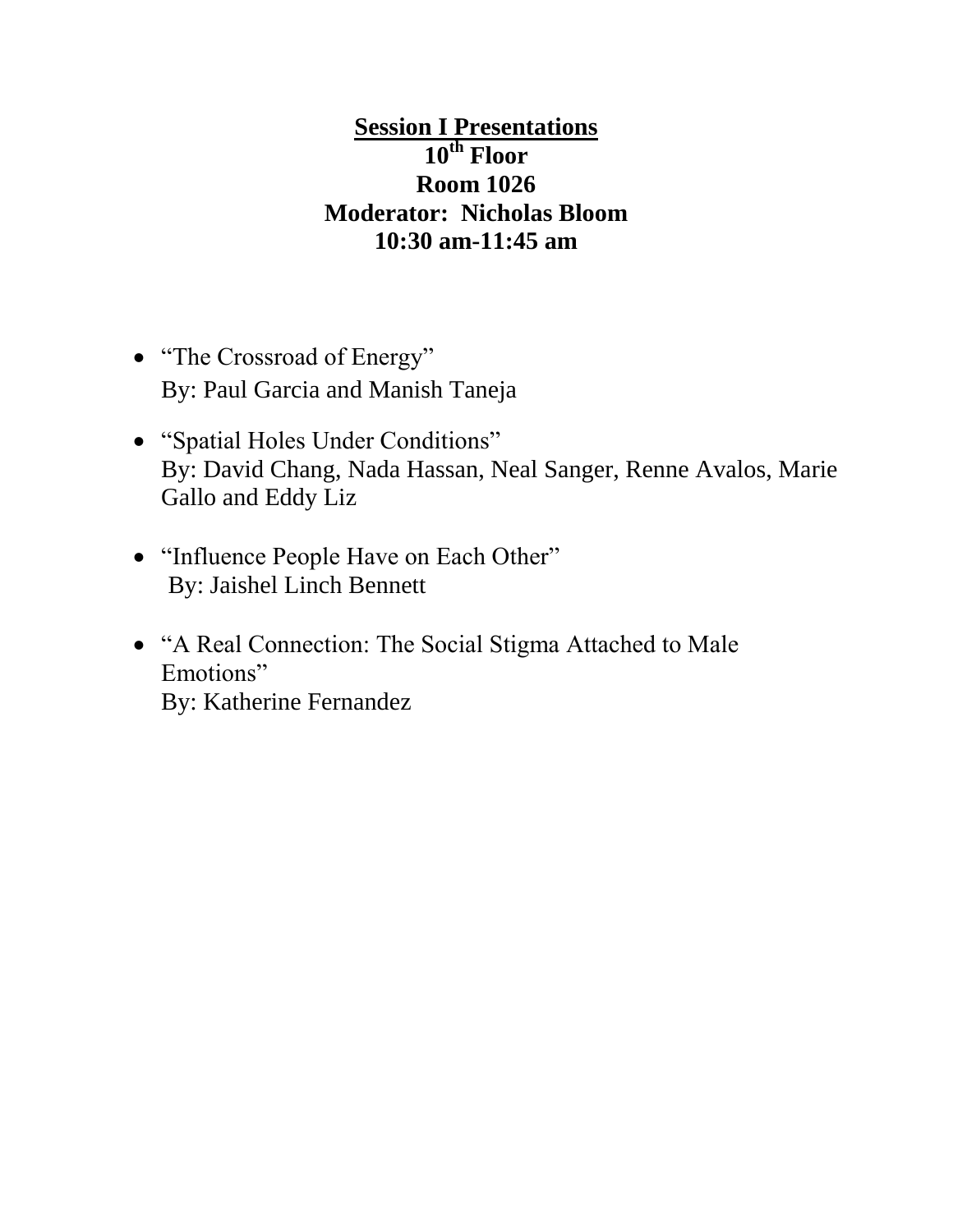## Session I Presentations

**10th Floor**
**Room 1026**
**Moderator: Nicholas Bloom**
**10:30 am-11:45 am**

- "The Crossroad of Energy"
  By: Paul Garcia and Manish Taneja

- "Spatial Holes Under Conditions"
  By: David Chang, Nada Hassan, Neal Sanger, Renne Avalos, Marie Gallo and Eddy Liz

- "Influence People Have on Each Other"
  By: Jaishel Linch Bennett

- "A Real Connection: The Social Stigma Attached to Male Emotions"
  By: Katherine Fernandez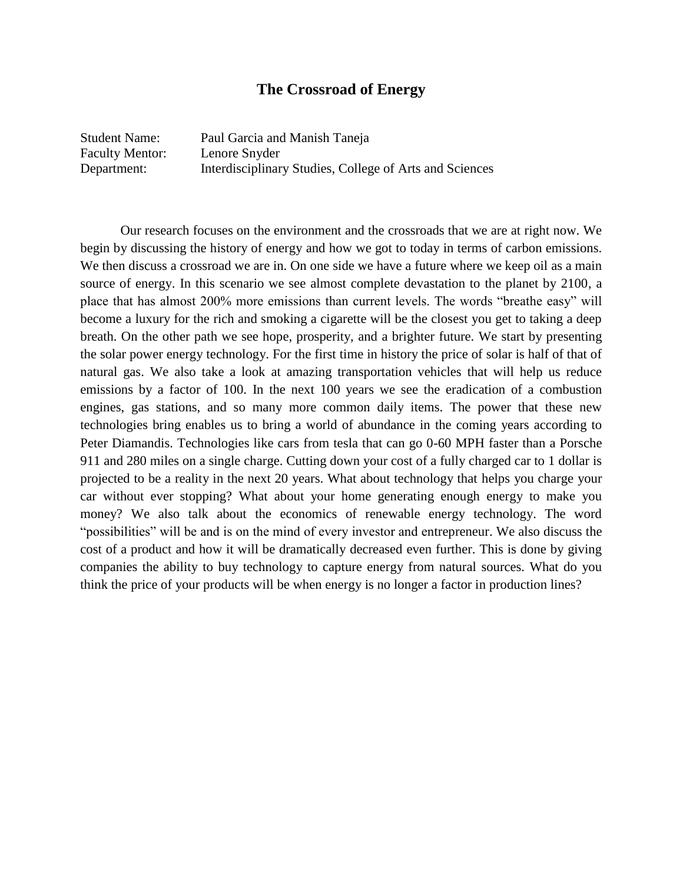# The Crossroad of Energy

Student Name: Paul Garcia and Manish Taneja
Faculty Mentor: Lenore Snyder
Department: Interdisciplinary Studies, College of Arts and Sciences

Our research focuses on the environment and the crossroads that we are at right now. We begin by discussing the history of energy and how we got to today in terms of carbon emissions. We then discuss a crossroad we are in. On one side we have a future where we keep oil as a main source of energy. In this scenario we see almost complete devastation to the planet by 2100, a place that has almost 200% more emissions than current levels. The words "breathe easy" will become a luxury for the rich and smoking a cigarette will be the closest you get to taking a deep breath. On the other path we see hope, prosperity, and a brighter future. We start by presenting the solar power energy technology. For the first time in history the price of solar is half of that of natural gas. We also take a look at amazing transportation vehicles that will help us reduce emissions by a factor of 100. In the next 100 years we see the eradication of a combustion engines, gas stations, and so many more common daily items. The power that these new technologies bring enables us to bring a world of abundance in the coming years according to Peter Diamandis. Technologies like cars from tesla that can go 0-60 MPH faster than a Porsche 911 and 280 miles on a single charge. Cutting down your cost of a fully charged car to 1 dollar is projected to be a reality in the next 20 years. What about technology that helps you charge your car without ever stopping? What about your home generating enough energy to make you money? We also talk about the economics of renewable energy technology. The word "possibilities" will be and is on the mind of every investor and entrepreneur. We also discuss the cost of a product and how it will be dramatically decreased even further. This is done by giving companies the ability to buy technology to capture energy from natural sources. What do you think the price of your products will be when energy is no longer a factor in production lines?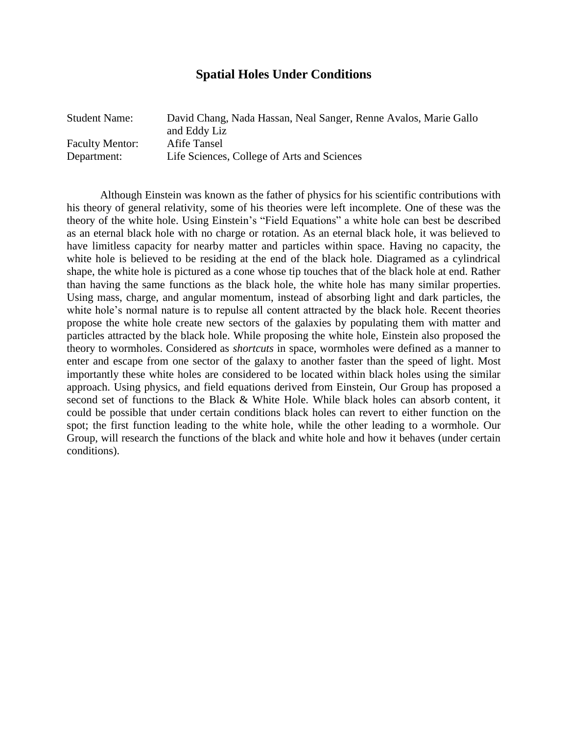# Spatial Holes Under Conditions

Student Name: David Chang, Nada Hassan, Neal Sanger, Renne Avalos, Marie Gallo and Eddy Liz
Faculty Mentor: Afife Tansel
Department: Life Sciences, College of Arts and Sciences

Although Einstein was known as the father of physics for his scientific contributions with his theory of general relativity, some of his theories were left incomplete. One of these was the theory of the white hole. Using Einstein's "Field Equations" a white hole can best be described as an eternal black hole with no charge or rotation. As an eternal black hole, it was believed to have limitless capacity for nearby matter and particles within space. Having no capacity, the white hole is believed to be residing at the end of the black hole. Diagramed as a cylindrical shape, the white hole is pictured as a cone whose tip touches that of the black hole at end. Rather than having the same functions as the black hole, the white hole has many similar properties. Using mass, charge, and angular momentum, instead of absorbing light and dark particles, the white hole's normal nature is to repulse all content attracted by the black hole. Recent theories propose the white hole create new sectors of the galaxies by populating them with matter and particles attracted by the black hole. While proposing the white hole, Einstein also proposed the theory to wormholes. Considered as *shortcuts* in space, wormholes were defined as a manner to enter and escape from one sector of the galaxy to another faster than the speed of light. Most importantly these white holes are considered to be located within black holes using the similar approach. Using physics, and field equations derived from Einstein, Our Group has proposed a second set of functions to the Black & White Hole. While black holes can absorb content, it could be possible that under certain conditions black holes can revert to either function on the spot; the first function leading to the white hole, while the other leading to a wormhole. Our Group, will research the functions of the black and white hole and how it behaves (under certain conditions).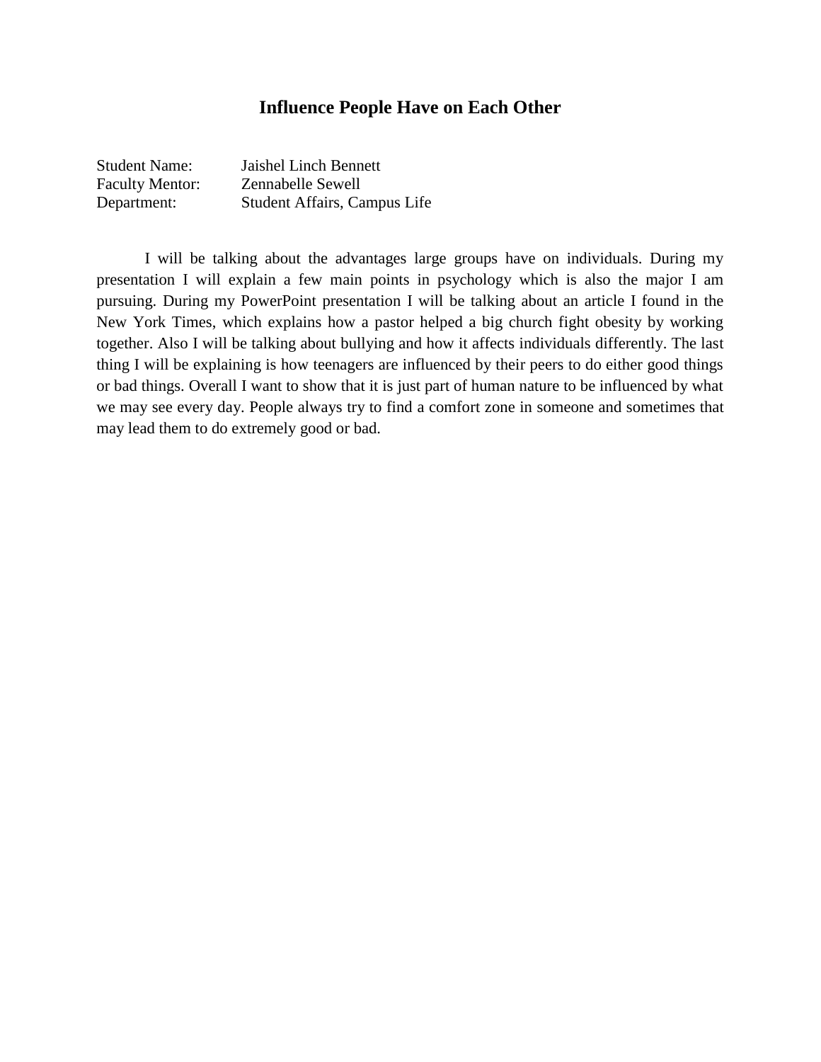# Influence People Have on Each Other

| | |
|---|---|
| Student Name: | Jaishel Linch Bennett |
| Faculty Mentor: | Zennabelle Sewell |
| Department: | Student Affairs, Campus Life |

I will be talking about the advantages large groups have on individuals. During my presentation I will explain a few main points in psychology which is also the major I am pursuing. During my PowerPoint presentation I will be talking about an article I found in the New York Times, which explains how a pastor helped a big church fight obesity by working together. Also I will be talking about bullying and how it affects individuals differently. The last thing I will be explaining is how teenagers are influenced by their peers to do either good things or bad things. Overall I want to show that it is just part of human nature to be influenced by what we may see every day. People always try to find a comfort zone in someone and sometimes that may lead them to do extremely good or bad.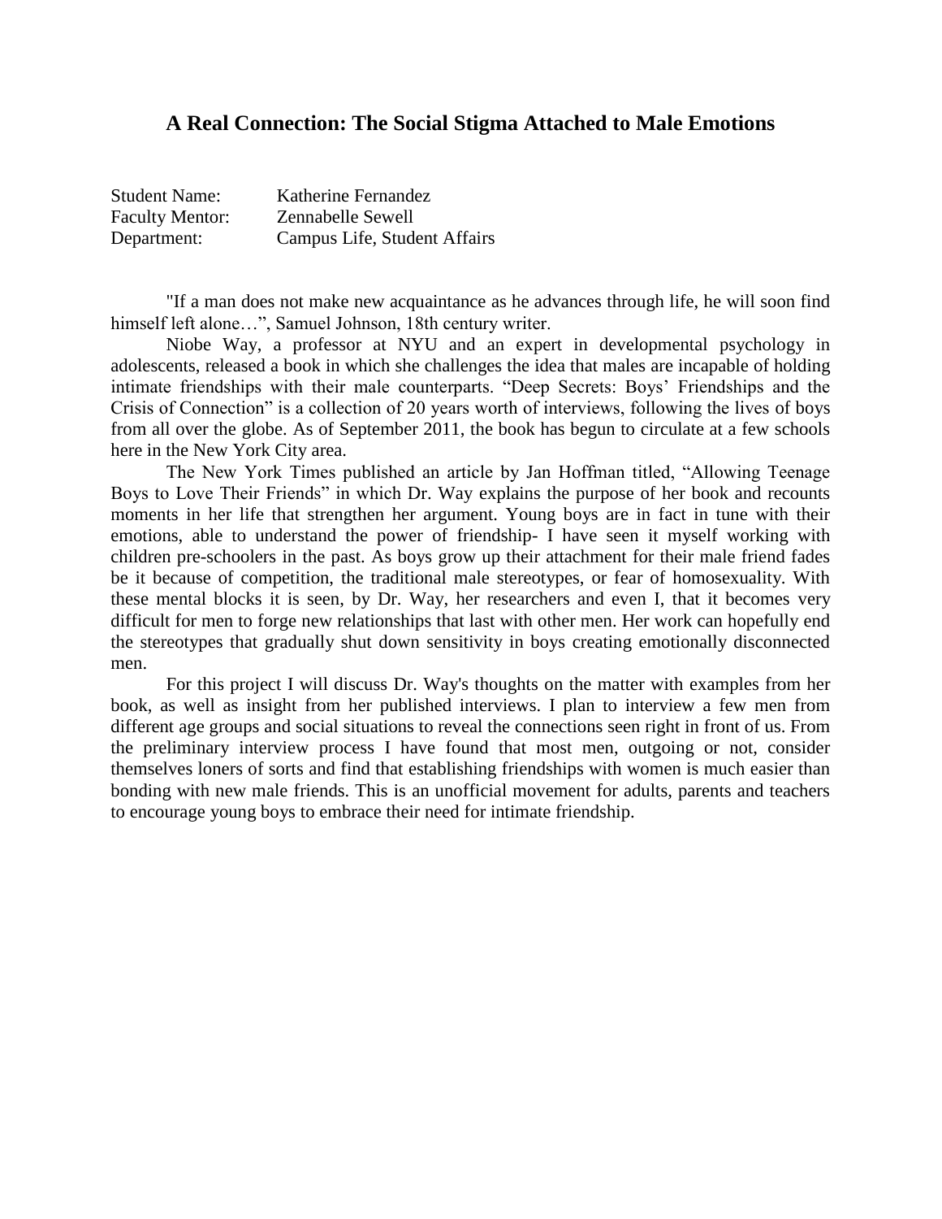## A Real Connection: The Social Stigma Attached to Male Emotions

| | |
|---|---|
| Student Name: | Katherine Fernandez |
| Faculty Mentor: | Zennabelle Sewell |
| Department: | Campus Life, Student Affairs |

"If a man does not make new acquaintance as he advances through life, he will soon find himself left alone…", Samuel Johnson, 18th century writer.

Niobe Way, a professor at NYU and an expert in developmental psychology in adolescents, released a book in which she challenges the idea that males are incapable of holding intimate friendships with their male counterparts. "Deep Secrets: Boys' Friendships and the Crisis of Connection" is a collection of 20 years worth of interviews, following the lives of boys from all over the globe. As of September 2011, the book has begun to circulate at a few schools here in the New York City area.

The New York Times published an article by Jan Hoffman titled, "Allowing Teenage Boys to Love Their Friends" in which Dr. Way explains the purpose of her book and recounts moments in her life that strengthen her argument. Young boys are in fact in tune with their emotions, able to understand the power of friendship- I have seen it myself working with children pre-schoolers in the past. As boys grow up their attachment for their male friend fades be it because of competition, the traditional male stereotypes, or fear of homosexuality. With these mental blocks it is seen, by Dr. Way, her researchers and even I, that it becomes very difficult for men to forge new relationships that last with other men. Her work can hopefully end the stereotypes that gradually shut down sensitivity in boys creating emotionally disconnected men.

For this project I will discuss Dr. Way's thoughts on the matter with examples from her book, as well as insight from her published interviews. I plan to interview a few men from different age groups and social situations to reveal the connections seen right in front of us. From the preliminary interview process I have found that most men, outgoing or not, consider themselves loners of sorts and find that establishing friendships with women is much easier than bonding with new male friends. This is an unofficial movement for adults, parents and teachers to encourage young boys to embrace their need for intimate friendship.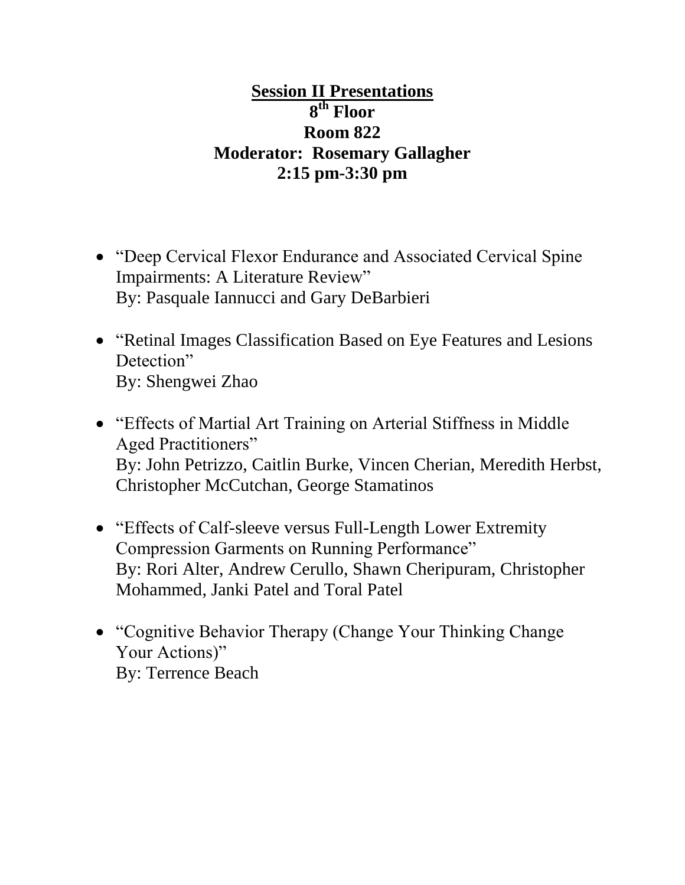## Session II Presentations

**8th Floor**
**Room 822**
**Moderator: Rosemary Gallagher**
**2:15 pm-3:30 pm**

- "Deep Cervical Flexor Endurance and Associated Cervical Spine Impairments: A Literature Review"
  By: Pasquale Iannucci and Gary DeBarbieri

- "Retinal Images Classification Based on Eye Features and Lesions Detection"
  By: Shengwei Zhao

- "Effects of Martial Art Training on Arterial Stiffness in Middle Aged Practitioners"
  By: John Petrizzo, Caitlin Burke, Vincen Cherian, Meredith Herbst, Christopher McCutchan, George Stamatinos

- "Effects of Calf-sleeve versus Full-Length Lower Extremity Compression Garments on Running Performance"
  By: Rori Alter, Andrew Cerullo, Shawn Cheripuram, Christopher Mohammed, Janki Patel and Toral Patel

- "Cognitive Behavior Therapy (Change Your Thinking Change Your Actions)"
  By: Terrence Beach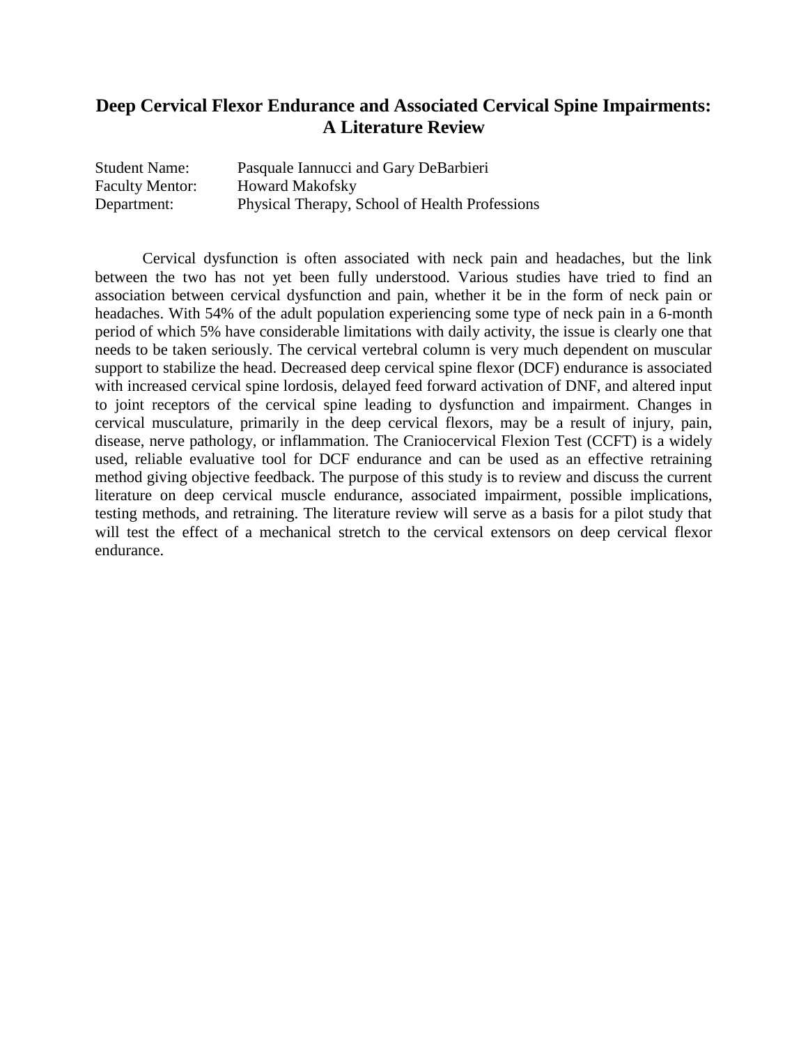# Deep Cervical Flexor Endurance and Associated Cervical Spine Impairments: A Literature Review

Student Name: Pasquale Iannucci and Gary DeBarbieri
Faculty Mentor: Howard Makofsky
Department: Physical Therapy, School of Health Professions

Cervical dysfunction is often associated with neck pain and headaches, but the link between the two has not yet been fully understood. Various studies have tried to find an association between cervical dysfunction and pain, whether it be in the form of neck pain or headaches. With 54% of the adult population experiencing some type of neck pain in a 6-month period of which 5% have considerable limitations with daily activity, the issue is clearly one that needs to be taken seriously. The cervical vertebral column is very much dependent on muscular support to stabilize the head. Decreased deep cervical spine flexor (DCF) endurance is associated with increased cervical spine lordosis, delayed feed forward activation of DNF, and altered input to joint receptors of the cervical spine leading to dysfunction and impairment. Changes in cervical musculature, primarily in the deep cervical flexors, may be a result of injury, pain, disease, nerve pathology, or inflammation. The Craniocervical Flexion Test (CCFT) is a widely used, reliable evaluative tool for DCF endurance and can be used as an effective retraining method giving objective feedback. The purpose of this study is to review and discuss the current literature on deep cervical muscle endurance, associated impairment, possible implications, testing methods, and retraining. The literature review will serve as a basis for a pilot study that will test the effect of a mechanical stretch to the cervical extensors on deep cervical flexor endurance.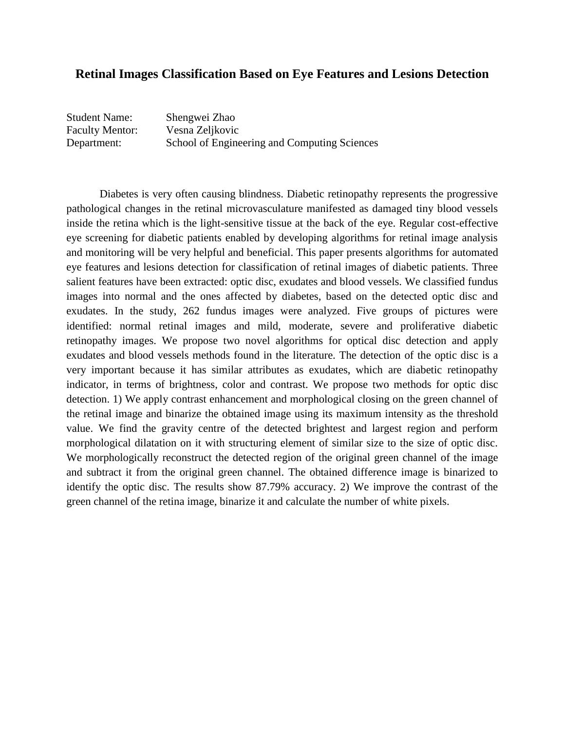# Retinal Images Classification Based on Eye Features and Lesions Detection

Student Name: Shengwei Zhao
Faculty Mentor: Vesna Zeljkovic
Department: School of Engineering and Computing Sciences

Diabetes is very often causing blindness. Diabetic retinopathy represents the progressive pathological changes in the retinal microvasculature manifested as damaged tiny blood vessels inside the retina which is the light-sensitive tissue at the back of the eye. Regular cost-effective eye screening for diabetic patients enabled by developing algorithms for retinal image analysis and monitoring will be very helpful and beneficial. This paper presents algorithms for automated eye features and lesions detection for classification of retinal images of diabetic patients. Three salient features have been extracted: optic disc, exudates and blood vessels. We classified fundus images into normal and the ones affected by diabetes, based on the detected optic disc and exudates. In the study, 262 fundus images were analyzed. Five groups of pictures were identified: normal retinal images and mild, moderate, severe and proliferative diabetic retinopathy images. We propose two novel algorithms for optical disc detection and apply exudates and blood vessels methods found in the literature. The detection of the optic disc is a very important because it has similar attributes as exudates, which are diabetic retinopathy indicator, in terms of brightness, color and contrast. We propose two methods for optic disc detection. 1) We apply contrast enhancement and morphological closing on the green channel of the retinal image and binarize the obtained image using its maximum intensity as the threshold value. We find the gravity centre of the detected brightest and largest region and perform morphological dilatation on it with structuring element of similar size to the size of optic disc. We morphologically reconstruct the detected region of the original green channel of the image and subtract it from the original green channel. The obtained difference image is binarized to identify the optic disc. The results show 87.79% accuracy. 2) We improve the contrast of the green channel of the retina image, binarize it and calculate the number of white pixels.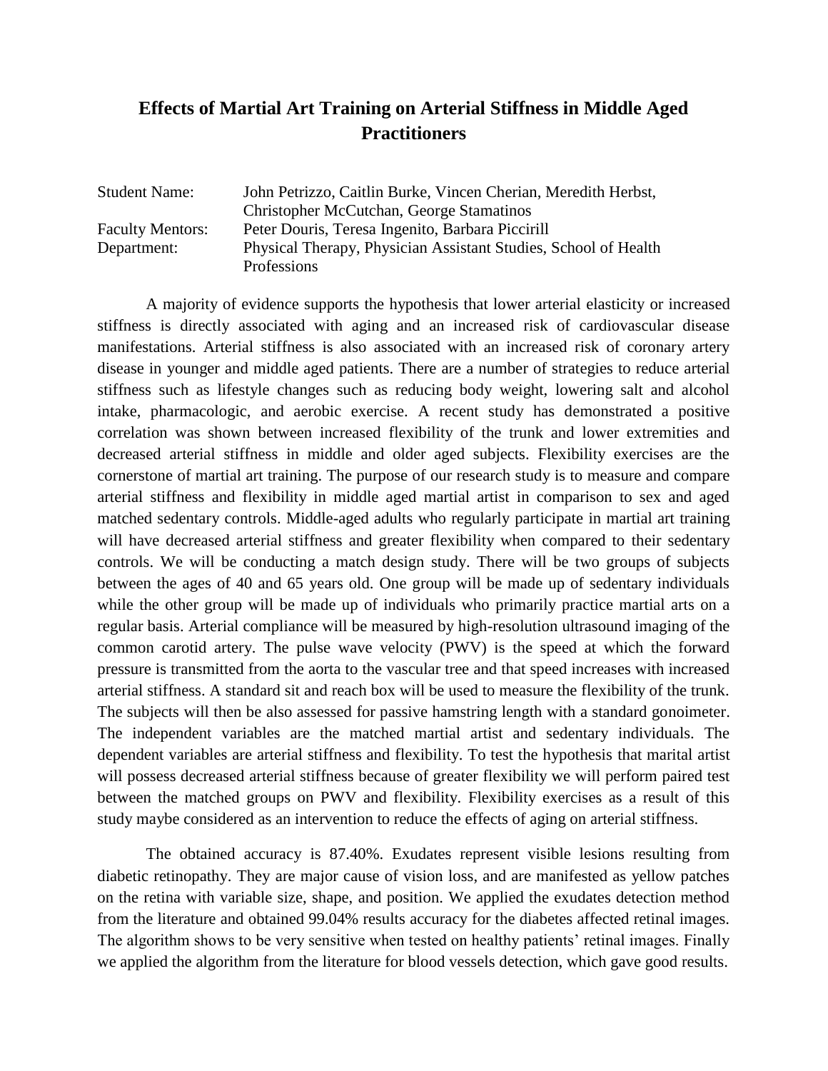## Effects of Martial Art Training on Arterial Stiffness in Middle Aged Practitioners

| | |
|---|---|
| Student Name: | John Petrizzo, Caitlin Burke, Vincen Cherian, Meredith Herbst, Christopher McCutchan, George Stamatinos |
| Faculty Mentors: | Peter Douris, Teresa Ingenito, Barbara Piccirill |
| Department: | Physical Therapy, Physician Assistant Studies, School of Health Professions |

A majority of evidence supports the hypothesis that lower arterial elasticity or increased stiffness is directly associated with aging and an increased risk of cardiovascular disease manifestations. Arterial stiffness is also associated with an increased risk of coronary artery disease in younger and middle aged patients. There are a number of strategies to reduce arterial stiffness such as lifestyle changes such as reducing body weight, lowering salt and alcohol intake, pharmacologic, and aerobic exercise. A recent study has demonstrated a positive correlation was shown between increased flexibility of the trunk and lower extremities and decreased arterial stiffness in middle and older aged subjects. Flexibility exercises are the cornerstone of martial art training. The purpose of our research study is to measure and compare arterial stiffness and flexibility in middle aged martial artist in comparison to sex and aged matched sedentary controls. Middle-aged adults who regularly participate in martial art training will have decreased arterial stiffness and greater flexibility when compared to their sedentary controls. We will be conducting a match design study. There will be two groups of subjects between the ages of 40 and 65 years old. One group will be made up of sedentary individuals while the other group will be made up of individuals who primarily practice martial arts on a regular basis. Arterial compliance will be measured by high-resolution ultrasound imaging of the common carotid artery. The pulse wave velocity (PWV) is the speed at which the forward pressure is transmitted from the aorta to the vascular tree and that speed increases with increased arterial stiffness. A standard sit and reach box will be used to measure the flexibility of the trunk. The subjects will then be also assessed for passive hamstring length with a standard gonoimeter. The independent variables are the matched martial artist and sedentary individuals. The dependent variables are arterial stiffness and flexibility. To test the hypothesis that marital artist will possess decreased arterial stiffness because of greater flexibility we will perform paired test between the matched groups on PWV and flexibility. Flexibility exercises as a result of this study maybe considered as an intervention to reduce the effects of aging on arterial stiffness.

The obtained accuracy is 87.40%. Exudates represent visible lesions resulting from diabetic retinopathy. They are major cause of vision loss, and are manifested as yellow patches on the retina with variable size, shape, and position. We applied the exudates detection method from the literature and obtained 99.04% results accuracy for the diabetes affected retinal images. The algorithm shows to be very sensitive when tested on healthy patients' retinal images. Finally we applied the algorithm from the literature for blood vessels detection, which gave good results.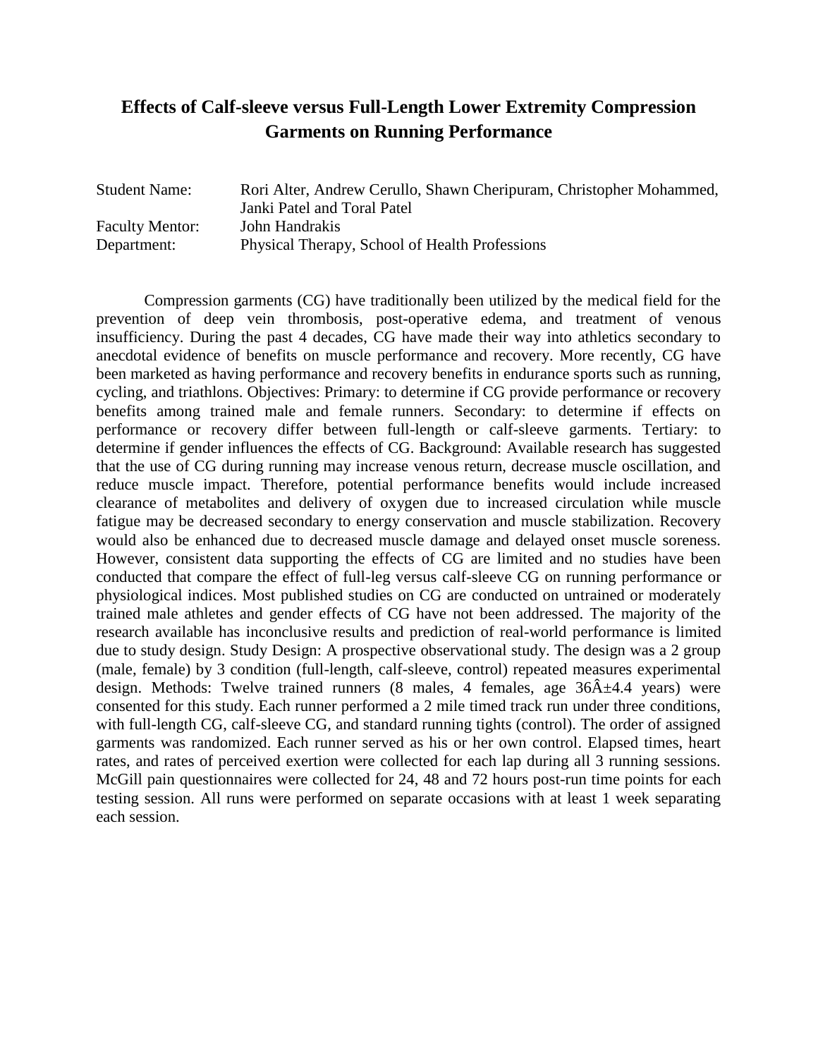# Effects of Calf-sleeve versus Full-Length Lower Extremity Compression Garments on Running Performance

| | |
|---|---|
| Student Name: | Rori Alter, Andrew Cerullo, Shawn Cheripuram, Christopher Mohammed, Janki Patel and Toral Patel |
| Faculty Mentor: | John Handrakis |
| Department: | Physical Therapy, School of Health Professions |

Compression garments (CG) have traditionally been utilized by the medical field for the prevention of deep vein thrombosis, post-operative edema, and treatment of venous insufficiency. During the past 4 decades, CG have made their way into athletics secondary to anecdotal evidence of benefits on muscle performance and recovery. More recently, CG have been marketed as having performance and recovery benefits in endurance sports such as running, cycling, and triathlons. Objectives: Primary: to determine if CG provide performance or recovery benefits among trained male and female runners. Secondary: to determine if effects on performance or recovery differ between full-length or calf-sleeve garments. Tertiary: to determine if gender influences the effects of CG. Background: Available research has suggested that the use of CG during running may increase venous return, decrease muscle oscillation, and reduce muscle impact. Therefore, potential performance benefits would include increased clearance of metabolites and delivery of oxygen due to increased circulation while muscle fatigue may be decreased secondary to energy conservation and muscle stabilization. Recovery would also be enhanced due to decreased muscle damage and delayed onset muscle soreness. However, consistent data supporting the effects of CG are limited and no studies have been conducted that compare the effect of full-leg versus calf-sleeve CG on running performance or physiological indices. Most published studies on CG are conducted on untrained or moderately trained male athletes and gender effects of CG have not been addressed. The majority of the research available has inconclusive results and prediction of real-world performance is limited due to study design. Study Design: A prospective observational study. The design was a 2 group (male, female) by 3 condition (full-length, calf-sleeve, control) repeated measures experimental design. Methods: Twelve trained runners (8 males, 4 females, age 36Â±4.4 years) were consented for this study. Each runner performed a 2 mile timed track run under three conditions, with full-length CG, calf-sleeve CG, and standard running tights (control). The order of assigned garments was randomized. Each runner served as his or her own control. Elapsed times, heart rates, and rates of perceived exertion were collected for each lap during all 3 running sessions. McGill pain questionnaires were collected for 24, 48 and 72 hours post-run time points for each testing session. All runs were performed on separate occasions with at least 1 week separating each session.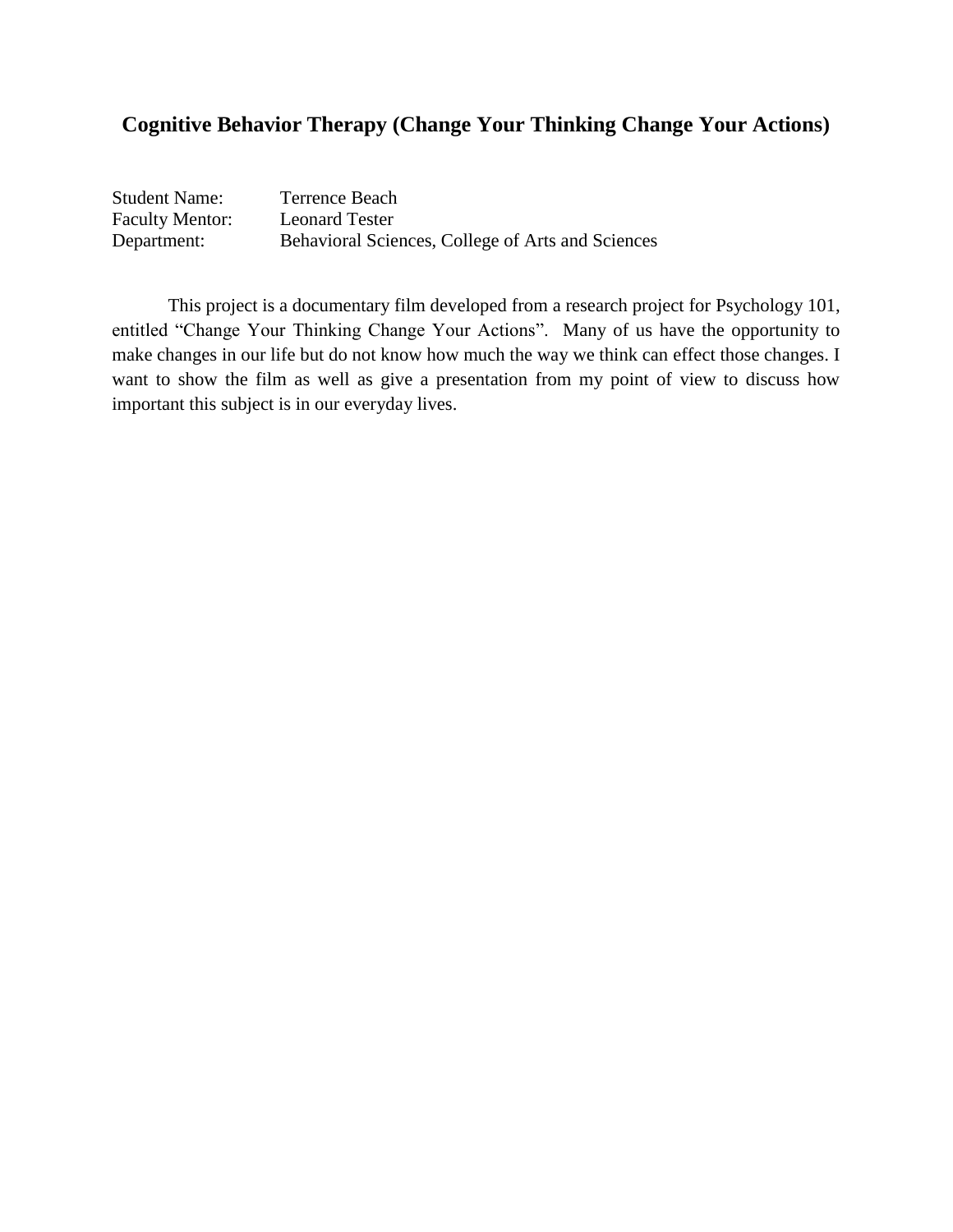## Cognitive Behavior Therapy (Change Your Thinking Change Your Actions)

Student Name: Terrence Beach
Faculty Mentor: Leonard Tester
Department: Behavioral Sciences, College of Arts and Sciences

This project is a documentary film developed from a research project for Psychology 101, entitled "Change Your Thinking Change Your Actions". Many of us have the opportunity to make changes in our life but do not know how much the way we think can effect those changes. I want to show the film as well as give a presentation from my point of view to discuss how important this subject is in our everyday lives.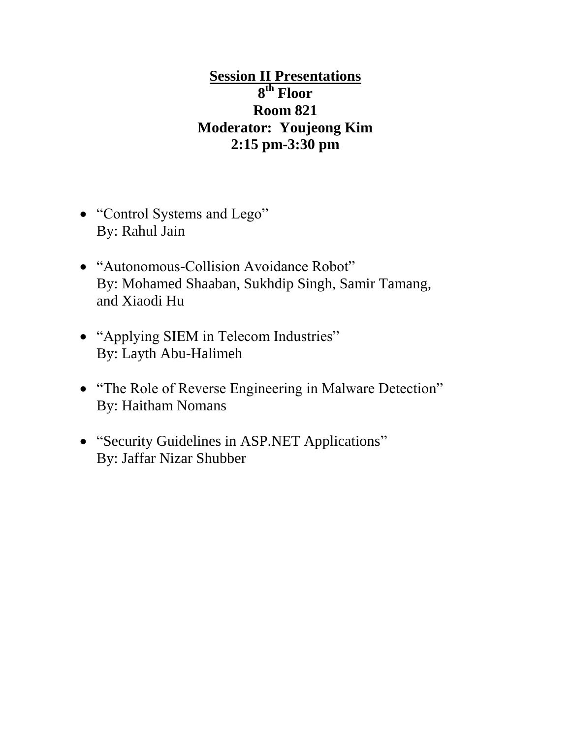**Session II Presentations**

**8th Floor**

**Room 821**

**Moderator: Youjeong Kim**

**2:15 pm-3:30 pm**

- "Control Systems and Lego"
  By: Rahul Jain

- "Autonomous-Collision Avoidance Robot"
  By: Mohamed Shaaban, Sukhdip Singh, Samir Tamang, and Xiaodi Hu

- "Applying SIEM in Telecom Industries"
  By: Layth Abu-Halimeh

- "The Role of Reverse Engineering in Malware Detection"
  By: Haitham Nomans

- "Security Guidelines in ASP.NET Applications"
  By: Jaffar Nizar Shubber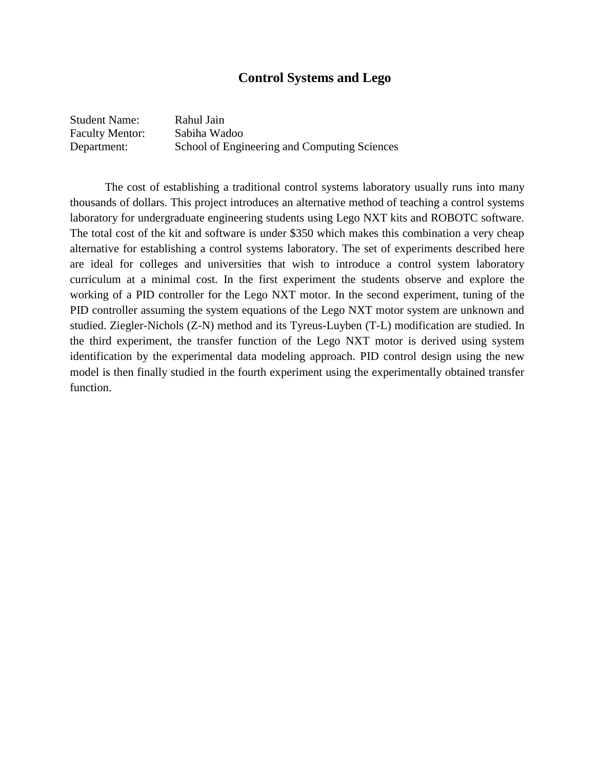# Control Systems and Lego

Student Name: Rahul Jain
Faculty Mentor: Sabiha Wadoo
Department: School of Engineering and Computing Sciences

The cost of establishing a traditional control systems laboratory usually runs into many thousands of dollars. This project introduces an alternative method of teaching a control systems laboratory for undergraduate engineering students using Lego NXT kits and ROBOTC software. The total cost of the kit and software is under $350 which makes this combination a very cheap alternative for establishing a control systems laboratory. The set of experiments described here are ideal for colleges and universities that wish to introduce a control system laboratory curriculum at a minimal cost. In the first experiment the students observe and explore the working of a PID controller for the Lego NXT motor. In the second experiment, tuning of the PID controller assuming the system equations of the Lego NXT motor system are unknown and studied. Ziegler-Nichols (Z-N) method and its Tyreus-Luyben (T-L) modification are studied. In the third experiment, the transfer function of the Lego NXT motor is derived using system identification by the experimental data modeling approach. PID control design using the new model is then finally studied in the fourth experiment using the experimentally obtained transfer function.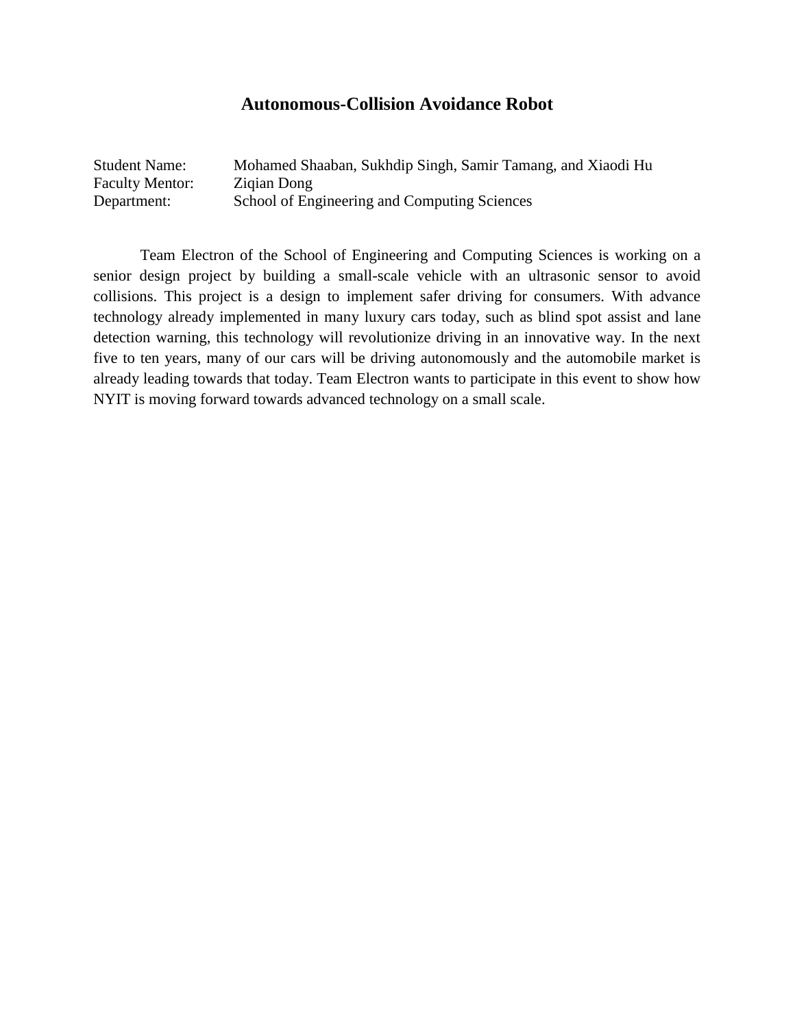# Autonomous-Collision Avoidance Robot

Student Name: Mohamed Shaaban, Sukhdip Singh, Samir Tamang, and Xiaodi Hu
Faculty Mentor: Ziqian Dong
Department: School of Engineering and Computing Sciences

Team Electron of the School of Engineering and Computing Sciences is working on a senior design project by building a small-scale vehicle with an ultrasonic sensor to avoid collisions. This project is a design to implement safer driving for consumers. With advance technology already implemented in many luxury cars today, such as blind spot assist and lane detection warning, this technology will revolutionize driving in an innovative way. In the next five to ten years, many of our cars will be driving autonomously and the automobile market is already leading towards that today. Team Electron wants to participate in this event to show how NYIT is moving forward towards advanced technology on a small scale.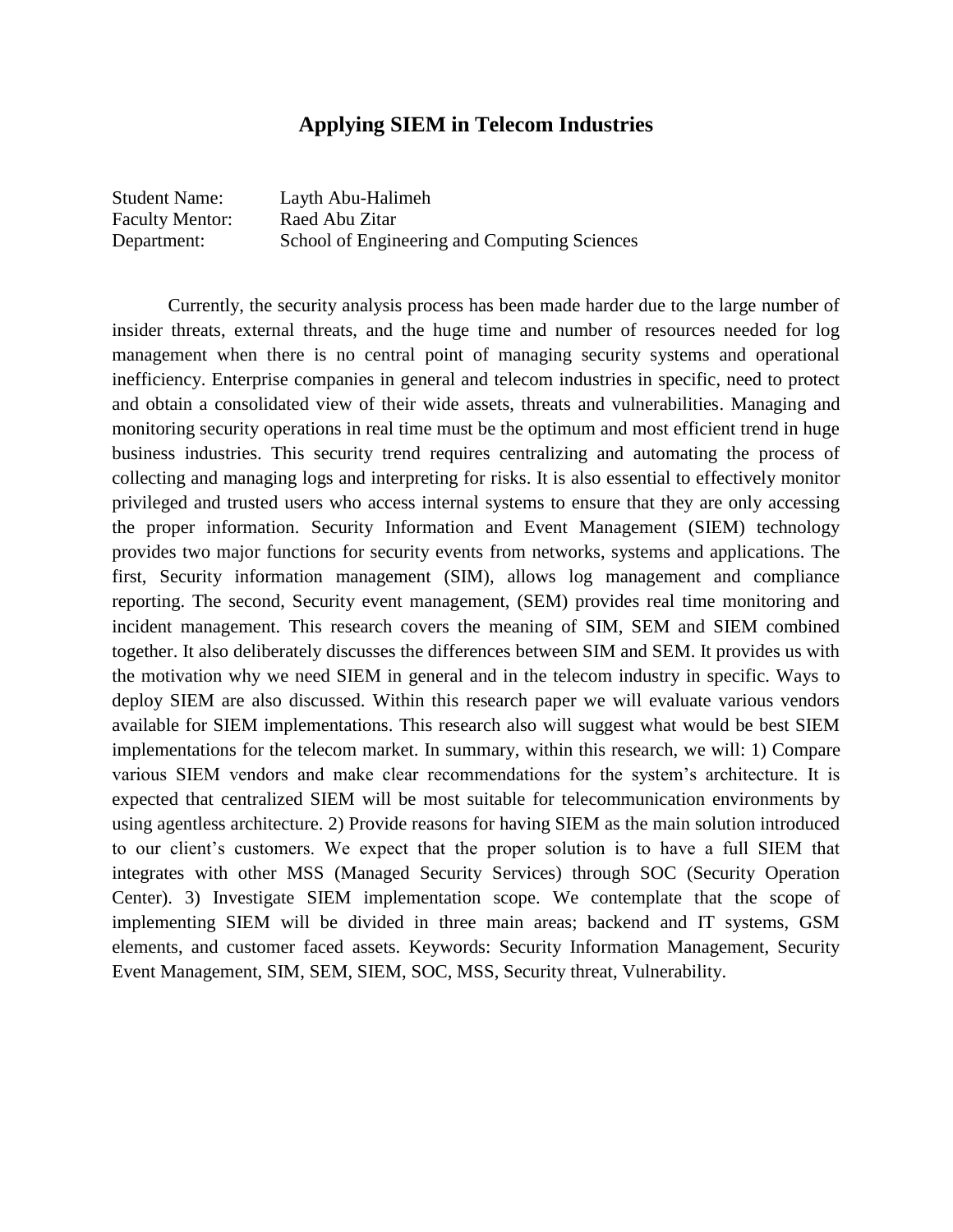# Applying SIEM in Telecom Industries

Student Name: Layth Abu-Halimeh
Faculty Mentor: Raed Abu Zitar
Department: School of Engineering and Computing Sciences

Currently, the security analysis process has been made harder due to the large number of insider threats, external threats, and the huge time and number of resources needed for log management when there is no central point of managing security systems and operational inefficiency. Enterprise companies in general and telecom industries in specific, need to protect and obtain a consolidated view of their wide assets, threats and vulnerabilities. Managing and monitoring security operations in real time must be the optimum and most efficient trend in huge business industries. This security trend requires centralizing and automating the process of collecting and managing logs and interpreting for risks. It is also essential to effectively monitor privileged and trusted users who access internal systems to ensure that they are only accessing the proper information. Security Information and Event Management (SIEM) technology provides two major functions for security events from networks, systems and applications. The first, Security information management (SIM), allows log management and compliance reporting. The second, Security event management, (SEM) provides real time monitoring and incident management. This research covers the meaning of SIM, SEM and SIEM combined together. It also deliberately discusses the differences between SIM and SEM. It provides us with the motivation why we need SIEM in general and in the telecom industry in specific. Ways to deploy SIEM are also discussed. Within this research paper we will evaluate various vendors available for SIEM implementations. This research also will suggest what would be best SIEM implementations for the telecom market. In summary, within this research, we will: 1) Compare various SIEM vendors and make clear recommendations for the system's architecture. It is expected that centralized SIEM will be most suitable for telecommunication environments by using agentless architecture. 2) Provide reasons for having SIEM as the main solution introduced to our client's customers. We expect that the proper solution is to have a full SIEM that integrates with other MSS (Managed Security Services) through SOC (Security Operation Center). 3) Investigate SIEM implementation scope. We contemplate that the scope of implementing SIEM will be divided in three main areas; backend and IT systems, GSM elements, and customer faced assets. Keywords: Security Information Management, Security Event Management, SIM, SEM, SIEM, SOC, MSS, Security threat, Vulnerability.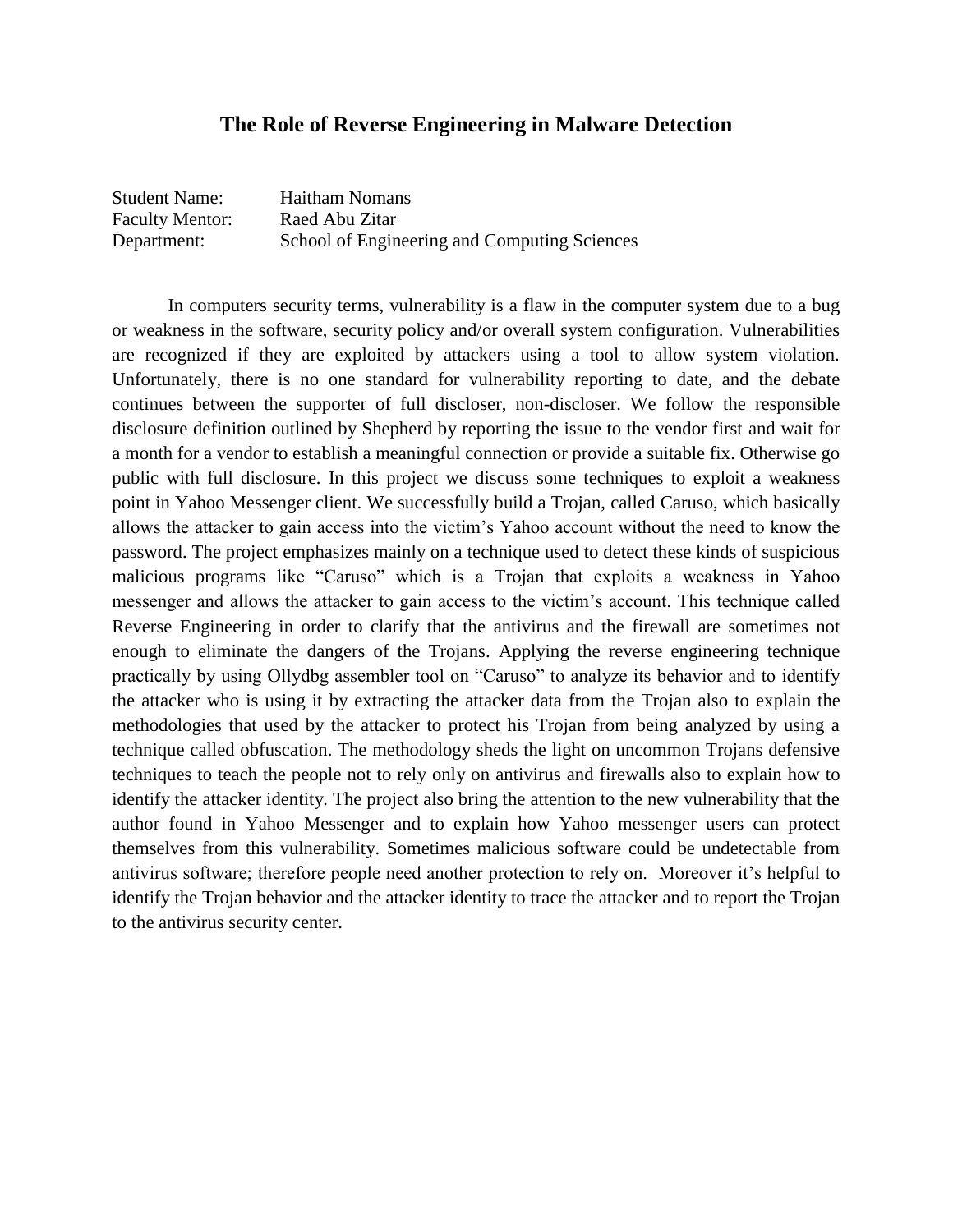# The Role of Reverse Engineering in Malware Detection

| | |
|---|---|
| Student Name: | Haitham Nomans |
| Faculty Mentor: | Raed Abu Zitar |
| Department: | School of Engineering and Computing Sciences |

In computers security terms, vulnerability is a flaw in the computer system due to a bug or weakness in the software, security policy and/or overall system configuration. Vulnerabilities are recognized if they are exploited by attackers using a tool to allow system violation. Unfortunately, there is no one standard for vulnerability reporting to date, and the debate continues between the supporter of full discloser, non-discloser. We follow the responsible disclosure definition outlined by Shepherd by reporting the issue to the vendor first and wait for a month for a vendor to establish a meaningful connection or provide a suitable fix. Otherwise go public with full disclosure. In this project we discuss some techniques to exploit a weakness point in Yahoo Messenger client. We successfully build a Trojan, called Caruso, which basically allows the attacker to gain access into the victim's Yahoo account without the need to know the password. The project emphasizes mainly on a technique used to detect these kinds of suspicious malicious programs like "Caruso" which is a Trojan that exploits a weakness in Yahoo messenger and allows the attacker to gain access to the victim's account. This technique called Reverse Engineering in order to clarify that the antivirus and the firewall are sometimes not enough to eliminate the dangers of the Trojans. Applying the reverse engineering technique practically by using Ollydbg assembler tool on "Caruso" to analyze its behavior and to identify the attacker who is using it by extracting the attacker data from the Trojan also to explain the methodologies that used by the attacker to protect his Trojan from being analyzed by using a technique called obfuscation. The methodology sheds the light on uncommon Trojans defensive techniques to teach the people not to rely only on antivirus and firewalls also to explain how to identify the attacker identity. The project also bring the attention to the new vulnerability that the author found in Yahoo Messenger and to explain how Yahoo messenger users can protect themselves from this vulnerability. Sometimes malicious software could be undetectable from antivirus software; therefore people need another protection to rely on. Moreover it's helpful to identify the Trojan behavior and the attacker identity to trace the attacker and to report the Trojan to the antivirus security center.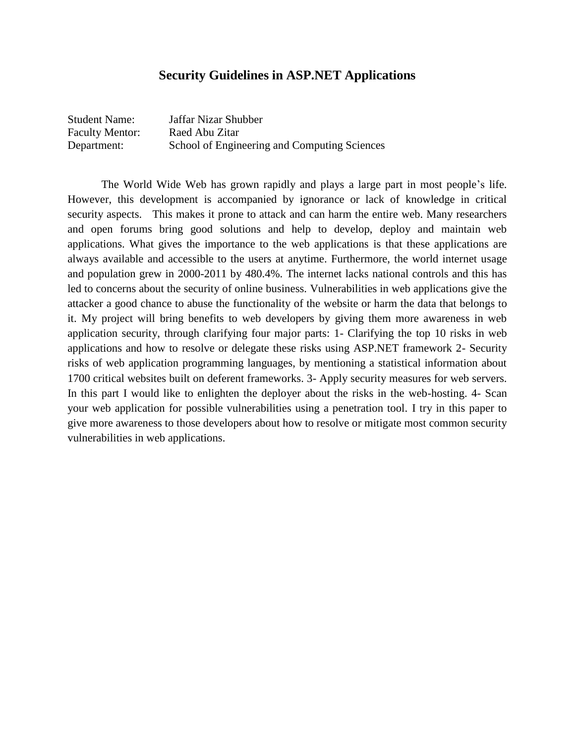## Security Guidelines in ASP.NET Applications

Student Name: Jaffar Nizar Shubber
Faculty Mentor: Raed Abu Zitar
Department: School of Engineering and Computing Sciences

The World Wide Web has grown rapidly and plays a large part in most people's life. However, this development is accompanied by ignorance or lack of knowledge in critical security aspects. This makes it prone to attack and can harm the entire web. Many researchers and open forums bring good solutions and help to develop, deploy and maintain web applications. What gives the importance to the web applications is that these applications are always available and accessible to the users at anytime. Furthermore, the world internet usage and population grew in 2000-2011 by 480.4%. The internet lacks national controls and this has led to concerns about the security of online business. Vulnerabilities in web applications give the attacker a good chance to abuse the functionality of the website or harm the data that belongs to it. My project will bring benefits to web developers by giving them more awareness in web application security, through clarifying four major parts: 1- Clarifying the top 10 risks in web applications and how to resolve or delegate these risks using ASP.NET framework 2- Security risks of web application programming languages, by mentioning a statistical information about 1700 critical websites built on deferent frameworks. 3- Apply security measures for web servers. In this part I would like to enlighten the deployer about the risks in the web-hosting. 4- Scan your web application for possible vulnerabilities using a penetration tool. I try in this paper to give more awareness to those developers about how to resolve or mitigate most common security vulnerabilities in web applications.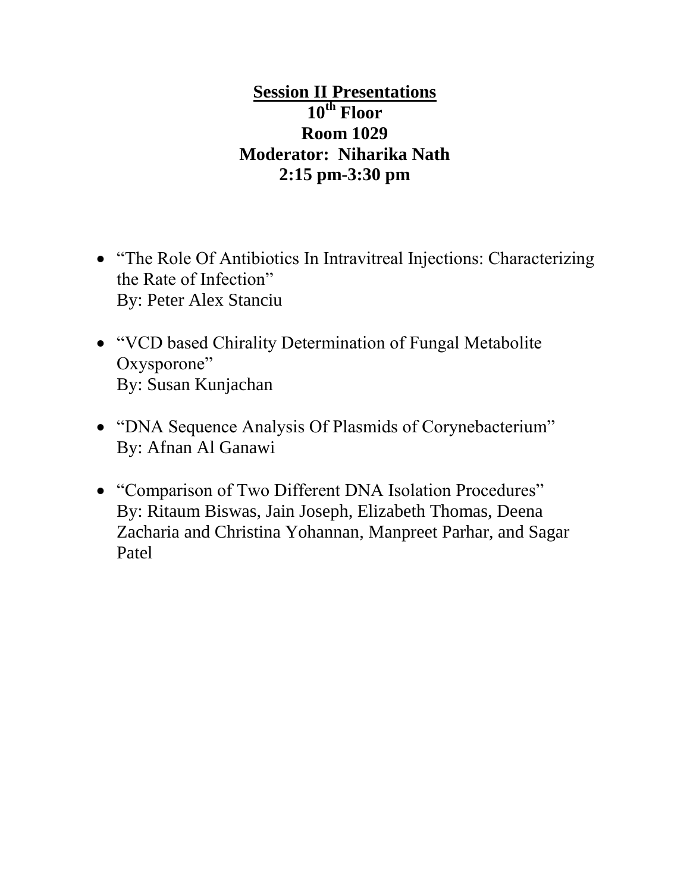## Session II Presentations

**10$^{th}$ Floor**

**Room 1029**

**Moderator: Niharika Nath**

**2:15 pm-3:30 pm**

- "The Role Of Antibiotics In Intravitreal Injections: Characterizing the Rate of Infection"
  By: Peter Alex Stanciu

- "VCD based Chirality Determination of Fungal Metabolite Oxysporone"
  By: Susan Kunjachan

- "DNA Sequence Analysis Of Plasmids of Corynebacterium"
  By: Afnan Al Ganawi

- "Comparison of Two Different DNA Isolation Procedures"
  By: Ritaum Biswas, Jain Joseph, Elizabeth Thomas, Deena Zacharia and Christina Yohannan, Manpreet Parhar, and Sagar Patel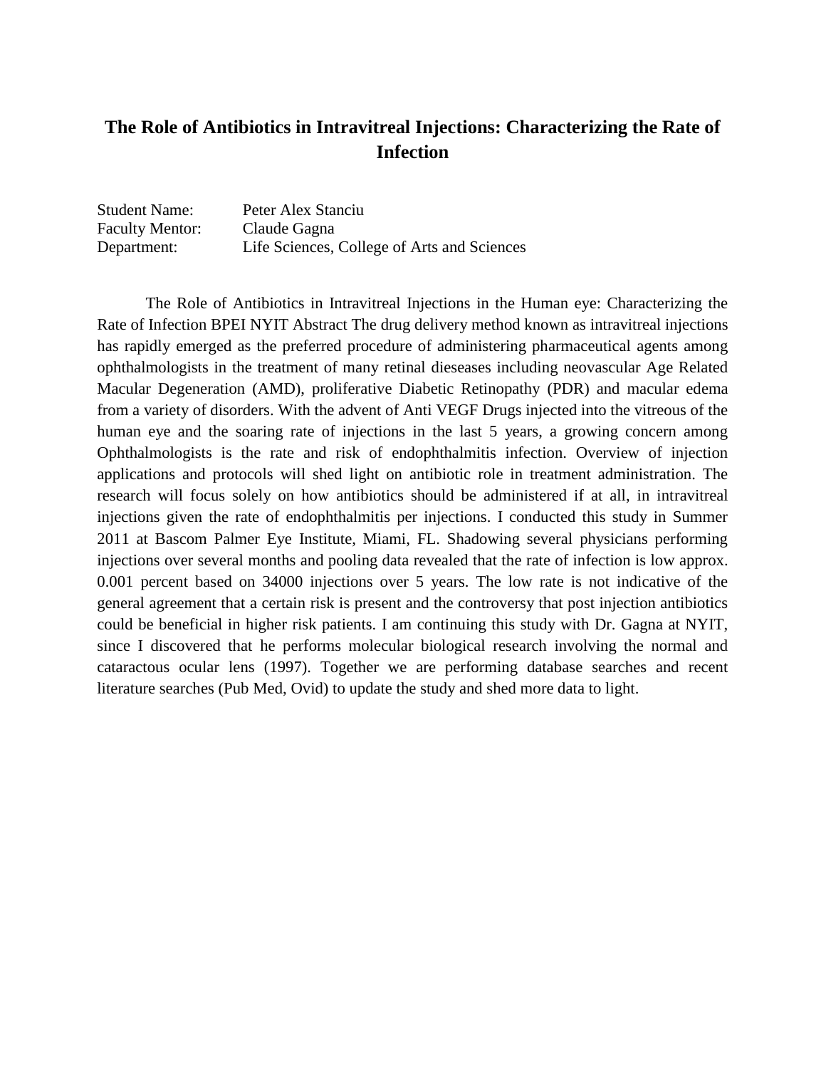# The Role of Antibiotics in Intravitreal Injections: Characterizing the Rate of Infection

| | |
|---|---|
| Student Name: | Peter Alex Stanciu |
| Faculty Mentor: | Claude Gagna |
| Department: | Life Sciences, College of Arts and Sciences |

The Role of Antibiotics in Intravitreal Injections in the Human eye: Characterizing the Rate of Infection BPEI NYIT Abstract The drug delivery method known as intravitreal injections has rapidly emerged as the preferred procedure of administering pharmaceutical agents among ophthalmologists in the treatment of many retinal dieseases including neovascular Age Related Macular Degeneration (AMD), proliferative Diabetic Retinopathy (PDR) and macular edema from a variety of disorders. With the advent of Anti VEGF Drugs injected into the vitreous of the human eye and the soaring rate of injections in the last 5 years, a growing concern among Ophthalmologists is the rate and risk of endophthalmitis infection. Overview of injection applications and protocols will shed light on antibiotic role in treatment administration. The research will focus solely on how antibiotics should be administered if at all, in intravitreal injections given the rate of endophthalmitis per injections. I conducted this study in Summer 2011 at Bascom Palmer Eye Institute, Miami, FL. Shadowing several physicians performing injections over several months and pooling data revealed that the rate of infection is low approx. 0.001 percent based on 34000 injections over 5 years. The low rate is not indicative of the general agreement that a certain risk is present and the controversy that post injection antibiotics could be beneficial in higher risk patients. I am continuing this study with Dr. Gagna at NYIT, since I discovered that he performs molecular biological research involving the normal and cataractous ocular lens (1997). Together we are performing database searches and recent literature searches (Pub Med, Ovid) to update the study and shed more data to light.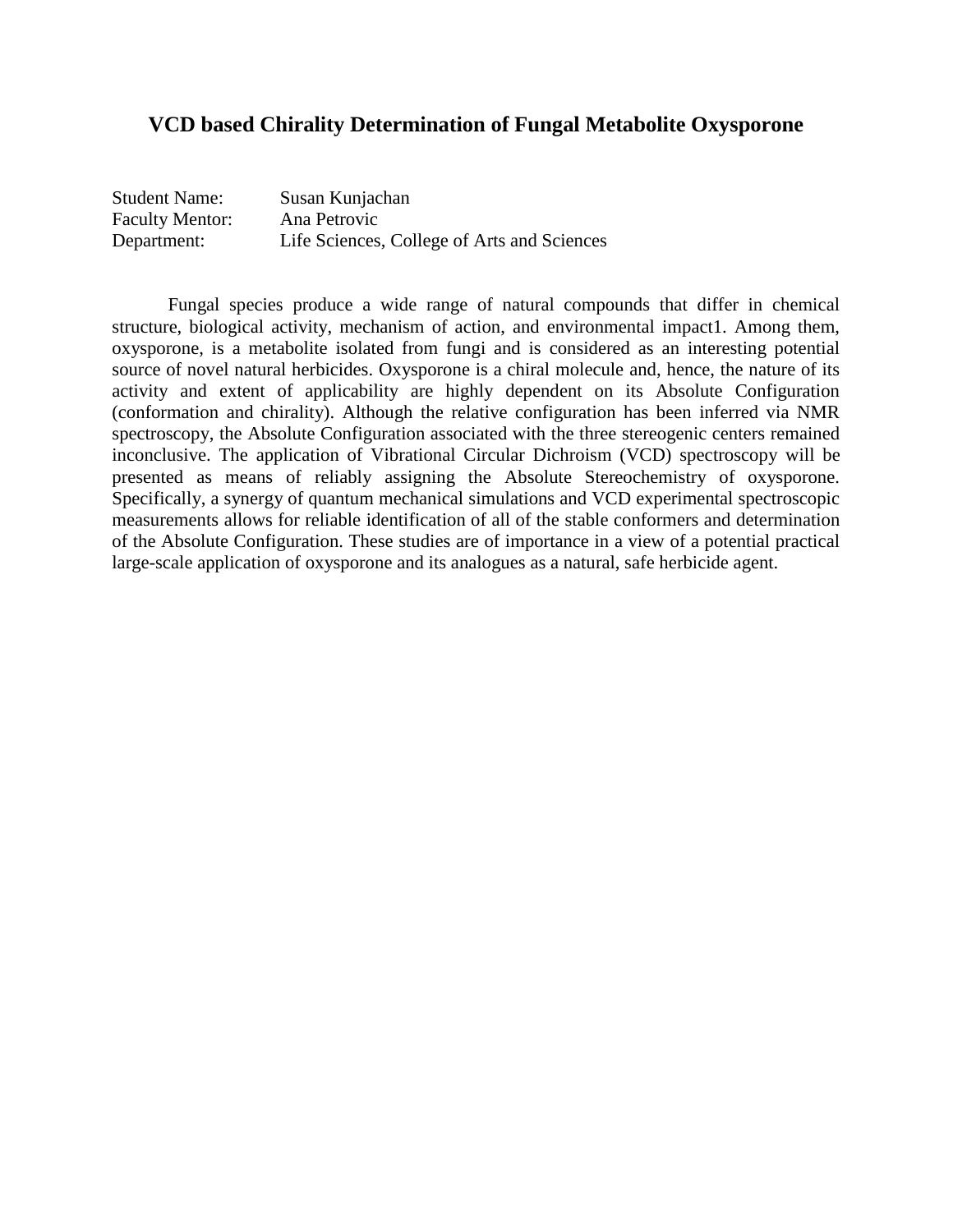# VCD based Chirality Determination of Fungal Metabolite Oxysporone

| | |
|---|---|
| Student Name: | Susan Kunjachan |
| Faculty Mentor: | Ana Petrovic |
| Department: | Life Sciences, College of Arts and Sciences |

Fungal species produce a wide range of natural compounds that differ in chemical structure, biological activity, mechanism of action, and environmental impact1. Among them, oxysporone, is a metabolite isolated from fungi and is considered as an interesting potential source of novel natural herbicides. Oxysporone is a chiral molecule and, hence, the nature of its activity and extent of applicability are highly dependent on its Absolute Configuration (conformation and chirality). Although the relative configuration has been inferred via NMR spectroscopy, the Absolute Configuration associated with the three stereogenic centers remained inconclusive. The application of Vibrational Circular Dichroism (VCD) spectroscopy will be presented as means of reliably assigning the Absolute Stereochemistry of oxysporone. Specifically, a synergy of quantum mechanical simulations and VCD experimental spectroscopic measurements allows for reliable identification of all of the stable conformers and determination of the Absolute Configuration. These studies are of importance in a view of a potential practical large-scale application of oxysporone and its analogues as a natural, safe herbicide agent.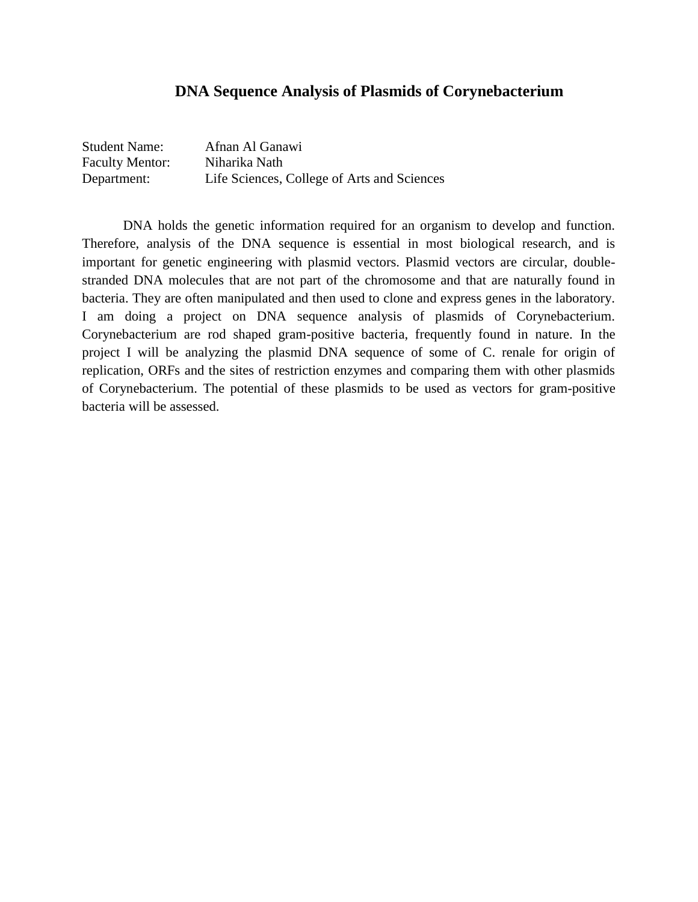# DNA Sequence Analysis of Plasmids of Corynebacterium

Student Name: Afnan Al Ganawi
Faculty Mentor: Niharika Nath
Department: Life Sciences, College of Arts and Sciences

DNA holds the genetic information required for an organism to develop and function. Therefore, analysis of the DNA sequence is essential in most biological research, and is important for genetic engineering with plasmid vectors. Plasmid vectors are circular, double-stranded DNA molecules that are not part of the chromosome and that are naturally found in bacteria. They are often manipulated and then used to clone and express genes in the laboratory. I am doing a project on DNA sequence analysis of plasmids of Corynebacterium. Corynebacterium are rod shaped gram-positive bacteria, frequently found in nature. In the project I will be analyzing the plasmid DNA sequence of some of C. renale for origin of replication, ORFs and the sites of restriction enzymes and comparing them with other plasmids of Corynebacterium. The potential of these plasmids to be used as vectors for gram-positive bacteria will be assessed.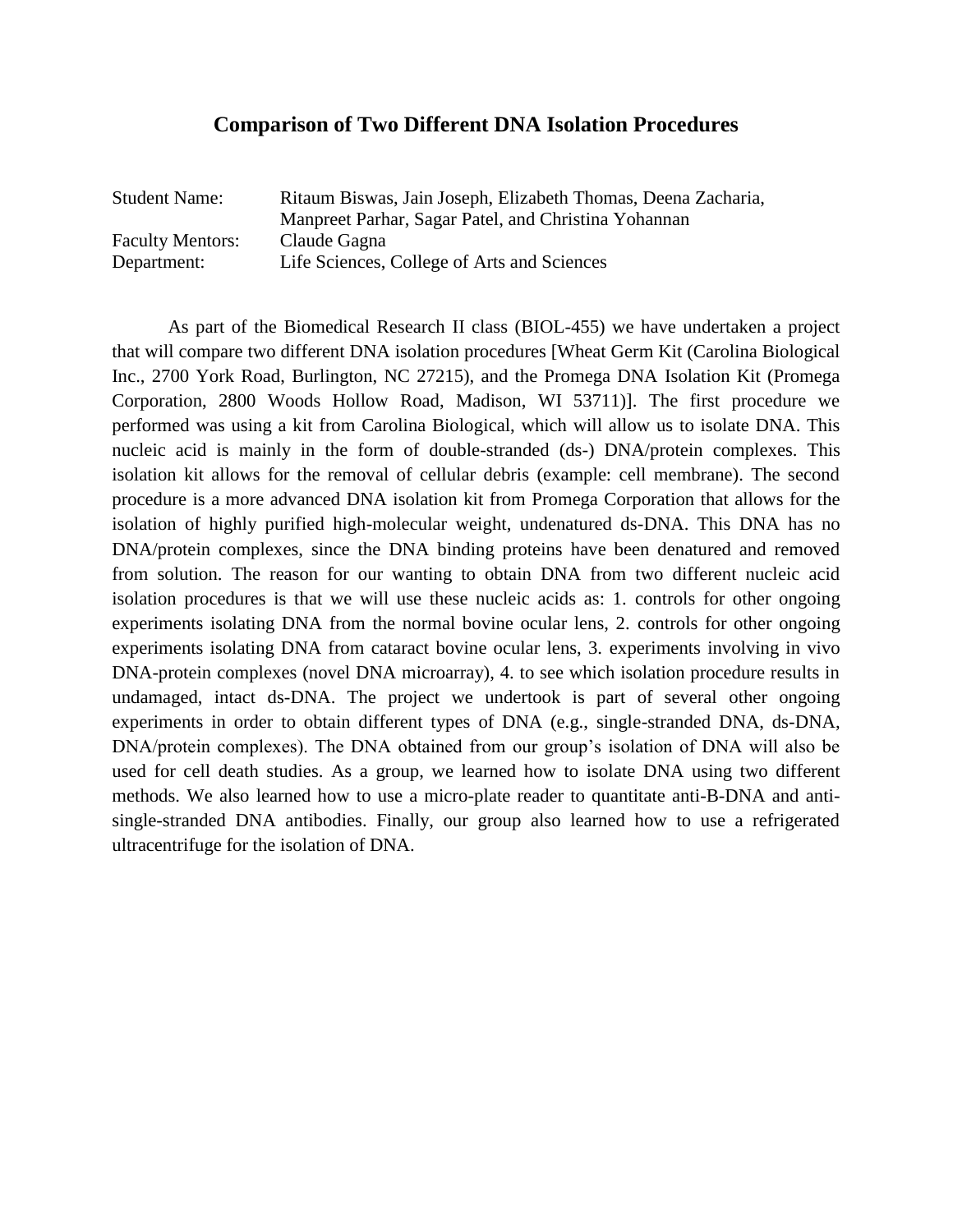# Comparison of Two Different DNA Isolation Procedures

| | |
|---|---|
| Student Name: | Ritaum Biswas, Jain Joseph, Elizabeth Thomas, Deena Zacharia, Manpreet Parhar, Sagar Patel, and Christina Yohannan |
| Faculty Mentors: | Claude Gagna |
| Department: | Life Sciences, College of Arts and Sciences |

As part of the Biomedical Research II class (BIOL-455) we have undertaken a project that will compare two different DNA isolation procedures [Wheat Germ Kit (Carolina Biological Inc., 2700 York Road, Burlington, NC 27215), and the Promega DNA Isolation Kit (Promega Corporation, 2800 Woods Hollow Road, Madison, WI 53711)]. The first procedure we performed was using a kit from Carolina Biological, which will allow us to isolate DNA. This nucleic acid is mainly in the form of double-stranded (ds-) DNA/protein complexes. This isolation kit allows for the removal of cellular debris (example: cell membrane). The second procedure is a more advanced DNA isolation kit from Promega Corporation that allows for the isolation of highly purified high-molecular weight, undenatured ds-DNA. This DNA has no DNA/protein complexes, since the DNA binding proteins have been denatured and removed from solution. The reason for our wanting to obtain DNA from two different nucleic acid isolation procedures is that we will use these nucleic acids as: 1. controls for other ongoing experiments isolating DNA from the normal bovine ocular lens, 2. controls for other ongoing experiments isolating DNA from cataract bovine ocular lens, 3. experiments involving in vivo DNA-protein complexes (novel DNA microarray), 4. to see which isolation procedure results in undamaged, intact ds-DNA. The project we undertook is part of several other ongoing experiments in order to obtain different types of DNA (e.g., single-stranded DNA, ds-DNA, DNA/protein complexes). The DNA obtained from our group's isolation of DNA will also be used for cell death studies. As a group, we learned how to isolate DNA using two different methods. We also learned how to use a micro-plate reader to quantitate anti-B-DNA and anti-single-stranded DNA antibodies. Finally, our group also learned how to use a refrigerated ultracentrifuge for the isolation of DNA.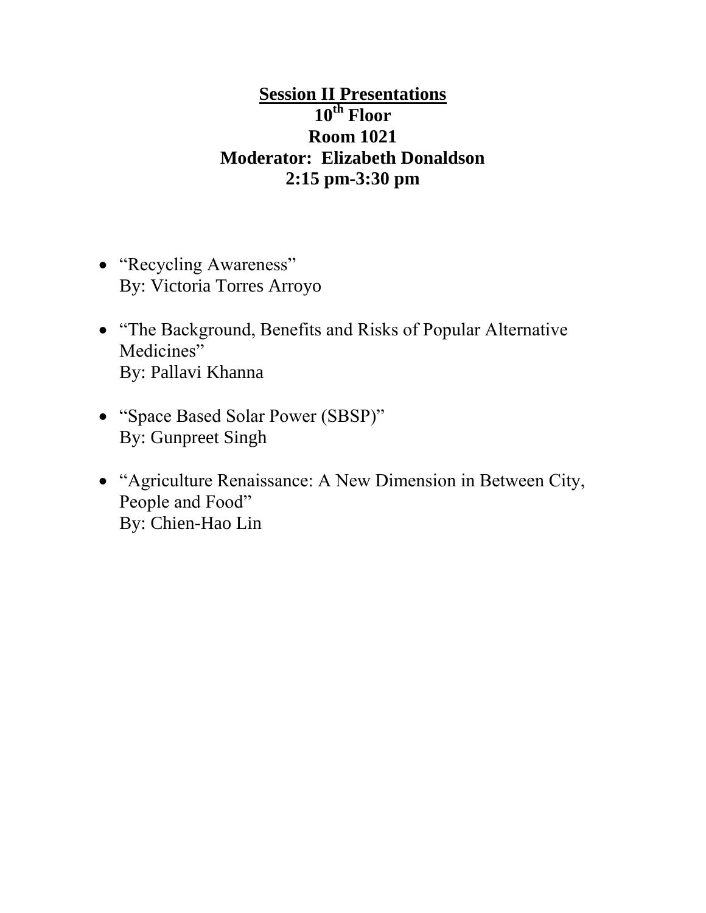**<u>Session II Presentations</u>**

**10th Floor**

**Room 1021**

**Moderator: Elizabeth Donaldson**

**2:15 pm-3:30 pm**

- "Recycling Awareness"  
  By: Victoria Torres Arroyo

- "The Background, Benefits and Risks of Popular Alternative Medicines"  
  By: Pallavi Khanna

- "Space Based Solar Power (SBSP)"  
  By: Gunpreet Singh

- "Agriculture Renaissance: A New Dimension in Between City, People and Food"  
  By: Chien-Hao Lin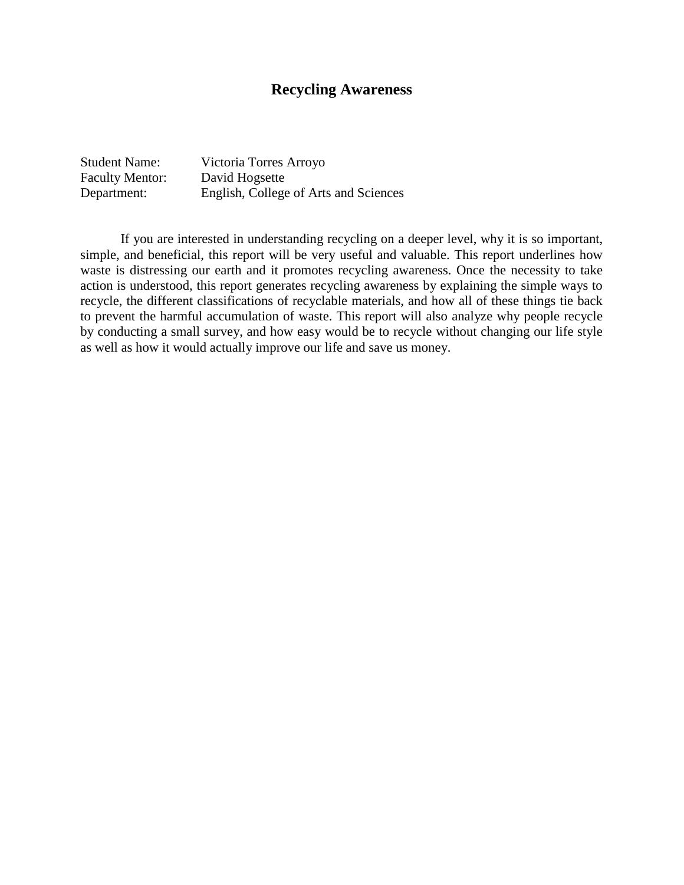# Recycling Awareness

Student Name: Victoria Torres Arroyo
Faculty Mentor: David Hogsette
Department: English, College of Arts and Sciences

If you are interested in understanding recycling on a deeper level, why it is so important, simple, and beneficial, this report will be very useful and valuable. This report underlines how waste is distressing our earth and it promotes recycling awareness. Once the necessity to take action is understood, this report generates recycling awareness by explaining the simple ways to recycle, the different classifications of recyclable materials, and how all of these things tie back to prevent the harmful accumulation of waste. This report will also analyze why people recycle by conducting a small survey, and how easy would be to recycle without changing our life style as well as how it would actually improve our life and save us money.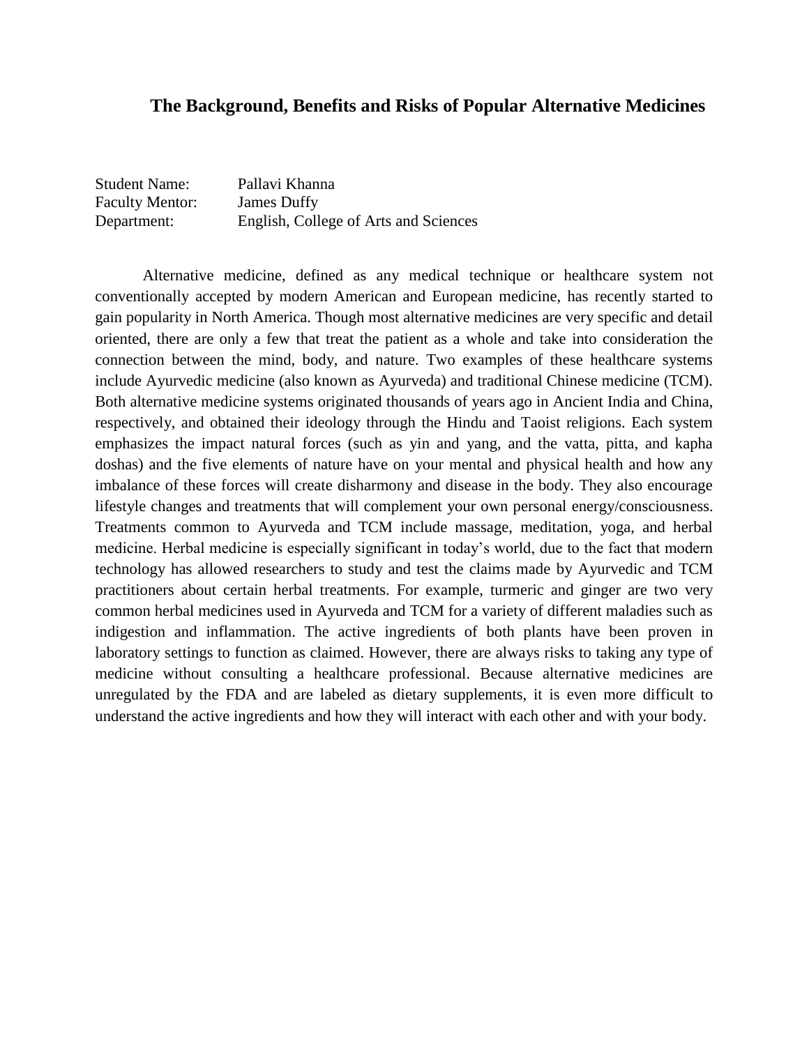## The Background, Benefits and Risks of Popular Alternative Medicines

Student Name: Pallavi Khanna
Faculty Mentor: James Duffy
Department: English, College of Arts and Sciences

Alternative medicine, defined as any medical technique or healthcare system not conventionally accepted by modern American and European medicine, has recently started to gain popularity in North America. Though most alternative medicines are very specific and detail oriented, there are only a few that treat the patient as a whole and take into consideration the connection between the mind, body, and nature. Two examples of these healthcare systems include Ayurvedic medicine (also known as Ayurveda) and traditional Chinese medicine (TCM). Both alternative medicine systems originated thousands of years ago in Ancient India and China, respectively, and obtained their ideology through the Hindu and Taoist religions. Each system emphasizes the impact natural forces (such as yin and yang, and the vatta, pitta, and kapha doshas) and the five elements of nature have on your mental and physical health and how any imbalance of these forces will create disharmony and disease in the body. They also encourage lifestyle changes and treatments that will complement your own personal energy/consciousness. Treatments common to Ayurveda and TCM include massage, meditation, yoga, and herbal medicine. Herbal medicine is especially significant in today's world, due to the fact that modern technology has allowed researchers to study and test the claims made by Ayurvedic and TCM practitioners about certain herbal treatments. For example, turmeric and ginger are two very common herbal medicines used in Ayurveda and TCM for a variety of different maladies such as indigestion and inflammation. The active ingredients of both plants have been proven in laboratory settings to function as claimed. However, there are always risks to taking any type of medicine without consulting a healthcare professional. Because alternative medicines are unregulated by the FDA and are labeled as dietary supplements, it is even more difficult to understand the active ingredients and how they will interact with each other and with your body.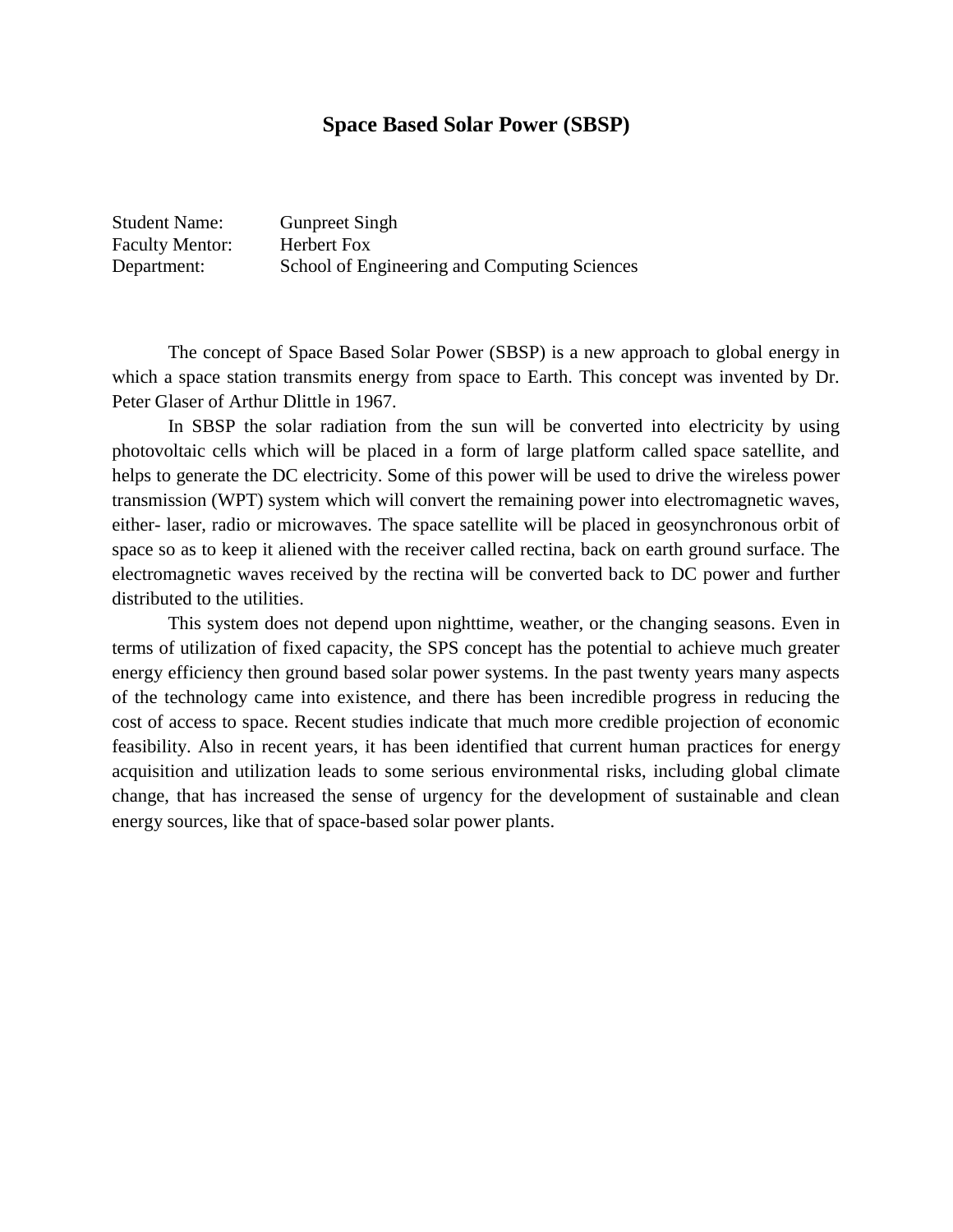# Space Based Solar Power (SBSP)

Student Name: Gunpreet Singh
Faculty Mentor: Herbert Fox
Department: School of Engineering and Computing Sciences

The concept of Space Based Solar Power (SBSP) is a new approach to global energy in which a space station transmits energy from space to Earth. This concept was invented by Dr. Peter Glaser of Arthur Dlittle in 1967.

In SBSP the solar radiation from the sun will be converted into electricity by using photovoltaic cells which will be placed in a form of large platform called space satellite, and helps to generate the DC electricity. Some of this power will be used to drive the wireless power transmission (WPT) system which will convert the remaining power into electromagnetic waves, either- laser, radio or microwaves. The space satellite will be placed in geosynchronous orbit of space so as to keep it aliened with the receiver called rectina, back on earth ground surface. The electromagnetic waves received by the rectina will be converted back to DC power and further distributed to the utilities.

This system does not depend upon nighttime, weather, or the changing seasons. Even in terms of utilization of fixed capacity, the SPS concept has the potential to achieve much greater energy efficiency then ground based solar power systems. In the past twenty years many aspects of the technology came into existence, and there has been incredible progress in reducing the cost of access to space. Recent studies indicate that much more credible projection of economic feasibility. Also in recent years, it has been identified that current human practices for energy acquisition and utilization leads to some serious environmental risks, including global climate change, that has increased the sense of urgency for the development of sustainable and clean energy sources, like that of space-based solar power plants.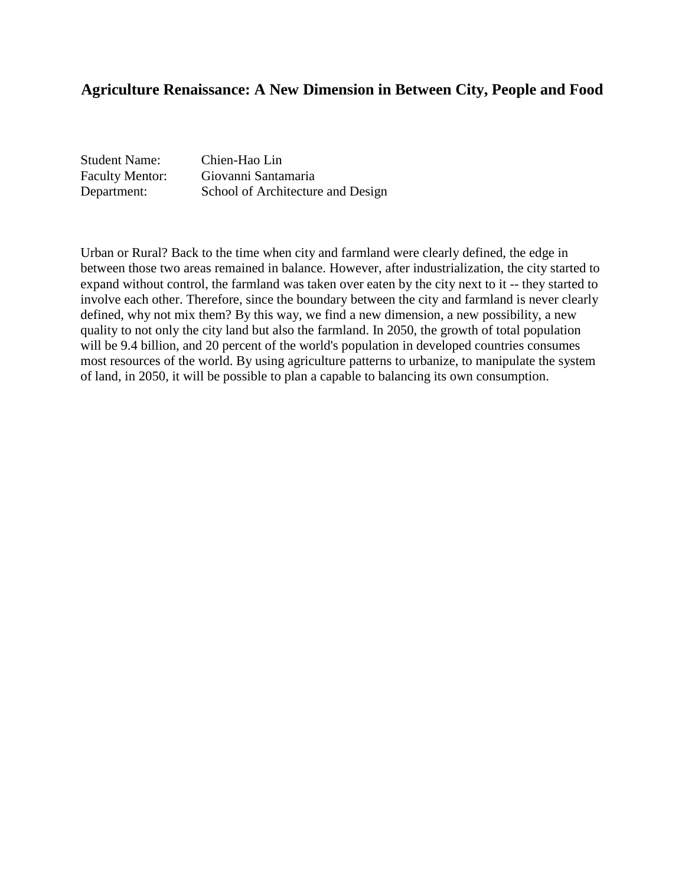## Agriculture Renaissance: A New Dimension in Between City, People and Food

| | |
|---|---|
| Student Name: | Chien-Hao Lin |
| Faculty Mentor: | Giovanni Santamaria |
| Department: | School of Architecture and Design |

Urban or Rural? Back to the time when city and farmland were clearly defined, the edge in between those two areas remained in balance. However, after industrialization, the city started to expand without control, the farmland was taken over eaten by the city next to it -- they started to involve each other. Therefore, since the boundary between the city and farmland is never clearly defined, why not mix them? By this way, we find a new dimension, a new possibility, a new quality to not only the city land but also the farmland. In 2050, the growth of total population will be 9.4 billion, and 20 percent of the world's population in developed countries consumes most resources of the world. By using agriculture patterns to urbanize, to manipulate the system of land, in 2050, it will be possible to plan a capable to balancing its own consumption.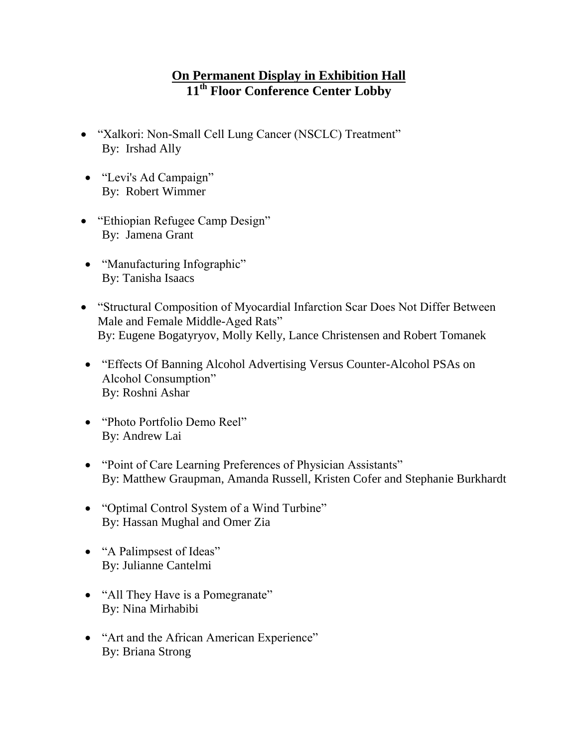## On Permanent Display in Exhibition Hall

## 11th Floor Conference Center Lobby

- "Xalkori: Non-Small Cell Lung Cancer (NSCLC) Treatment"
  By: Irshad Ally
- "Levi's Ad Campaign"
  By: Robert Wimmer
- "Ethiopian Refugee Camp Design"
  By: Jamena Grant
- "Manufacturing Infographic"
  By: Tanisha Isaacs
- "Structural Composition of Myocardial Infarction Scar Does Not Differ Between Male and Female Middle-Aged Rats"
  By: Eugene Bogatyryov, Molly Kelly, Lance Christensen and Robert Tomanek
- "Effects Of Banning Alcohol Advertising Versus Counter-Alcohol PSAs on Alcohol Consumption"
  By: Roshni Ashar
- "Photo Portfolio Demo Reel"
  By: Andrew Lai
- "Point of Care Learning Preferences of Physician Assistants"
  By: Matthew Graupman, Amanda Russell, Kristen Cofer and Stephanie Burkhardt
- "Optimal Control System of a Wind Turbine"
  By: Hassan Mughal and Omer Zia
- "A Palimpsest of Ideas"
  By: Julianne Cantelmi
- "All They Have is a Pomegranate"
  By: Nina Mirhabibi
- "Art and the African American Experience"
  By: Briana Strong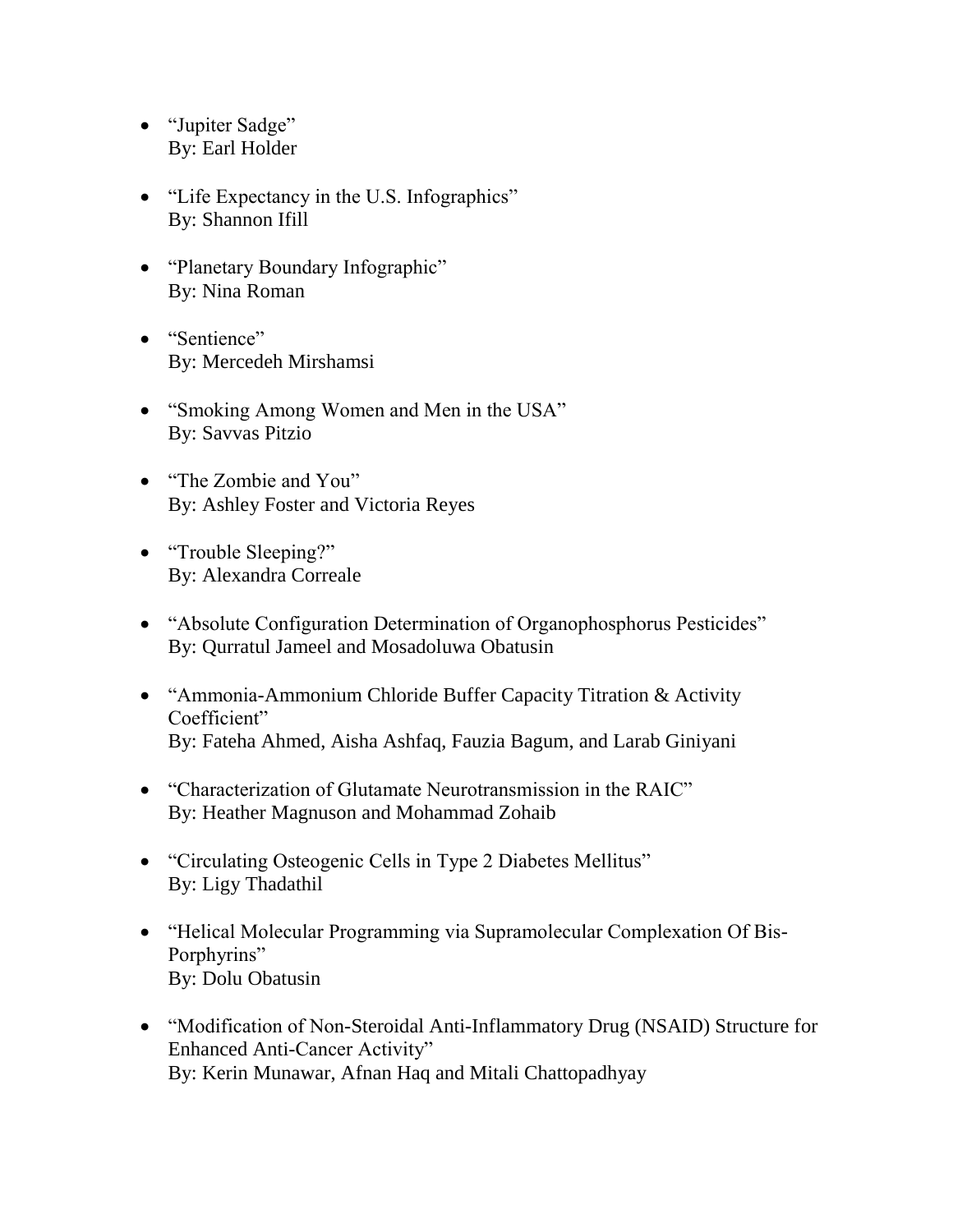- "Jupiter Sadge"
  By: Earl Holder

- "Life Expectancy in the U.S. Infographics"
  By: Shannon Ifill

- "Planetary Boundary Infographic"
  By: Nina Roman

- "Sentience"
  By: Mercedeh Mirshamsi

- "Smoking Among Women and Men in the USA"
  By: Savvas Pitzio

- "The Zombie and You"
  By: Ashley Foster and Victoria Reyes

- "Trouble Sleeping?"
  By: Alexandra Correale

- "Absolute Configuration Determination of Organophosphorus Pesticides"
  By: Qurratul Jameel and Mosadoluwa Obatusin

- "Ammonia-Ammonium Chloride Buffer Capacity Titration & Activity Coefficient"
  By: Fateha Ahmed, Aisha Ashfaq, Fauzia Bagum, and Larab Giniyani

- "Characterization of Glutamate Neurotransmission in the RAIC"
  By: Heather Magnuson and Mohammad Zohaib

- "Circulating Osteogenic Cells in Type 2 Diabetes Mellitus"
  By: Ligy Thadathil

- "Helical Molecular Programming via Supramolecular Complexation Of Bis-Porphyrins"
  By: Dolu Obatusin

- "Modification of Non-Steroidal Anti-Inflammatory Drug (NSAID) Structure for Enhanced Anti-Cancer Activity"
  By: Kerin Munawar, Afnan Haq and Mitali Chattopadhyay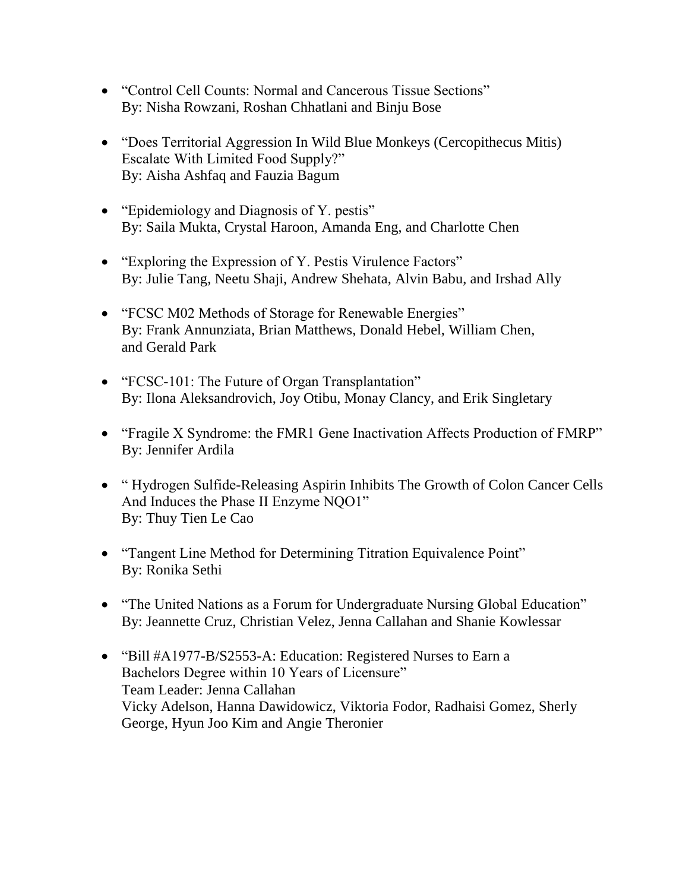- "Control Cell Counts: Normal and Cancerous Tissue Sections"
  By: Nisha Rowzani, Roshan Chhatlani and Binju Bose

- "Does Territorial Aggression In Wild Blue Monkeys (Cercopithecus Mitis) Escalate With Limited Food Supply?"
  By: Aisha Ashfaq and Fauzia Bagum

- "Epidemiology and Diagnosis of Y. pestis"
  By: Saila Mukta, Crystal Haroon, Amanda Eng, and Charlotte Chen

- "Exploring the Expression of Y. Pestis Virulence Factors"
  By: Julie Tang, Neetu Shaji, Andrew Shehata, Alvin Babu, and Irshad Ally

- "FCSC M02 Methods of Storage for Renewable Energies"
  By: Frank Annunziata, Brian Matthews, Donald Hebel, William Chen, and Gerald Park

- "FCSC-101: The Future of Organ Transplantation"
  By: Ilona Aleksandrovich, Joy Otibu, Monay Clancy, and Erik Singletary

- "Fragile X Syndrome: the FMR1 Gene Inactivation Affects Production of FMRP"
  By: Jennifer Ardila

- " Hydrogen Sulfide-Releasing Aspirin Inhibits The Growth of Colon Cancer Cells And Induces the Phase II Enzyme NQO1"
  By: Thuy Tien Le Cao

- "Tangent Line Method for Determining Titration Equivalence Point"
  By: Ronika Sethi

- "The United Nations as a Forum for Undergraduate Nursing Global Education"
  By: Jeannette Cruz, Christian Velez, Jenna Callahan and Shanie Kowlessar

- "Bill #A1977-B/S2553-A: Education: Registered Nurses to Earn a Bachelors Degree within 10 Years of Licensure"
  Team Leader: Jenna Callahan
  Vicky Adelson, Hanna Dawidowicz, Viktoria Fodor, Radhaisi Gomez, Sherly George, Hyun Joo Kim and Angie Theronier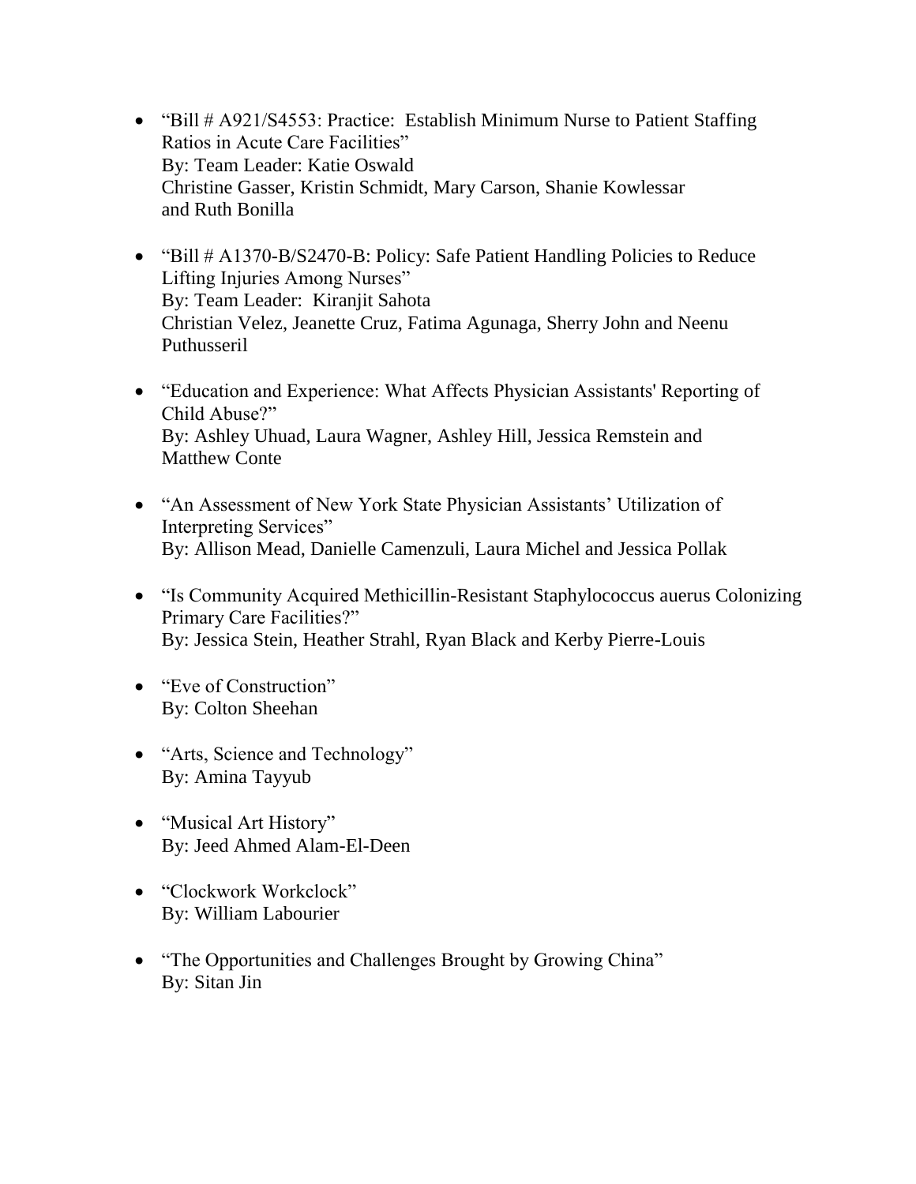- "Bill # A921/S4553: Practice: Establish Minimum Nurse to Patient Staffing Ratios in Acute Care Facilities"
  By: Team Leader: Katie Oswald
  Christine Gasser, Kristin Schmidt, Mary Carson, Shanie Kowlessar and Ruth Bonilla

- "Bill # A1370-B/S2470-B: Policy: Safe Patient Handling Policies to Reduce Lifting Injuries Among Nurses"
  By: Team Leader: Kiranjit Sahota
  Christian Velez, Jeanette Cruz, Fatima Agunaga, Sherry John and Neenu Puthusseril

- "Education and Experience: What Affects Physician Assistants' Reporting of Child Abuse?"
  By: Ashley Uhuad, Laura Wagner, Ashley Hill, Jessica Remstein and Matthew Conte

- "An Assessment of New York State Physician Assistants' Utilization of Interpreting Services"
  By: Allison Mead, Danielle Camenzuli, Laura Michel and Jessica Pollak

- "Is Community Acquired Methicillin-Resistant Staphylococcus auerus Colonizing Primary Care Facilities?"
  By: Jessica Stein, Heather Strahl, Ryan Black and Kerby Pierre-Louis

- "Eve of Construction"
  By: Colton Sheehan

- "Arts, Science and Technology"
  By: Amina Tayyub

- "Musical Art History"
  By: Jeed Ahmed Alam-El-Deen

- "Clockwork Workclock"
  By: William Labourier

- "The Opportunities and Challenges Brought by Growing China"
  By: Sitan Jin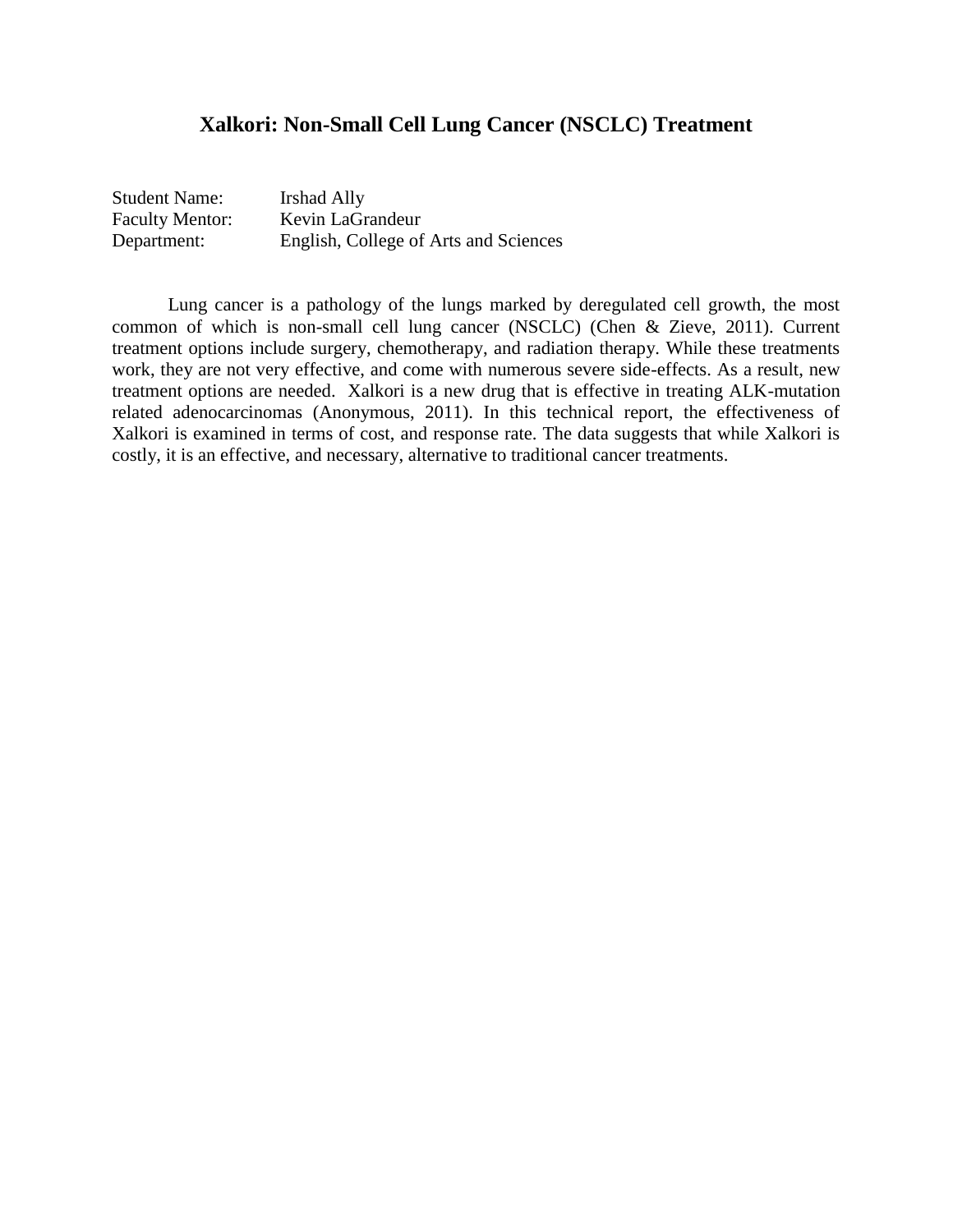# Xalkori: Non-Small Cell Lung Cancer (NSCLC) Treatment

Student Name: Irshad Ally
Faculty Mentor: Kevin LaGrandeur
Department: English, College of Arts and Sciences

Lung cancer is a pathology of the lungs marked by deregulated cell growth, the most common of which is non-small cell lung cancer (NSCLC) (Chen & Zieve, 2011). Current treatment options include surgery, chemotherapy, and radiation therapy. While these treatments work, they are not very effective, and come with numerous severe side-effects. As a result, new treatment options are needed. Xalkori is a new drug that is effective in treating ALK-mutation related adenocarcinomas (Anonymous, 2011). In this technical report, the effectiveness of Xalkori is examined in terms of cost, and response rate. The data suggests that while Xalkori is costly, it is an effective, and necessary, alternative to traditional cancer treatments.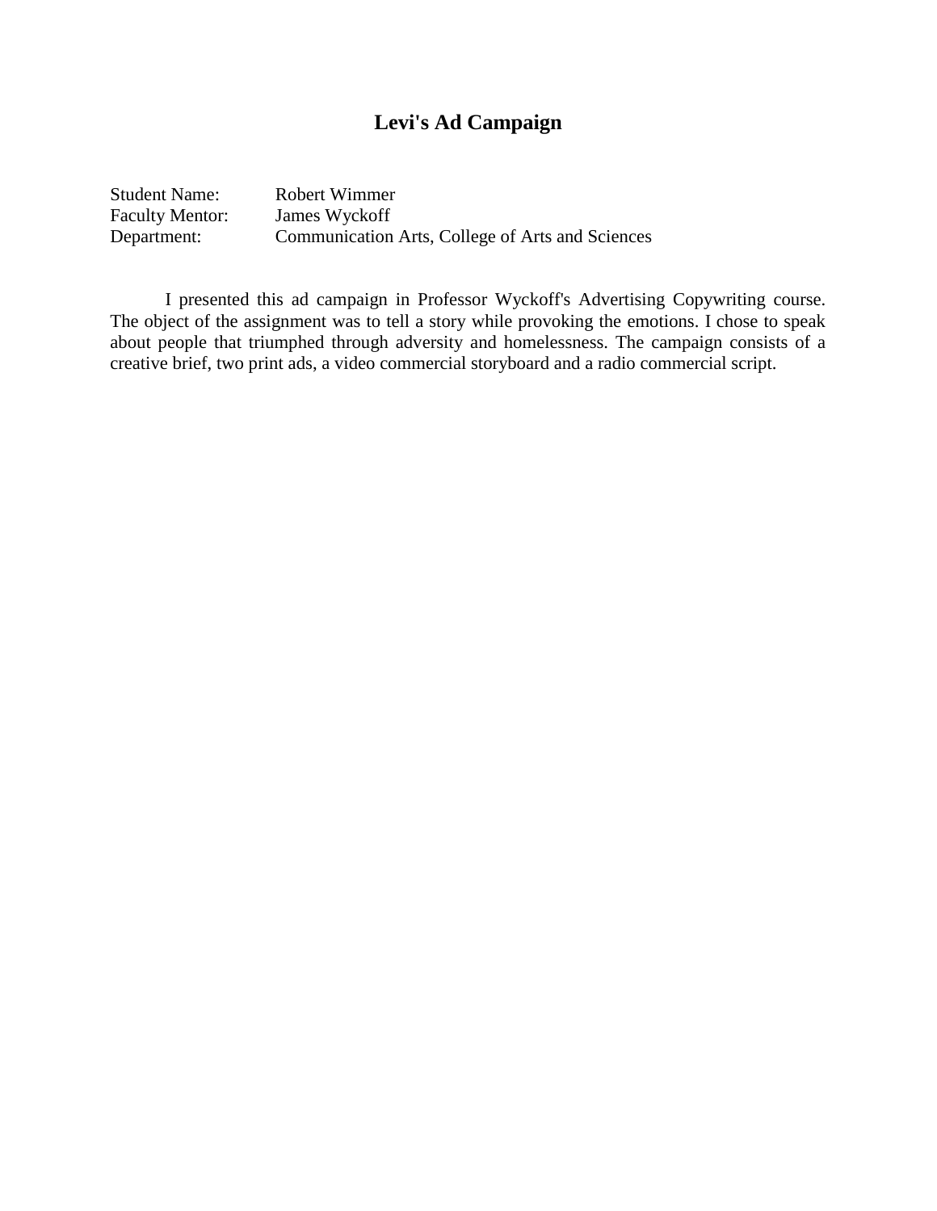# Levi's Ad Campaign

Student Name: Robert Wimmer
Faculty Mentor: James Wyckoff
Department: Communication Arts, College of Arts and Sciences

I presented this ad campaign in Professor Wyckoff's Advertising Copywriting course. The object of the assignment was to tell a story while provoking the emotions. I chose to speak about people that triumphed through adversity and homelessness. The campaign consists of a creative brief, two print ads, a video commercial storyboard and a radio commercial script.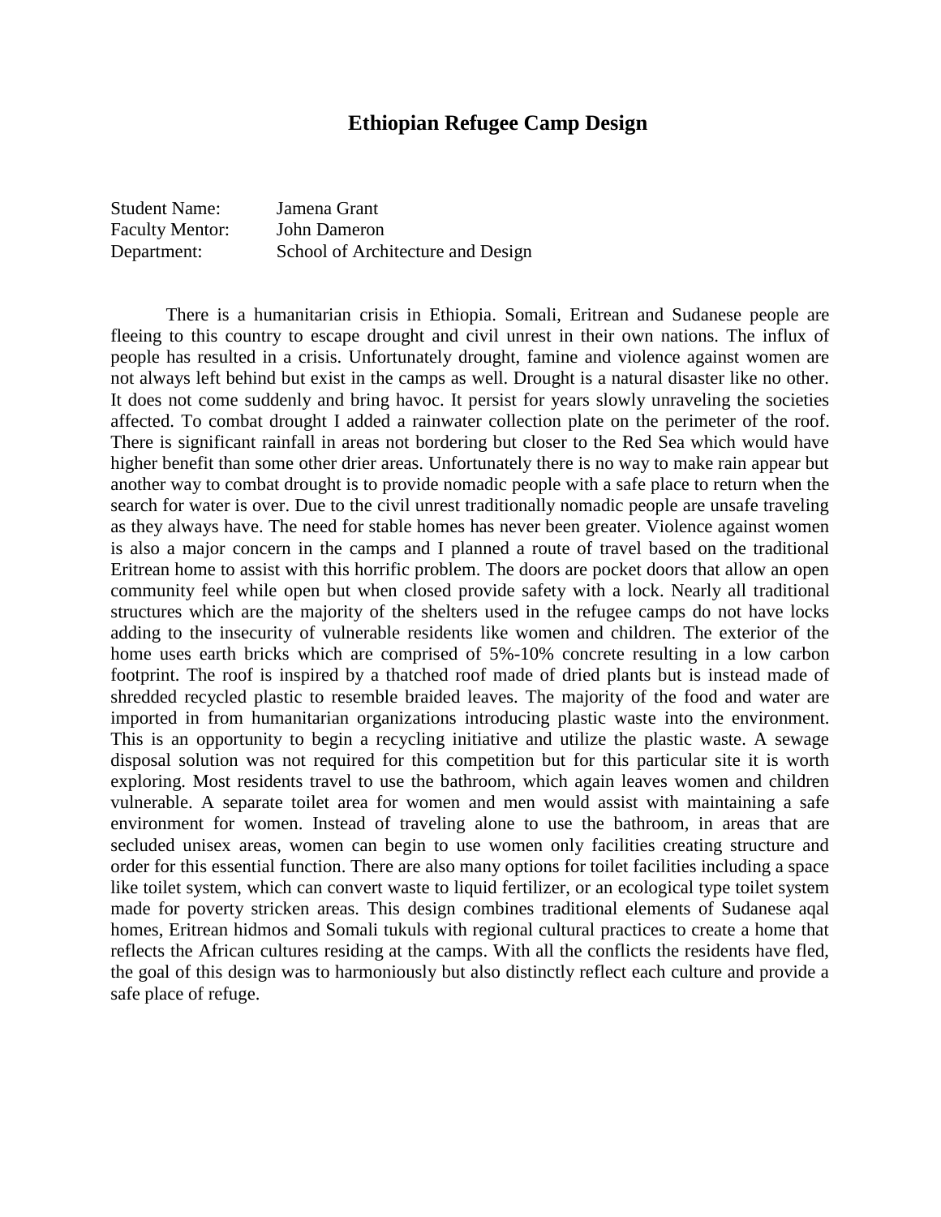# Ethiopian Refugee Camp Design

Student Name: Jamena Grant
Faculty Mentor: John Dameron
Department: School of Architecture and Design

There is a humanitarian crisis in Ethiopia. Somali, Eritrean and Sudanese people are fleeing to this country to escape drought and civil unrest in their own nations. The influx of people has resulted in a crisis. Unfortunately drought, famine and violence against women are not always left behind but exist in the camps as well. Drought is a natural disaster like no other. It does not come suddenly and bring havoc. It persist for years slowly unraveling the societies affected. To combat drought I added a rainwater collection plate on the perimeter of the roof. There is significant rainfall in areas not bordering but closer to the Red Sea which would have higher benefit than some other drier areas. Unfortunately there is no way to make rain appear but another way to combat drought is to provide nomadic people with a safe place to return when the search for water is over. Due to the civil unrest traditionally nomadic people are unsafe traveling as they always have. The need for stable homes has never been greater. Violence against women is also a major concern in the camps and I planned a route of travel based on the traditional Eritrean home to assist with this horrific problem. The doors are pocket doors that allow an open community feel while open but when closed provide safety with a lock. Nearly all traditional structures which are the majority of the shelters used in the refugee camps do not have locks adding to the insecurity of vulnerable residents like women and children. The exterior of the home uses earth bricks which are comprised of 5%-10% concrete resulting in a low carbon footprint. The roof is inspired by a thatched roof made of dried plants but is instead made of shredded recycled plastic to resemble braided leaves. The majority of the food and water are imported in from humanitarian organizations introducing plastic waste into the environment. This is an opportunity to begin a recycling initiative and utilize the plastic waste. A sewage disposal solution was not required for this competition but for this particular site it is worth exploring. Most residents travel to use the bathroom, which again leaves women and children vulnerable. A separate toilet area for women and men would assist with maintaining a safe environment for women. Instead of traveling alone to use the bathroom, in areas that are secluded unisex areas, women can begin to use women only facilities creating structure and order for this essential function. There are also many options for toilet facilities including a space like toilet system, which can convert waste to liquid fertilizer, or an ecological type toilet system made for poverty stricken areas. This design combines traditional elements of Sudanese aqal homes, Eritrean hidmos and Somali tukuls with regional cultural practices to create a home that reflects the African cultures residing at the camps. With all the conflicts the residents have fled, the goal of this design was to harmoniously but also distinctly reflect each culture and provide a safe place of refuge.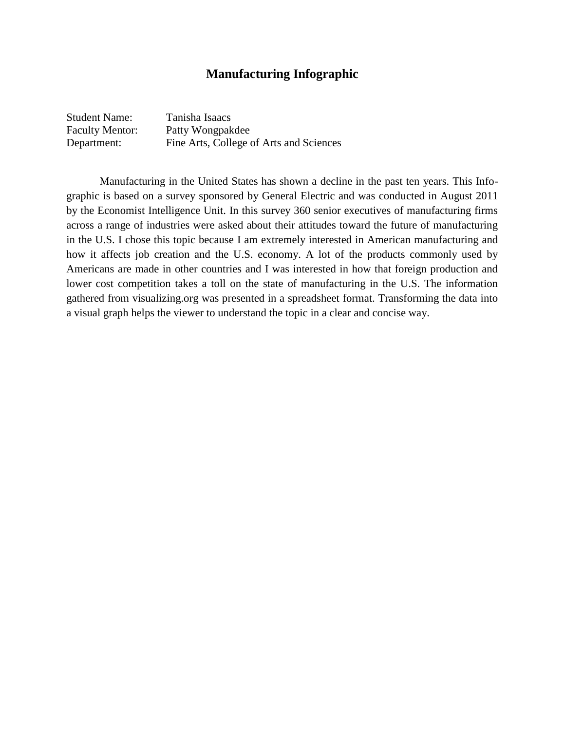# Manufacturing Infographic

Student Name: Tanisha Isaacs
Faculty Mentor: Patty Wongpakdee
Department: Fine Arts, College of Arts and Sciences

Manufacturing in the United States has shown a decline in the past ten years. This Info-graphic is based on a survey sponsored by General Electric and was conducted in August 2011 by the Economist Intelligence Unit. In this survey 360 senior executives of manufacturing firms across a range of industries were asked about their attitudes toward the future of manufacturing in the U.S. I chose this topic because I am extremely interested in American manufacturing and how it affects job creation and the U.S. economy. A lot of the products commonly used by Americans are made in other countries and I was interested in how that foreign production and lower cost competition takes a toll on the state of manufacturing in the U.S. The information gathered from visualizing.org was presented in a spreadsheet format. Transforming the data into a visual graph helps the viewer to understand the topic in a clear and concise way.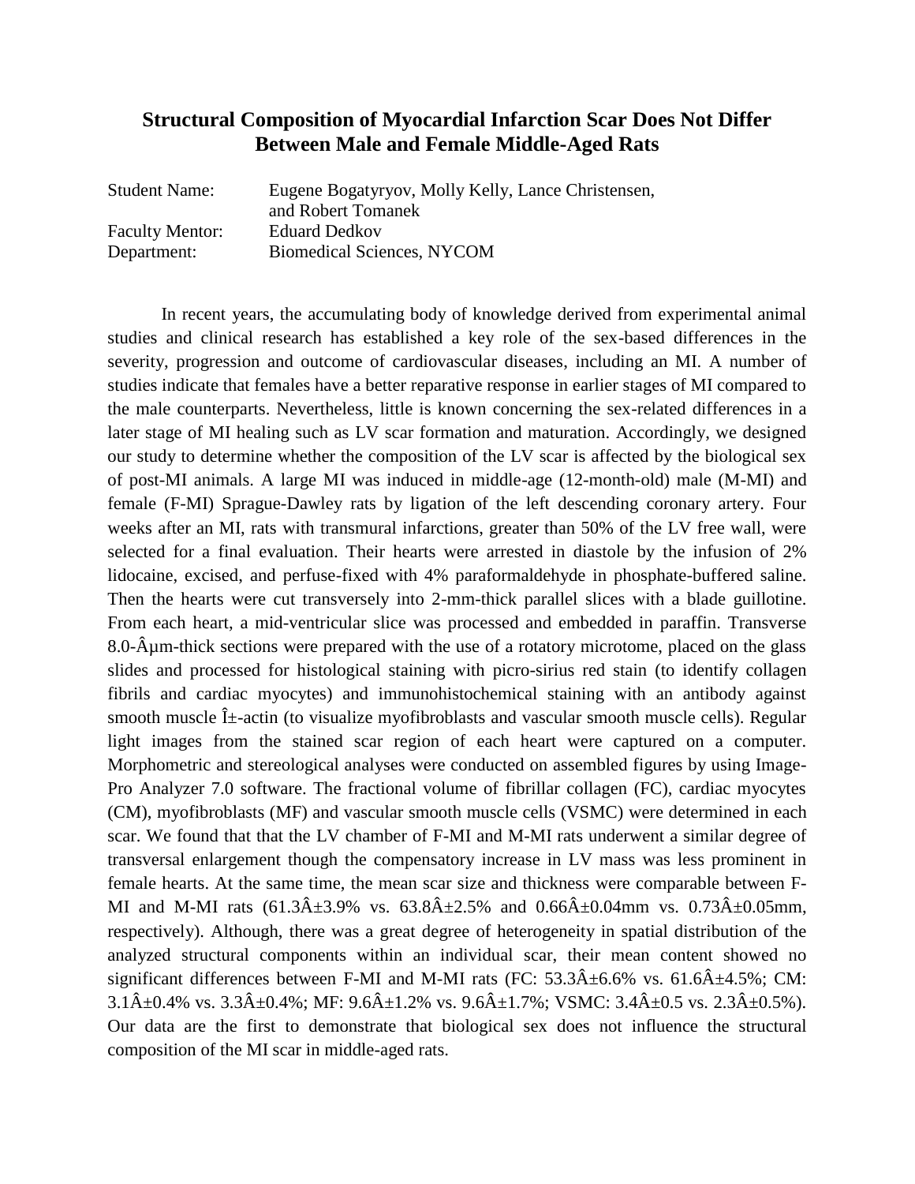# Structural Composition of Myocardial Infarction Scar Does Not Differ Between Male and Female Middle-Aged Rats

| | |
|---|---|
| Student Name: | Eugene Bogatyryov, Molly Kelly, Lance Christensen, and Robert Tomanek |
| Faculty Mentor: | Eduard Dedkov |
| Department: | Biomedical Sciences, NYCOM |

In recent years, the accumulating body of knowledge derived from experimental animal studies and clinical research has established a key role of the sex-based differences in the severity, progression and outcome of cardiovascular diseases, including an MI. A number of studies indicate that females have a better reparative response in earlier stages of MI compared to the male counterparts. Nevertheless, little is known concerning the sex-related differences in a later stage of MI healing such as LV scar formation and maturation. Accordingly, we designed our study to determine whether the composition of the LV scar is affected by the biological sex of post-MI animals. A large MI was induced in middle-age (12-month-old) male (M-MI) and female (F-MI) Sprague-Dawley rats by ligation of the left descending coronary artery. Four weeks after an MI, rats with transmural infarctions, greater than 50% of the LV free wall, were selected for a final evaluation. Their hearts were arrested in diastole by the infusion of 2% lidocaine, excised, and perfuse-fixed with 4% paraformaldehyde in phosphate-buffered saline. Then the hearts were cut transversely into 2-mm-thick parallel slices with a blade guillotine. From each heart, a mid-ventricular slice was processed and embedded in paraffin. Transverse 8.0-Âµm-thick sections were prepared with the use of a rotatory microtome, placed on the glass slides and processed for histological staining with picro-sirius red stain (to identify collagen fibrils and cardiac myocytes) and immunohistochemical staining with an antibody against smooth muscle Î±-actin (to visualize myofibroblasts and vascular smooth muscle cells). Regular light images from the stained scar region of each heart were captured on a computer. Morphometric and stereological analyses were conducted on assembled figures by using Image-Pro Analyzer 7.0 software. The fractional volume of fibrillar collagen (FC), cardiac myocytes (CM), myofibroblasts (MF) and vascular smooth muscle cells (VSMC) were determined in each scar. We found that that the LV chamber of F-MI and M-MI rats underwent a similar degree of transversal enlargement though the compensatory increase in LV mass was less prominent in female hearts. At the same time, the mean scar size and thickness were comparable between F-MI and M-MI rats (61.3Â±3.9% vs. 63.8Â±2.5% and 0.66Â±0.04mm vs. 0.73Â±0.05mm, respectively). Although, there was a great degree of heterogeneity in spatial distribution of the analyzed structural components within an individual scar, their mean content showed no significant differences between F-MI and M-MI rats (FC: 53.3Â±6.6% vs. 61.6Â±4.5%; CM: 3.1Â±0.4% vs. 3.3Â±0.4%; MF: 9.6Â±1.2% vs. 9.6Â±1.7%; VSMC: 3.4Â±0.5 vs. 2.3Â±0.5%). Our data are the first to demonstrate that biological sex does not influence the structural composition of the MI scar in middle-aged rats.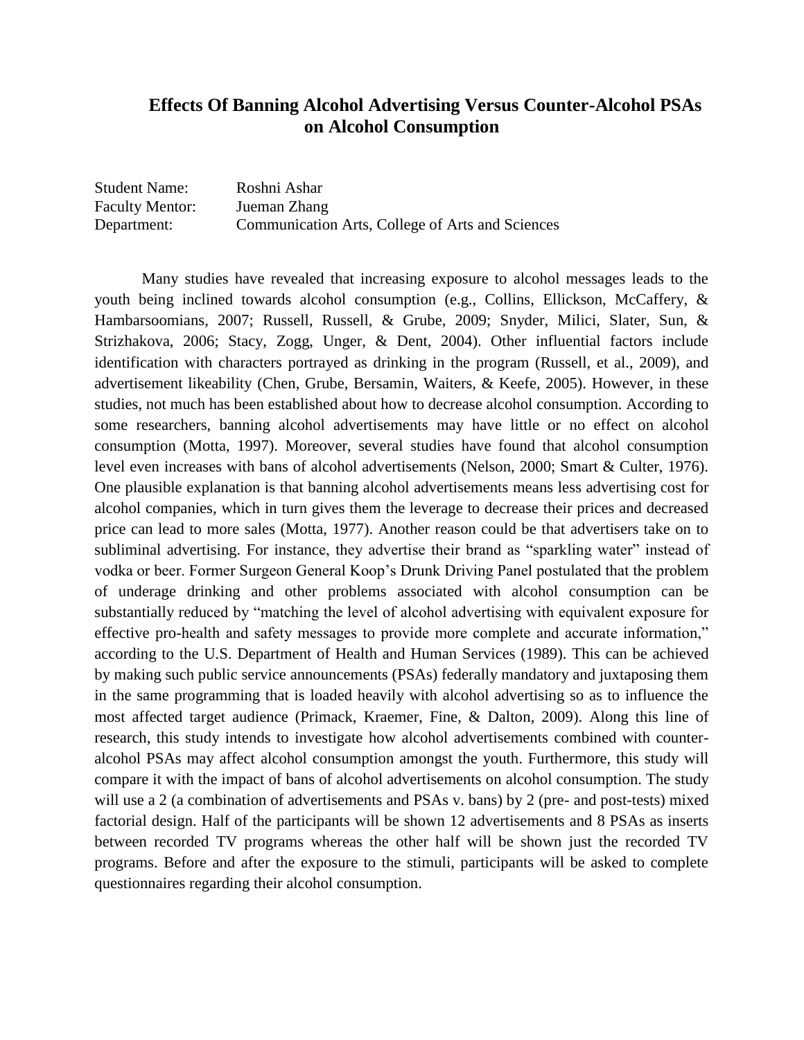# Effects Of Banning Alcohol Advertising Versus Counter-Alcohol PSAs on Alcohol Consumption

Student Name: Roshni Ashar
Faculty Mentor: Jueman Zhang
Department: Communication Arts, College of Arts and Sciences

Many studies have revealed that increasing exposure to alcohol messages leads to the youth being inclined towards alcohol consumption (e.g., Collins, Ellickson, McCaffery, & Hambarsoomians, 2007; Russell, Russell, & Grube, 2009; Snyder, Milici, Slater, Sun, & Strizhakova, 2006; Stacy, Zogg, Unger, & Dent, 2004). Other influential factors include identification with characters portrayed as drinking in the program (Russell, et al., 2009), and advertisement likeability (Chen, Grube, Bersamin, Waiters, & Keefe, 2005). However, in these studies, not much has been established about how to decrease alcohol consumption. According to some researchers, banning alcohol advertisements may have little or no effect on alcohol consumption (Motta, 1997). Moreover, several studies have found that alcohol consumption level even increases with bans of alcohol advertisements (Nelson, 2000; Smart & Culter, 1976). One plausible explanation is that banning alcohol advertisements means less advertising cost for alcohol companies, which in turn gives them the leverage to decrease their prices and decreased price can lead to more sales (Motta, 1977). Another reason could be that advertisers take on to subliminal advertising. For instance, they advertise their brand as "sparkling water" instead of vodka or beer. Former Surgeon General Koop's Drunk Driving Panel postulated that the problem of underage drinking and other problems associated with alcohol consumption can be substantially reduced by "matching the level of alcohol advertising with equivalent exposure for effective pro-health and safety messages to provide more complete and accurate information," according to the U.S. Department of Health and Human Services (1989). This can be achieved by making such public service announcements (PSAs) federally mandatory and juxtaposing them in the same programming that is loaded heavily with alcohol advertising so as to influence the most affected target audience (Primack, Kraemer, Fine, & Dalton, 2009). Along this line of research, this study intends to investigate how alcohol advertisements combined with counter-alcohol PSAs may affect alcohol consumption amongst the youth. Furthermore, this study will compare it with the impact of bans of alcohol advertisements on alcohol consumption. The study will use a 2 (a combination of advertisements and PSAs v. bans) by 2 (pre- and post-tests) mixed factorial design. Half of the participants will be shown 12 advertisements and 8 PSAs as inserts between recorded TV programs whereas the other half will be shown just the recorded TV programs. Before and after the exposure to the stimuli, participants will be asked to complete questionnaires regarding their alcohol consumption.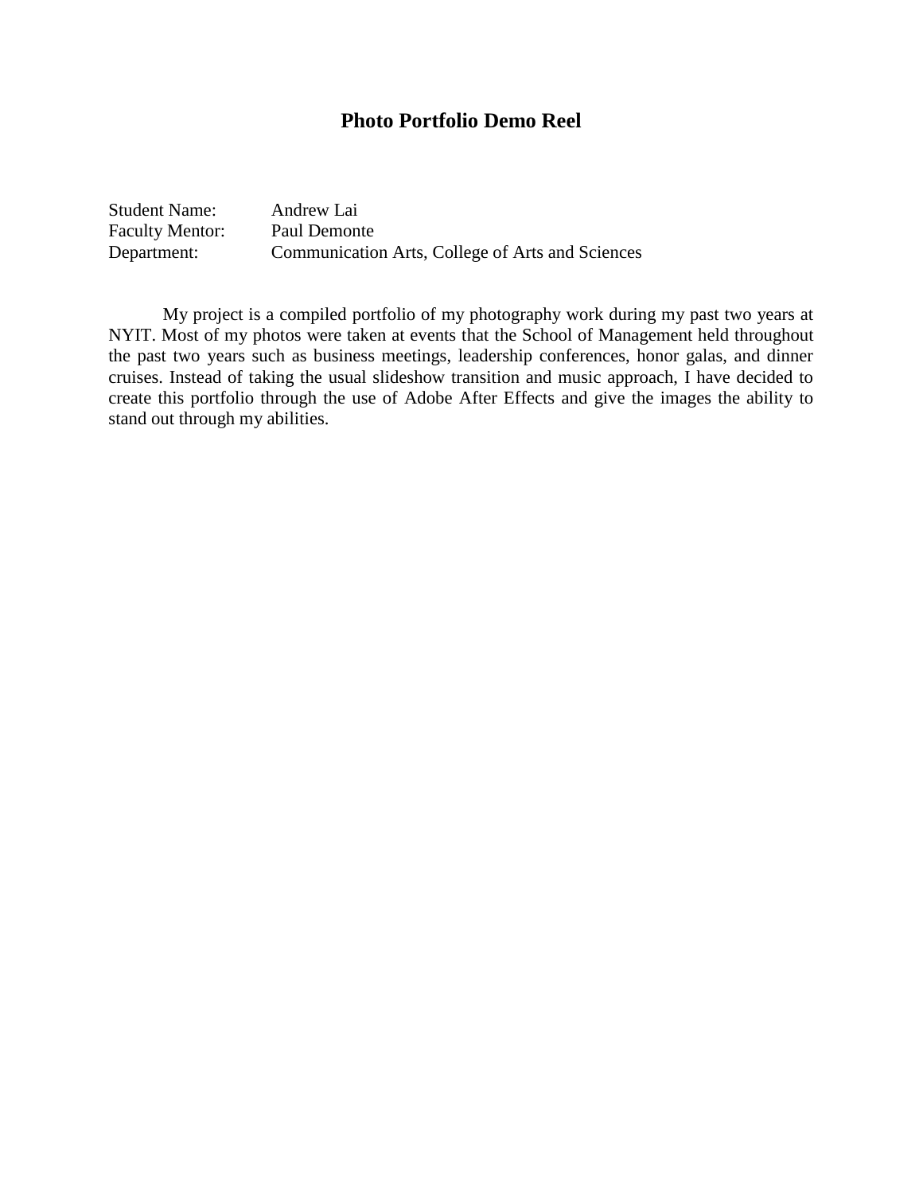# Photo Portfolio Demo Reel

| | |
|---|---|
| Student Name: | Andrew Lai |
| Faculty Mentor: | Paul Demonte |
| Department: | Communication Arts, College of Arts and Sciences |

My project is a compiled portfolio of my photography work during my past two years at NYIT. Most of my photos were taken at events that the School of Management held throughout the past two years such as business meetings, leadership conferences, honor galas, and dinner cruises. Instead of taking the usual slideshow transition and music approach, I have decided to create this portfolio through the use of Adobe After Effects and give the images the ability to stand out through my abilities.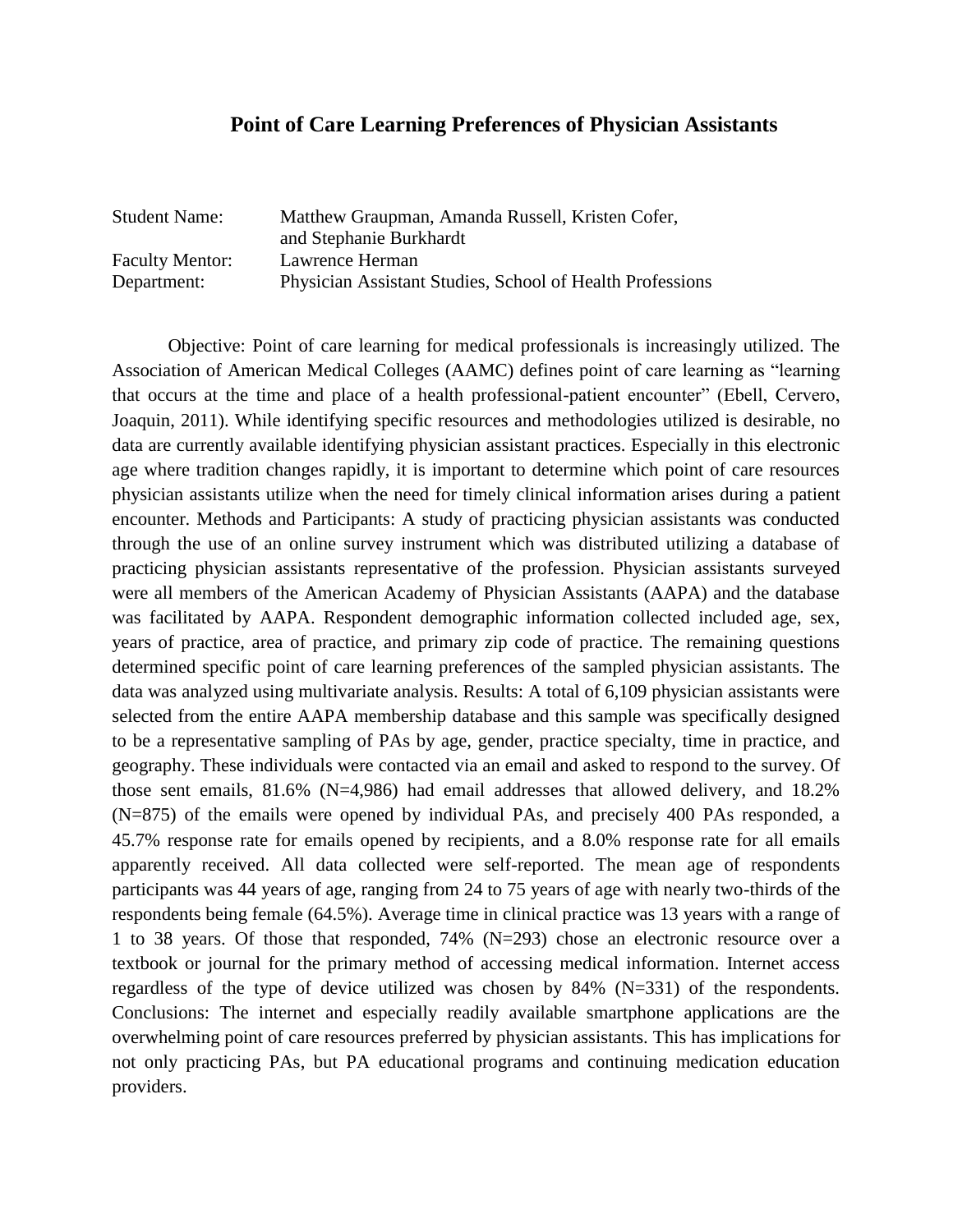# Point of Care Learning Preferences of Physician Assistants

Student Name: Matthew Graupman, Amanda Russell, Kristen Cofer, and Stephanie Burkhardt
Faculty Mentor: Lawrence Herman
Department: Physician Assistant Studies, School of Health Professions

Objective: Point of care learning for medical professionals is increasingly utilized. The Association of American Medical Colleges (AAMC) defines point of care learning as "learning that occurs at the time and place of a health professional-patient encounter" (Ebell, Cervero, Joaquin, 2011). While identifying specific resources and methodologies utilized is desirable, no data are currently available identifying physician assistant practices. Especially in this electronic age where tradition changes rapidly, it is important to determine which point of care resources physician assistants utilize when the need for timely clinical information arises during a patient encounter. Methods and Participants: A study of practicing physician assistants was conducted through the use of an online survey instrument which was distributed utilizing a database of practicing physician assistants representative of the profession. Physician assistants surveyed were all members of the American Academy of Physician Assistants (AAPA) and the database was facilitated by AAPA. Respondent demographic information collected included age, sex, years of practice, area of practice, and primary zip code of practice. The remaining questions determined specific point of care learning preferences of the sampled physician assistants. The data was analyzed using multivariate analysis. Results: A total of 6,109 physician assistants were selected from the entire AAPA membership database and this sample was specifically designed to be a representative sampling of PAs by age, gender, practice specialty, time in practice, and geography. These individuals were contacted via an email and asked to respond to the survey. Of those sent emails, 81.6% (N=4,986) had email addresses that allowed delivery, and 18.2% (N=875) of the emails were opened by individual PAs, and precisely 400 PAs responded, a 45.7% response rate for emails opened by recipients, and a 8.0% response rate for all emails apparently received. All data collected were self-reported. The mean age of respondents participants was 44 years of age, ranging from 24 to 75 years of age with nearly two-thirds of the respondents being female (64.5%). Average time in clinical practice was 13 years with a range of 1 to 38 years. Of those that responded, 74% (N=293) chose an electronic resource over a textbook or journal for the primary method of accessing medical information. Internet access regardless of the type of device utilized was chosen by 84% (N=331) of the respondents. Conclusions: The internet and especially readily available smartphone applications are the overwhelming point of care resources preferred by physician assistants. This has implications for not only practicing PAs, but PA educational programs and continuing medication education providers.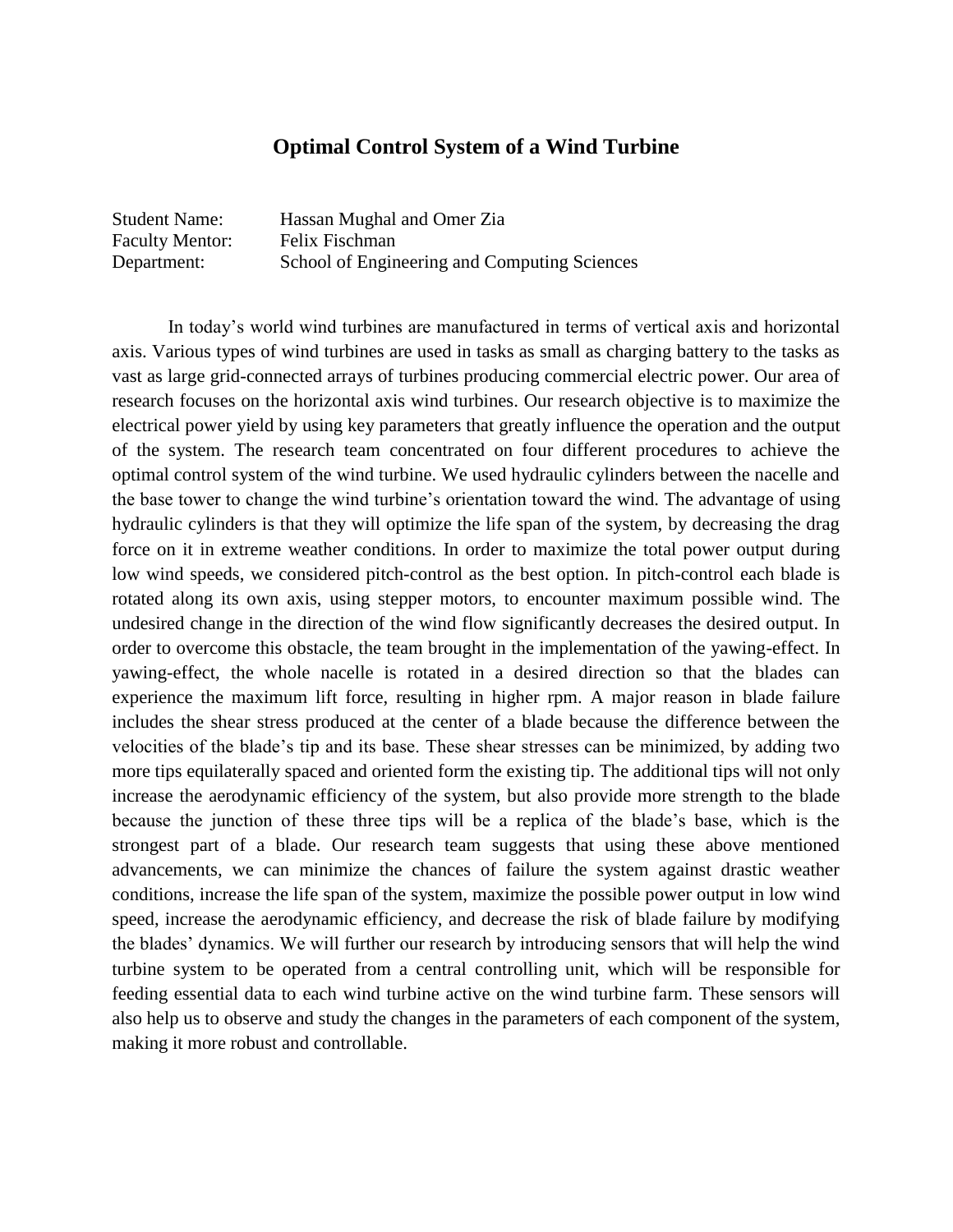# Optimal Control System of a Wind Turbine

Student Name: Hassan Mughal and Omer Zia
Faculty Mentor: Felix Fischman
Department: School of Engineering and Computing Sciences

In today's world wind turbines are manufactured in terms of vertical axis and horizontal axis. Various types of wind turbines are used in tasks as small as charging battery to the tasks as vast as large grid-connected arrays of turbines producing commercial electric power. Our area of research focuses on the horizontal axis wind turbines. Our research objective is to maximize the electrical power yield by using key parameters that greatly influence the operation and the output of the system. The research team concentrated on four different procedures to achieve the optimal control system of the wind turbine. We used hydraulic cylinders between the nacelle and the base tower to change the wind turbine's orientation toward the wind. The advantage of using hydraulic cylinders is that they will optimize the life span of the system, by decreasing the drag force on it in extreme weather conditions. In order to maximize the total power output during low wind speeds, we considered pitch-control as the best option. In pitch-control each blade is rotated along its own axis, using stepper motors, to encounter maximum possible wind. The undesired change in the direction of the wind flow significantly decreases the desired output. In order to overcome this obstacle, the team brought in the implementation of the yawing-effect. In yawing-effect, the whole nacelle is rotated in a desired direction so that the blades can experience the maximum lift force, resulting in higher rpm. A major reason in blade failure includes the shear stress produced at the center of a blade because the difference between the velocities of the blade's tip and its base. These shear stresses can be minimized, by adding two more tips equilaterally spaced and oriented form the existing tip. The additional tips will not only increase the aerodynamic efficiency of the system, but also provide more strength to the blade because the junction of these three tips will be a replica of the blade's base, which is the strongest part of a blade. Our research team suggests that using these above mentioned advancements, we can minimize the chances of failure the system against drastic weather conditions, increase the life span of the system, maximize the possible power output in low wind speed, increase the aerodynamic efficiency, and decrease the risk of blade failure by modifying the blades' dynamics. We will further our research by introducing sensors that will help the wind turbine system to be operated from a central controlling unit, which will be responsible for feeding essential data to each wind turbine active on the wind turbine farm. These sensors will also help us to observe and study the changes in the parameters of each component of the system, making it more robust and controllable.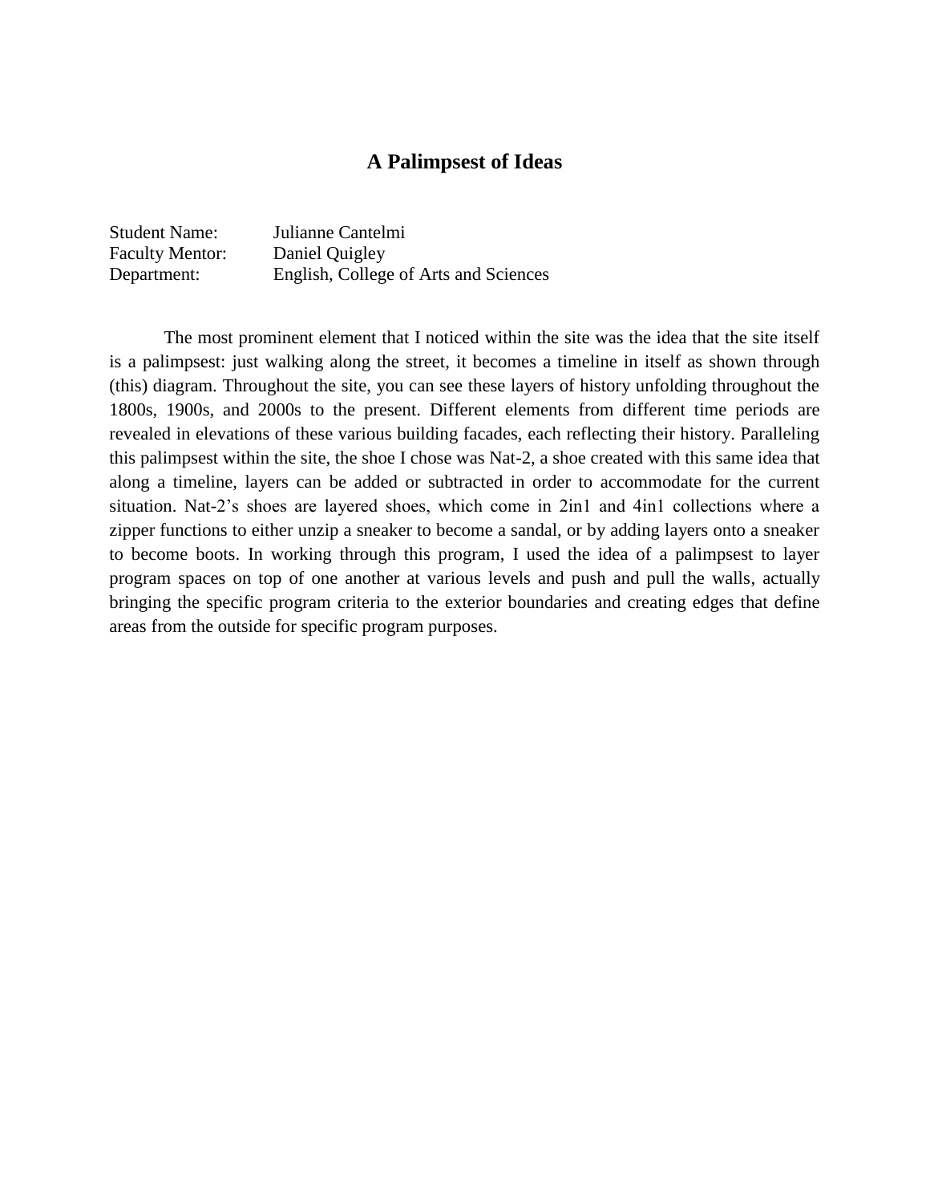# A Palimpsest of Ideas

Student Name: Julianne Cantelmi
Faculty Mentor: Daniel Quigley
Department: English, College of Arts and Sciences

The most prominent element that I noticed within the site was the idea that the site itself is a palimpsest: just walking along the street, it becomes a timeline in itself as shown through (this) diagram. Throughout the site, you can see these layers of history unfolding throughout the 1800s, 1900s, and 2000s to the present. Different elements from different time periods are revealed in elevations of these various building facades, each reflecting their history. Paralleling this palimpsest within the site, the shoe I chose was Nat-2, a shoe created with this same idea that along a timeline, layers can be added or subtracted in order to accommodate for the current situation. Nat-2's shoes are layered shoes, which come in 2in1 and 4in1 collections where a zipper functions to either unzip a sneaker to become a sandal, or by adding layers onto a sneaker to become boots. In working through this program, I used the idea of a palimpsest to layer program spaces on top of one another at various levels and push and pull the walls, actually bringing the specific program criteria to the exterior boundaries and creating edges that define areas from the outside for specific program purposes.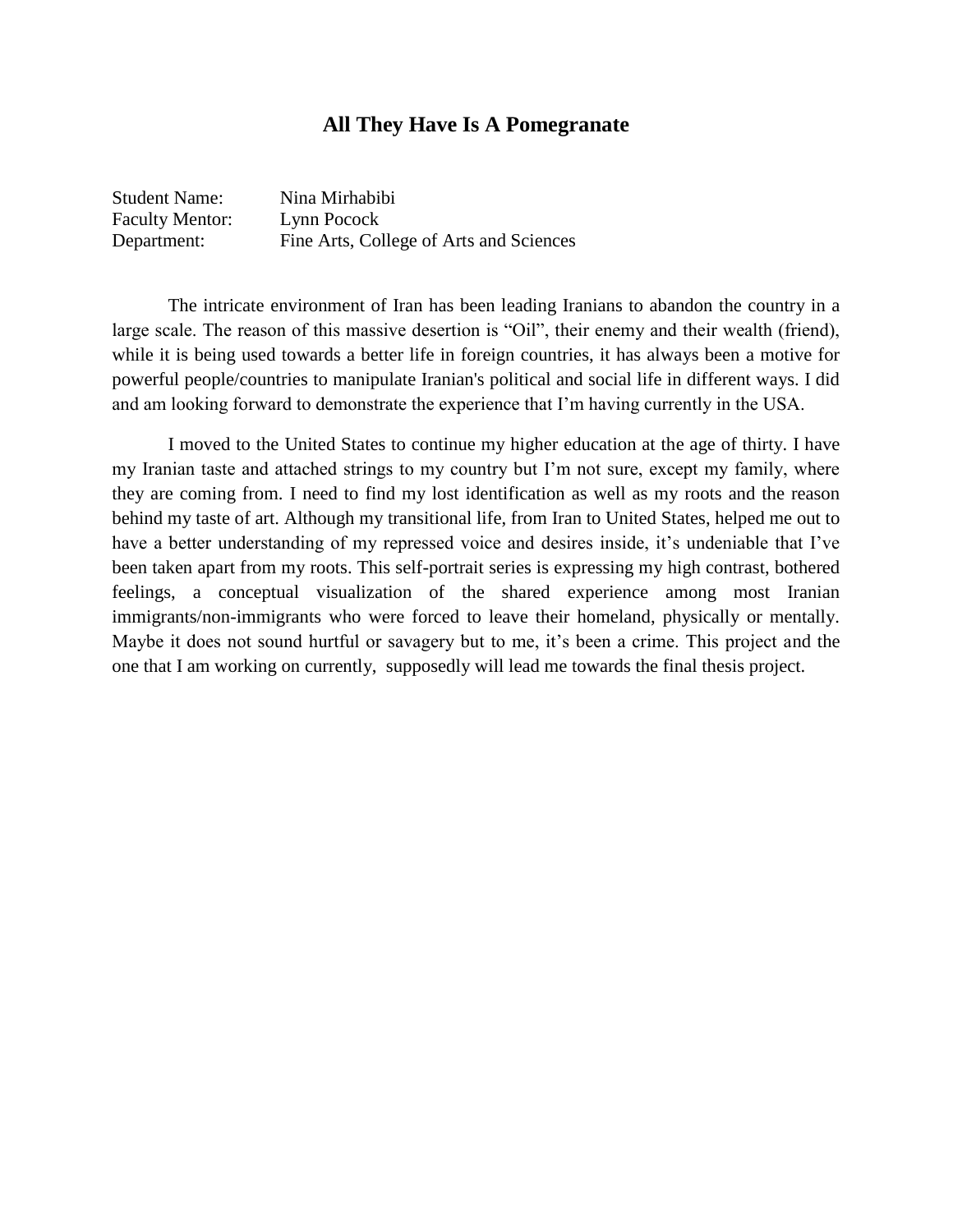# All They Have Is A Pomegranate

Student Name: Nina Mirhabibi
Faculty Mentor: Lynn Pocock
Department: Fine Arts, College of Arts and Sciences

The intricate environment of Iran has been leading Iranians to abandon the country in a large scale. The reason of this massive desertion is "Oil", their enemy and their wealth (friend), while it is being used towards a better life in foreign countries, it has always been a motive for powerful people/countries to manipulate Iranian's political and social life in different ways. I did and am looking forward to demonstrate the experience that I'm having currently in the USA.

I moved to the United States to continue my higher education at the age of thirty. I have my Iranian taste and attached strings to my country but I'm not sure, except my family, where they are coming from. I need to find my lost identification as well as my roots and the reason behind my taste of art. Although my transitional life, from Iran to United States, helped me out to have a better understanding of my repressed voice and desires inside, it's undeniable that I've been taken apart from my roots. This self-portrait series is expressing my high contrast, bothered feelings, a conceptual visualization of the shared experience among most Iranian immigrants/non-immigrants who were forced to leave their homeland, physically or mentally. Maybe it does not sound hurtful or savagery but to me, it's been a crime. This project and the one that I am working on currently, supposedly will lead me towards the final thesis project.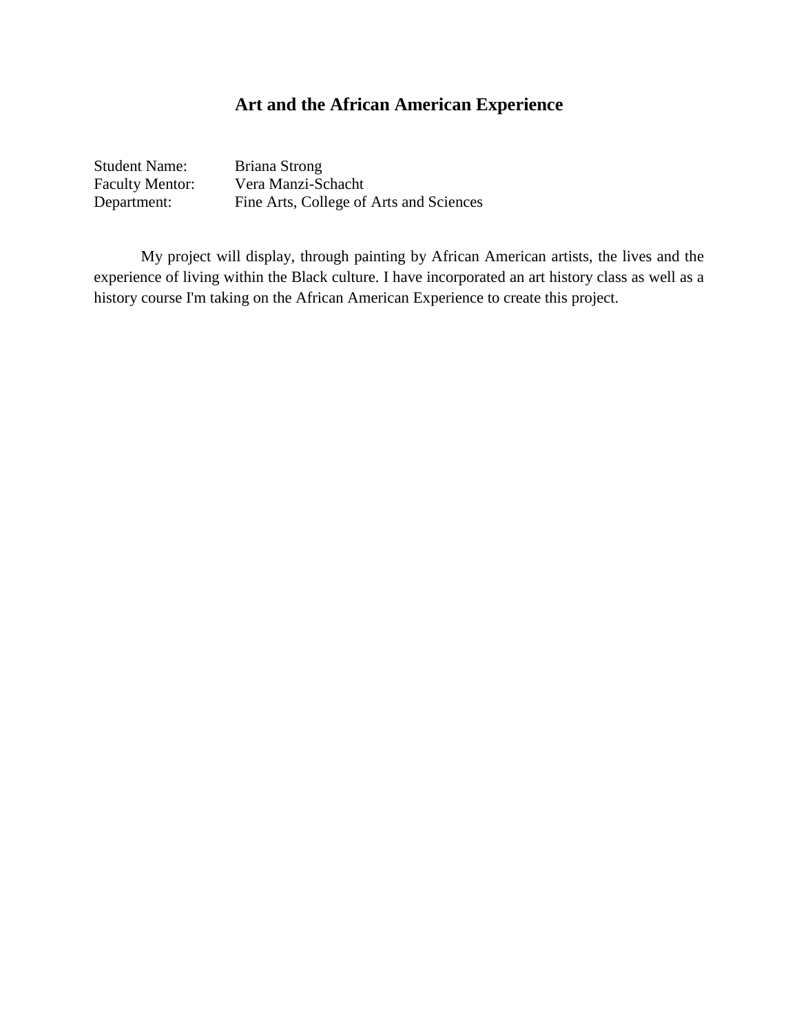# Art and the African American Experience

| | |
|---|---|
| Student Name: | Briana Strong |
| Faculty Mentor: | Vera Manzi-Schacht |
| Department: | Fine Arts, College of Arts and Sciences |

My project will display, through painting by African American artists, the lives and the experience of living within the Black culture. I have incorporated an art history class as well as a history course I'm taking on the African American Experience to create this project.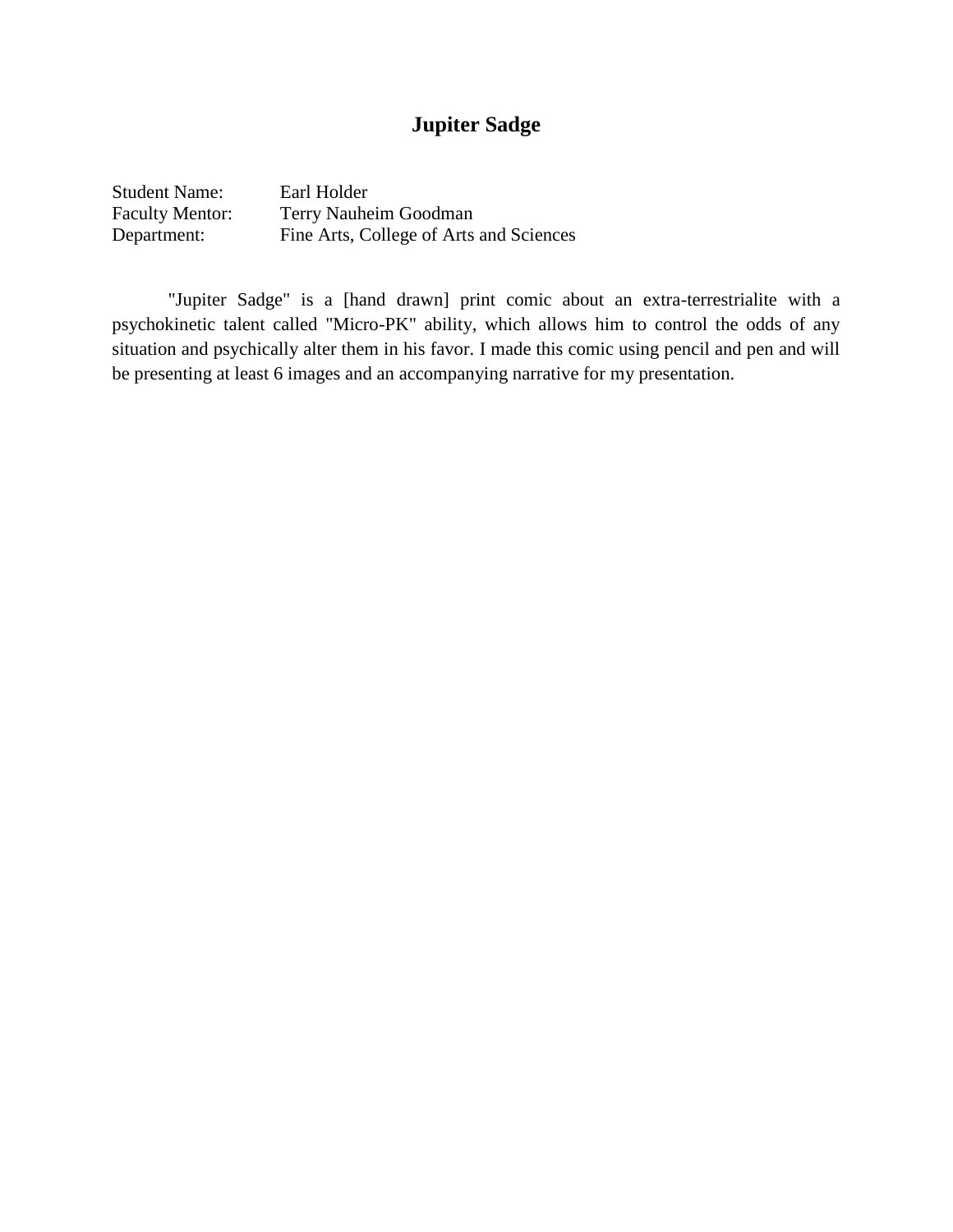# Jupiter Sadge

Student Name: Earl Holder
Faculty Mentor: Terry Nauheim Goodman
Department: Fine Arts, College of Arts and Sciences

"Jupiter Sadge" is a [hand drawn] print comic about an extra-terrestrialite with a psychokinetic talent called "Micro-PK" ability, which allows him to control the odds of any situation and psychically alter them in his favor. I made this comic using pencil and pen and will be presenting at least 6 images and an accompanying narrative for my presentation.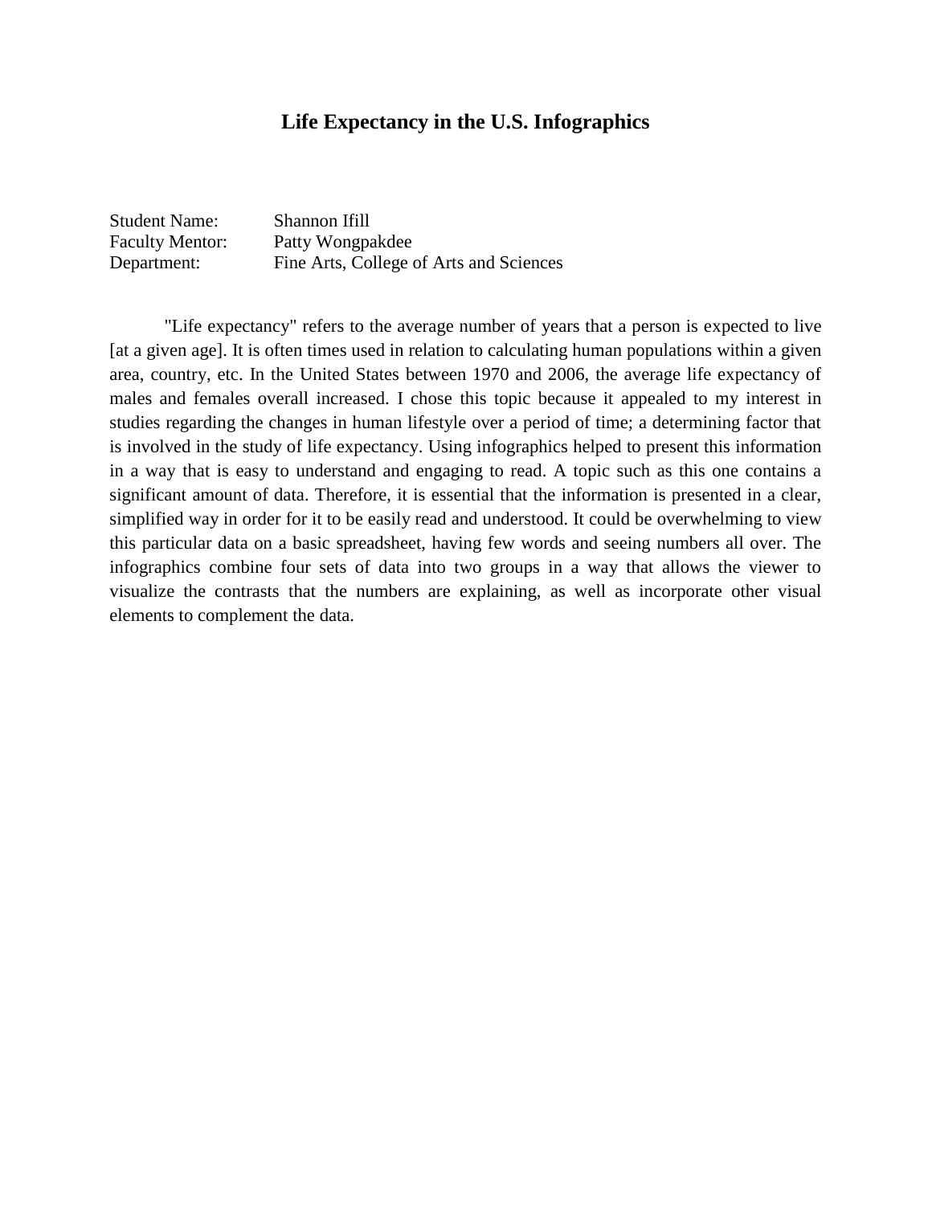# Life Expectancy in the U.S. Infographics

Student Name: Shannon Ifill
Faculty Mentor: Patty Wongpakdee
Department: Fine Arts, College of Arts and Sciences

"Life expectancy" refers to the average number of years that a person is expected to live [at a given age]. It is often times used in relation to calculating human populations within a given area, country, etc. In the United States between 1970 and 2006, the average life expectancy of males and females overall increased. I chose this topic because it appealed to my interest in studies regarding the changes in human lifestyle over a period of time; a determining factor that is involved in the study of life expectancy. Using infographics helped to present this information in a way that is easy to understand and engaging to read. A topic such as this one contains a significant amount of data. Therefore, it is essential that the information is presented in a clear, simplified way in order for it to be easily read and understood. It could be overwhelming to view this particular data on a basic spreadsheet, having few words and seeing numbers all over. The infographics combine four sets of data into two groups in a way that allows the viewer to visualize the contrasts that the numbers are explaining, as well as incorporate other visual elements to complement the data.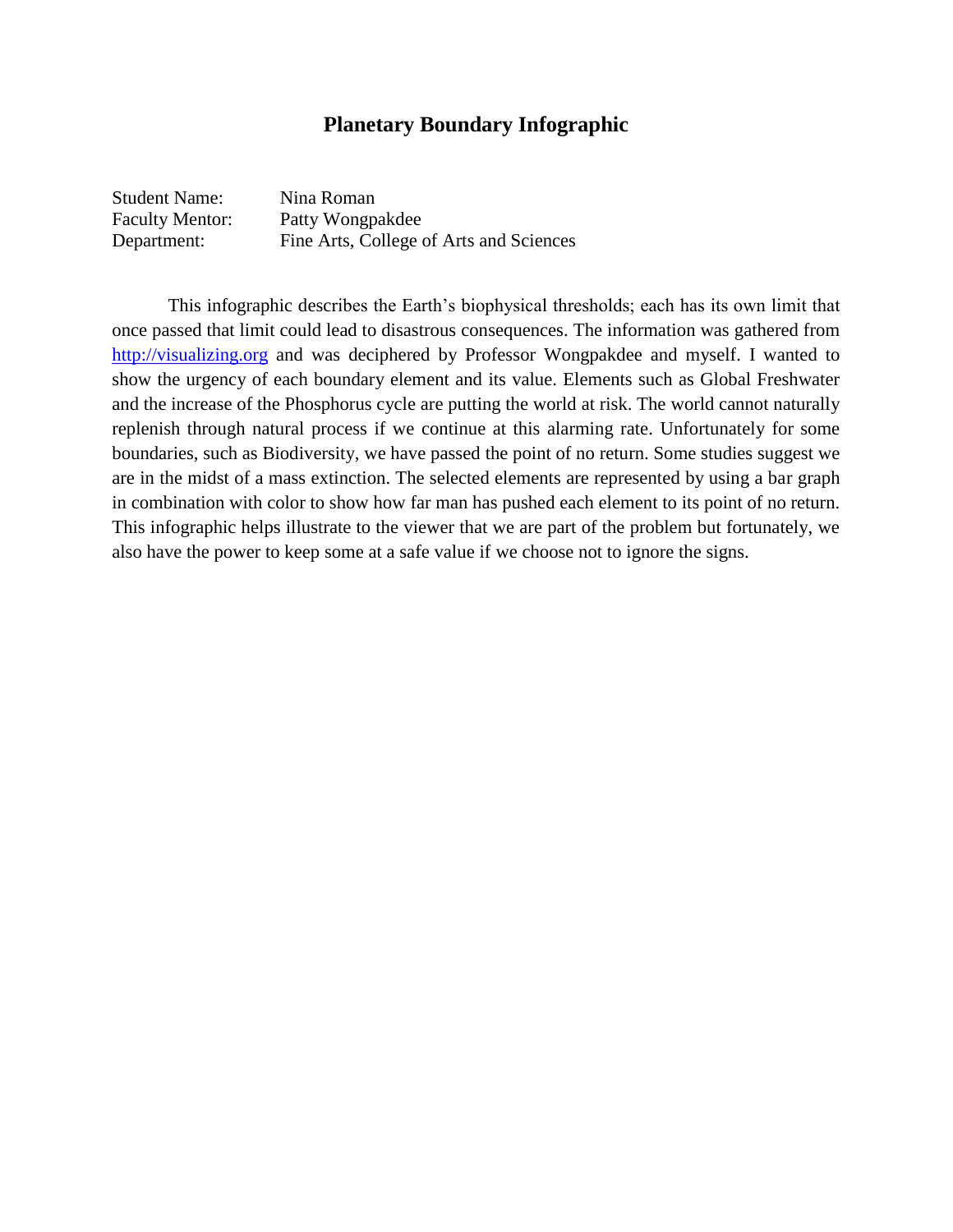# Planetary Boundary Infographic

| | |
|---|---|
| Student Name: | Nina Roman |
| Faculty Mentor: | Patty Wongpakdee |
| Department: | Fine Arts, College of Arts and Sciences |

This infographic describes the Earth's biophysical thresholds; each has its own limit that once passed that limit could lead to disastrous consequences. The information was gathered from http://visualizing.org and was deciphered by Professor Wongpakdee and myself. I wanted to show the urgency of each boundary element and its value. Elements such as Global Freshwater and the increase of the Phosphorus cycle are putting the world at risk. The world cannot naturally replenish through natural process if we continue at this alarming rate. Unfortunately for some boundaries, such as Biodiversity, we have passed the point of no return. Some studies suggest we are in the midst of a mass extinction. The selected elements are represented by using a bar graph in combination with color to show how far man has pushed each element to its point of no return. This infographic helps illustrate to the viewer that we are part of the problem but fortunately, we also have the power to keep some at a safe value if we choose not to ignore the signs.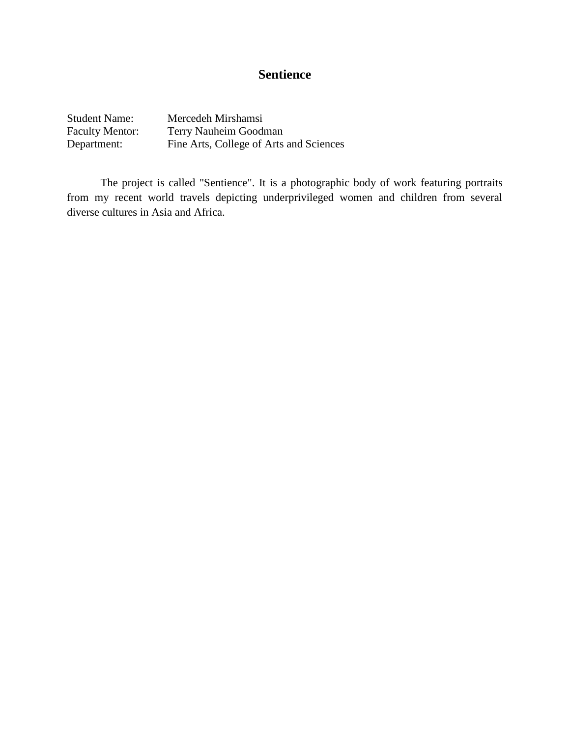# Sentience

| | |
|---|---|
| Student Name: | Mercedeh Mirshamsi |
| Faculty Mentor: | Terry Nauheim Goodman |
| Department: | Fine Arts, College of Arts and Sciences |

The project is called "Sentience". It is a photographic body of work featuring portraits from my recent world travels depicting underprivileged women and children from several diverse cultures in Asia and Africa.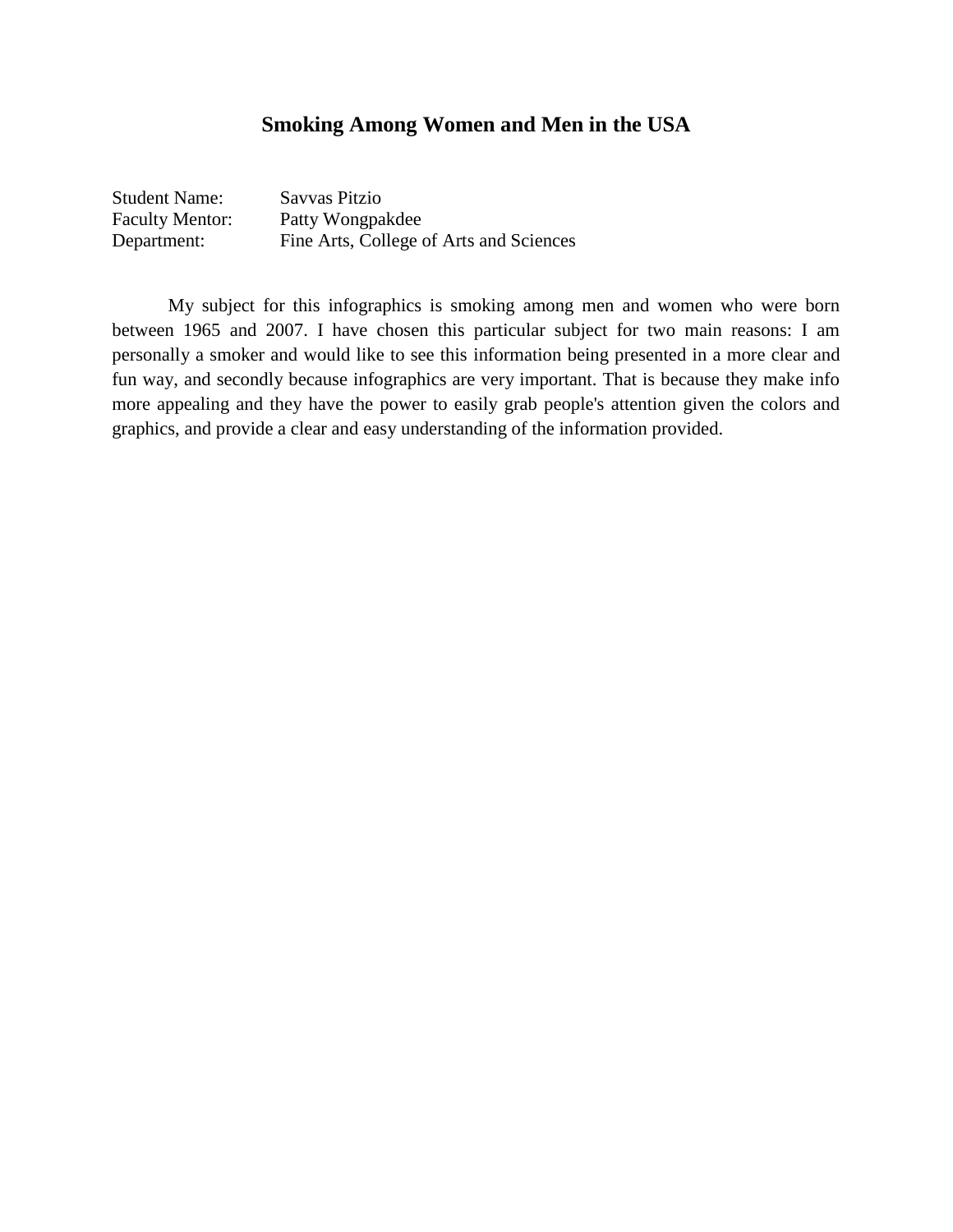# Smoking Among Women and Men in the USA

Student Name: Savvas Pitzio
Faculty Mentor: Patty Wongpakdee
Department: Fine Arts, College of Arts and Sciences

My subject for this infographics is smoking among men and women who were born between 1965 and 2007. I have chosen this particular subject for two main reasons: I am personally a smoker and would like to see this information being presented in a more clear and fun way, and secondly because infographics are very important. That is because they make info more appealing and they have the power to easily grab people's attention given the colors and graphics, and provide a clear and easy understanding of the information provided.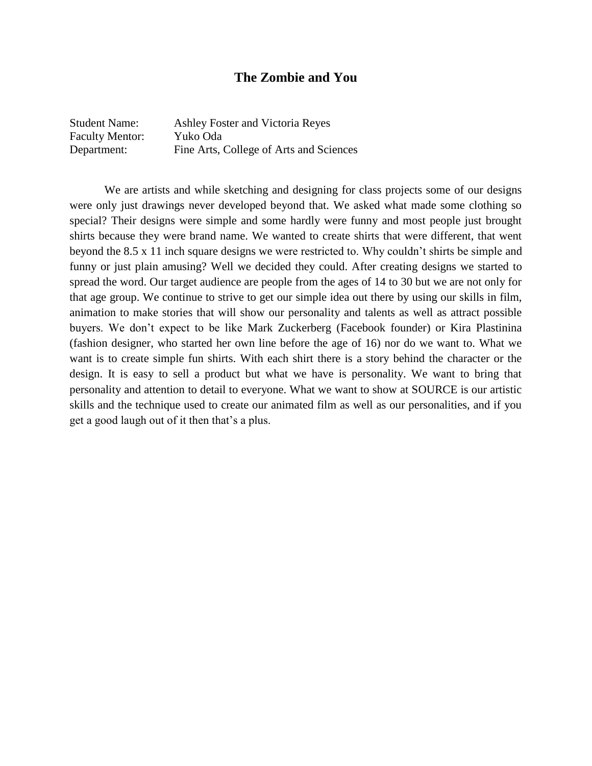# The Zombie and You

| | |
|---|---|
| Student Name: | Ashley Foster and Victoria Reyes |
| Faculty Mentor: | Yuko Oda |
| Department: | Fine Arts, College of Arts and Sciences |

We are artists and while sketching and designing for class projects some of our designs were only just drawings never developed beyond that. We asked what made some clothing so special? Their designs were simple and some hardly were funny and most people just brought shirts because they were brand name. We wanted to create shirts that were different, that went beyond the 8.5 x 11 inch square designs we were restricted to. Why couldn't shirts be simple and funny or just plain amusing? Well we decided they could. After creating designs we started to spread the word. Our target audience are people from the ages of 14 to 30 but we are not only for that age group. We continue to strive to get our simple idea out there by using our skills in film, animation to make stories that will show our personality and talents as well as attract possible buyers. We don't expect to be like Mark Zuckerberg (Facebook founder) or Kira Plastinina (fashion designer, who started her own line before the age of 16) nor do we want to. What we want is to create simple fun shirts. With each shirt there is a story behind the character or the design. It is easy to sell a product but what we have is personality. We want to bring that personality and attention to detail to everyone. What we want to show at SOURCE is our artistic skills and the technique used to create our animated film as well as our personalities, and if you get a good laugh out of it then that's a plus.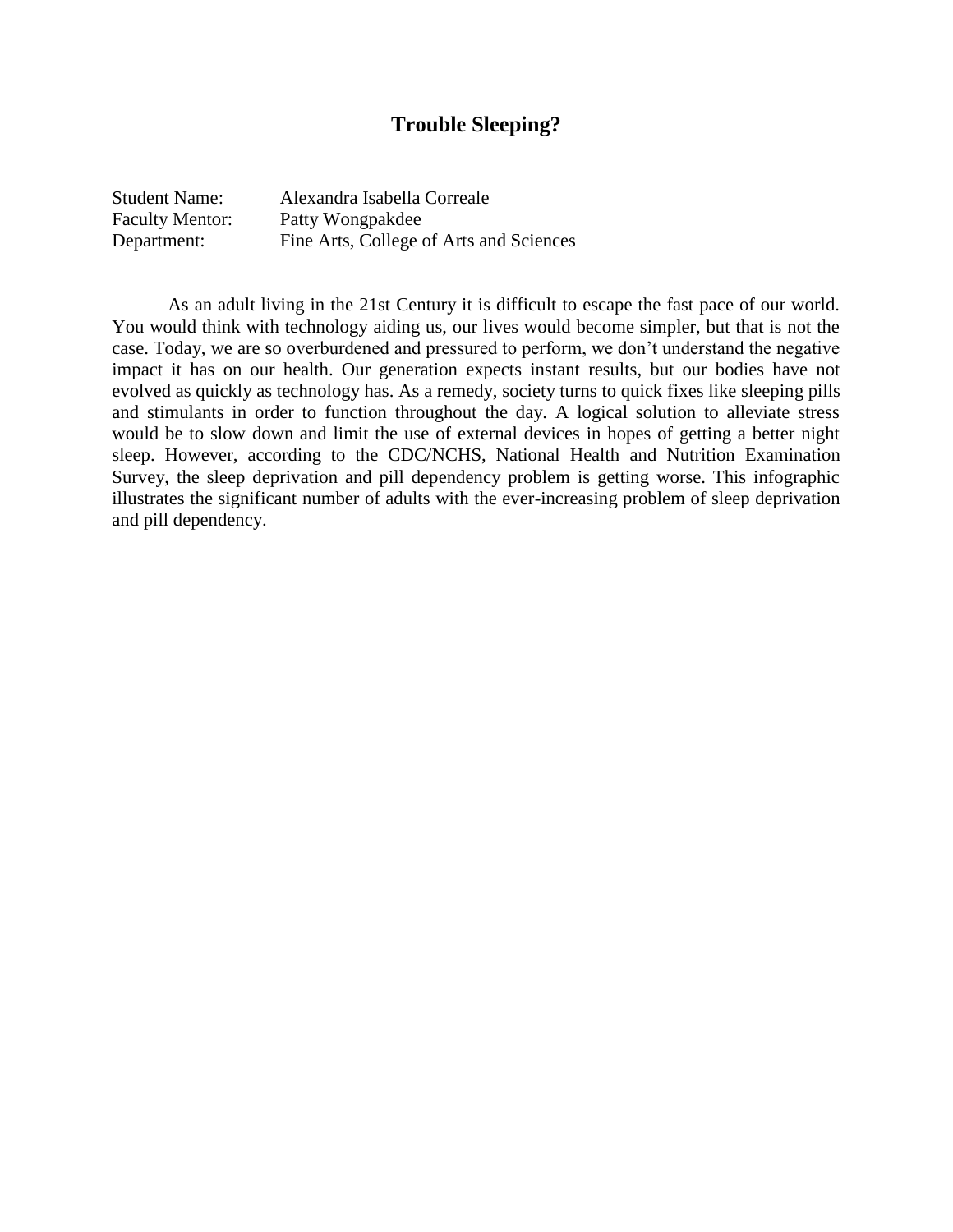# Trouble Sleeping?

Student Name: Alexandra Isabella Correale
Faculty Mentor: Patty Wongpakdee
Department: Fine Arts, College of Arts and Sciences

As an adult living in the 21st Century it is difficult to escape the fast pace of our world. You would think with technology aiding us, our lives would become simpler, but that is not the case. Today, we are so overburdened and pressured to perform, we don't understand the negative impact it has on our health. Our generation expects instant results, but our bodies have not evolved as quickly as technology has. As a remedy, society turns to quick fixes like sleeping pills and stimulants in order to function throughout the day. A logical solution to alleviate stress would be to slow down and limit the use of external devices in hopes of getting a better night sleep. However, according to the CDC/NCHS, National Health and Nutrition Examination Survey, the sleep deprivation and pill dependency problem is getting worse. This infographic illustrates the significant number of adults with the ever-increasing problem of sleep deprivation and pill dependency.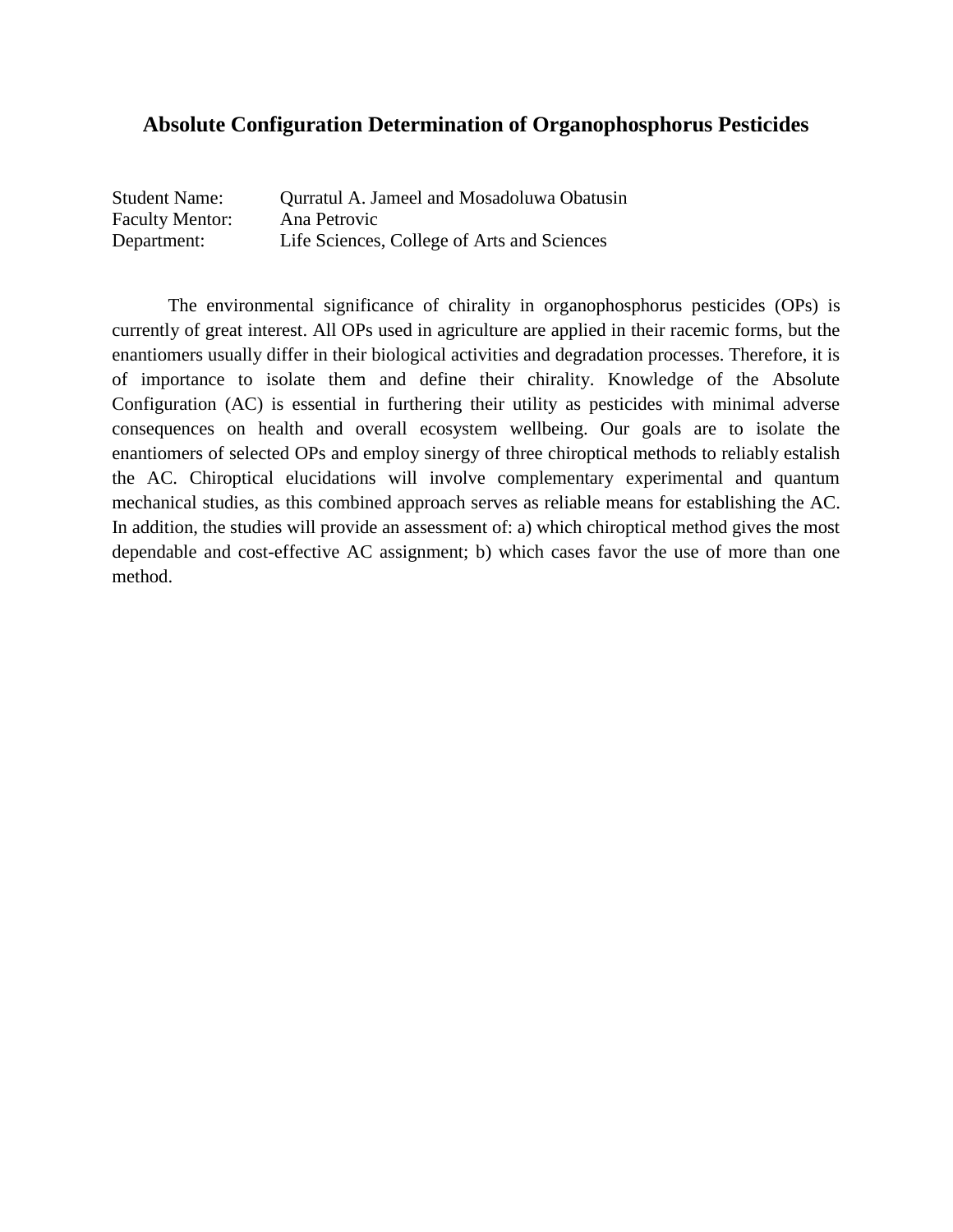## Absolute Configuration Determination of Organophosphorus Pesticides

Student Name: Qurratul A. Jameel and Mosadoluwa Obatusin
Faculty Mentor: Ana Petrovic
Department: Life Sciences, College of Arts and Sciences

The environmental significance of chirality in organophosphorus pesticides (OPs) is currently of great interest. All OPs used in agriculture are applied in their racemic forms, but the enantiomers usually differ in their biological activities and degradation processes. Therefore, it is of importance to isolate them and define their chirality. Knowledge of the Absolute Configuration (AC) is essential in furthering their utility as pesticides with minimal adverse consequences on health and overall ecosystem wellbeing. Our goals are to isolate the enantiomers of selected OPs and employ sinergy of three chiroptical methods to reliably estalish the AC. Chiroptical elucidations will involve complementary experimental and quantum mechanical studies, as this combined approach serves as reliable means for establishing the AC. In addition, the studies will provide an assessment of: a) which chiroptical method gives the most dependable and cost-effective AC assignment; b) which cases favor the use of more than one method.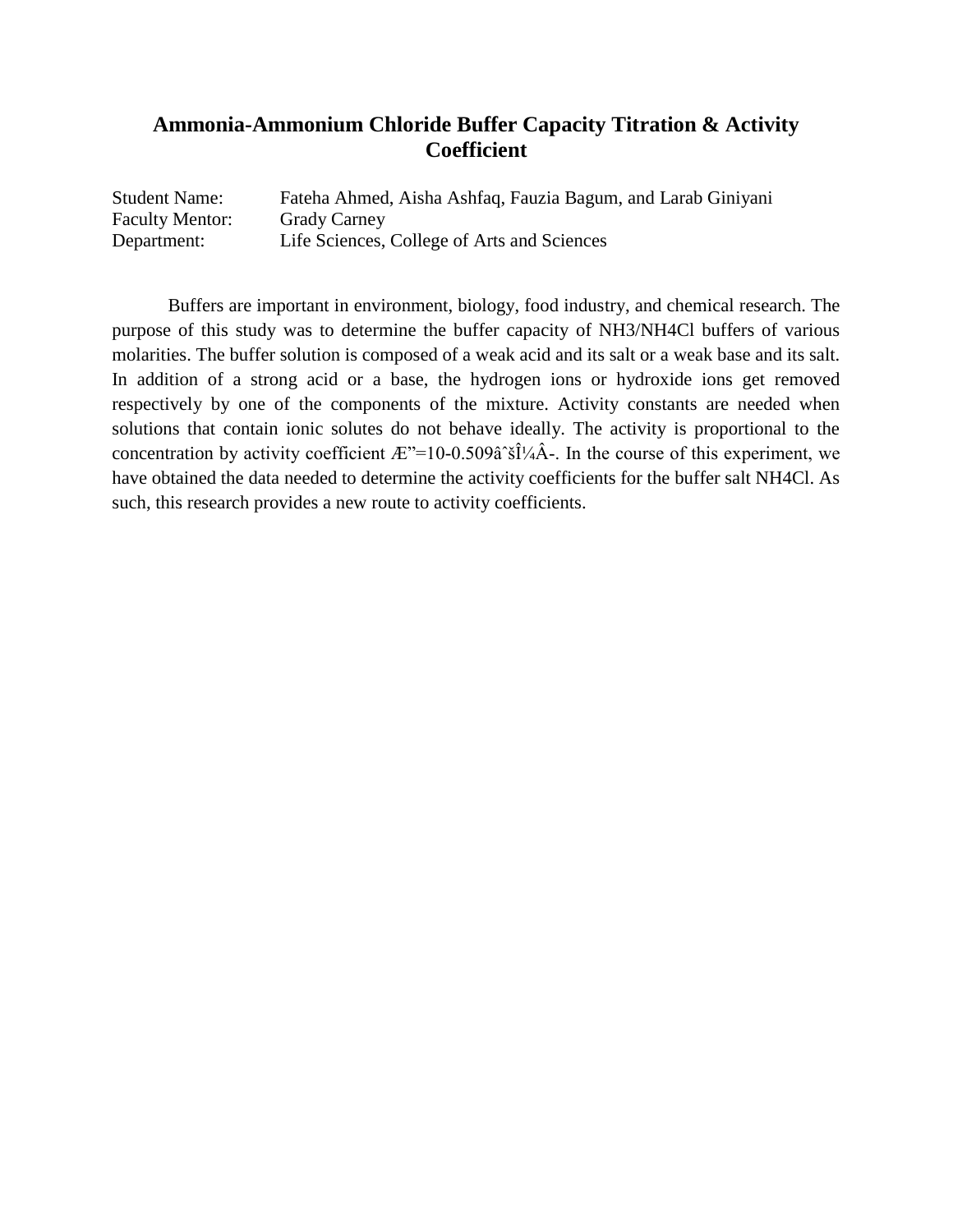# Ammonia-Ammonium Chloride Buffer Capacity Titration & Activity Coefficient

Student Name: Fateha Ahmed, Aisha Ashfaq, Fauzia Bagum, and Larab Giniyani
Faculty Mentor: Grady Carney
Department: Life Sciences, College of Arts and Sciences

Buffers are important in environment, biology, food industry, and chemical research. The purpose of this study was to determine the buffer capacity of $NH_3$/$NH_4Cl$ buffers of various molarities. The buffer solution is composed of a weak acid and its salt or a weak base and its salt. In addition of a strong acid or a base, the hydrogen ions or hydroxide ions get removed respectively by one of the components of the mixture. Activity constants are needed when solutions that contain ionic solutes do not behave ideally. The activity is proportional to the concentration by activity coefficient Æ"=10-0.509âˆšÎ¼Â-. In the course of this experiment, we have obtained the data needed to determine the activity coefficients for the buffer salt $NH_4Cl$. As such, this research provides a new route to activity coefficients.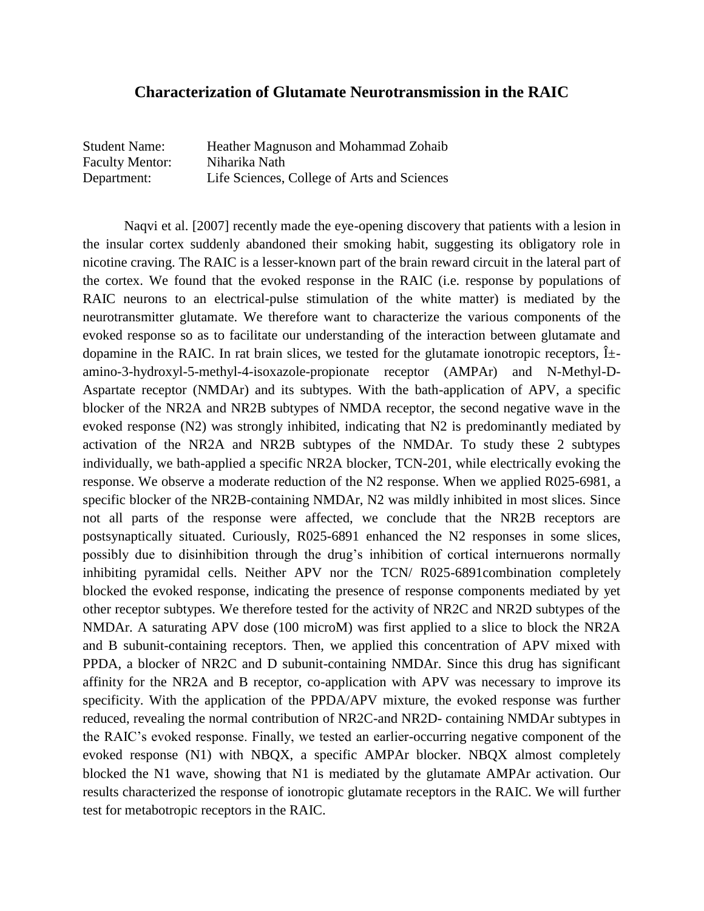## Characterization of Glutamate Neurotransmission in the RAIC

Student Name: Heather Magnuson and Mohammad Zohaib
Faculty Mentor: Niharika Nath
Department: Life Sciences, College of Arts and Sciences

Naqvi et al. [2007] recently made the eye-opening discovery that patients with a lesion in the insular cortex suddenly abandoned their smoking habit, suggesting its obligatory role in nicotine craving. The RAIC is a lesser-known part of the brain reward circuit in the lateral part of the cortex. We found that the evoked response in the RAIC (i.e. response by populations of RAIC neurons to an electrical-pulse stimulation of the white matter) is mediated by the neurotransmitter glutamate. We therefore want to characterize the various components of the evoked response so as to facilitate our understanding of the interaction between glutamate and dopamine in the RAIC. In rat brain slices, we tested for the glutamate ionotropic receptors, Î±-amino-3-hydroxyl-5-methyl-4-isoxazole-propionate receptor (AMPAr) and N-Methyl-D-Aspartate receptor (NMDAr) and its subtypes. With the bath-application of APV, a specific blocker of the NR2A and NR2B subtypes of NMDA receptor, the second negative wave in the evoked response (N2) was strongly inhibited, indicating that N2 is predominantly mediated by activation of the NR2A and NR2B subtypes of the NMDAr. To study these 2 subtypes individually, we bath-applied a specific NR2A blocker, TCN-201, while electrically evoking the response. We observe a moderate reduction of the N2 response. When we applied R025-6981, a specific blocker of the NR2B-containing NMDAr, N2 was mildly inhibited in most slices. Since not all parts of the response were affected, we conclude that the NR2B receptors are postsynaptically situated. Curiously, R025-6891 enhanced the N2 responses in some slices, possibly due to disinhibition through the drug's inhibition of cortical internuerons normally inhibiting pyramidal cells. Neither APV nor the TCN/ R025-6891combination completely blocked the evoked response, indicating the presence of response components mediated by yet other receptor subtypes. We therefore tested for the activity of NR2C and NR2D subtypes of the NMDAr. A saturating APV dose (100 microM) was first applied to a slice to block the NR2A and B subunit-containing receptors. Then, we applied this concentration of APV mixed with PPDA, a blocker of NR2C and D subunit-containing NMDAr. Since this drug has significant affinity for the NR2A and B receptor, co-application with APV was necessary to improve its specificity. With the application of the PPDA/APV mixture, the evoked response was further reduced, revealing the normal contribution of NR2C-and NR2D- containing NMDAr subtypes in the RAIC's evoked response. Finally, we tested an earlier-occurring negative component of the evoked response (N1) with NBQX, a specific AMPAr blocker. NBQX almost completely blocked the N1 wave, showing that N1 is mediated by the glutamate AMPAr activation. Our results characterized the response of ionotropic glutamate receptors in the RAIC. We will further test for metabotropic receptors in the RAIC.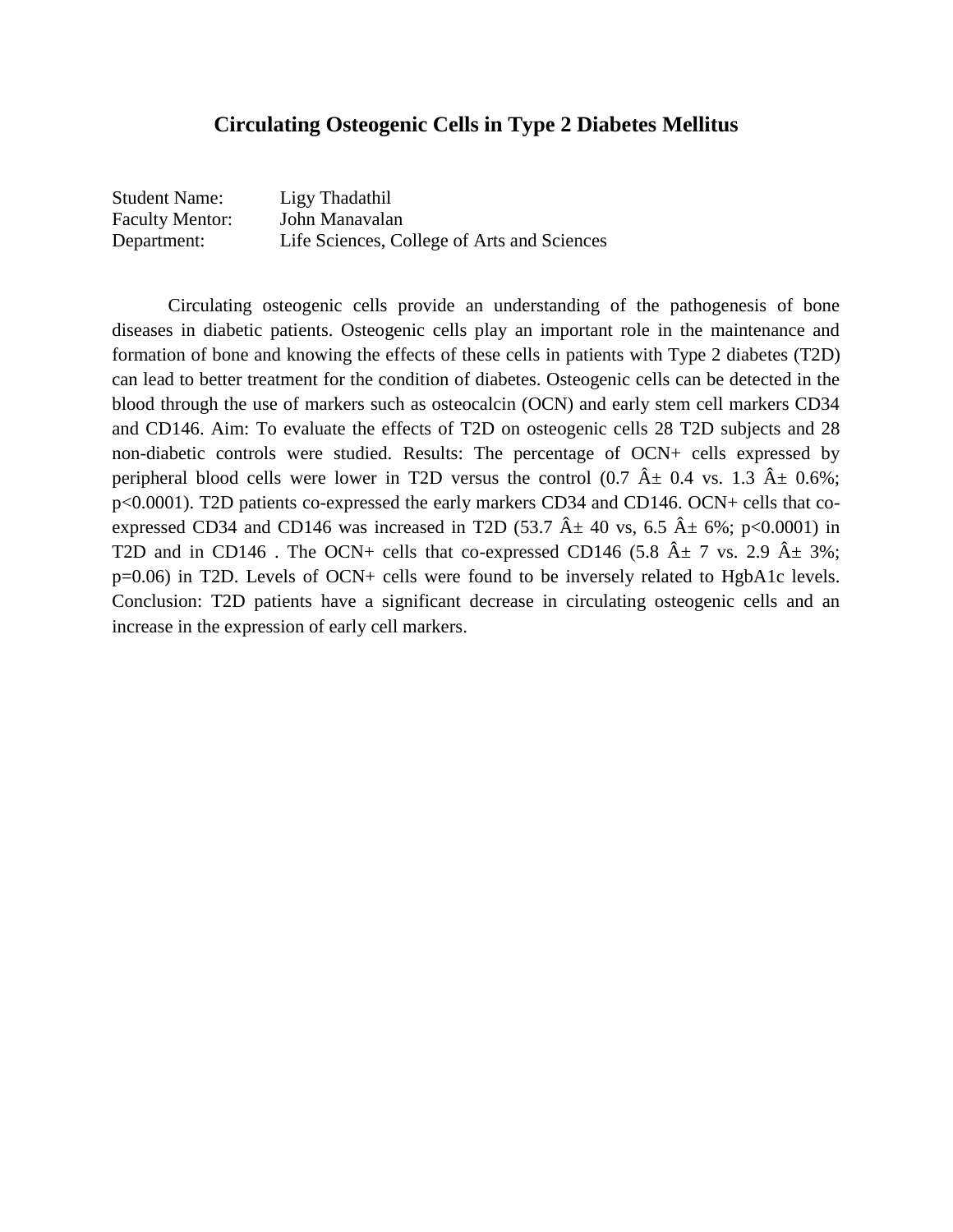# Circulating Osteogenic Cells in Type 2 Diabetes Mellitus

Student Name: Ligy Thadathil
Faculty Mentor: John Manavalan
Department: Life Sciences, College of Arts and Sciences

Circulating osteogenic cells provide an understanding of the pathogenesis of bone diseases in diabetic patients. Osteogenic cells play an important role in the maintenance and formation of bone and knowing the effects of these cells in patients with Type 2 diabetes (T2D) can lead to better treatment for the condition of diabetes. Osteogenic cells can be detected in the blood through the use of markers such as osteocalcin (OCN) and early stem cell markers CD34 and CD146. Aim: To evaluate the effects of T2D on osteogenic cells 28 T2D subjects and 28 non-diabetic controls were studied. Results: The percentage of OCN+ cells expressed by peripheral blood cells were lower in T2D versus the control (0.7 Â± 0.4 vs. 1.3 Â± 0.6%; $p<0.0001$). T2D patients co-expressed the early markers CD34 and CD146. OCN+ cells that co-expressed CD34 and CD146 was increased in T2D (53.7 Â± 40 vs, 6.5 Â± 6%; $p<0.0001$) in T2D and in CD146 . The OCN+ cells that co-expressed CD146 (5.8 Â± 7 vs. 2.9 Â± 3%; $p=0.06$) in T2D. Levels of OCN+ cells were found to be inversely related to HgbA1c levels. Conclusion: T2D patients have a significant decrease in circulating osteogenic cells and an increase in the expression of early cell markers.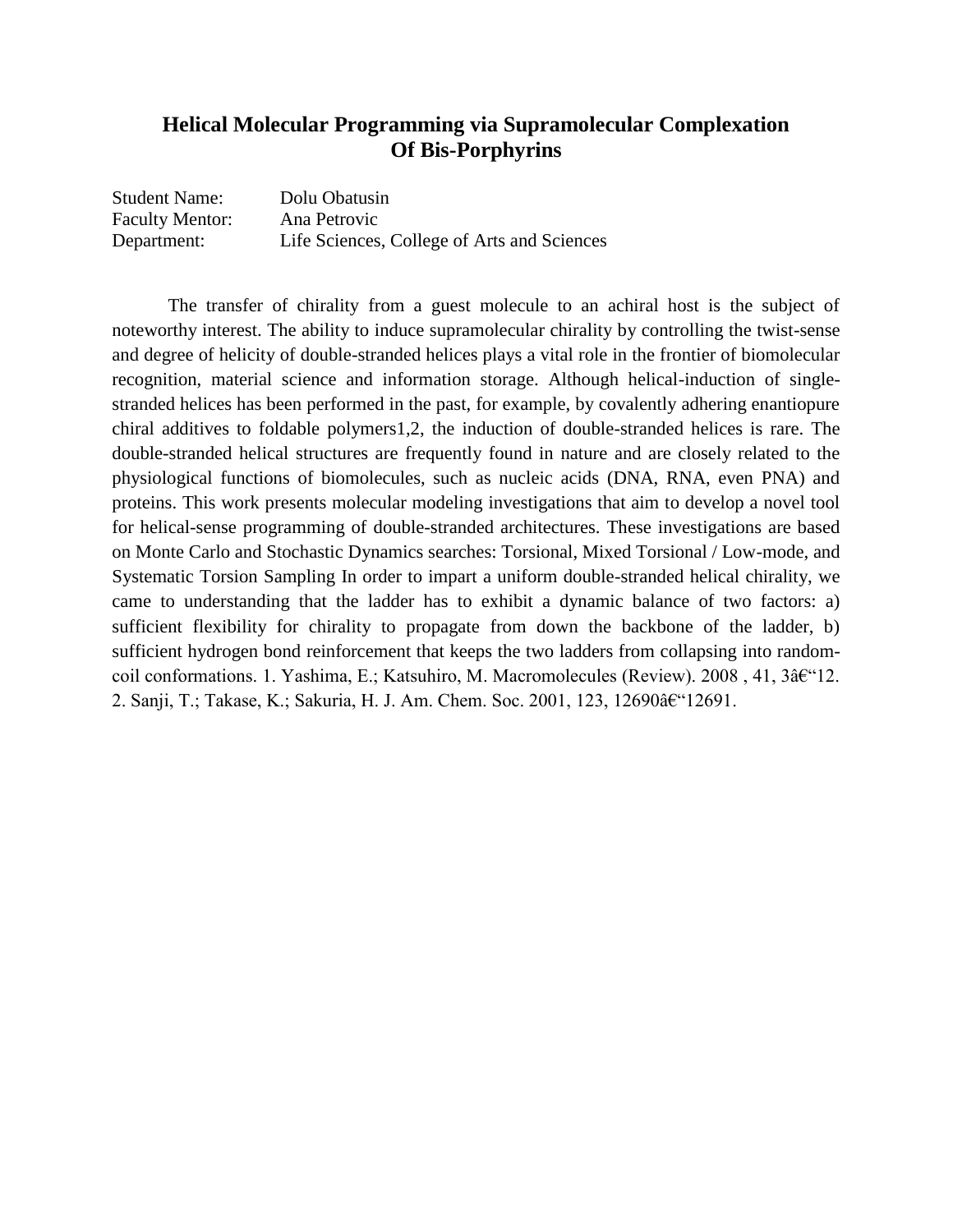## Helical Molecular Programming via Supramolecular Complexation Of Bis-Porphyrins

Student Name: Dolu Obatusin
Faculty Mentor: Ana Petrovic
Department: Life Sciences, College of Arts and Sciences

The transfer of chirality from a guest molecule to an achiral host is the subject of noteworthy interest. The ability to induce supramolecular chirality by controlling the twist-sense and degree of helicity of double-stranded helices plays a vital role in the frontier of biomolecular recognition, material science and information storage. Although helical-induction of single-stranded helices has been performed in the past, for example, by covalently adhering enantiopure chiral additives to foldable polymers1,2, the induction of double-stranded helices is rare. The double-stranded helical structures are frequently found in nature and are closely related to the physiological functions of biomolecules, such as nucleic acids (DNA, RNA, even PNA) and proteins. This work presents molecular modeling investigations that aim to develop a novel tool for helical-sense programming of double-stranded architectures. These investigations are based on Monte Carlo and Stochastic Dynamics searches: Torsional, Mixed Torsional / Low-mode, and Systematic Torsion Sampling In order to impart a uniform double-stranded helical chirality, we came to understanding that the ladder has to exhibit a dynamic balance of two factors: a) sufficient flexibility for chirality to propagate from down the backbone of the ladder, b) sufficient hydrogen bond reinforcement that keeps the two ladders from collapsing into random-coil conformations. 1. Yashima, E.; Katsuhiro, M. Macromolecules (Review). 2008 , 41, 3â€“12. 2. Sanji, T.; Takase, K.; Sakuria, H. J. Am. Chem. Soc. 2001, 123, 12690â€“12691.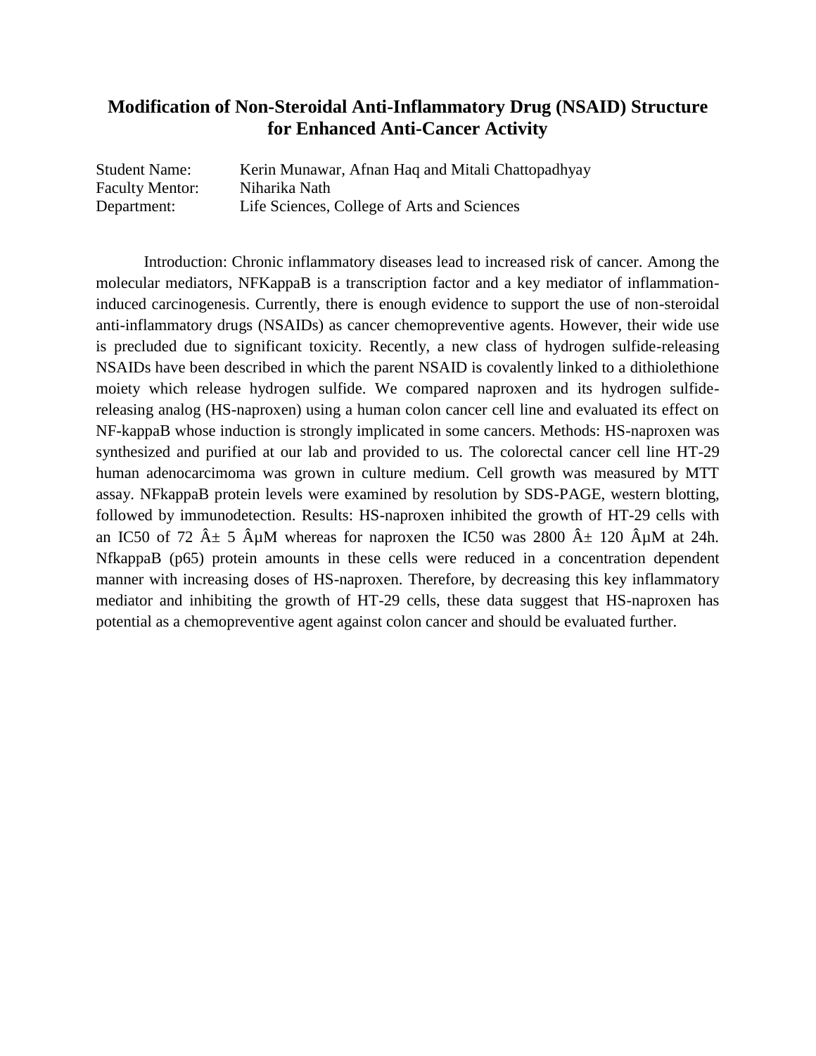# Modification of Non-Steroidal Anti-Inflammatory Drug (NSAID) Structure for Enhanced Anti-Cancer Activity

| | |
|---|---|
| Student Name: | Kerin Munawar, Afnan Haq and Mitali Chattopadhyay |
| Faculty Mentor: | Niharika Nath |
| Department: | Life Sciences, College of Arts and Sciences |

Introduction: Chronic inflammatory diseases lead to increased risk of cancer. Among the molecular mediators, NFKappaB is a transcription factor and a key mediator of inflammation-induced carcinogenesis. Currently, there is enough evidence to support the use of non-steroidal anti-inflammatory drugs (NSAIDs) as cancer chemopreventive agents. However, their wide use is precluded due to significant toxicity. Recently, a new class of hydrogen sulfide-releasing NSAIDs have been described in which the parent NSAID is covalently linked to a dithiolethione moiety which release hydrogen sulfide. We compared naproxen and its hydrogen sulfide-releasing analog (HS-naproxen) using a human colon cancer cell line and evaluated its effect on NF-kappaB whose induction is strongly implicated in some cancers. Methods: HS-naproxen was synthesized and purified at our lab and provided to us. The colorectal cancer cell line HT-29 human adenocarcimoma was grown in culture medium. Cell growth was measured by MTT assay. NFkappaB protein levels were examined by resolution by SDS-PAGE, western blotting, followed by immunodetection. Results: HS-naproxen inhibited the growth of HT-29 cells with an IC50 of 72 Â± 5 ÂµM whereas for naproxen the IC50 was 2800 Â± 120 ÂµM at 24h. NfkappaB (p65) protein amounts in these cells were reduced in a concentration dependent manner with increasing doses of HS-naproxen. Therefore, by decreasing this key inflammatory mediator and inhibiting the growth of HT-29 cells, these data suggest that HS-naproxen has potential as a chemopreventive agent against colon cancer and should be evaluated further.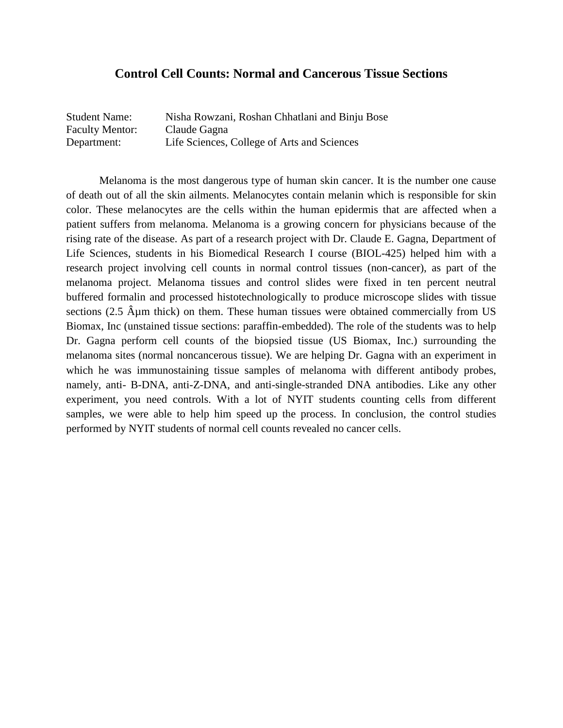## Control Cell Counts: Normal and Cancerous Tissue Sections

Student Name: Nisha Rowzani, Roshan Chhatlani and Binju Bose
Faculty Mentor: Claude Gagna
Department: Life Sciences, College of Arts and Sciences

Melanoma is the most dangerous type of human skin cancer. It is the number one cause of death out of all the skin ailments. Melanocytes contain melanin which is responsible for skin color. These melanocytes are the cells within the human epidermis that are affected when a patient suffers from melanoma. Melanoma is a growing concern for physicians because of the rising rate of the disease. As part of a research project with Dr. Claude E. Gagna, Department of Life Sciences, students in his Biomedical Research I course (BIOL-425) helped him with a research project involving cell counts in normal control tissues (non-cancer), as part of the melanoma project. Melanoma tissues and control slides were fixed in ten percent neutral buffered formalin and processed histotechnologically to produce microscope slides with tissue sections (2.5 Âµm thick) on them. These human tissues were obtained commercially from US Biomax, Inc (unstained tissue sections: paraffin-embedded). The role of the students was to help Dr. Gagna perform cell counts of the biopsied tissue (US Biomax, Inc.) surrounding the melanoma sites (normal noncancerous tissue). We are helping Dr. Gagna with an experiment in which he was immunostaining tissue samples of melanoma with different antibody probes, namely, anti- B-DNA, anti-Z-DNA, and anti-single-stranded DNA antibodies. Like any other experiment, you need controls. With a lot of NYIT students counting cells from different samples, we were able to help him speed up the process. In conclusion, the control studies performed by NYIT students of normal cell counts revealed no cancer cells.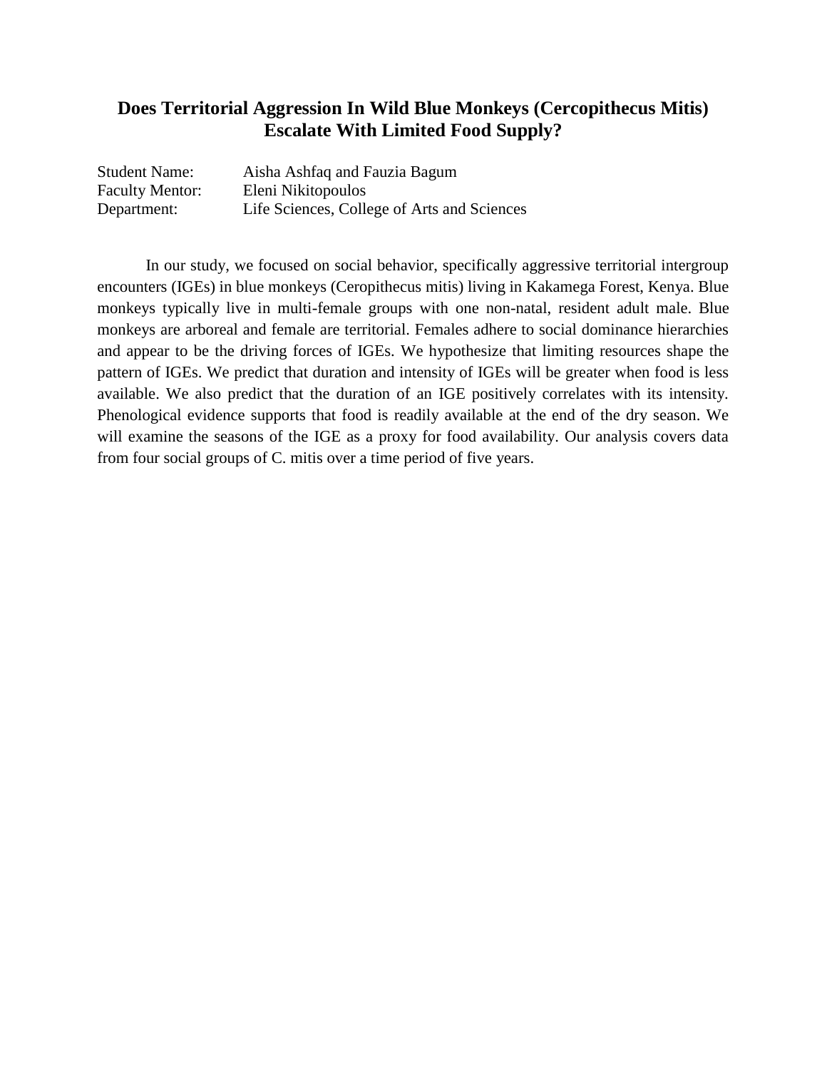## Does Territorial Aggression In Wild Blue Monkeys (Cercopithecus Mitis) Escalate With Limited Food Supply?

| | |
|---|---|
| Student Name: | Aisha Ashfaq and Fauzia Bagum |
| Faculty Mentor: | Eleni Nikitopoulos |
| Department: | Life Sciences, College of Arts and Sciences |

In our study, we focused on social behavior, specifically aggressive territorial intergroup encounters (IGEs) in blue monkeys (Ceropithecus mitis) living in Kakamega Forest, Kenya. Blue monkeys typically live in multi-female groups with one non-natal, resident adult male. Blue monkeys are arboreal and female are territorial. Females adhere to social dominance hierarchies and appear to be the driving forces of IGEs. We hypothesize that limiting resources shape the pattern of IGEs. We predict that duration and intensity of IGEs will be greater when food is less available. We also predict that the duration of an IGE positively correlates with its intensity. Phenological evidence supports that food is readily available at the end of the dry season. We will examine the seasons of the IGE as a proxy for food availability. Our analysis covers data from four social groups of C. mitis over a time period of five years.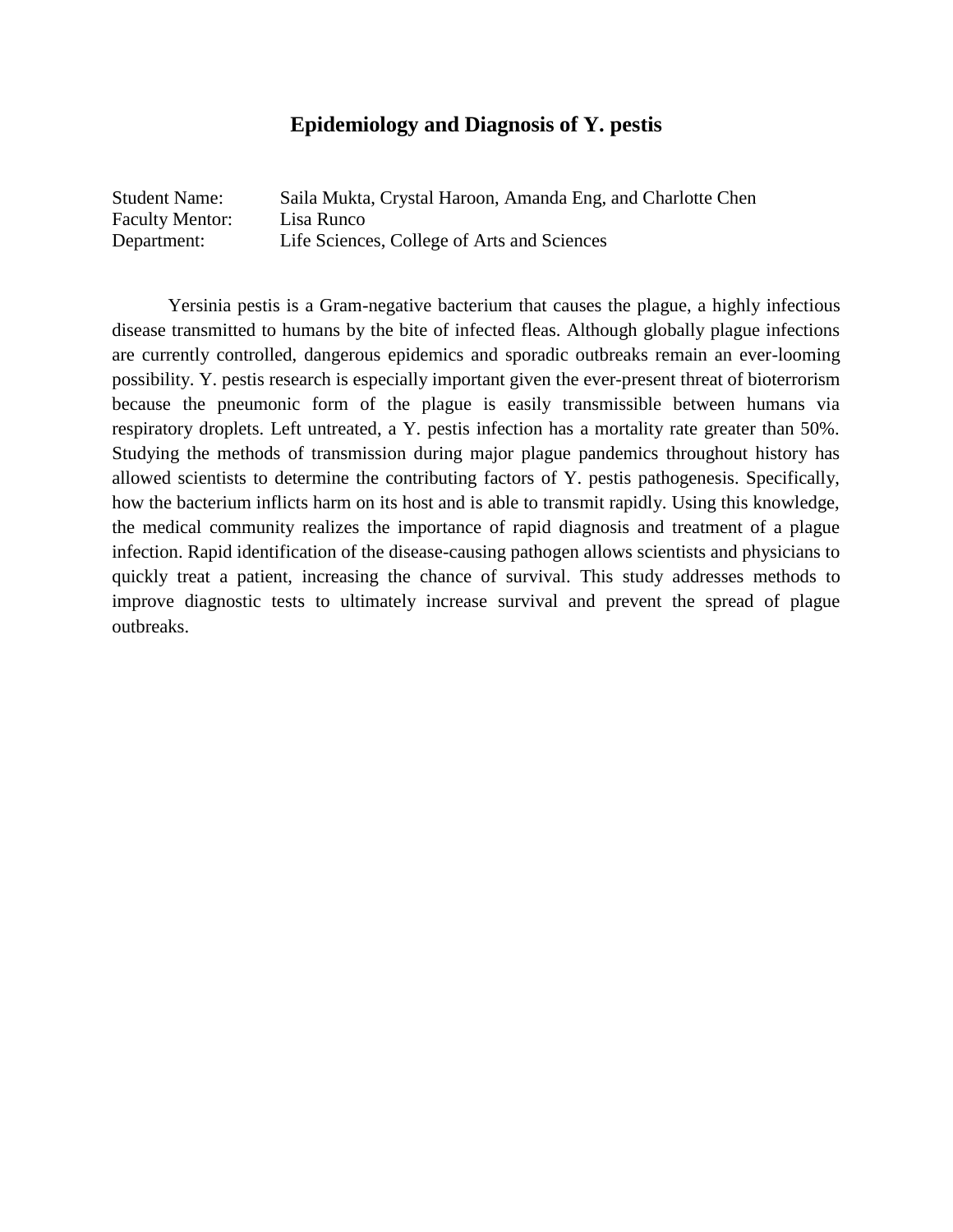# Epidemiology and Diagnosis of Y. pestis

| | |
|---|---|
| Student Name: | Saila Mukta, Crystal Haroon, Amanda Eng, and Charlotte Chen |
| Faculty Mentor: | Lisa Runco |
| Department: | Life Sciences, College of Arts and Sciences |

Yersinia pestis is a Gram-negative bacterium that causes the plague, a highly infectious disease transmitted to humans by the bite of infected fleas. Although globally plague infections are currently controlled, dangerous epidemics and sporadic outbreaks remain an ever-looming possibility. Y. pestis research is especially important given the ever-present threat of bioterrorism because the pneumonic form of the plague is easily transmissible between humans via respiratory droplets. Left untreated, a Y. pestis infection has a mortality rate greater than 50%. Studying the methods of transmission during major plague pandemics throughout history has allowed scientists to determine the contributing factors of Y. pestis pathogenesis. Specifically, how the bacterium inflicts harm on its host and is able to transmit rapidly. Using this knowledge, the medical community realizes the importance of rapid diagnosis and treatment of a plague infection. Rapid identification of the disease-causing pathogen allows scientists and physicians to quickly treat a patient, increasing the chance of survival. This study addresses methods to improve diagnostic tests to ultimately increase survival and prevent the spread of plague outbreaks.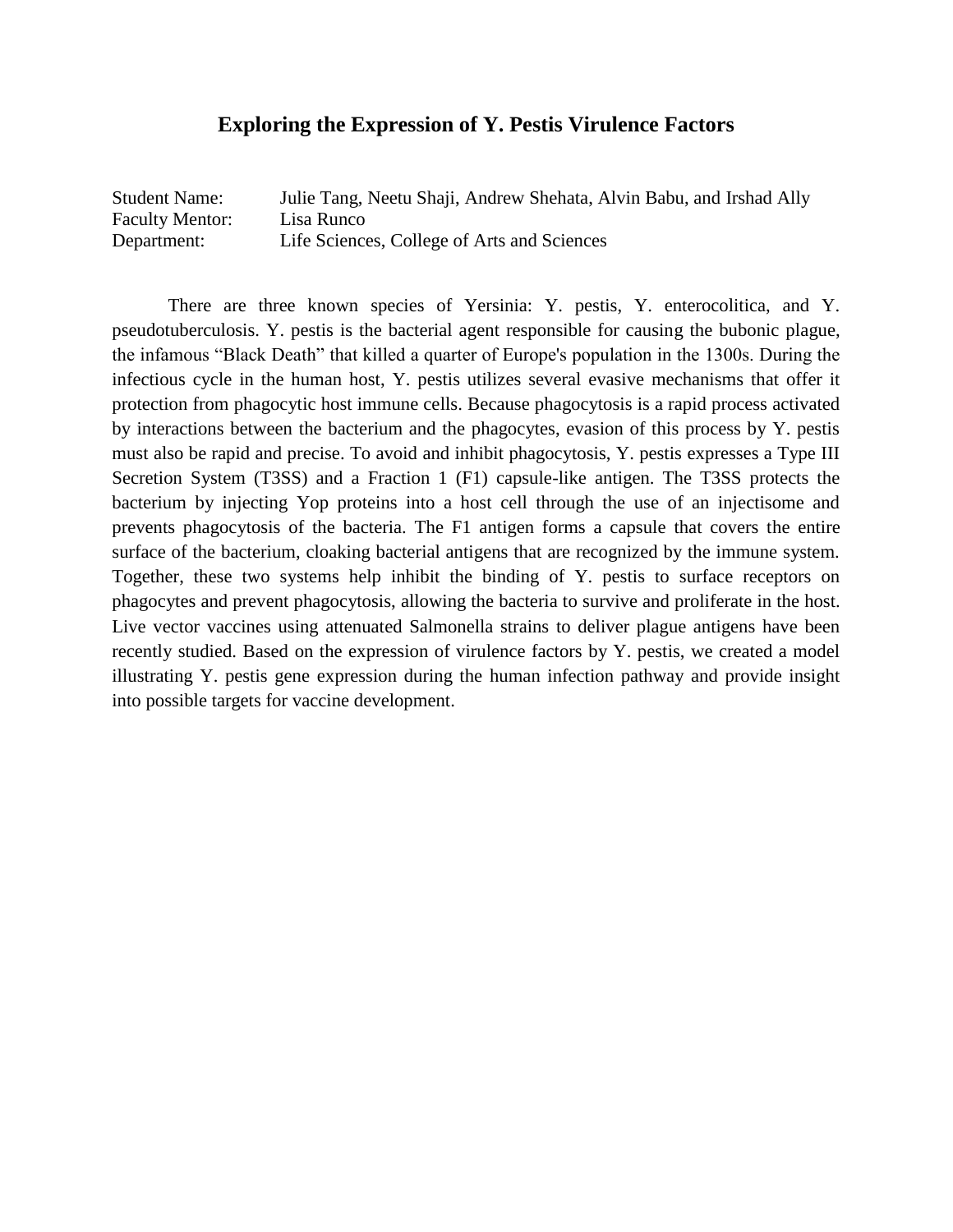# Exploring the Expression of Y. Pestis Virulence Factors

Student Name: Julie Tang, Neetu Shaji, Andrew Shehata, Alvin Babu, and Irshad Ally
Faculty Mentor: Lisa Runco
Department: Life Sciences, College of Arts and Sciences

There are three known species of Yersinia: Y. pestis, Y. enterocolitica, and Y. pseudotuberculosis. Y. pestis is the bacterial agent responsible for causing the bubonic plague, the infamous "Black Death" that killed a quarter of Europe's population in the 1300s. During the infectious cycle in the human host, Y. pestis utilizes several evasive mechanisms that offer it protection from phagocytic host immune cells. Because phagocytosis is a rapid process activated by interactions between the bacterium and the phagocytes, evasion of this process by Y. pestis must also be rapid and precise. To avoid and inhibit phagocytosis, Y. pestis expresses a Type III Secretion System (T3SS) and a Fraction 1 (F1) capsule-like antigen. The T3SS protects the bacterium by injecting Yop proteins into a host cell through the use of an injectisome and prevents phagocytosis of the bacteria. The F1 antigen forms a capsule that covers the entire surface of the bacterium, cloaking bacterial antigens that are recognized by the immune system. Together, these two systems help inhibit the binding of Y. pestis to surface receptors on phagocytes and prevent phagocytosis, allowing the bacteria to survive and proliferate in the host. Live vector vaccines using attenuated Salmonella strains to deliver plague antigens have been recently studied. Based on the expression of virulence factors by Y. pestis, we created a model illustrating Y. pestis gene expression during the human infection pathway and provide insight into possible targets for vaccine development.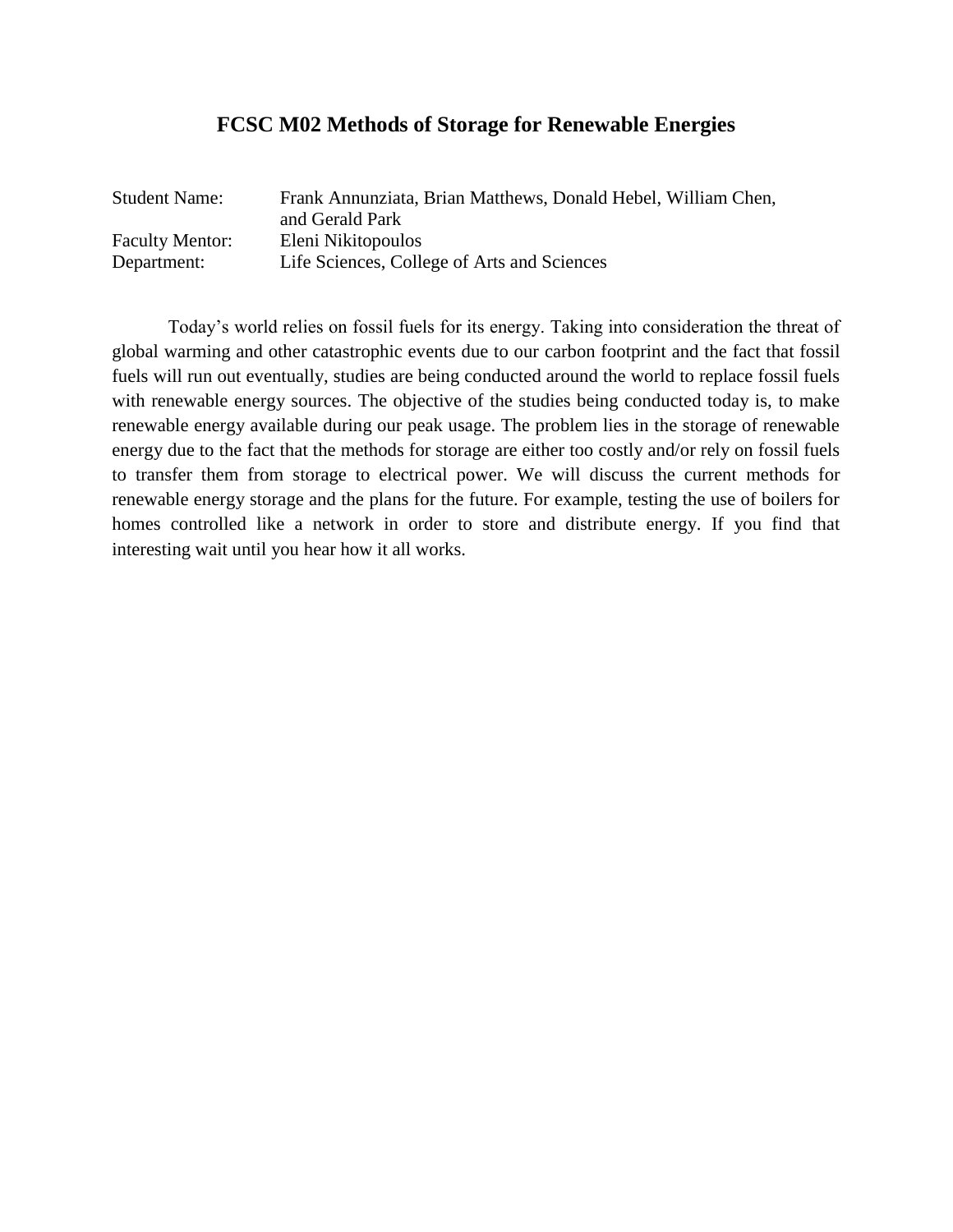# FCSC M02 Methods of Storage for Renewable Energies

Student Name: Frank Annunziata, Brian Matthews, Donald Hebel, William Chen, and Gerald Park
Faculty Mentor: Eleni Nikitopoulos
Department: Life Sciences, College of Arts and Sciences

Today's world relies on fossil fuels for its energy. Taking into consideration the threat of global warming and other catastrophic events due to our carbon footprint and the fact that fossil fuels will run out eventually, studies are being conducted around the world to replace fossil fuels with renewable energy sources. The objective of the studies being conducted today is, to make renewable energy available during our peak usage. The problem lies in the storage of renewable energy due to the fact that the methods for storage are either too costly and/or rely on fossil fuels to transfer them from storage to electrical power. We will discuss the current methods for renewable energy storage and the plans for the future. For example, testing the use of boilers for homes controlled like a network in order to store and distribute energy. If you find that interesting wait until you hear how it all works.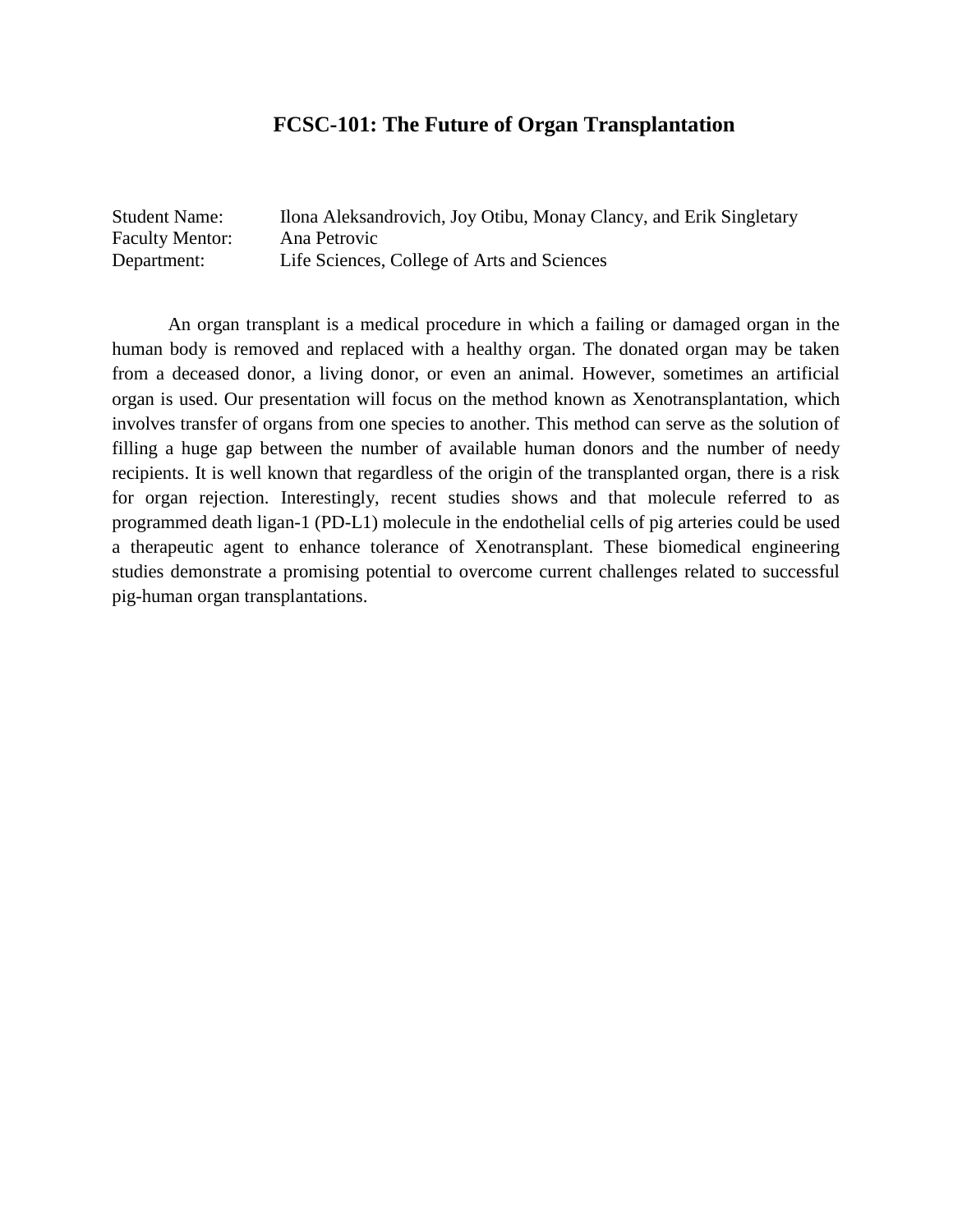# FCSC-101: The Future of Organ Transplantation

Student Name: Ilona Aleksandrovich, Joy Otibu, Monay Clancy, and Erik Singletary
Faculty Mentor: Ana Petrovic
Department: Life Sciences, College of Arts and Sciences

An organ transplant is a medical procedure in which a failing or damaged organ in the human body is removed and replaced with a healthy organ. The donated organ may be taken from a deceased donor, a living donor, or even an animal. However, sometimes an artificial organ is used. Our presentation will focus on the method known as Xenotransplantation, which involves transfer of organs from one species to another. This method can serve as the solution of filling a huge gap between the number of available human donors and the number of needy recipients. It is well known that regardless of the origin of the transplanted organ, there is a risk for organ rejection. Interestingly, recent studies shows and that molecule referred to as programmed death ligan-1 (PD-L1) molecule in the endothelial cells of pig arteries could be used a therapeutic agent to enhance tolerance of Xenotransplant. These biomedical engineering studies demonstrate a promising potential to overcome current challenges related to successful pig-human organ transplantations.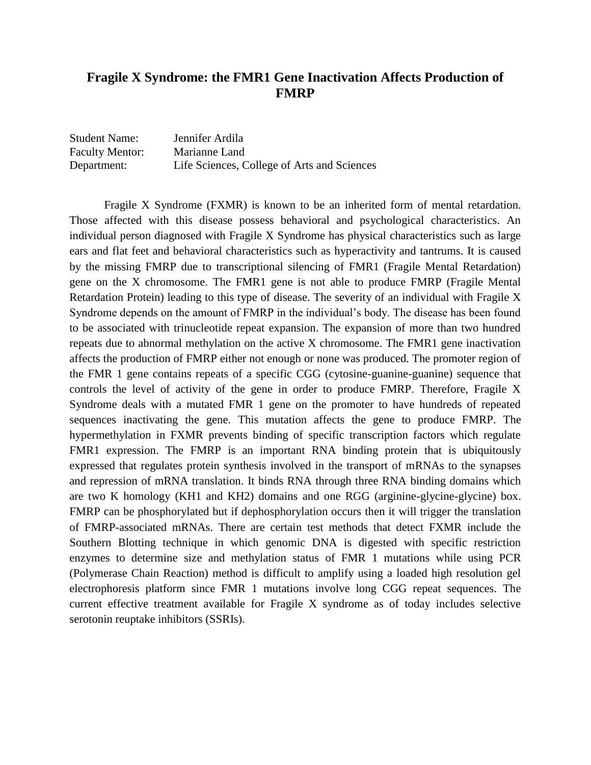# Fragile X Syndrome: the FMR1 Gene Inactivation Affects Production of FMRP

| | |
|---|---|
| Student Name: | Jennifer Ardila |
| Faculty Mentor: | Marianne Land |
| Department: | Life Sciences, College of Arts and Sciences |

Fragile X Syndrome (FXMR) is known to be an inherited form of mental retardation. Those affected with this disease possess behavioral and psychological characteristics. An individual person diagnosed with Fragile X Syndrome has physical characteristics such as large ears and flat feet and behavioral characteristics such as hyperactivity and tantrums. It is caused by the missing FMRP due to transcriptional silencing of FMR1 (Fragile Mental Retardation) gene on the X chromosome. The FMR1 gene is not able to produce FMRP (Fragile Mental Retardation Protein) leading to this type of disease. The severity of an individual with Fragile X Syndrome depends on the amount of FMRP in the individual's body. The disease has been found to be associated with trinucleotide repeat expansion. The expansion of more than two hundred repeats due to abnormal methylation on the active X chromosome. The FMR1 gene inactivation affects the production of FMRP either not enough or none was produced. The promoter region of the FMR 1 gene contains repeats of a specific CGG (cytosine-guanine-guanine) sequence that controls the level of activity of the gene in order to produce FMRP. Therefore, Fragile X Syndrome deals with a mutated FMR 1 gene on the promoter to have hundreds of repeated sequences inactivating the gene. This mutation affects the gene to produce FMRP. The hypermethylation in FXMR prevents binding of specific transcription factors which regulate FMR1 expression. The FMRP is an important RNA binding protein that is ubiquitously expressed that regulates protein synthesis involved in the transport of mRNAs to the synapses and repression of mRNA translation. It binds RNA through three RNA binding domains which are two K homology (KH1 and KH2) domains and one RGG (arginine-glycine-glycine) box. FMRP can be phosphorylated but if dephosphorylation occurs then it will trigger the translation of FMRP-associated mRNAs. There are certain test methods that detect FXMR include the Southern Blotting technique in which genomic DNA is digested with specific restriction enzymes to determine size and methylation status of FMR 1 mutations while using PCR (Polymerase Chain Reaction) method is difficult to amplify using a loaded high resolution gel electrophoresis platform since FMR 1 mutations involve long CGG repeat sequences. The current effective treatment available for Fragile X syndrome as of today includes selective serotonin reuptake inhibitors (SSRIs).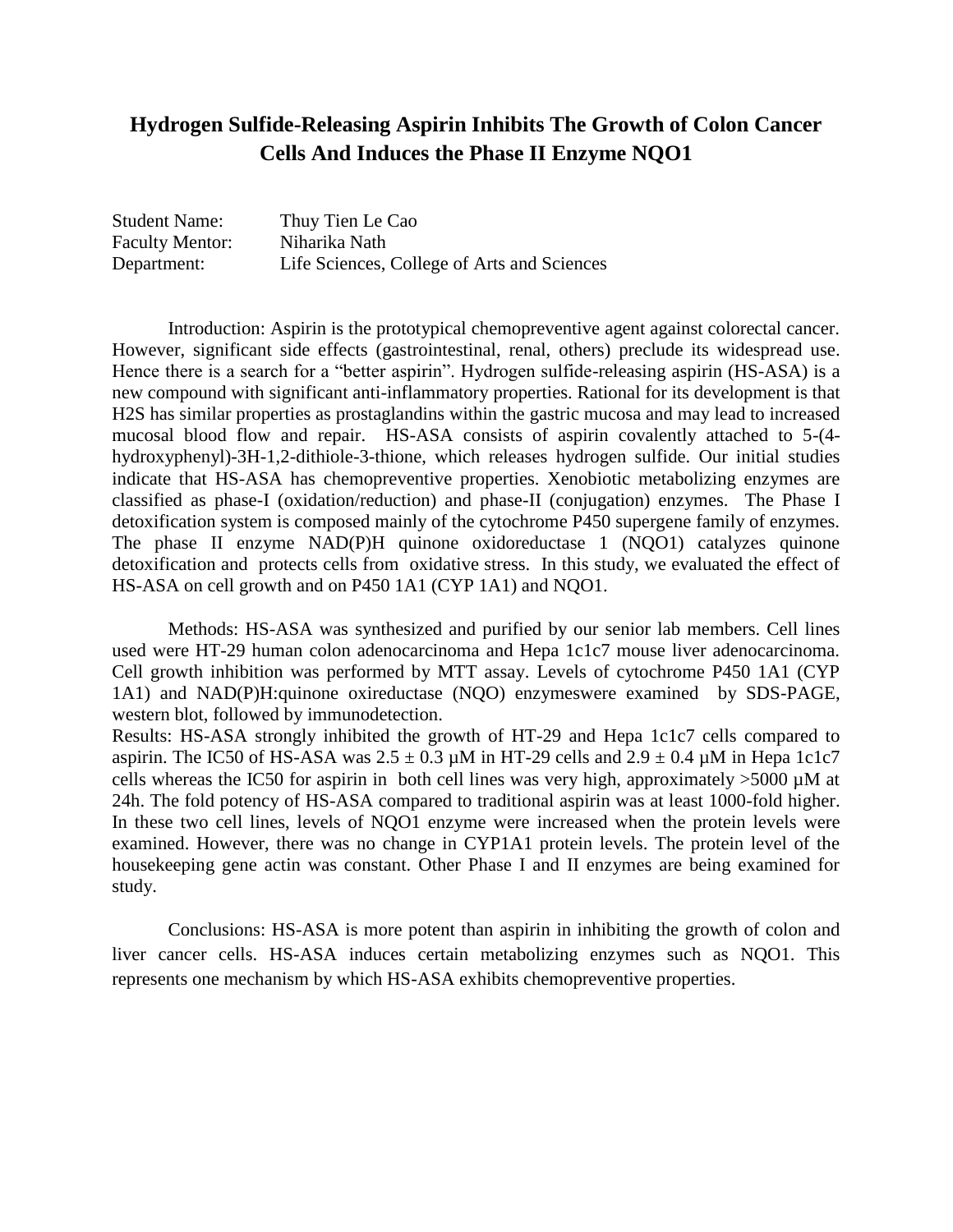# Hydrogen Sulfide-Releasing Aspirin Inhibits The Growth of Colon Cancer Cells And Induces the Phase II Enzyme NQO1

| | |
|---|---|
| Student Name: | Thuy Tien Le Cao |
| Faculty Mentor: | Niharika Nath |
| Department: | Life Sciences, College of Arts and Sciences |

Introduction: Aspirin is the prototypical chemopreventive agent against colorectal cancer. However, significant side effects (gastrointestinal, renal, others) preclude its widespread use. Hence there is a search for a "better aspirin". Hydrogen sulfide-releasing aspirin (HS-ASA) is a new compound with significant anti-inflammatory properties. Rational for its development is that H2S has similar properties as prostaglandins within the gastric mucosa and may lead to increased mucosal blood flow and repair. HS-ASA consists of aspirin covalently attached to 5-(4-hydroxyphenyl)-3H-1,2-dithiole-3-thione, which releases hydrogen sulfide. Our initial studies indicate that HS-ASA has chemopreventive properties. Xenobiotic metabolizing enzymes are classified as phase-I (oxidation/reduction) and phase-II (conjugation) enzymes. The Phase I detoxification system is composed mainly of the cytochrome P450 supergene family of enzymes. The phase II enzyme NAD(P)H quinone oxidoreductase 1 (NQO1) catalyzes quinone detoxification and protects cells from oxidative stress. In this study, we evaluated the effect of HS-ASA on cell growth and on P450 1A1 (CYP 1A1) and NQO1.

Methods: HS-ASA was synthesized and purified by our senior lab members. Cell lines used were HT-29 human colon adenocarcinoma and Hepa 1c1c7 mouse liver adenocarcinoma. Cell growth inhibition was performed by MTT assay. Levels of cytochrome P450 1A1 (CYP 1A1) and NAD(P)H:quinone oxireductase (NQO) enzymeswere examined by SDS-PAGE, western blot, followed by immunodetection.

Results: HS-ASA strongly inhibited the growth of HT-29 and Hepa 1c1c7 cells compared to aspirin. The IC50 of HS-ASA was $2.5 \pm 0.3$ µM in HT-29 cells and $2.9 \pm 0.4$ µM in Hepa 1c1c7 cells whereas the IC50 for aspirin in both cell lines was very high, approximately >5000 µM at 24h. The fold potency of HS-ASA compared to traditional aspirin was at least 1000-fold higher. In these two cell lines, levels of NQO1 enzyme were increased when the protein levels were examined. However, there was no change in CYP1A1 protein levels. The protein level of the housekeeping gene actin was constant. Other Phase I and II enzymes are being examined for study.

Conclusions: HS-ASA is more potent than aspirin in inhibiting the growth of colon and liver cancer cells. HS-ASA induces certain metabolizing enzymes such as NQO1. This represents one mechanism by which HS-ASA exhibits chemopreventive properties.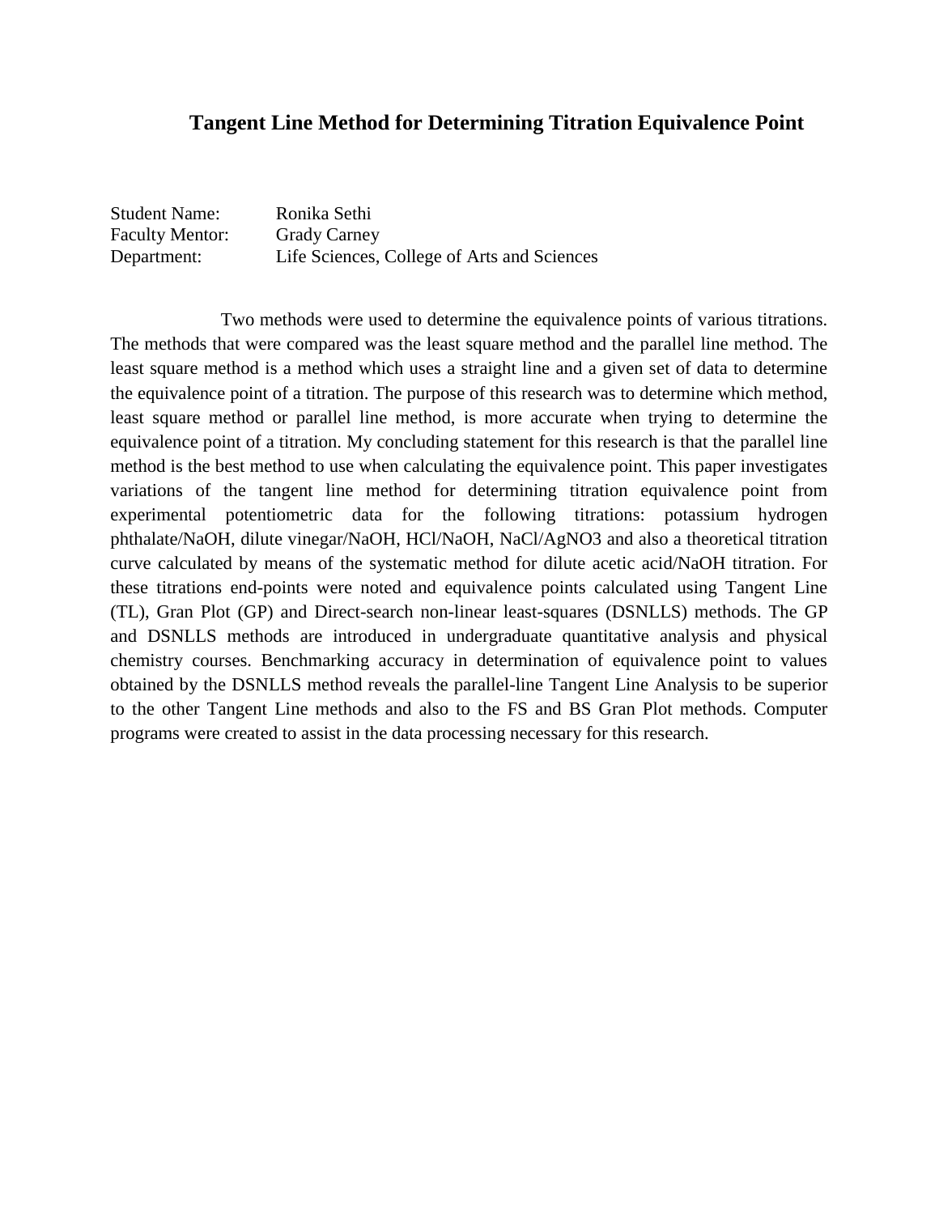## Tangent Line Method for Determining Titration Equivalence Point

Student Name: Ronika Sethi
Faculty Mentor: Grady Carney
Department: Life Sciences, College of Arts and Sciences

Two methods were used to determine the equivalence points of various titrations. The methods that were compared was the least square method and the parallel line method. The least square method is a method which uses a straight line and a given set of data to determine the equivalence point of a titration. The purpose of this research was to determine which method, least square method or parallel line method, is more accurate when trying to determine the equivalence point of a titration. My concluding statement for this research is that the parallel line method is the best method to use when calculating the equivalence point. This paper investigates variations of the tangent line method for determining titration equivalence point from experimental potentiometric data for the following titrations: potassium hydrogen phthalate/NaOH, dilute vinegar/NaOH, HCl/NaOH, NaCl/$AgNO_3$ and also a theoretical titration curve calculated by means of the systematic method for dilute acetic acid/NaOH titration. For these titrations end-points were noted and equivalence points calculated using Tangent Line (TL), Gran Plot (GP) and Direct-search non-linear least-squares (DSNLLS) methods. The GP and DSNLLS methods are introduced in undergraduate quantitative analysis and physical chemistry courses. Benchmarking accuracy in determination of equivalence point to values obtained by the DSNLLS method reveals the parallel-line Tangent Line Analysis to be superior to the other Tangent Line methods and also to the FS and BS Gran Plot methods. Computer programs were created to assist in the data processing necessary for this research.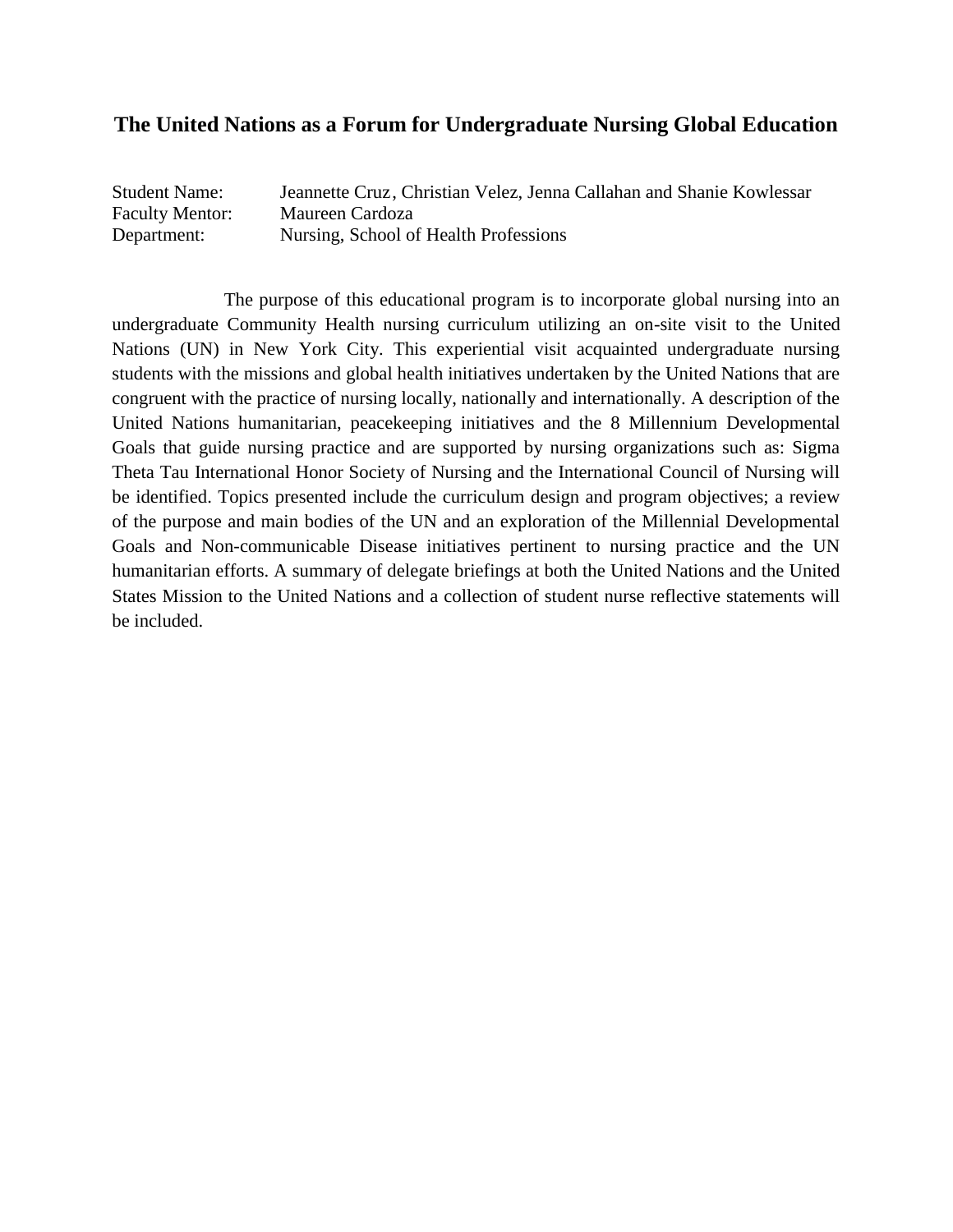## The United Nations as a Forum for Undergraduate Nursing Global Education

Student Name: Jeannette Cruz, Christian Velez, Jenna Callahan and Shanie Kowlessar
Faculty Mentor: Maureen Cardoza
Department: Nursing, School of Health Professions

The purpose of this educational program is to incorporate global nursing into an undergraduate Community Health nursing curriculum utilizing an on-site visit to the United Nations (UN) in New York City. This experiential visit acquainted undergraduate nursing students with the missions and global health initiatives undertaken by the United Nations that are congruent with the practice of nursing locally, nationally and internationally. A description of the United Nations humanitarian, peacekeeping initiatives and the 8 Millennium Developmental Goals that guide nursing practice and are supported by nursing organizations such as: Sigma Theta Tau International Honor Society of Nursing and the International Council of Nursing will be identified. Topics presented include the curriculum design and program objectives; a review of the purpose and main bodies of the UN and an exploration of the Millennial Developmental Goals and Non-communicable Disease initiatives pertinent to nursing practice and the UN humanitarian efforts. A summary of delegate briefings at both the United Nations and the United States Mission to the United Nations and a collection of student nurse reflective statements will be included.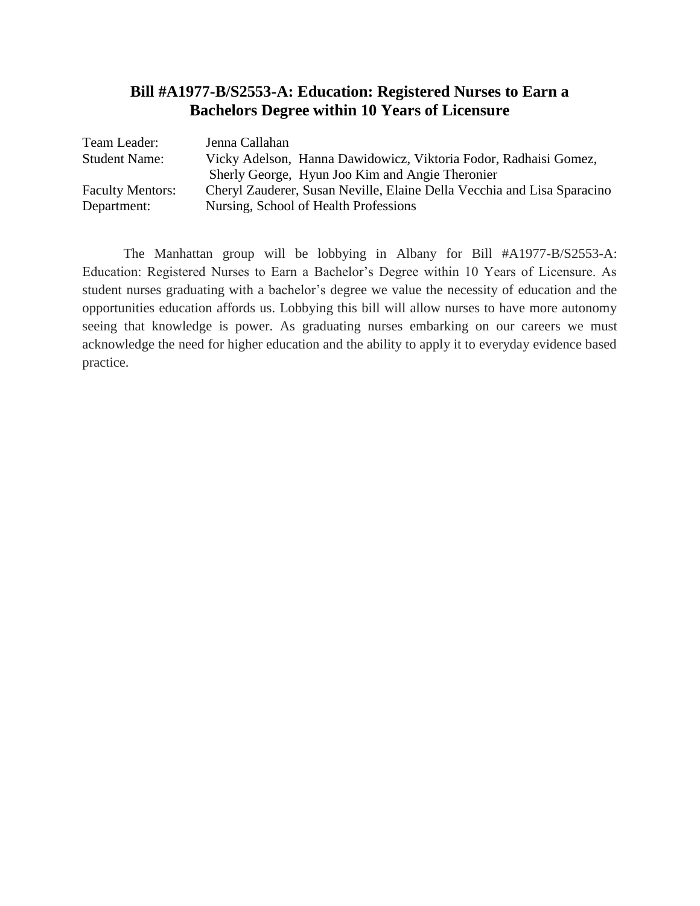## Bill #A1977-B/S2553-A: Education: Registered Nurses to Earn a Bachelors Degree within 10 Years of Licensure

| | |
|---|---|
| Team Leader: | Jenna Callahan |
| Student Name: | Vicky Adelson, Hanna Dawidowicz, Viktoria Fodor, Radhaisi Gomez, Sherly George, Hyun Joo Kim and Angie Theronier |
| Faculty Mentors: | Cheryl Zauderer, Susan Neville, Elaine Della Vecchia and Lisa Sparacino |
| Department: | Nursing, School of Health Professions |

The Manhattan group will be lobbying in Albany for Bill #A1977-B/S2553-A: Education: Registered Nurses to Earn a Bachelor's Degree within 10 Years of Licensure. As student nurses graduating with a bachelor's degree we value the necessity of education and the opportunities education affords us. Lobbying this bill will allow nurses to have more autonomy seeing that knowledge is power. As graduating nurses embarking on our careers we must acknowledge the need for higher education and the ability to apply it to everyday evidence based practice.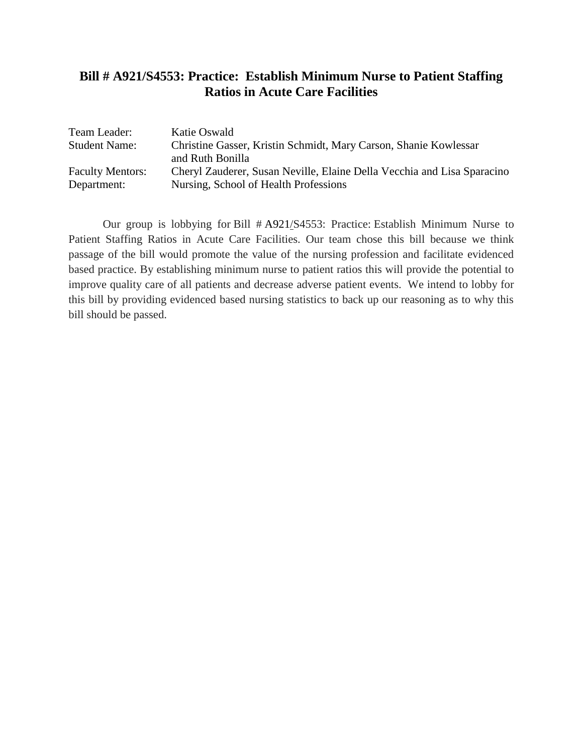## Bill # A921/S4553: Practice: Establish Minimum Nurse to Patient Staffing Ratios in Acute Care Facilities

| | |
|---|---|
| Team Leader: | Katie Oswald |
| Student Name: | Christine Gasser, Kristin Schmidt, Mary Carson, Shanie Kowlessar and Ruth Bonilla |
| Faculty Mentors: | Cheryl Zauderer, Susan Neville, Elaine Della Vecchia and Lisa Sparacino |
| Department: | Nursing, School of Health Professions |

Our group is lobbying for Bill # A921/S4553: Practice: Establish Minimum Nurse to Patient Staffing Ratios in Acute Care Facilities. Our team chose this bill because we think passage of the bill would promote the value of the nursing profession and facilitate evidenced based practice. By establishing minimum nurse to patient ratios this will provide the potential to improve quality care of all patients and decrease adverse patient events. We intend to lobby for this bill by providing evidenced based nursing statistics to back up our reasoning as to why this bill should be passed.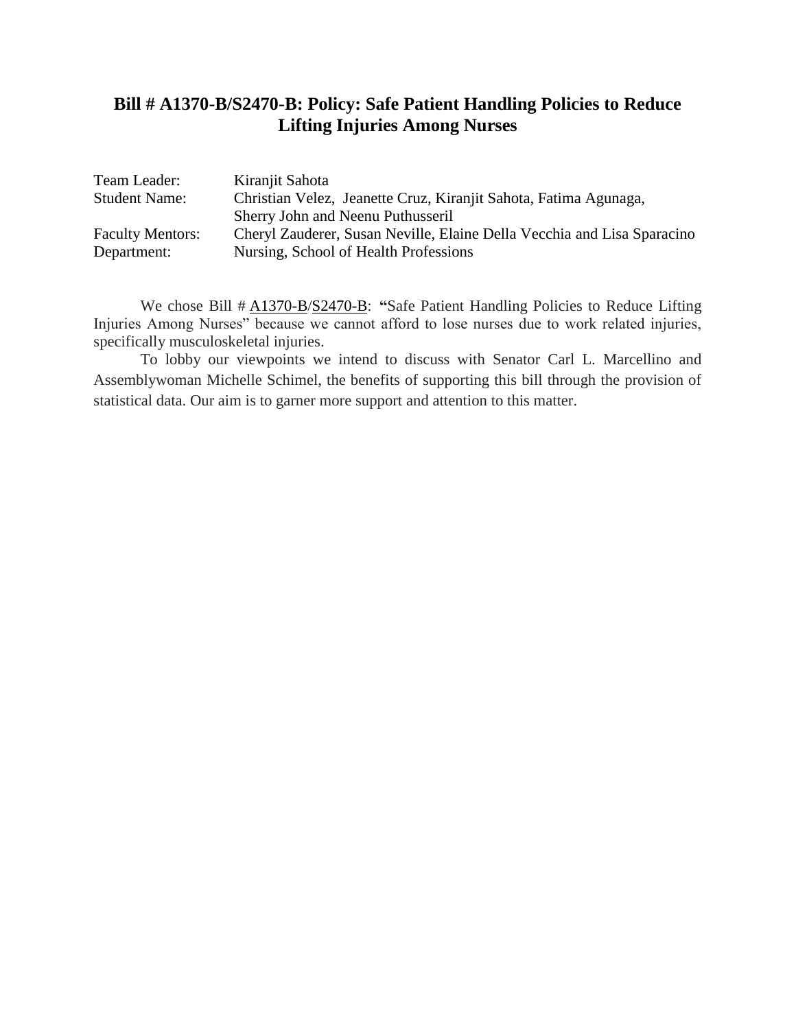## Bill # A1370-B/S2470-B: Policy: Safe Patient Handling Policies to Reduce Lifting Injuries Among Nurses

| | |
|---|---|
| Team Leader: | Kiranjit Sahota |
| Student Name: | Christian Velez, Jeanette Cruz, Kiranjit Sahota, Fatima Agunaga, Sherry John and Neenu Puthusseril |
| Faculty Mentors: | Cheryl Zauderer, Susan Neville, Elaine Della Vecchia and Lisa Sparacino |
| Department: | Nursing, School of Health Professions |

We chose Bill # A1370-B/S2470-B: "Safe Patient Handling Policies to Reduce Lifting Injuries Among Nurses" because we cannot afford to lose nurses due to work related injuries, specifically musculoskeletal injuries.

To lobby our viewpoints we intend to discuss with Senator Carl L. Marcellino and Assemblywoman Michelle Schimel, the benefits of supporting this bill through the provision of statistical data. Our aim is to garner more support and attention to this matter.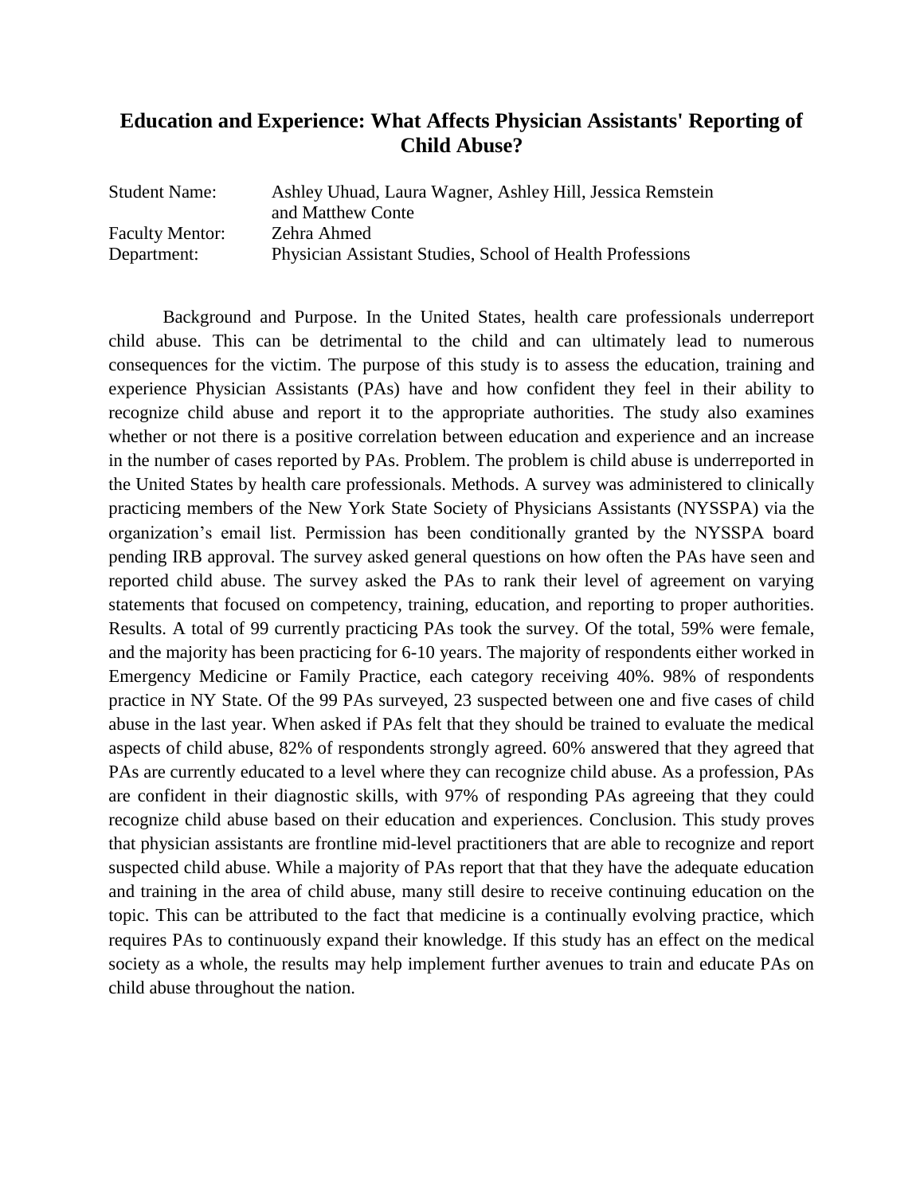## Education and Experience: What Affects Physician Assistants' Reporting of Child Abuse?

| | |
|---|---|
| Student Name: | Ashley Uhuad, Laura Wagner, Ashley Hill, Jessica Remstein and Matthew Conte |
| Faculty Mentor: | Zehra Ahmed |
| Department: | Physician Assistant Studies, School of Health Professions |

Background and Purpose. In the United States, health care professionals underreport child abuse. This can be detrimental to the child and can ultimately lead to numerous consequences for the victim. The purpose of this study is to assess the education, training and experience Physician Assistants (PAs) have and how confident they feel in their ability to recognize child abuse and report it to the appropriate authorities. The study also examines whether or not there is a positive correlation between education and experience and an increase in the number of cases reported by PAs. Problem. The problem is child abuse is underreported in the United States by health care professionals. Methods. A survey was administered to clinically practicing members of the New York State Society of Physicians Assistants (NYSSPA) via the organization's email list. Permission has been conditionally granted by the NYSSPA board pending IRB approval. The survey asked general questions on how often the PAs have seen and reported child abuse. The survey asked the PAs to rank their level of agreement on varying statements that focused on competency, training, education, and reporting to proper authorities. Results. A total of 99 currently practicing PAs took the survey. Of the total, 59% were female, and the majority has been practicing for 6-10 years. The majority of respondents either worked in Emergency Medicine or Family Practice, each category receiving 40%. 98% of respondents practice in NY State. Of the 99 PAs surveyed, 23 suspected between one and five cases of child abuse in the last year. When asked if PAs felt that they should be trained to evaluate the medical aspects of child abuse, 82% of respondents strongly agreed. 60% answered that they agreed that PAs are currently educated to a level where they can recognize child abuse. As a profession, PAs are confident in their diagnostic skills, with 97% of responding PAs agreeing that they could recognize child abuse based on their education and experiences. Conclusion. This study proves that physician assistants are frontline mid-level practitioners that are able to recognize and report suspected child abuse. While a majority of PAs report that that they have the adequate education and training in the area of child abuse, many still desire to receive continuing education on the topic. This can be attributed to the fact that medicine is a continually evolving practice, which requires PAs to continuously expand their knowledge. If this study has an effect on the medical society as a whole, the results may help implement further avenues to train and educate PAs on child abuse throughout the nation.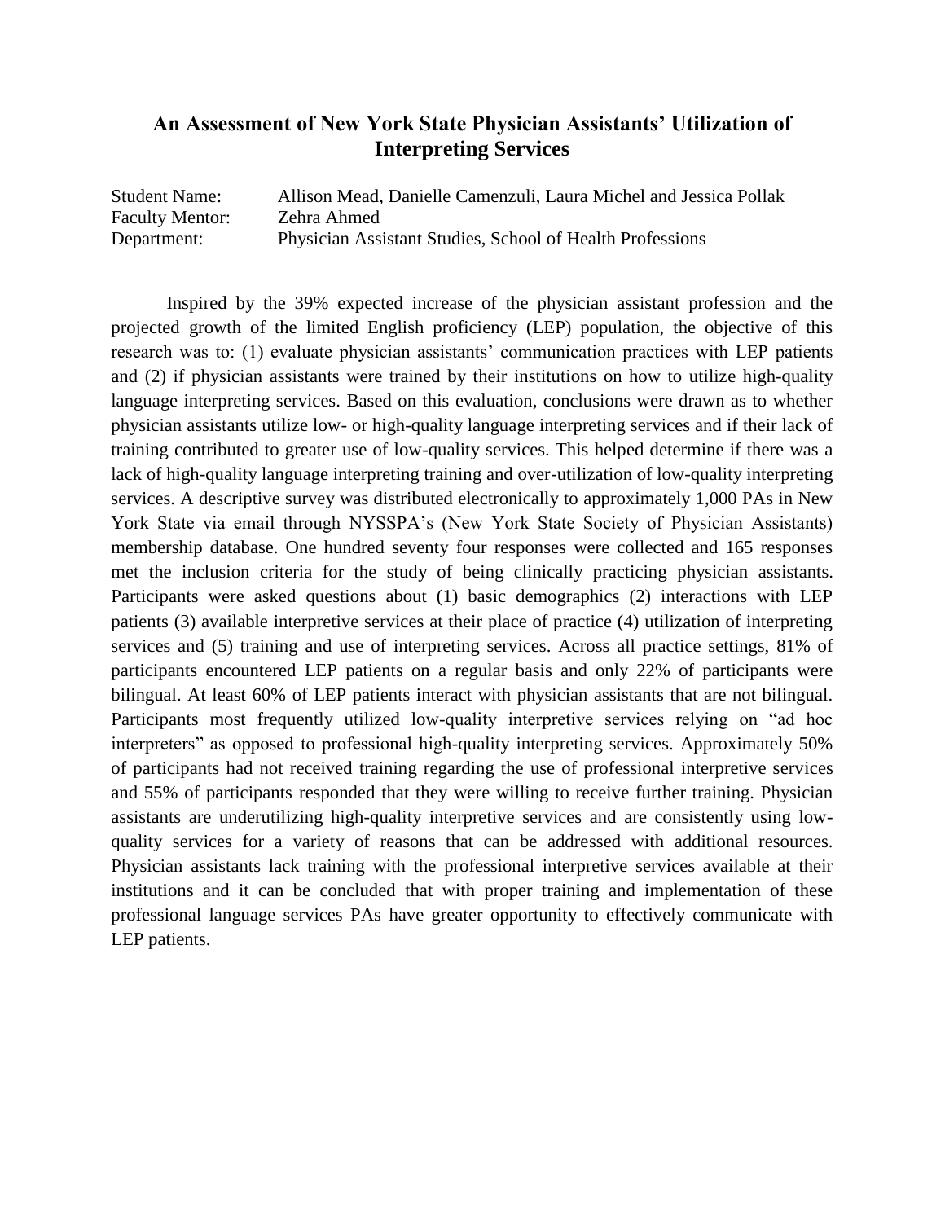# An Assessment of New York State Physician Assistants' Utilization of Interpreting Services

Student Name: Allison Mead, Danielle Camenzuli, Laura Michel and Jessica Pollak
Faculty Mentor: Zehra Ahmed
Department: Physician Assistant Studies, School of Health Professions

Inspired by the 39% expected increase of the physician assistant profession and the projected growth of the limited English proficiency (LEP) population, the objective of this research was to: (1) evaluate physician assistants' communication practices with LEP patients and (2) if physician assistants were trained by their institutions on how to utilize high-quality language interpreting services. Based on this evaluation, conclusions were drawn as to whether physician assistants utilize low- or high-quality language interpreting services and if their lack of training contributed to greater use of low-quality services. This helped determine if there was a lack of high-quality language interpreting training and over-utilization of low-quality interpreting services. A descriptive survey was distributed electronically to approximately 1,000 PAs in New York State via email through NYSSPA's (New York State Society of Physician Assistants) membership database. One hundred seventy four responses were collected and 165 responses met the inclusion criteria for the study of being clinically practicing physician assistants. Participants were asked questions about (1) basic demographics (2) interactions with LEP patients (3) available interpretive services at their place of practice (4) utilization of interpreting services and (5) training and use of interpreting services. Across all practice settings, 81% of participants encountered LEP patients on a regular basis and only 22% of participants were bilingual. At least 60% of LEP patients interact with physician assistants that are not bilingual. Participants most frequently utilized low-quality interpretive services relying on "ad hoc interpreters" as opposed to professional high-quality interpreting services. Approximately 50% of participants had not received training regarding the use of professional interpretive services and 55% of participants responded that they were willing to receive further training. Physician assistants are underutilizing high-quality interpretive services and are consistently using low-quality services for a variety of reasons that can be addressed with additional resources. Physician assistants lack training with the professional interpretive services available at their institutions and it can be concluded that with proper training and implementation of these professional language services PAs have greater opportunity to effectively communicate with LEP patients.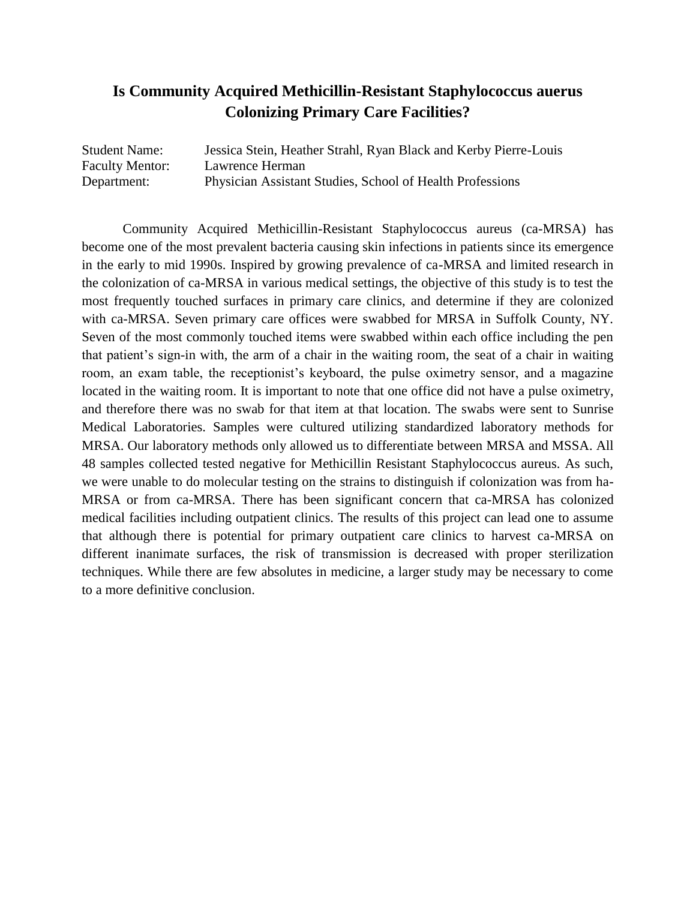# Is Community Acquired Methicillin-Resistant Staphylococcus auerus Colonizing Primary Care Facilities?

Student Name: Jessica Stein, Heather Strahl, Ryan Black and Kerby Pierre-Louis
Faculty Mentor: Lawrence Herman
Department: Physician Assistant Studies, School of Health Professions

Community Acquired Methicillin-Resistant Staphylococcus aureus (ca-MRSA) has become one of the most prevalent bacteria causing skin infections in patients since its emergence in the early to mid 1990s. Inspired by growing prevalence of ca-MRSA and limited research in the colonization of ca-MRSA in various medical settings, the objective of this study is to test the most frequently touched surfaces in primary care clinics, and determine if they are colonized with ca-MRSA. Seven primary care offices were swabbed for MRSA in Suffolk County, NY. Seven of the most commonly touched items were swabbed within each office including the pen that patient's sign-in with, the arm of a chair in the waiting room, the seat of a chair in waiting room, an exam table, the receptionist's keyboard, the pulse oximetry sensor, and a magazine located in the waiting room. It is important to note that one office did not have a pulse oximetry, and therefore there was no swab for that item at that location. The swabs were sent to Sunrise Medical Laboratories. Samples were cultured utilizing standardized laboratory methods for MRSA. Our laboratory methods only allowed us to differentiate between MRSA and MSSA. All 48 samples collected tested negative for Methicillin Resistant Staphylococcus aureus. As such, we were unable to do molecular testing on the strains to distinguish if colonization was from ha-MRSA or from ca-MRSA. There has been significant concern that ca-MRSA has colonized medical facilities including outpatient clinics. The results of this project can lead one to assume that although there is potential for primary outpatient care clinics to harvest ca-MRSA on different inanimate surfaces, the risk of transmission is decreased with proper sterilization techniques. While there are few absolutes in medicine, a larger study may be necessary to come to a more definitive conclusion.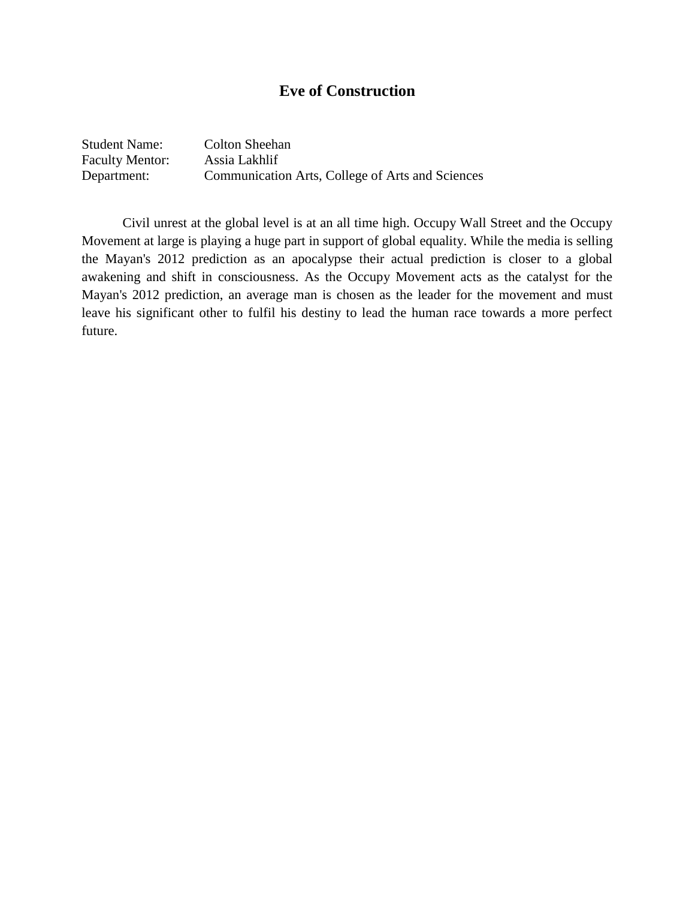# Eve of Construction

Student Name: Colton Sheehan
Faculty Mentor: Assia Lakhlif
Department: Communication Arts, College of Arts and Sciences

Civil unrest at the global level is at an all time high. Occupy Wall Street and the Occupy Movement at large is playing a huge part in support of global equality. While the media is selling the Mayan's 2012 prediction as an apocalypse their actual prediction is closer to a global awakening and shift in consciousness. As the Occupy Movement acts as the catalyst for the Mayan's 2012 prediction, an average man is chosen as the leader for the movement and must leave his significant other to fulfil his destiny to lead the human race towards a more perfect future.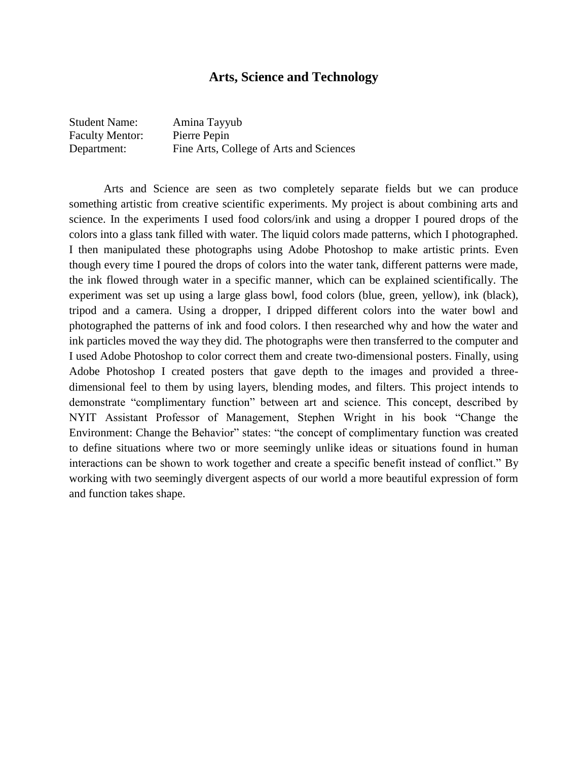## Arts, Science and Technology

Student Name: Amina Tayyub
Faculty Mentor: Pierre Pepin
Department: Fine Arts, College of Arts and Sciences

Arts and Science are seen as two completely separate fields but we can produce something artistic from creative scientific experiments. My project is about combining arts and science. In the experiments I used food colors/ink and using a dropper I poured drops of the colors into a glass tank filled with water. The liquid colors made patterns, which I photographed. I then manipulated these photographs using Adobe Photoshop to make artistic prints. Even though every time I poured the drops of colors into the water tank, different patterns were made, the ink flowed through water in a specific manner, which can be explained scientifically. The experiment was set up using a large glass bowl, food colors (blue, green, yellow), ink (black), tripod and a camera. Using a dropper, I dripped different colors into the water bowl and photographed the patterns of ink and food colors. I then researched why and how the water and ink particles moved the way they did. The photographs were then transferred to the computer and I used Adobe Photoshop to color correct them and create two-dimensional posters. Finally, using Adobe Photoshop I created posters that gave depth to the images and provided a three-dimensional feel to them by using layers, blending modes, and filters. This project intends to demonstrate "complimentary function" between art and science. This concept, described by NYIT Assistant Professor of Management, Stephen Wright in his book "Change the Environment: Change the Behavior" states: "the concept of complimentary function was created to define situations where two or more seemingly unlike ideas or situations found in human interactions can be shown to work together and create a specific benefit instead of conflict." By working with two seemingly divergent aspects of our world a more beautiful expression of form and function takes shape.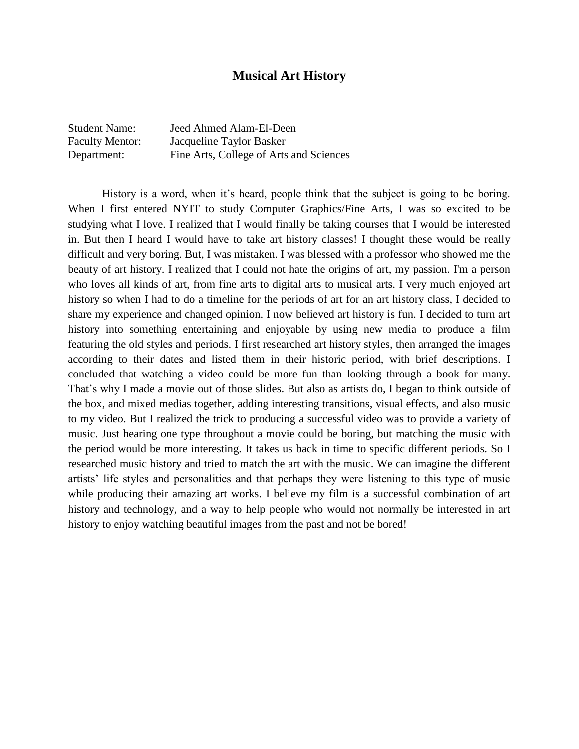# Musical Art History

Student Name: Jeed Ahmed Alam-El-Deen
Faculty Mentor: Jacqueline Taylor Basker
Department: Fine Arts, College of Arts and Sciences

History is a word, when it's heard, people think that the subject is going to be boring. When I first entered NYIT to study Computer Graphics/Fine Arts, I was so excited to be studying what I love. I realized that I would finally be taking courses that I would be interested in. But then I heard I would have to take art history classes! I thought these would be really difficult and very boring. But, I was mistaken. I was blessed with a professor who showed me the beauty of art history. I realized that I could not hate the origins of art, my passion. I'm a person who loves all kinds of art, from fine arts to digital arts to musical arts. I very much enjoyed art history so when I had to do a timeline for the periods of art for an art history class, I decided to share my experience and changed opinion. I now believed art history is fun. I decided to turn art history into something entertaining and enjoyable by using new media to produce a film featuring the old styles and periods. I first researched art history styles, then arranged the images according to their dates and listed them in their historic period, with brief descriptions. I concluded that watching a video could be more fun than looking through a book for many. That's why I made a movie out of those slides. But also as artists do, I began to think outside of the box, and mixed medias together, adding interesting transitions, visual effects, and also music to my video. But I realized the trick to producing a successful video was to provide a variety of music. Just hearing one type throughout a movie could be boring, but matching the music with the period would be more interesting. It takes us back in time to specific different periods. So I researched music history and tried to match the art with the music. We can imagine the different artists' life styles and personalities and that perhaps they were listening to this type of music while producing their amazing art works. I believe my film is a successful combination of art history and technology, and a way to help people who would not normally be interested in art history to enjoy watching beautiful images from the past and not be bored!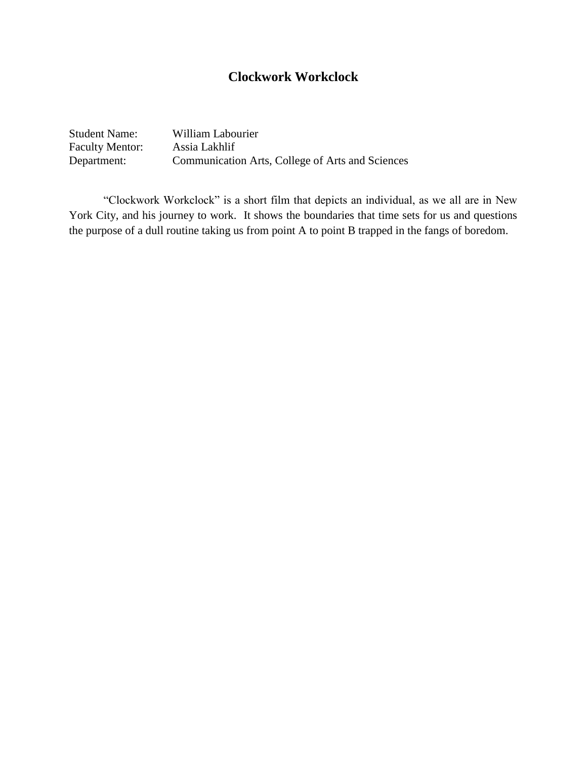# Clockwork Workclock

Student Name: William Labourier
Faculty Mentor: Assia Lakhlif
Department: Communication Arts, College of Arts and Sciences

"Clockwork Workclock" is a short film that depicts an individual, as we all are in New York City, and his journey to work. It shows the boundaries that time sets for us and questions the purpose of a dull routine taking us from point A to point B trapped in the fangs of boredom.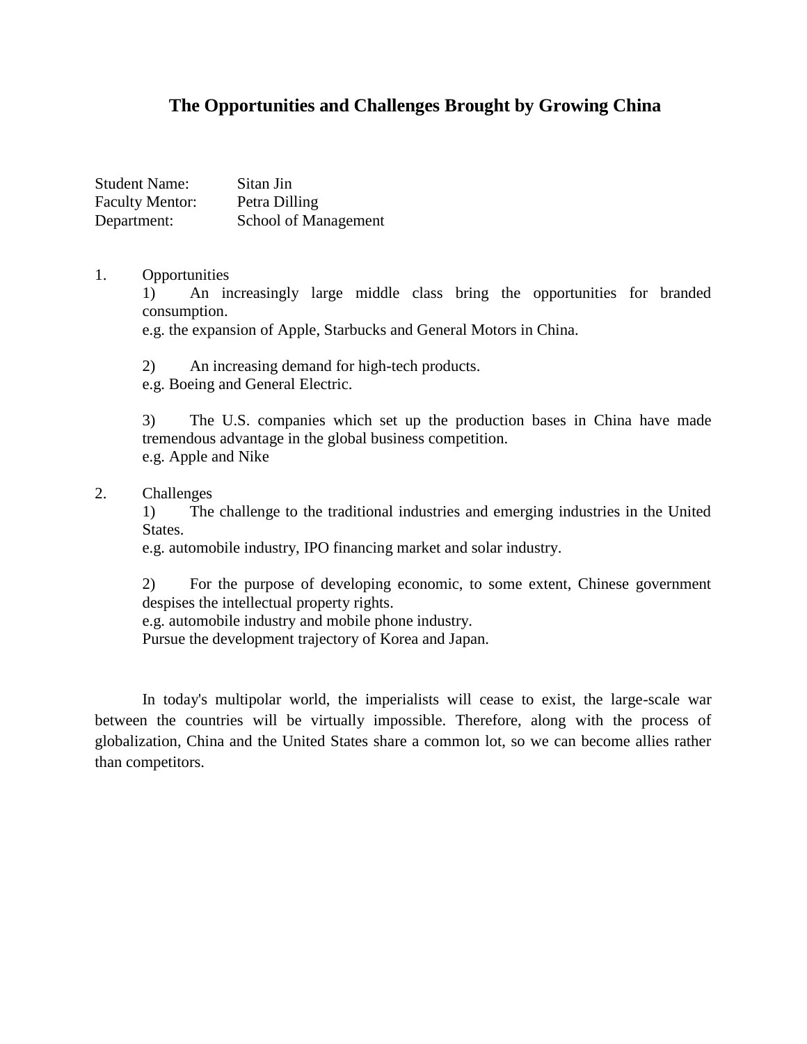# The Opportunities and Challenges Brought by Growing China

Student Name: Sitan Jin
Faculty Mentor: Petra Dilling
Department: School of Management

1. Opportunities
   1) An increasingly large middle class bring the opportunities for branded consumption.
   e.g. the expansion of Apple, Starbucks and General Motors in China.

   2) An increasing demand for high-tech products.
   e.g. Boeing and General Electric.

   3) The U.S. companies which set up the production bases in China have made tremendous advantage in the global business competition.
   e.g. Apple and Nike

2. Challenges
   1) The challenge to the traditional industries and emerging industries in the United States.
   e.g. automobile industry, IPO financing market and solar industry.

   2) For the purpose of developing economic, to some extent, Chinese government despises the intellectual property rights.
   e.g. automobile industry and mobile phone industry.
   Pursue the development trajectory of Korea and Japan.

In today's multipolar world, the imperialists will cease to exist, the large-scale war between the countries will be virtually impossible. Therefore, along with the process of globalization, China and the United States share a common lot, so we can become allies rather than competitors.